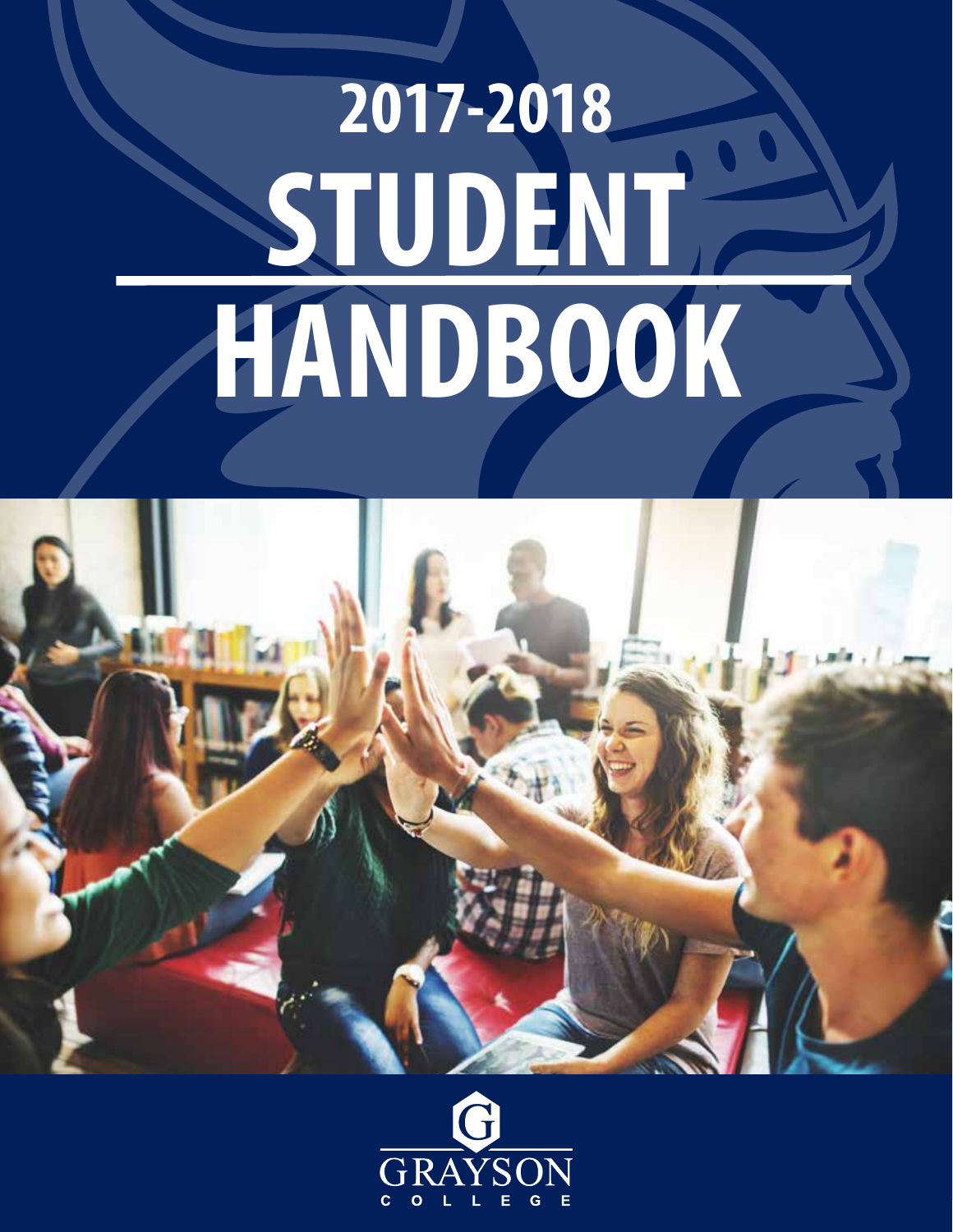# 2017-2018 STUDENT HANDBOOK

GRAYSON COLLEGE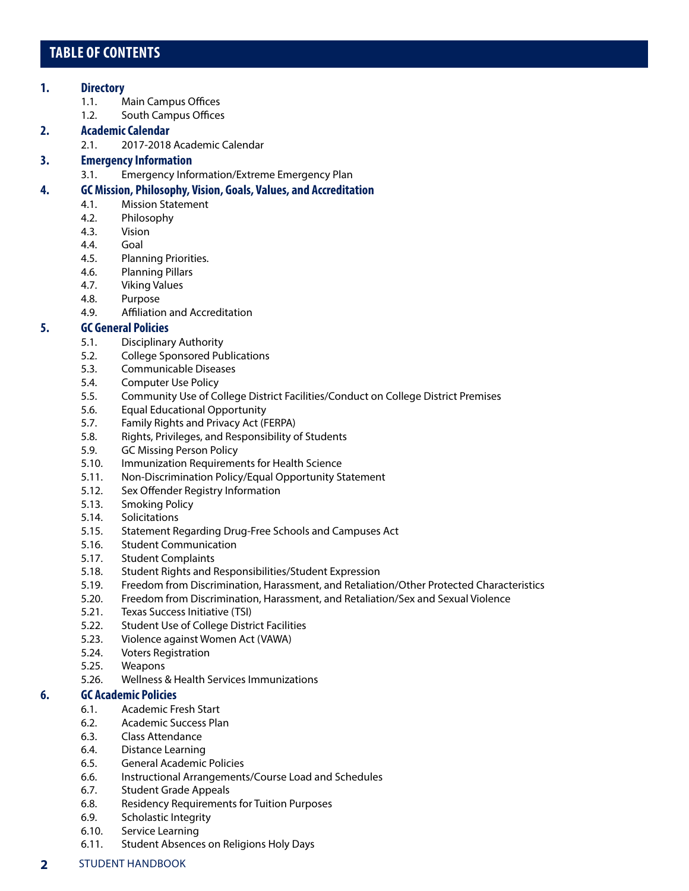# TABLE OF CONTENTS

1. **Directory**
   - 1.1. Main Campus Offices
   - 1.2. South Campus Offices
2. **Academic Calendar**
   - 2.1. 2017-2018 Academic Calendar
3. **Emergency Information**
   - 3.1. Emergency Information/Extreme Emergency Plan
4. **GC Mission, Philosophy, Vision, Goals, Values, and Accreditation**
   - 4.1. Mission Statement
   - 4.2. Philosophy
   - 4.3. Vision
   - 4.4. Goal
   - 4.5. Planning Priorities.
   - 4.6. Planning Pillars
   - 4.7. Viking Values
   - 4.8. Purpose
   - 4.9. Affiliation and Accreditation
5. **GC General Policies**
   - 5.1. Disciplinary Authority
   - 5.2. College Sponsored Publications
   - 5.3. Communicable Diseases
   - 5.4. Computer Use Policy
   - 5.5. Community Use of College District Facilities/Conduct on College District Premises
   - 5.6. Equal Educational Opportunity
   - 5.7. Family Rights and Privacy Act (FERPA)
   - 5.8. Rights, Privileges, and Responsibility of Students
   - 5.9. GC Missing Person Policy
   - 5.10. Immunization Requirements for Health Science
   - 5.11. Non-Discrimination Policy/Equal Opportunity Statement
   - 5.12. Sex Offender Registry Information
   - 5.13. Smoking Policy
   - 5.14. Solicitations
   - 5.15. Statement Regarding Drug-Free Schools and Campuses Act
   - 5.16. Student Communication
   - 5.17. Student Complaints
   - 5.18. Student Rights and Responsibilities/Student Expression
   - 5.19. Freedom from Discrimination, Harassment, and Retaliation/Other Protected Characteristics
   - 5.20. Freedom from Discrimination, Harassment, and Retaliation/Sex and Sexual Violence
   - 5.21. Texas Success Initiative (TSI)
   - 5.22. Student Use of College District Facilities
   - 5.23. Violence against Women Act (VAWA)
   - 5.24. Voters Registration
   - 5.25. Weapons
   - 5.26. Wellness & Health Services Immunizations
6. **GC Academic Policies**
   - 6.1. Academic Fresh Start
   - 6.2. Academic Success Plan
   - 6.3. Class Attendance
   - 6.4. Distance Learning
   - 6.5. General Academic Policies
   - 6.6. Instructional Arrangements/Course Load and Schedules
   - 6.7. Student Grade Appeals
   - 6.8. Residency Requirements for Tuition Purposes
   - 6.9. Scholastic Integrity
   - 6.10. Service Learning
   - 6.11. Student Absences on Religions Holy Days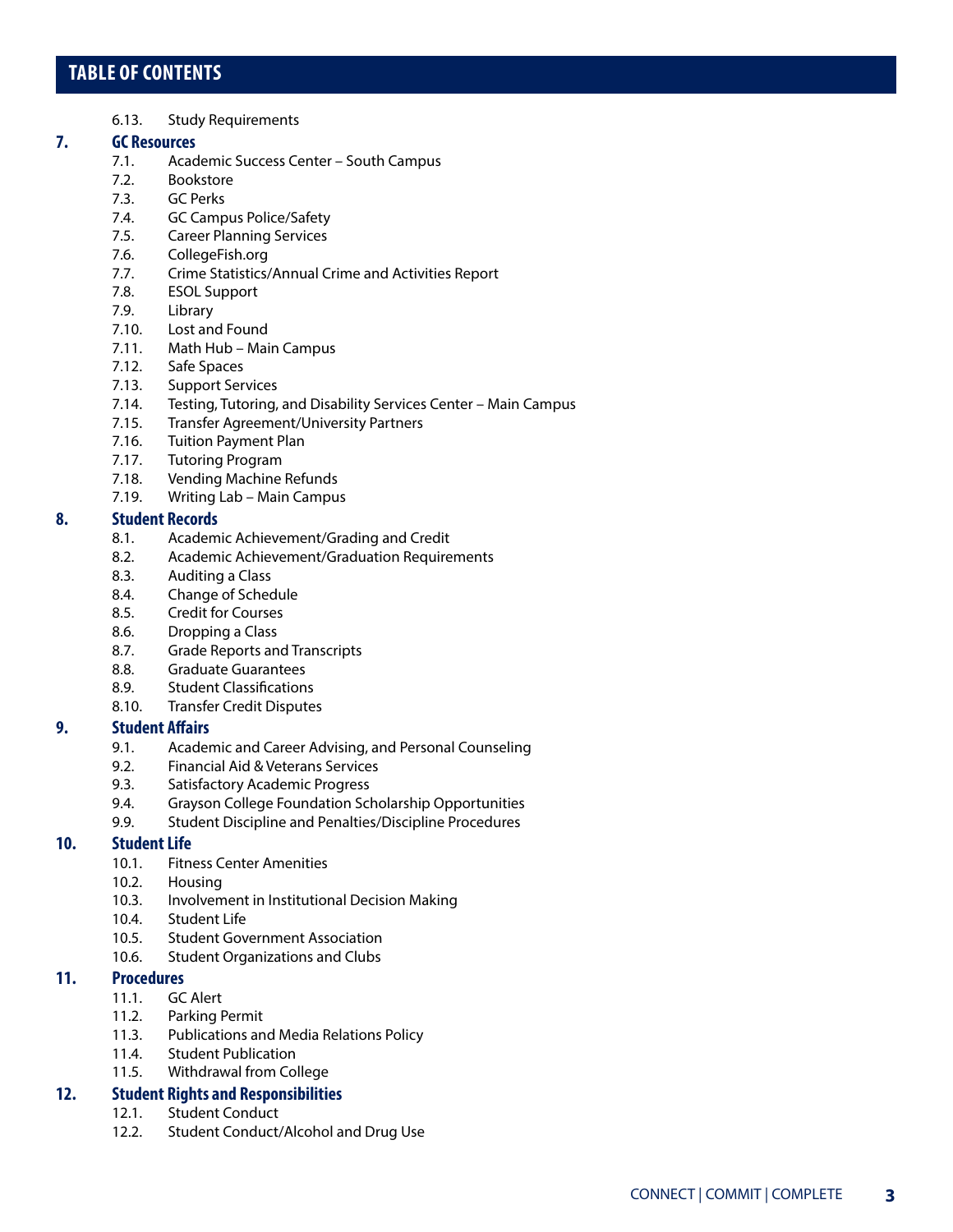## TABLE OF CONTENTS

6.13. Study Requirements

**7. GC Resources**

- 7.1. Academic Success Center – South Campus
- 7.2. Bookstore
- 7.3. GC Perks
- 7.4. GC Campus Police/Safety
- 7.5. Career Planning Services
- 7.6. CollegeFish.org
- 7.7. Crime Statistics/Annual Crime and Activities Report
- 7.8. ESOL Support
- 7.9. Library
- 7.10. Lost and Found
- 7.11. Math Hub – Main Campus
- 7.12. Safe Spaces
- 7.13. Support Services
- 7.14. Testing, Tutoring, and Disability Services Center – Main Campus
- 7.15. Transfer Agreement/University Partners
- 7.16. Tuition Payment Plan
- 7.17. Tutoring Program
- 7.18. Vending Machine Refunds
- 7.19. Writing Lab – Main Campus

**8. Student Records**

- 8.1. Academic Achievement/Grading and Credit
- 8.2. Academic Achievement/Graduation Requirements
- 8.3. Auditing a Class
- 8.4. Change of Schedule
- 8.5. Credit for Courses
- 8.6. Dropping a Class
- 8.7. Grade Reports and Transcripts
- 8.8. Graduate Guarantees
- 8.9. Student Classifications
- 8.10. Transfer Credit Disputes

**9. Student Affairs**

- 9.1. Academic and Career Advising, and Personal Counseling
- 9.2. Financial Aid & Veterans Services
- 9.3. Satisfactory Academic Progress
- 9.4. Grayson College Foundation Scholarship Opportunities
- 9.9. Student Discipline and Penalties/Discipline Procedures

**10. Student Life**

- 10.1. Fitness Center Amenities
- 10.2. Housing
- 10.3. Involvement in Institutional Decision Making
- 10.4. Student Life
- 10.5. Student Government Association
- 10.6. Student Organizations and Clubs

**11. Procedures**

- 11.1. GC Alert
- 11.2. Parking Permit
- 11.3. Publications and Media Relations Policy
- 11.4. Student Publication
- 11.5. Withdrawal from College

**12. Student Rights and Responsibilities**

- 12.1. Student Conduct
- 12.2. Student Conduct/Alcohol and Drug Use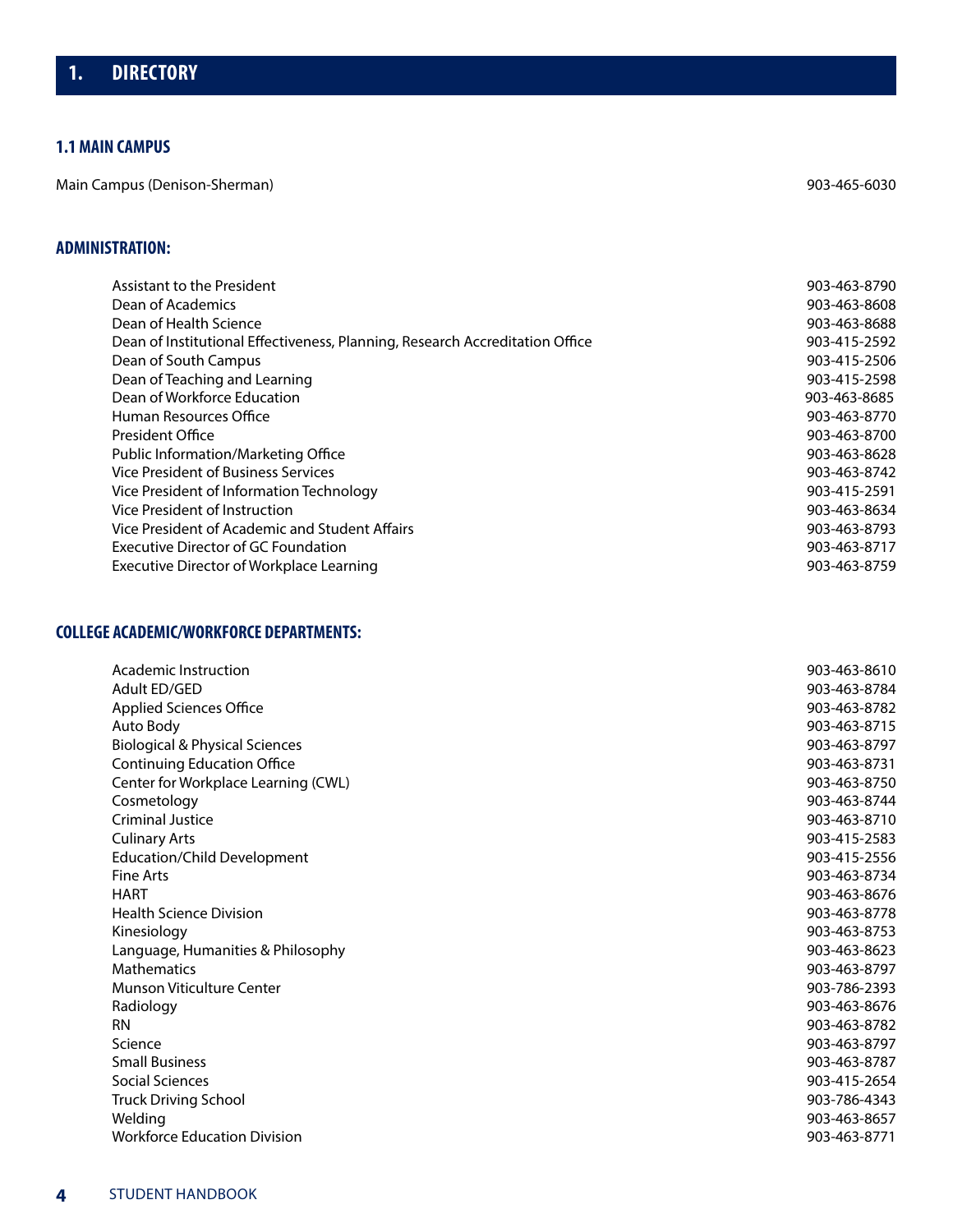# 1. DIRECTORY

## 1.1 MAIN CAMPUS

| | |
|---|---|
| Main Campus (Denison-Sherman) | 903-465-6030 |

### ADMINISTRATION:

| | |
|---|---|
| Assistant to the President | 903-463-8790 |
| Dean of Academics | 903-463-8608 |
| Dean of Health Science | 903-463-8688 |
| Dean of Institutional Effectiveness, Planning, Research Accreditation Office | 903-415-2592 |
| Dean of South Campus | 903-415-2506 |
| Dean of Teaching and Learning | 903-415-2598 |
| Dean of Workforce Education | 903-463-8685 |
| Human Resources Office | 903-463-8770 |
| President Office | 903-463-8700 |
| Public Information/Marketing Office | 903-463-8628 |
| Vice President of Business Services | 903-463-8742 |
| Vice President of Information Technology | 903-415-2591 |
| Vice President of Instruction | 903-463-8634 |
| Vice President of Academic and Student Affairs | 903-463-8793 |
| Executive Director of GC Foundation | 903-463-8717 |
| Executive Director of Workplace Learning | 903-463-8759 |

### COLLEGE ACADEMIC/WORKFORCE DEPARTMENTS:

| | |
|---|---|
| Academic Instruction | 903-463-8610 |
| Adult ED/GED | 903-463-8784 |
| Applied Sciences Office | 903-463-8782 |
| Auto Body | 903-463-8715 |
| Biological & Physical Sciences | 903-463-8797 |
| Continuing Education Office | 903-463-8731 |
| Center for Workplace Learning (CWL) | 903-463-8750 |
| Cosmetology | 903-463-8744 |
| Criminal Justice | 903-463-8710 |
| Culinary Arts | 903-415-2583 |
| Education/Child Development | 903-415-2556 |
| Fine Arts | 903-463-8734 |
| HART | 903-463-8676 |
| Health Science Division | 903-463-8778 |
| Kinesiology | 903-463-8753 |
| Language, Humanities & Philosophy | 903-463-8623 |
| Mathematics | 903-463-8797 |
| Munson Viticulture Center | 903-786-2393 |
| Radiology | 903-463-8676 |
| RN | 903-463-8782 |
| Science | 903-463-8797 |
| Small Business | 903-463-8787 |
| Social Sciences | 903-415-2654 |
| Truck Driving School | 903-786-4343 |
| Welding | 903-463-8657 |
| Workforce Education Division | 903-463-8771 |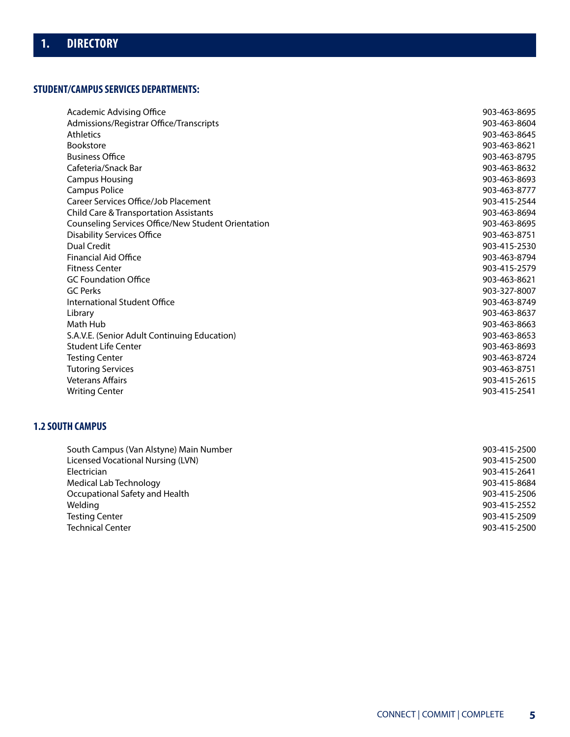# 1. DIRECTORY

### STUDENT/CAMPUS SERVICES DEPARTMENTS:

| | |
|---|---|
| Academic Advising Office | 903-463-8695 |
| Admissions/Registrar Office/Transcripts | 903-463-8604 |
| Athletics | 903-463-8645 |
| Bookstore | 903-463-8621 |
| Business Office | 903-463-8795 |
| Cafeteria/Snack Bar | 903-463-8632 |
| Campus Housing | 903-463-8693 |
| Campus Police | 903-463-8777 |
| Career Services Office/Job Placement | 903-415-2544 |
| Child Care & Transportation Assistants | 903-463-8694 |
| Counseling Services Office/New Student Orientation | 903-463-8695 |
| Disability Services Office | 903-463-8751 |
| Dual Credit | 903-415-2530 |
| Financial Aid Office | 903-463-8794 |
| Fitness Center | 903-415-2579 |
| GC Foundation Office | 903-463-8621 |
| GC Perks | 903-327-8007 |
| International Student Office | 903-463-8749 |
| Library | 903-463-8637 |
| Math Hub | 903-463-8663 |
| S.A.V.E. (Senior Adult Continuing Education) | 903-463-8653 |
| Student Life Center | 903-463-8693 |
| Testing Center | 903-463-8724 |
| Tutoring Services | 903-463-8751 |
| Veterans Affairs | 903-415-2615 |
| Writing Center | 903-415-2541 |

### 1.2 SOUTH CAMPUS

| | |
|---|---|
| South Campus (Van Alstyne) Main Number | 903-415-2500 |
| Licensed Vocational Nursing (LVN) | 903-415-2500 |
| Electrician | 903-415-2641 |
| Medical Lab Technology | 903-415-8684 |
| Occupational Safety and Health | 903-415-2506 |
| Welding | 903-415-2552 |
| Testing Center | 903-415-2509 |
| Technical Center | 903-415-2500 |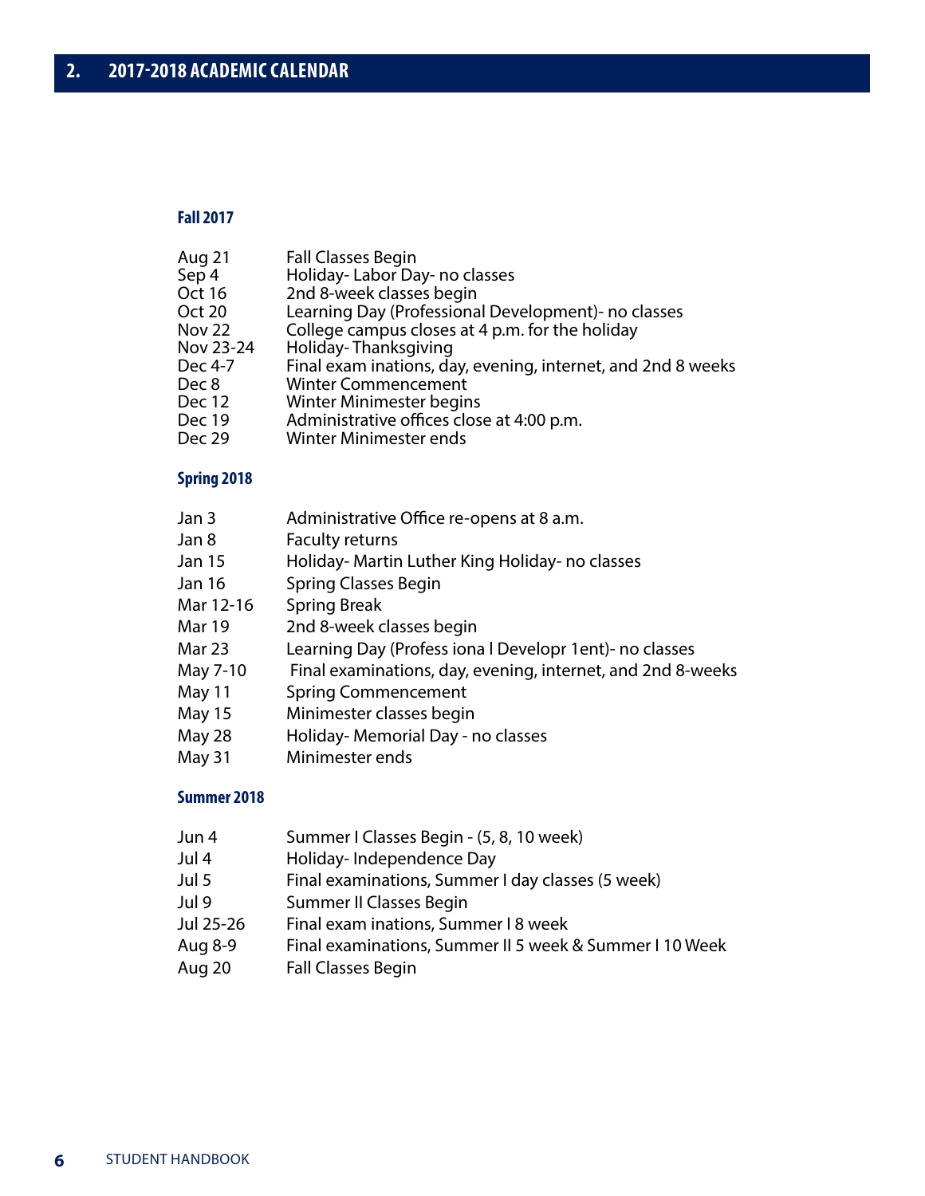## 2. 2017-2018 ACADEMIC CALENDAR

### Fall 2017

| | |
|---|---|
| Aug 21 | Fall Classes Begin |
| Sep 4 | Holiday- Labor Day- no classes |
| Oct 16 | 2nd 8-week classes begin |
| Oct 20 | Learning Day (Professional Development)- no classes |
| Nov 22 | College campus closes at 4 p.m. for the holiday |
| Nov 23-24 | Holiday- Thanksgiving |
| Dec 4-7 | Final exam inations, day, evening, internet, and 2nd 8 weeks |
| Dec 8 | Winter Commencement |
| Dec 12 | Winter Minimester begins |
| Dec 19 | Administrative offices close at 4:00 p.m. |
| Dec 29 | Winter Minimester ends |

### Spring 2018

| | |
|---|---|
| Jan 3 | Administrative Office re-opens at 8 a.m. |
| Jan 8 | Faculty returns |
| Jan 15 | Holiday- Martin Luther King Holiday- no classes |
| Jan 16 | Spring Classes Begin |
| Mar 12-16 | Spring Break |
| Mar 19 | 2nd 8-week classes begin |
| Mar 23 | Learning Day (Profess iona l Developr 1ent)- no classes |
| May 7-10 | Final examinations, day, evening, internet, and 2nd 8-weeks |
| May 11 | Spring Commencement |
| May 15 | Minimester classes begin |
| May 28 | Holiday- Memorial Day - no classes |
| May 31 | Minimester ends |

### Summer 2018

| | |
|---|---|
| Jun 4 | Summer I Classes Begin - (5, 8, 10 week) |
| Jul 4 | Holiday- Independence Day |
| Jul 5 | Final examinations, Summer I day classes (5 week) |
| Jul 9 | Summer II Classes Begin |
| Jul 25-26 | Final exam inations, Summer I 8 week |
| Aug 8-9 | Final examinations, Summer II 5 week & Summer I 10 Week |
| Aug 20 | Fall Classes Begin |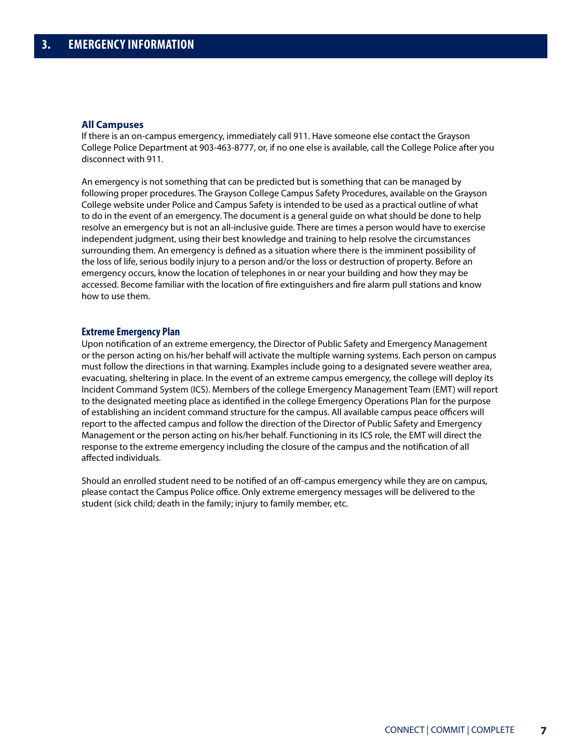# 3. EMERGENCY INFORMATION

### All Campuses

If there is an on-campus emergency, immediately call 911. Have someone else contact the Grayson College Police Department at 903-463-8777, or, if no one else is available, call the College Police after you disconnect with 911.

An emergency is not something that can be predicted but is something that can be managed by following proper procedures. The Grayson College Campus Safety Procedures, available on the Grayson College website under Police and Campus Safety is intended to be used as a practical outline of what to do in the event of an emergency. The document is a general guide on what should be done to help resolve an emergency but is not an all-inclusive guide. There are times a person would have to exercise independent judgment, using their best knowledge and training to help resolve the circumstances surrounding them. An emergency is defined as a situation where there is the imminent possibility of the loss of life, serious bodily injury to a person and/or the loss or destruction of property. Before an emergency occurs, know the location of telephones in or near your building and how they may be accessed. Become familiar with the location of fire extinguishers and fire alarm pull stations and know how to use them.

### Extreme Emergency Plan

Upon notification of an extreme emergency, the Director of Public Safety and Emergency Management or the person acting on his/her behalf will activate the multiple warning systems. Each person on campus must follow the directions in that warning. Examples include going to a designated severe weather area, evacuating, sheltering in place. In the event of an extreme campus emergency, the college will deploy its Incident Command System (ICS). Members of the college Emergency Management Team (EMT) will report to the designated meeting place as identified in the college Emergency Operations Plan for the purpose of establishing an incident command structure for the campus. All available campus peace officers will report to the affected campus and follow the direction of the Director of Public Safety and Emergency Management or the person acting on his/her behalf. Functioning in its ICS role, the EMT will direct the response to the extreme emergency including the closure of the campus and the notification of all affected individuals.

Should an enrolled student need to be notified of an off-campus emergency while they are on campus, please contact the Campus Police office. Only extreme emergency messages will be delivered to the student (sick child; death in the family; injury to family member, etc.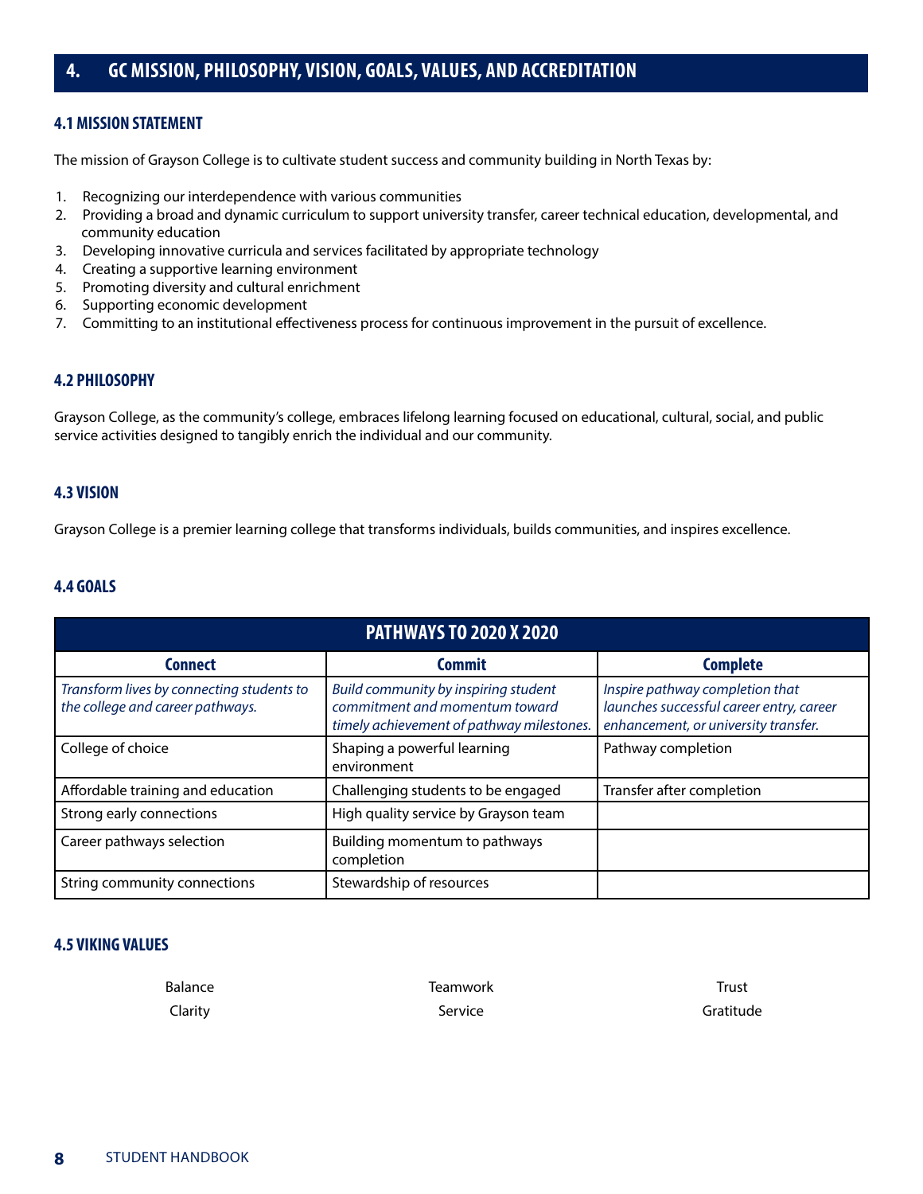# 4. GC MISSION, PHILOSOPHY, VISION, GOALS, VALUES, AND ACCREDITATION

## 4.1 MISSION STATEMENT

The mission of Grayson College is to cultivate student success and community building in North Texas by:

1. Recognizing our interdependence with various communities
2. Providing a broad and dynamic curriculum to support university transfer, career technical education, developmental, and community education
3. Developing innovative curricula and services facilitated by appropriate technology
4. Creating a supportive learning environment
5. Promoting diversity and cultural enrichment
6. Supporting economic development
7. Committing to an institutional effectiveness process for continuous improvement in the pursuit of excellence.

## 4.2 PHILOSOPHY

Grayson College, as the community's college, embraces lifelong learning focused on educational, cultural, social, and public service activities designed to tangibly enrich the individual and our community.

## 4.3 VISION

Grayson College is a premier learning college that transforms individuals, builds communities, and inspires excellence.

## 4.4 GOALS

| PATHWAYS TO 2020 X 2020 | | |
|---|---|---|
| **Connect** | **Commit** | **Complete** |
| *Transform lives by connecting students to the college and career pathways.* | *Build community by inspiring student commitment and momentum toward timely achievement of pathway milestones.* | *Inspire pathway completion that launches successful career entry, career enhancement, or university transfer.* |
| College of choice | Shaping a powerful learning environment | Pathway completion |
| Affordable training and education | Challenging students to be engaged | Transfer after completion |
| Strong early connections | High quality service by Grayson team | |
| Career pathways selection | Building momentum to pathways completion | |
| String community connections | Stewardship of resources | |

## 4.5 VIKING VALUES

| | | |
|---|---|---|
| Balance | Teamwork | Trust |
| Clarity | Service | Gratitude |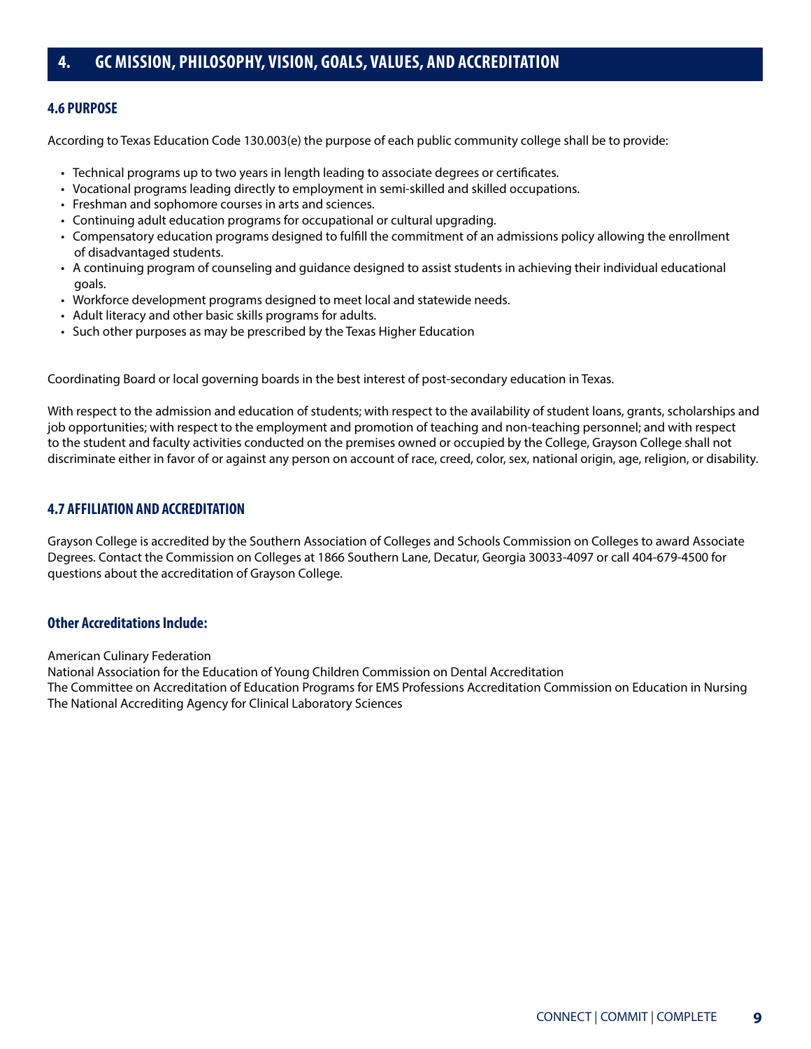# 4. GC MISSION, PHILOSOPHY, VISION, GOALS, VALUES, AND ACCREDITATION

## 4.6 PURPOSE

According to Texas Education Code 130.003(e) the purpose of each public community college shall be to provide:

- Technical programs up to two years in length leading to associate degrees or certificates.
- Vocational programs leading directly to employment in semi-skilled and skilled occupations.
- Freshman and sophomore courses in arts and sciences.
- Continuing adult education programs for occupational or cultural upgrading.
- Compensatory education programs designed to fulfill the commitment of an admissions policy allowing the enrollment of disadvantaged students.
- A continuing program of counseling and guidance designed to assist students in achieving their individual educational goals.
- Workforce development programs designed to meet local and statewide needs.
- Adult literacy and other basic skills programs for adults.
- Such other purposes as may be prescribed by the Texas Higher Education

Coordinating Board or local governing boards in the best interest of post-secondary education in Texas.

With respect to the admission and education of students; with respect to the availability of student loans, grants, scholarships and job opportunities; with respect to the employment and promotion of teaching and non-teaching personnel; and with respect to the student and faculty activities conducted on the premises owned or occupied by the College, Grayson College shall not discriminate either in favor of or against any person on account of race, creed, color, sex, national origin, age, religion, or disability.

## 4.7 AFFILIATION AND ACCREDITATION

Grayson College is accredited by the Southern Association of Colleges and Schools Commission on Colleges to award Associate Degrees. Contact the Commission on Colleges at 1866 Southern Lane, Decatur, Georgia 30033-4097 or call 404-679-4500 for questions about the accreditation of Grayson College.

### Other Accreditations Include:

American Culinary Federation
National Association for the Education of Young Children Commission on Dental Accreditation
The Committee on Accreditation of Education Programs for EMS Professions Accreditation Commission on Education in Nursing
The National Accrediting Agency for Clinical Laboratory Sciences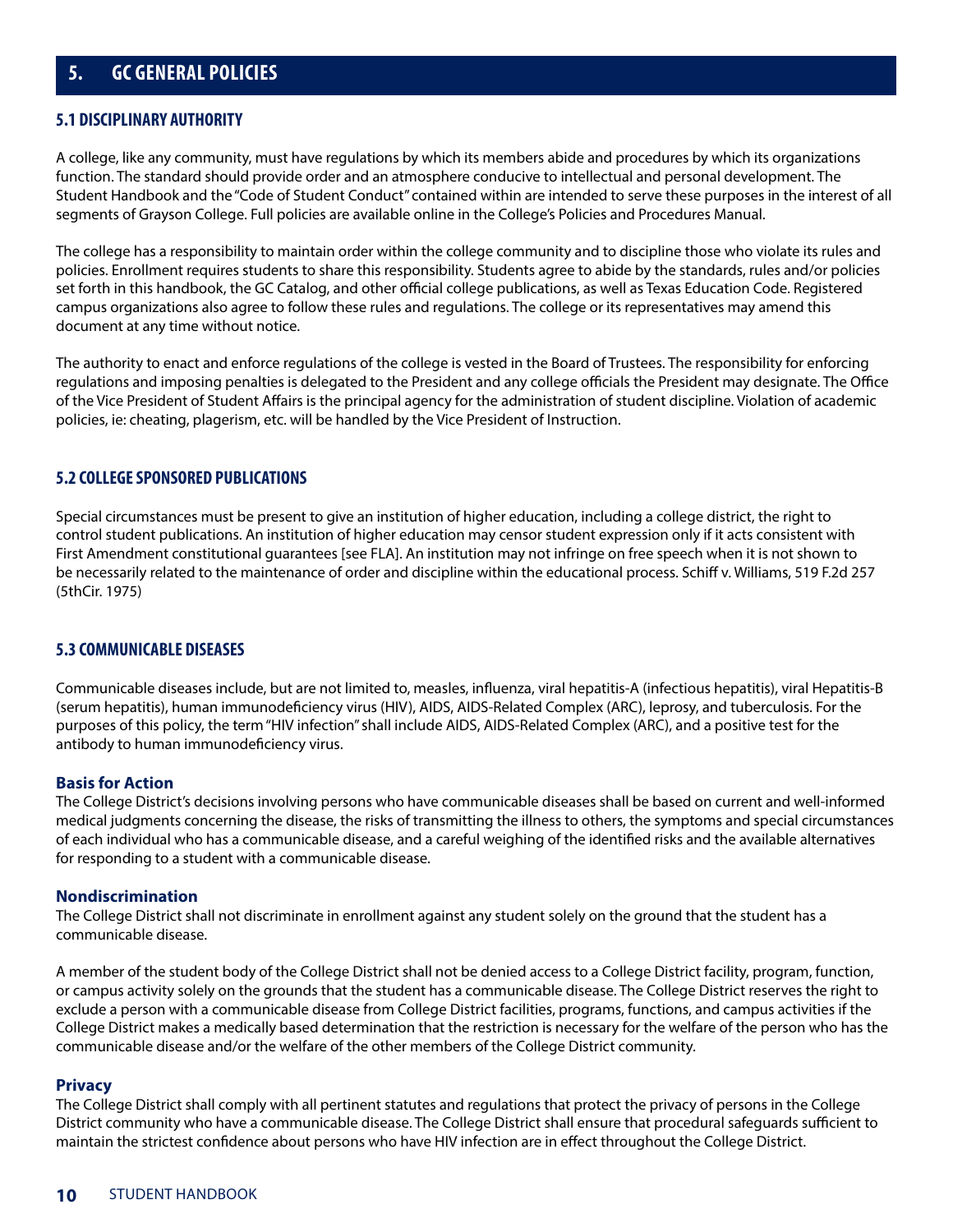# 5. GC GENERAL POLICIES

## 5.1 DISCIPLINARY AUTHORITY

A college, like any community, must have regulations by which its members abide and procedures by which its organizations function. The standard should provide order and an atmosphere conducive to intellectual and personal development. The Student Handbook and the "Code of Student Conduct" contained within are intended to serve these purposes in the interest of all segments of Grayson College. Full policies are available online in the College's Policies and Procedures Manual.

The college has a responsibility to maintain order within the college community and to discipline those who violate its rules and policies. Enrollment requires students to share this responsibility. Students agree to abide by the standards, rules and/or policies set forth in this handbook, the GC Catalog, and other official college publications, as well as Texas Education Code. Registered campus organizations also agree to follow these rules and regulations. The college or its representatives may amend this document at any time without notice.

The authority to enact and enforce regulations of the college is vested in the Board of Trustees. The responsibility for enforcing regulations and imposing penalties is delegated to the President and any college officials the President may designate. The Office of the Vice President of Student Affairs is the principal agency for the administration of student discipline. Violation of academic policies, ie: cheating, plagerism, etc. will be handled by the Vice President of Instruction.

## 5.2 COLLEGE SPONSORED PUBLICATIONS

Special circumstances must be present to give an institution of higher education, including a college district, the right to control student publications. An institution of higher education may censor student expression only if it acts consistent with First Amendment constitutional guarantees [see FLA]. An institution may not infringe on free speech when it is not shown to be necessarily related to the maintenance of order and discipline within the educational process. Schiff v. Williams, 519 F.2d 257 (5thCir. 1975)

## 5.3 COMMUNICABLE DISEASES

Communicable diseases include, but are not limited to, measles, influenza, viral hepatitis-A (infectious hepatitis), viral Hepatitis-B (serum hepatitis), human immunodeficiency virus (HIV), AIDS, AIDS-Related Complex (ARC), leprosy, and tuberculosis. For the purposes of this policy, the term "HIV infection" shall include AIDS, AIDS-Related Complex (ARC), and a positive test for the antibody to human immunodeficiency virus.

### Basis for Action

The College District's decisions involving persons who have communicable diseases shall be based on current and well-informed medical judgments concerning the disease, the risks of transmitting the illness to others, the symptoms and special circumstances of each individual who has a communicable disease, and a careful weighing of the identified risks and the available alternatives for responding to a student with a communicable disease.

### Nondiscrimination

The College District shall not discriminate in enrollment against any student solely on the ground that the student has a communicable disease.

A member of the student body of the College District shall not be denied access to a College District facility, program, function, or campus activity solely on the grounds that the student has a communicable disease. The College District reserves the right to exclude a person with a communicable disease from College District facilities, programs, functions, and campus activities if the College District makes a medically based determination that the restriction is necessary for the welfare of the person who has the communicable disease and/or the welfare of the other members of the College District community.

### Privacy

The College District shall comply with all pertinent statutes and regulations that protect the privacy of persons in the College District community who have a communicable disease. The College District shall ensure that procedural safeguards sufficient to maintain the strictest confidence about persons who have HIV infection are in effect throughout the College District.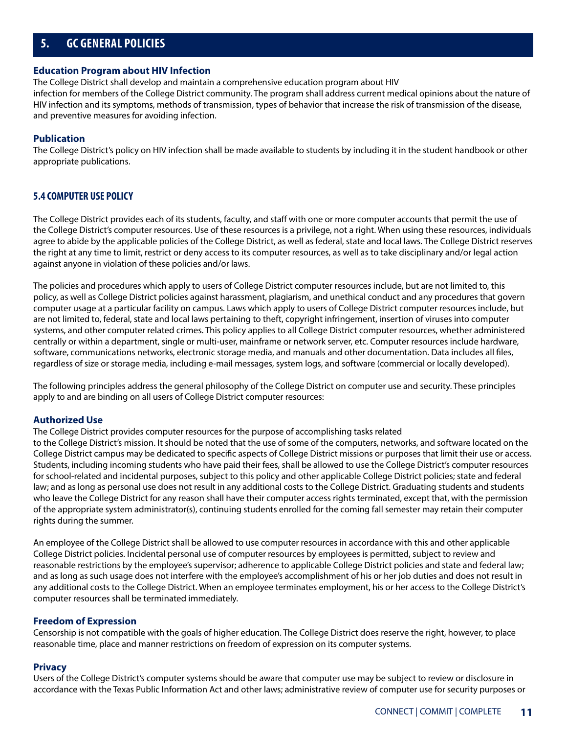## 5. GC GENERAL POLICIES

### Education Program about HIV Infection

The College District shall develop and maintain a comprehensive education program about HIV infection for members of the College District community. The program shall address current medical opinions about the nature of HIV infection and its symptoms, methods of transmission, types of behavior that increase the risk of transmission of the disease, and preventive measures for avoiding infection.

### Publication

The College District's policy on HIV infection shall be made available to students by including it in the student handbook or other appropriate publications.

### 5.4 COMPUTER USE POLICY

The College District provides each of its students, faculty, and staff with one or more computer accounts that permit the use of the College District's computer resources. Use of these resources is a privilege, not a right. When using these resources, individuals agree to abide by the applicable policies of the College District, as well as federal, state and local laws. The College District reserves the right at any time to limit, restrict or deny access to its computer resources, as well as to take disciplinary and/or legal action against anyone in violation of these policies and/or laws.

The policies and procedures which apply to users of College District computer resources include, but are not limited to, this policy, as well as College District policies against harassment, plagiarism, and unethical conduct and any procedures that govern computer usage at a particular facility on campus. Laws which apply to users of College District computer resources include, but are not limited to, federal, state and local laws pertaining to theft, copyright infringement, insertion of viruses into computer systems, and other computer related crimes. This policy applies to all College District computer resources, whether administered centrally or within a department, single or multi-user, mainframe or network server, etc. Computer resources include hardware, software, communications networks, electronic storage media, and manuals and other documentation. Data includes all files, regardless of size or storage media, including e-mail messages, system logs, and software (commercial or locally developed).

The following principles address the general philosophy of the College District on computer use and security. These principles apply to and are binding on all users of College District computer resources:

### Authorized Use

The College District provides computer resources for the purpose of accomplishing tasks related to the College District's mission. It should be noted that the use of some of the computers, networks, and software located on the College District campus may be dedicated to specific aspects of College District missions or purposes that limit their use or access. Students, including incoming students who have paid their fees, shall be allowed to use the College District's computer resources for school-related and incidental purposes, subject to this policy and other applicable College District policies; state and federal law; and as long as personal use does not result in any additional costs to the College District. Graduating students and students who leave the College District for any reason shall have their computer access rights terminated, except that, with the permission of the appropriate system administrator(s), continuing students enrolled for the coming fall semester may retain their computer rights during the summer.

An employee of the College District shall be allowed to use computer resources in accordance with this and other applicable College District policies. Incidental personal use of computer resources by employees is permitted, subject to review and reasonable restrictions by the employee's supervisor; adherence to applicable College District policies and state and federal law; and as long as such usage does not interfere with the employee's accomplishment of his or her job duties and does not result in any additional costs to the College District. When an employee terminates employment, his or her access to the College District's computer resources shall be terminated immediately.

### Freedom of Expression

Censorship is not compatible with the goals of higher education. The College District does reserve the right, however, to place reasonable time, place and manner restrictions on freedom of expression on its computer systems.

### Privacy

Users of the College District's computer systems should be aware that computer use may be subject to review or disclosure in accordance with the Texas Public Information Act and other laws; administrative review of computer use for security purposes or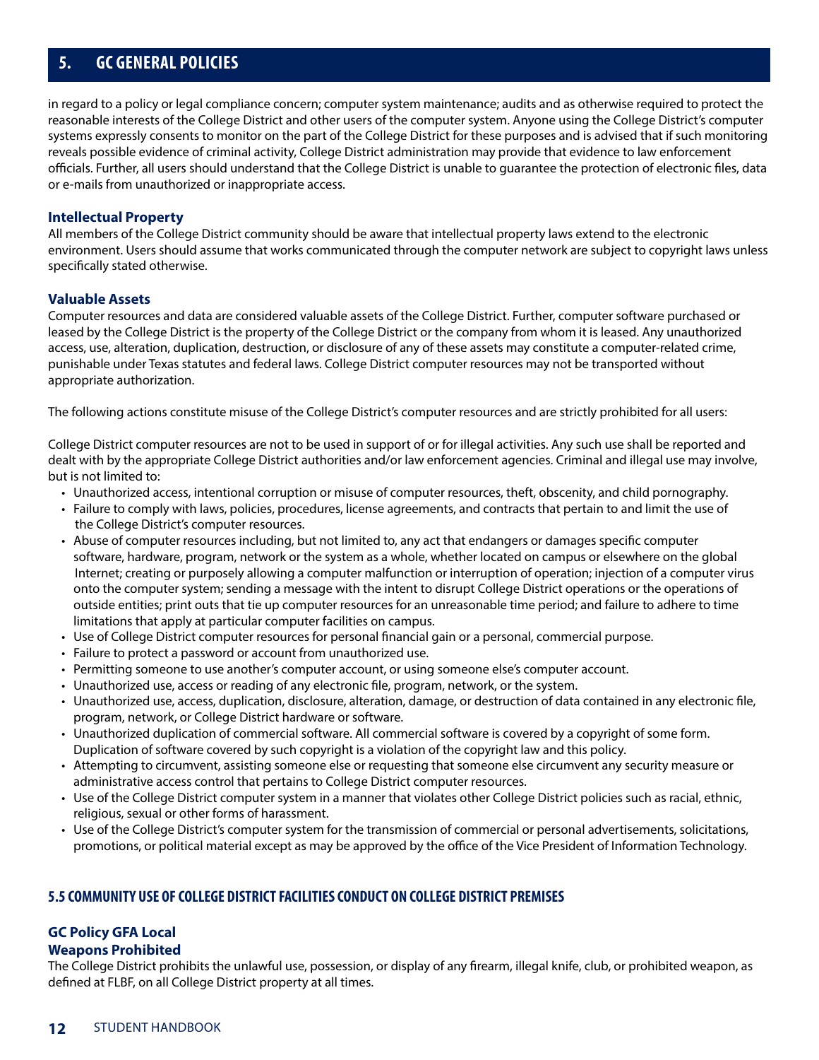# 5. GC GENERAL POLICIES

in regard to a policy or legal compliance concern; computer system maintenance; audits and as otherwise required to protect the reasonable interests of the College District and other users of the computer system. Anyone using the College District's computer systems expressly consents to monitor on the part of the College District for these purposes and is advised that if such monitoring reveals possible evidence of criminal activity, College District administration may provide that evidence to law enforcement officials. Further, all users should understand that the College District is unable to guarantee the protection of electronic files, data or e-mails from unauthorized or inappropriate access.

### Intellectual Property

All members of the College District community should be aware that intellectual property laws extend to the electronic environment. Users should assume that works communicated through the computer network are subject to copyright laws unless specifically stated otherwise.

### Valuable Assets

Computer resources and data are considered valuable assets of the College District. Further, computer software purchased or leased by the College District is the property of the College District or the company from whom it is leased. Any unauthorized access, use, alteration, duplication, destruction, or disclosure of any of these assets may constitute a computer-related crime, punishable under Texas statutes and federal laws. College District computer resources may not be transported without appropriate authorization.

The following actions constitute misuse of the College District's computer resources and are strictly prohibited for all users:

College District computer resources are not to be used in support of or for illegal activities. Any such use shall be reported and dealt with by the appropriate College District authorities and/or law enforcement agencies. Criminal and illegal use may involve, but is not limited to:

- Unauthorized access, intentional corruption or misuse of computer resources, theft, obscenity, and child pornography.
- Failure to comply with laws, policies, procedures, license agreements, and contracts that pertain to and limit the use of the College District's computer resources.
- Abuse of computer resources including, but not limited to, any act that endangers or damages specific computer software, hardware, program, network or the system as a whole, whether located on campus or elsewhere on the global Internet; creating or purposely allowing a computer malfunction or interruption of operation; injection of a computer virus onto the computer system; sending a message with the intent to disrupt College District operations or the operations of outside entities; print outs that tie up computer resources for an unreasonable time period; and failure to adhere to time limitations that apply at particular computer facilities on campus.
- Use of College District computer resources for personal financial gain or a personal, commercial purpose.
- Failure to protect a password or account from unauthorized use.
- Permitting someone to use another's computer account, or using someone else's computer account.
- Unauthorized use, access or reading of any electronic file, program, network, or the system.
- Unauthorized use, access, duplication, disclosure, alteration, damage, or destruction of data contained in any electronic file, program, network, or College District hardware or software.
- Unauthorized duplication of commercial software. All commercial software is covered by a copyright of some form. Duplication of software covered by such copyright is a violation of the copyright law and this policy.
- Attempting to circumvent, assisting someone else or requesting that someone else circumvent any security measure or administrative access control that pertains to College District computer resources.
- Use of the College District computer system in a manner that violates other College District policies such as racial, ethnic, religious, sexual or other forms of harassment.
- Use of the College District's computer system for the transmission of commercial or personal advertisements, solicitations, promotions, or political material except as may be approved by the office of the Vice President of Information Technology.

## 5.5 COMMUNITY USE OF COLLEGE DISTRICT FACILITIES CONDUCT ON COLLEGE DISTRICT PREMISES

### GC Policy GFA Local
### Weapons Prohibited

The College District prohibits the unlawful use, possession, or display of any firearm, illegal knife, club, or prohibited weapon, as defined at FLBF, on all College District property at all times.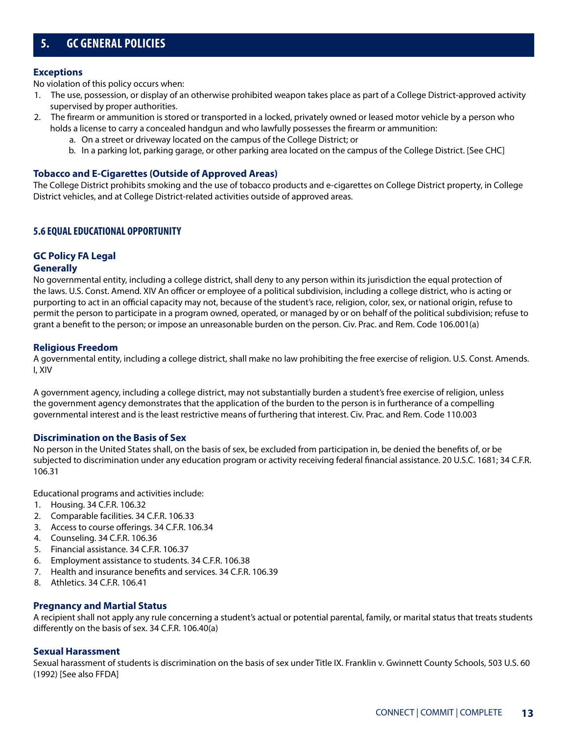# 5. GC GENERAL POLICIES

### Exceptions

No violation of this policy occurs when:

1. The use, possession, or display of an otherwise prohibited weapon takes place as part of a College District-approved activity supervised by proper authorities.
2. The firearm or ammunition is stored or transported in a locked, privately owned or leased motor vehicle by a person who holds a license to carry a concealed handgun and who lawfully possesses the firearm or ammunition:
   a. On a street or driveway located on the campus of the College District; or
   b. In a parking lot, parking garage, or other parking area located on the campus of the College District. [See CHC]

### Tobacco and E-Cigarettes (Outside of Approved Areas)

The College District prohibits smoking and the use of tobacco products and e-cigarettes on College District property, in College District vehicles, and at College District-related activities outside of approved areas.

## 5.6 EQUAL EDUCATIONAL OPPORTUNITY

### GC Policy FA Legal

### Generally

No governmental entity, including a college district, shall deny to any person within its jurisdiction the equal protection of the laws. U.S. Const. Amend. XIV An officer or employee of a political subdivision, including a college district, who is acting or purporting to act in an official capacity may not, because of the student's race, religion, color, sex, or national origin, refuse to permit the person to participate in a program owned, operated, or managed by or on behalf of the political subdivision; refuse to grant a benefit to the person; or impose an unreasonable burden on the person. Civ. Prac. and Rem. Code 106.001(a)

### Religious Freedom

A governmental entity, including a college district, shall make no law prohibiting the free exercise of religion. U.S. Const. Amends. I, XIV

A government agency, including a college district, may not substantially burden a student's free exercise of religion, unless the government agency demonstrates that the application of the burden to the person is in furtherance of a compelling governmental interest and is the least restrictive means of furthering that interest. Civ. Prac. and Rem. Code 110.003

### Discrimination on the Basis of Sex

No person in the United States shall, on the basis of sex, be excluded from participation in, be denied the benefits of, or be subjected to discrimination under any education program or activity receiving federal financial assistance. 20 U.S.C. 1681; 34 C.F.R. 106.31

Educational programs and activities include:

1. Housing. 34 C.F.R. 106.32
2. Comparable facilities. 34 C.F.R. 106.33
3. Access to course offerings. 34 C.F.R. 106.34
4. Counseling. 34 C.F.R. 106.36
5. Financial assistance. 34 C.F.R. 106.37
6. Employment assistance to students. 34 C.F.R. 106.38
7. Health and insurance benefits and services. 34 C.F.R. 106.39
8. Athletics. 34 C.F.R. 106.41

### Pregnancy and Martial Status

A recipient shall not apply any rule concerning a student's actual or potential parental, family, or marital status that treats students differently on the basis of sex. 34 C.F.R. 106.40(a)

### Sexual Harassment

Sexual harassment of students is discrimination on the basis of sex under Title IX. Franklin v. Gwinnett County Schools, 503 U.S. 60 (1992) [See also FFDA]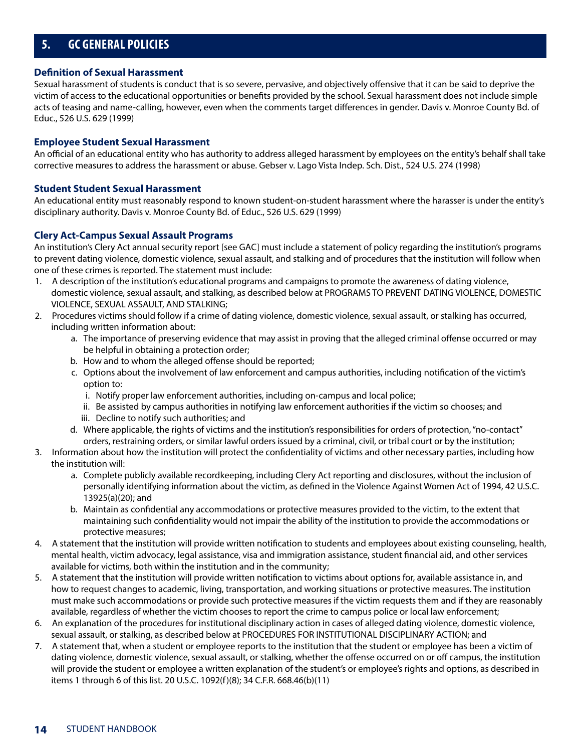## 5. GC GENERAL POLICIES

### Definition of Sexual Harassment

Sexual harassment of students is conduct that is so severe, pervasive, and objectively offensive that it can be said to deprive the victim of access to the educational opportunities or benefits provided by the school. Sexual harassment does not include simple acts of teasing and name-calling, however, even when the comments target differences in gender. Davis v. Monroe County Bd. of Educ., 526 U.S. 629 (1999)

### Employee Student Sexual Harassment

An official of an educational entity who has authority to address alleged harassment by employees on the entity's behalf shall take corrective measures to address the harassment or abuse. Gebser v. Lago Vista Indep. Sch. Dist., 524 U.S. 274 (1998)

### Student Student Sexual Harassment

An educational entity must reasonably respond to known student-on-student harassment where the harasser is under the entity's disciplinary authority. Davis v. Monroe County Bd. of Educ., 526 U.S. 629 (1999)

### Clery Act-Campus Sexual Assault Programs

An institution's Clery Act annual security report [see GAC] must include a statement of policy regarding the institution's programs to prevent dating violence, domestic violence, sexual assault, and stalking and of procedures that the institution will follow when one of these crimes is reported. The statement must include:

1. A description of the institution's educational programs and campaigns to promote the awareness of dating violence, domestic violence, sexual assault, and stalking, as described below at PROGRAMS TO PREVENT DATING VIOLENCE, DOMESTIC VIOLENCE, SEXUAL ASSAULT, AND STALKING;
2. Procedures victims should follow if a crime of dating violence, domestic violence, sexual assault, or stalking has occurred, including written information about:
   a. The importance of preserving evidence that may assist in proving that the alleged criminal offense occurred or may be helpful in obtaining a protection order;
   b. How and to whom the alleged offense should be reported;
   c. Options about the involvement of law enforcement and campus authorities, including notification of the victim's option to:
      i. Notify proper law enforcement authorities, including on-campus and local police;
      ii. Be assisted by campus authorities in notifying law enforcement authorities if the victim so chooses; and
      iii. Decline to notify such authorities; and
   d. Where applicable, the rights of victims and the institution's responsibilities for orders of protection, "no-contact" orders, restraining orders, or similar lawful orders issued by a criminal, civil, or tribal court or by the institution;
3. Information about how the institution will protect the confidentiality of victims and other necessary parties, including how the institution will:
   a. Complete publicly available recordkeeping, including Clery Act reporting and disclosures, without the inclusion of personally identifying information about the victim, as defined in the Violence Against Women Act of 1994, 42 U.S.C. 13925(a)(20); and
   b. Maintain as confidential any accommodations or protective measures provided to the victim, to the extent that maintaining such confidentiality would not impair the ability of the institution to provide the accommodations or protective measures;
4. A statement that the institution will provide written notification to students and employees about existing counseling, health, mental health, victim advocacy, legal assistance, visa and immigration assistance, student financial aid, and other services available for victims, both within the institution and in the community;
5. A statement that the institution will provide written notification to victims about options for, available assistance in, and how to request changes to academic, living, transportation, and working situations or protective measures. The institution must make such accommodations or provide such protective measures if the victim requests them and if they are reasonably available, regardless of whether the victim chooses to report the crime to campus police or local law enforcement;
6. An explanation of the procedures for institutional disciplinary action in cases of alleged dating violence, domestic violence, sexual assault, or stalking, as described below at PROCEDURES FOR INSTITUTIONAL DISCIPLINARY ACTION; and
7. A statement that, when a student or employee reports to the institution that the student or employee has been a victim of dating violence, domestic violence, sexual assault, or stalking, whether the offense occurred on or off campus, the institution will provide the student or employee a written explanation of the student's or employee's rights and options, as described in items 1 through 6 of this list. 20 U.S.C. 1092(f)(8); 34 C.F.R. 668.46(b)(11)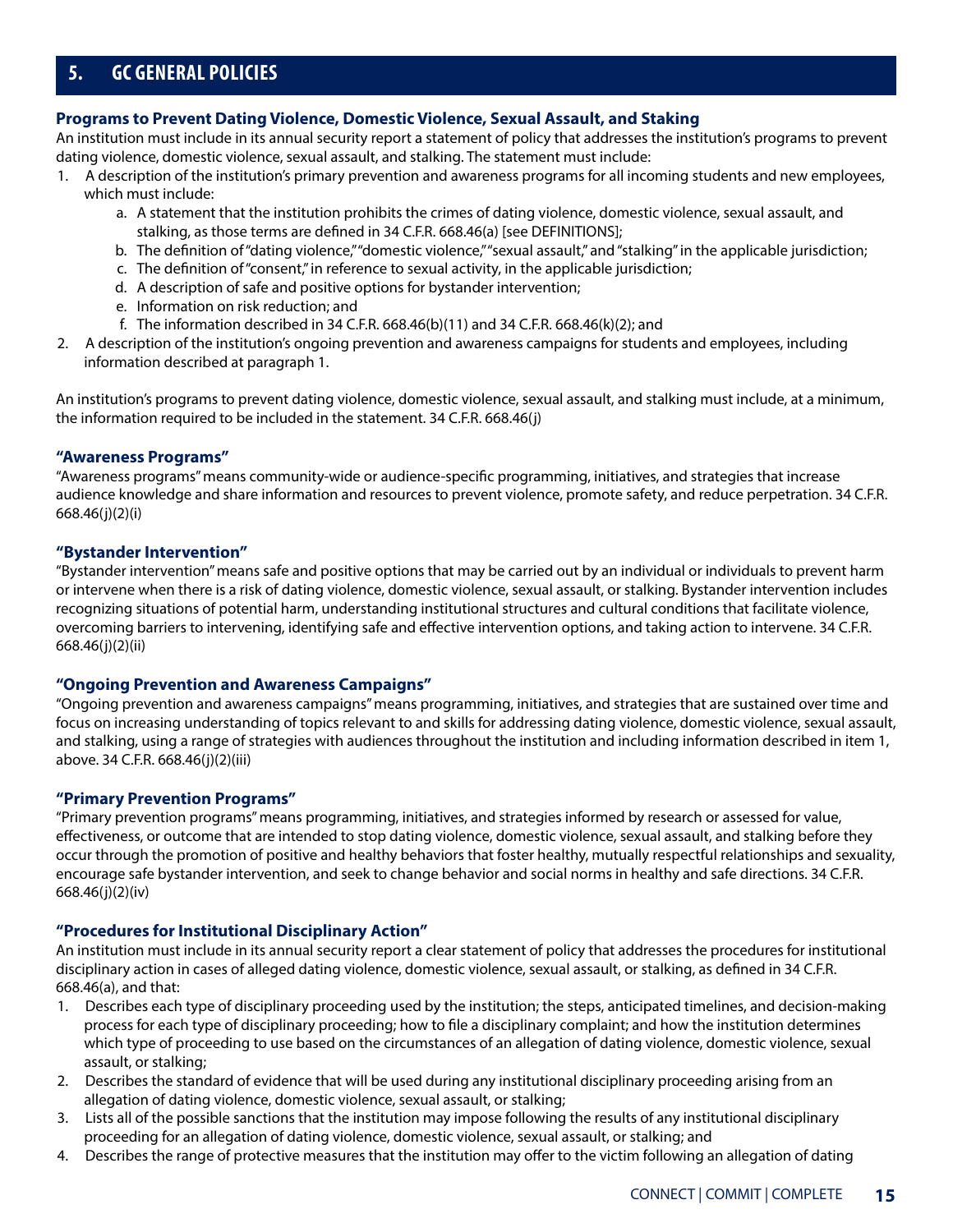## 5. GC GENERAL POLICIES

### Programs to Prevent Dating Violence, Domestic Violence, Sexual Assault, and Staking

An institution must include in its annual security report a statement of policy that addresses the institution's programs to prevent dating violence, domestic violence, sexual assault, and stalking. The statement must include:

1. A description of the institution's primary prevention and awareness programs for all incoming students and new employees, which must include:
   a. A statement that the institution prohibits the crimes of dating violence, domestic violence, sexual assault, and stalking, as those terms are defined in 34 C.F.R. 668.46(a) [see DEFINITIONS];
   b. The definition of "dating violence," "domestic violence," "sexual assault," and "stalking" in the applicable jurisdiction;
   c. The definition of "consent," in reference to sexual activity, in the applicable jurisdiction;
   d. A description of safe and positive options for bystander intervention;
   e. Information on risk reduction; and
   f. The information described in 34 C.F.R. 668.46(b)(11) and 34 C.F.R. 668.46(k)(2); and
2. A description of the institution's ongoing prevention and awareness campaigns for students and employees, including information described at paragraph 1.

An institution's programs to prevent dating violence, domestic violence, sexual assault, and stalking must include, at a minimum, the information required to be included in the statement. 34 C.F.R. 668.46(j)

### "Awareness Programs"

"Awareness programs" means community-wide or audience-specific programming, initiatives, and strategies that increase audience knowledge and share information and resources to prevent violence, promote safety, and reduce perpetration. 34 C.F.R. 668.46(j)(2)(i)

### "Bystander Intervention"

"Bystander intervention" means safe and positive options that may be carried out by an individual or individuals to prevent harm or intervene when there is a risk of dating violence, domestic violence, sexual assault, or stalking. Bystander intervention includes recognizing situations of potential harm, understanding institutional structures and cultural conditions that facilitate violence, overcoming barriers to intervening, identifying safe and effective intervention options, and taking action to intervene. 34 C.F.R. 668.46(j)(2)(ii)

### "Ongoing Prevention and Awareness Campaigns"

"Ongoing prevention and awareness campaigns" means programming, initiatives, and strategies that are sustained over time and focus on increasing understanding of topics relevant to and skills for addressing dating violence, domestic violence, sexual assault, and stalking, using a range of strategies with audiences throughout the institution and including information described in item 1, above. 34 C.F.R. 668.46(j)(2)(iii)

### "Primary Prevention Programs"

"Primary prevention programs" means programming, initiatives, and strategies informed by research or assessed for value, effectiveness, or outcome that are intended to stop dating violence, domestic violence, sexual assault, and stalking before they occur through the promotion of positive and healthy behaviors that foster healthy, mutually respectful relationships and sexuality, encourage safe bystander intervention, and seek to change behavior and social norms in healthy and safe directions. 34 C.F.R. 668.46(j)(2)(iv)

### "Procedures for Institutional Disciplinary Action"

An institution must include in its annual security report a clear statement of policy that addresses the procedures for institutional disciplinary action in cases of alleged dating violence, domestic violence, sexual assault, or stalking, as defined in 34 C.F.R. 668.46(a), and that:

1. Describes each type of disciplinary proceeding used by the institution; the steps, anticipated timelines, and decision-making process for each type of disciplinary proceeding; how to file a disciplinary complaint; and how the institution determines which type of proceeding to use based on the circumstances of an allegation of dating violence, domestic violence, sexual assault, or stalking;
2. Describes the standard of evidence that will be used during any institutional disciplinary proceeding arising from an allegation of dating violence, domestic violence, sexual assault, or stalking;
3. Lists all of the possible sanctions that the institution may impose following the results of any institutional disciplinary proceeding for an allegation of dating violence, domestic violence, sexual assault, or stalking; and
4. Describes the range of protective measures that the institution may offer to the victim following an allegation of dating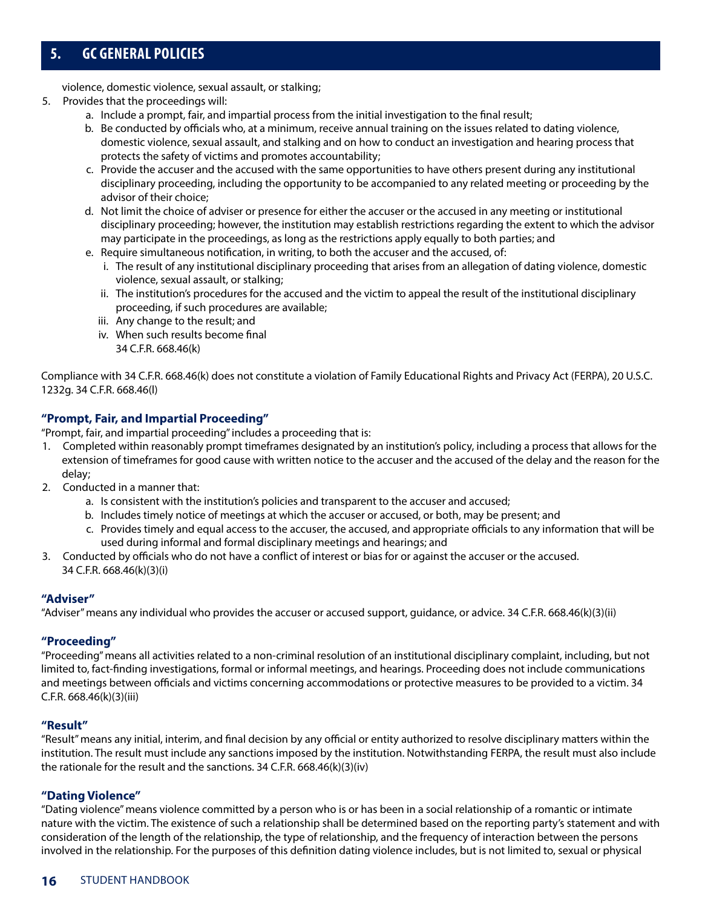violence, domestic violence, sexual assault, or stalking;

5. Provides that the proceedings will:
    a. Include a prompt, fair, and impartial process from the initial investigation to the final result;
    b. Be conducted by officials who, at a minimum, receive annual training on the issues related to dating violence, domestic violence, sexual assault, and stalking and on how to conduct an investigation and hearing process that protects the safety of victims and promotes accountability;
    c. Provide the accuser and the accused with the same opportunities to have others present during any institutional disciplinary proceeding, including the opportunity to be accompanied to any related meeting or proceeding by the advisor of their choice;
    d. Not limit the choice of adviser or presence for either the accuser or the accused in any meeting or institutional disciplinary proceeding; however, the institution may establish restrictions regarding the extent to which the advisor may participate in the proceedings, as long as the restrictions apply equally to both parties; and
    e. Require simultaneous notification, in writing, to both the accuser and the accused, of:
        i. The result of any institutional disciplinary proceeding that arises from an allegation of dating violence, domestic violence, sexual assault, or stalking;
        ii. The institution's procedures for the accused and the victim to appeal the result of the institutional disciplinary proceeding, if such procedures are available;
        iii. Any change to the result; and
        iv. When such results become final
        34 C.F.R. 668.46(k)

Compliance with 34 C.F.R. 668.46(k) does not constitute a violation of Family Educational Rights and Privacy Act (FERPA), 20 U.S.C. 1232g. 34 C.F.R. 668.46(l)

#### "Prompt, Fair, and Impartial Proceeding"

"Prompt, fair, and impartial proceeding" includes a proceeding that is:

1. Completed within reasonably prompt timeframes designated by an institution's policy, including a process that allows for the extension of timeframes for good cause with written notice to the accuser and the accused of the delay and the reason for the delay;
2. Conducted in a manner that:
    a. Is consistent with the institution's policies and transparent to the accuser and accused;
    b. Includes timely notice of meetings at which the accuser or accused, or both, may be present; and
    c. Provides timely and equal access to the accuser, the accused, and appropriate officials to any information that will be used during informal and formal disciplinary meetings and hearings; and
3. Conducted by officials who do not have a conflict of interest or bias for or against the accuser or the accused.
   34 C.F.R. 668.46(k)(3)(i)

#### "Adviser"

"Adviser" means any individual who provides the accuser or accused support, guidance, or advice. 34 C.F.R. 668.46(k)(3)(ii)

#### "Proceeding"

"Proceeding" means all activities related to a non-criminal resolution of an institutional disciplinary complaint, including, but not limited to, fact-finding investigations, formal or informal meetings, and hearings. Proceeding does not include communications and meetings between officials and victims concerning accommodations or protective measures to be provided to a victim. 34 C.F.R. 668.46(k)(3)(iii)

#### "Result"

"Result" means any initial, interim, and final decision by any official or entity authorized to resolve disciplinary matters within the institution. The result must include any sanctions imposed by the institution. Notwithstanding FERPA, the result must also include the rationale for the result and the sanctions. 34 C.F.R. 668.46(k)(3)(iv)

#### "Dating Violence"

"Dating violence" means violence committed by a person who is or has been in a social relationship of a romantic or intimate nature with the victim. The existence of such a relationship shall be determined based on the reporting party's statement and with consideration of the length of the relationship, the type of relationship, and the frequency of interaction between the persons involved in the relationship. For the purposes of this definition dating violence includes, but is not limited to, sexual or physical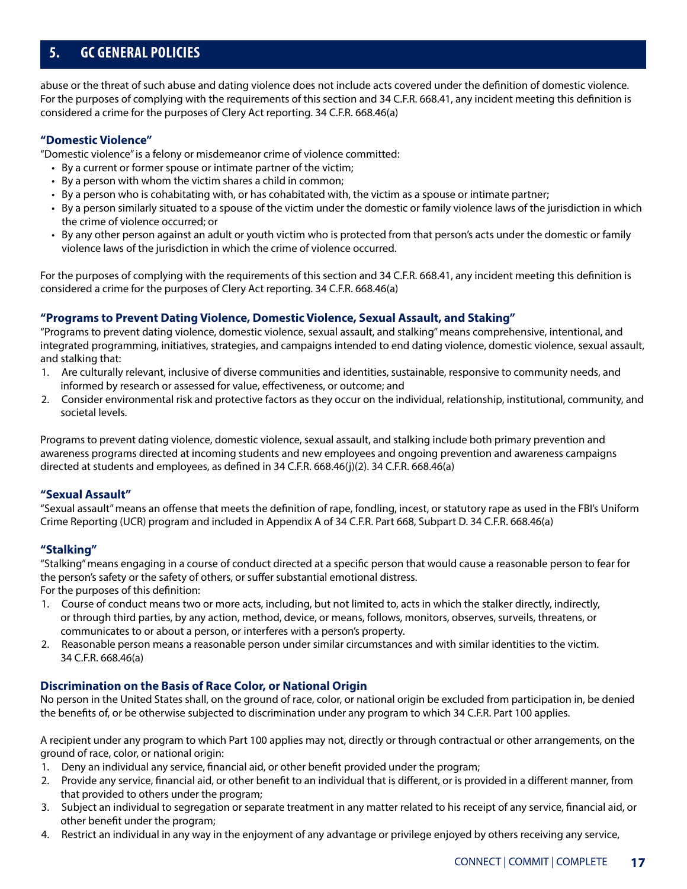abuse or the threat of such abuse and dating violence does not include acts covered under the definition of domestic violence. For the purposes of complying with the requirements of this section and 34 C.F.R. 668.41, any incident meeting this definition is considered a crime for the purposes of Clery Act reporting. 34 C.F.R. 668.46(a)

### "Domestic Violence"

"Domestic violence" is a felony or misdemeanor crime of violence committed:

- By a current or former spouse or intimate partner of the victim;
- By a person with whom the victim shares a child in common;
- By a person who is cohabitating with, or has cohabitated with, the victim as a spouse or intimate partner;
- By a person similarly situated to a spouse of the victim under the domestic or family violence laws of the jurisdiction in which the crime of violence occurred; or
- By any other person against an adult or youth victim who is protected from that person's acts under the domestic or family violence laws of the jurisdiction in which the crime of violence occurred.

For the purposes of complying with the requirements of this section and 34 C.F.R. 668.41, any incident meeting this definition is considered a crime for the purposes of Clery Act reporting. 34 C.F.R. 668.46(a)

### "Programs to Prevent Dating Violence, Domestic Violence, Sexual Assault, and Staking"

"Programs to prevent dating violence, domestic violence, sexual assault, and stalking" means comprehensive, intentional, and integrated programming, initiatives, strategies, and campaigns intended to end dating violence, domestic violence, sexual assault, and stalking that:

1. Are culturally relevant, inclusive of diverse communities and identities, sustainable, responsive to community needs, and informed by research or assessed for value, effectiveness, or outcome; and
2. Consider environmental risk and protective factors as they occur on the individual, relationship, institutional, community, and societal levels.

Programs to prevent dating violence, domestic violence, sexual assault, and stalking include both primary prevention and awareness programs directed at incoming students and new employees and ongoing prevention and awareness campaigns directed at students and employees, as defined in 34 C.F.R. 668.46(j)(2). 34 C.F.R. 668.46(a)

### "Sexual Assault"

"Sexual assault" means an offense that meets the definition of rape, fondling, incest, or statutory rape as used in the FBI's Uniform Crime Reporting (UCR) program and included in Appendix A of 34 C.F.R. Part 668, Subpart D. 34 C.F.R. 668.46(a)

### "Stalking"

"Stalking" means engaging in a course of conduct directed at a specific person that would cause a reasonable person to fear for the person's safety or the safety of others, or suffer substantial emotional distress.
For the purposes of this definition:

1. Course of conduct means two or more acts, including, but not limited to, acts in which the stalker directly, indirectly, or through third parties, by any action, method, device, or means, follows, monitors, observes, surveils, threatens, or communicates to or about a person, or interferes with a person's property.
2. Reasonable person means a reasonable person under similar circumstances and with similar identities to the victim. 34 C.F.R. 668.46(a)

### Discrimination on the Basis of Race Color, or National Origin

No person in the United States shall, on the ground of race, color, or national origin be excluded from participation in, be denied the benefits of, or be otherwise subjected to discrimination under any program to which 34 C.F.R. Part 100 applies.

A recipient under any program to which Part 100 applies may not, directly or through contractual or other arrangements, on the ground of race, color, or national origin:

1. Deny an individual any service, financial aid, or other benefit provided under the program;
2. Provide any service, financial aid, or other benefit to an individual that is different, or is provided in a different manner, from that provided to others under the program;
3. Subject an individual to segregation or separate treatment in any matter related to his receipt of any service, financial aid, or other benefit under the program;
4. Restrict an individual in any way in the enjoyment of any advantage or privilege enjoyed by others receiving any service,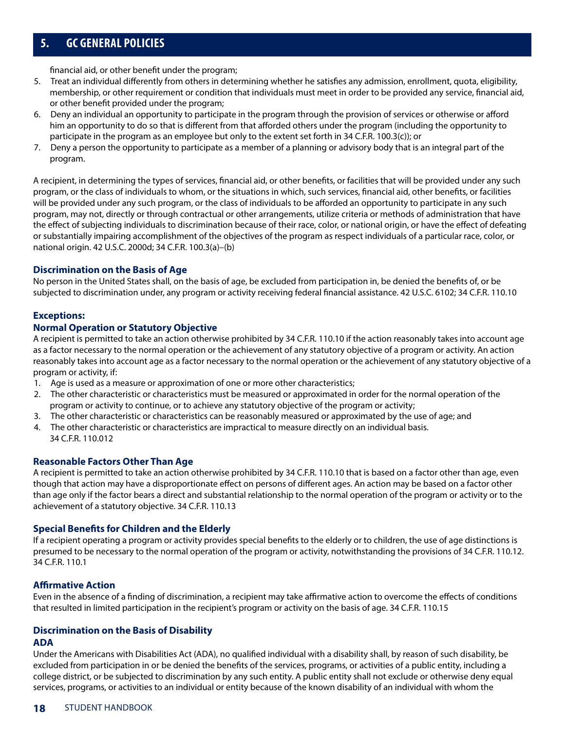financial aid, or other benefit under the program;

5. Treat an individual differently from others in determining whether he satisfies any admission, enrollment, quota, eligibility, membership, or other requirement or condition that individuals must meet in order to be provided any service, financial aid, or other benefit provided under the program;
6. Deny an individual an opportunity to participate in the program through the provision of services or otherwise or afford him an opportunity to do so that is different from that afforded others under the program (including the opportunity to participate in the program as an employee but only to the extent set forth in 34 C.F.R. 100.3(c)); or
7. Deny a person the opportunity to participate as a member of a planning or advisory body that is an integral part of the program.

A recipient, in determining the types of services, financial aid, or other benefits, or facilities that will be provided under any such program, or the class of individuals to whom, or the situations in which, such services, financial aid, other benefits, or facilities will be provided under any such program, or the class of individuals to be afforded an opportunity to participate in any such program, may not, directly or through contractual or other arrangements, utilize criteria or methods of administration that have the effect of subjecting individuals to discrimination because of their race, color, or national origin, or have the effect of defeating or substantially impairing accomplishment of the objectives of the program as respect individuals of a particular race, color, or national origin. 42 U.S.C. 2000d; 34 C.F.R. 100.3(a)–(b)

### Discrimination on the Basis of Age

No person in the United States shall, on the basis of age, be excluded from participation in, be denied the benefits of, or be subjected to discrimination under, any program or activity receiving federal financial assistance. 42 U.S.C. 6102; 34 C.F.R. 110.10

### Exceptions:

### Normal Operation or Statutory Objective

A recipient is permitted to take an action otherwise prohibited by 34 C.F.R. 110.10 if the action reasonably takes into account age as a factor necessary to the normal operation or the achievement of any statutory objective of a program or activity. An action reasonably takes into account age as a factor necessary to the normal operation or the achievement of any statutory objective of a program or activity, if:

1. Age is used as a measure or approximation of one or more other characteristics;
2. The other characteristic or characteristics must be measured or approximated in order for the normal operation of the program or activity to continue, or to achieve any statutory objective of the program or activity;
3. The other characteristic or characteristics can be reasonably measured or approximated by the use of age; and
4. The other characteristic or characteristics are impractical to measure directly on an individual basis.
   34 C.F.R. 110.012

### Reasonable Factors Other Than Age

A recipient is permitted to take an action otherwise prohibited by 34 C.F.R. 110.10 that is based on a factor other than age, even though that action may have a disproportionate effect on persons of different ages. An action may be based on a factor other than age only if the factor bears a direct and substantial relationship to the normal operation of the program or activity or to the achievement of a statutory objective. 34 C.F.R. 110.13

### Special Benefits for Children and the Elderly

If a recipient operating a program or activity provides special benefits to the elderly or to children, the use of age distinctions is presumed to be necessary to the normal operation of the program or activity, notwithstanding the provisions of 34 C.F.R. 110.12. 34 C.F.R. 110.1

### Affirmative Action

Even in the absence of a finding of discrimination, a recipient may take affirmative action to overcome the effects of conditions that resulted in limited participation in the recipient's program or activity on the basis of age. 34 C.F.R. 110.15

### Discrimination on the Basis of Disability

### ADA

Under the Americans with Disabilities Act (ADA), no qualified individual with a disability shall, by reason of such disability, be excluded from participation in or be denied the benefits of the services, programs, or activities of a public entity, including a college district, or be subjected to discrimination by any such entity. A public entity shall not exclude or otherwise deny equal services, programs, or activities to an individual or entity because of the known disability of an individual with whom the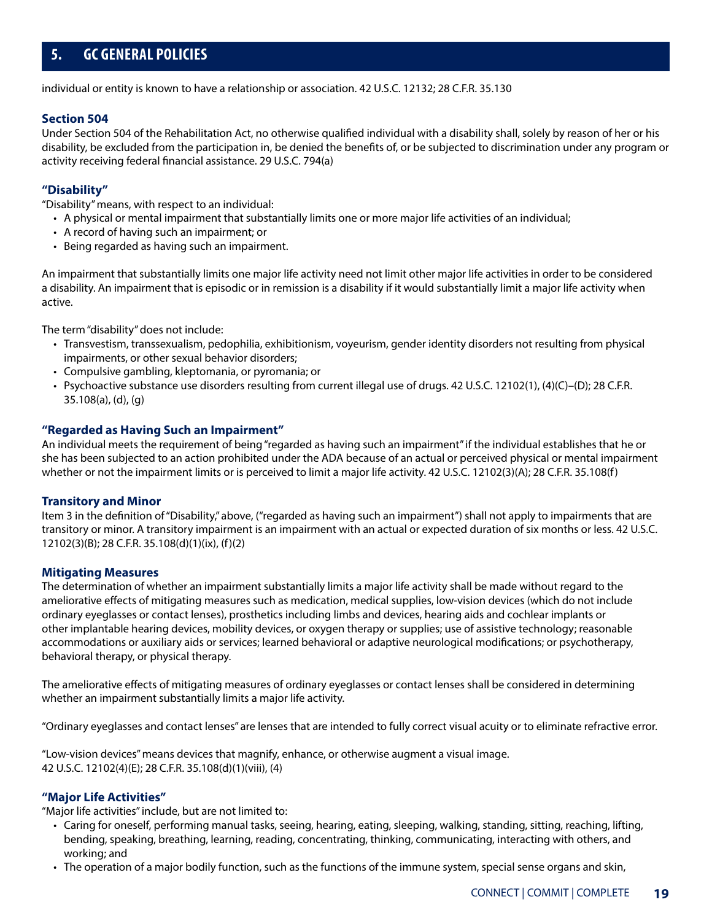individual or entity is known to have a relationship or association. 42 U.S.C. 12132; 28 C.F.R. 35.130

### Section 504

Under Section 504 of the Rehabilitation Act, no otherwise qualified individual with a disability shall, solely by reason of her or his disability, be excluded from the participation in, be denied the benefits of, or be subjected to discrimination under any program or activity receiving federal financial assistance. 29 U.S.C. 794(a)

### "Disability"

"Disability" means, with respect to an individual:

- A physical or mental impairment that substantially limits one or more major life activities of an individual;
- A record of having such an impairment; or
- Being regarded as having such an impairment.

An impairment that substantially limits one major life activity need not limit other major life activities in order to be considered a disability. An impairment that is episodic or in remission is a disability if it would substantially limit a major life activity when active.

The term "disability" does not include:

- Transvestism, transsexualism, pedophilia, exhibitionism, voyeurism, gender identity disorders not resulting from physical impairments, or other sexual behavior disorders;
- Compulsive gambling, kleptomania, or pyromania; or
- Psychoactive substance use disorders resulting from current illegal use of drugs. 42 U.S.C. 12102(1), (4)(C)–(D); 28 C.F.R. 35.108(a), (d), (g)

### "Regarded as Having Such an Impairment"

An individual meets the requirement of being "regarded as having such an impairment" if the individual establishes that he or she has been subjected to an action prohibited under the ADA because of an actual or perceived physical or mental impairment whether or not the impairment limits or is perceived to limit a major life activity. 42 U.S.C. 12102(3)(A); 28 C.F.R. 35.108(f)

### Transitory and Minor

Item 3 in the definition of "Disability," above, ("regarded as having such an impairment") shall not apply to impairments that are transitory or minor. A transitory impairment is an impairment with an actual or expected duration of six months or less. 42 U.S.C. 12102(3)(B); 28 C.F.R. 35.108(d)(1)(ix), (f)(2)

### Mitigating Measures

The determination of whether an impairment substantially limits a major life activity shall be made without regard to the ameliorative effects of mitigating measures such as medication, medical supplies, low-vision devices (which do not include ordinary eyeglasses or contact lenses), prosthetics including limbs and devices, hearing aids and cochlear implants or other implantable hearing devices, mobility devices, or oxygen therapy or supplies; use of assistive technology; reasonable accommodations or auxiliary aids or services; learned behavioral or adaptive neurological modifications; or psychotherapy, behavioral therapy, or physical therapy.

The ameliorative effects of mitigating measures of ordinary eyeglasses or contact lenses shall be considered in determining whether an impairment substantially limits a major life activity.

"Ordinary eyeglasses and contact lenses" are lenses that are intended to fully correct visual acuity or to eliminate refractive error.

"Low-vision devices" means devices that magnify, enhance, or otherwise augment a visual image.
42 U.S.C. 12102(4)(E); 28 C.F.R. 35.108(d)(1)(viii), (4)

### "Major Life Activities"

"Major life activities" include, but are not limited to:

- Caring for oneself, performing manual tasks, seeing, hearing, eating, sleeping, walking, standing, sitting, reaching, lifting, bending, speaking, breathing, learning, reading, concentrating, thinking, communicating, interacting with others, and working; and
- The operation of a major bodily function, such as the functions of the immune system, special sense organs and skin,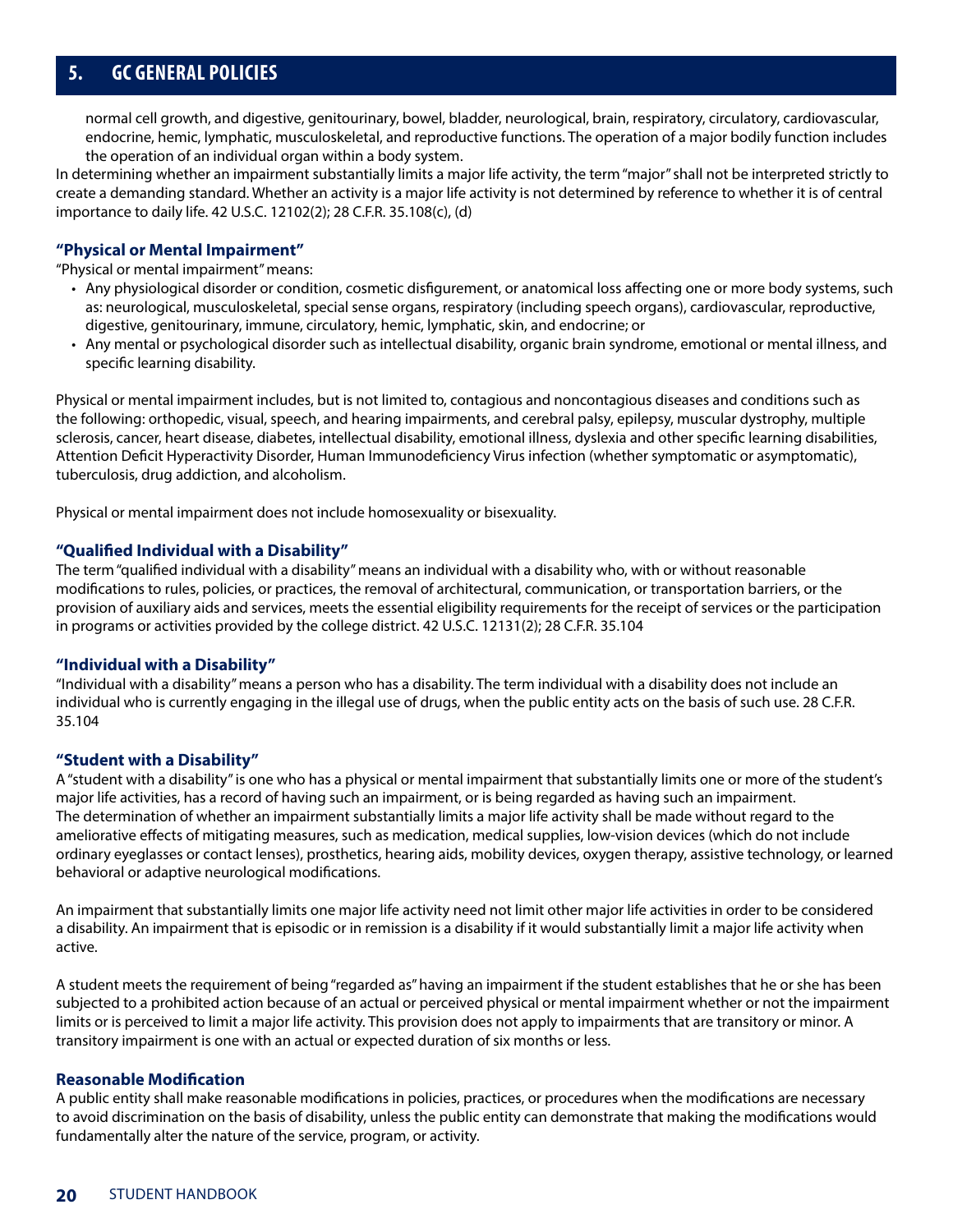normal cell growth, and digestive, genitourinary, bowel, bladder, neurological, brain, respiratory, circulatory, cardiovascular, endocrine, hemic, lymphatic, musculoskeletal, and reproductive functions. The operation of a major bodily function includes the operation of an individual organ within a body system.

In determining whether an impairment substantially limits a major life activity, the term "major" shall not be interpreted strictly to create a demanding standard. Whether an activity is a major life activity is not determined by reference to whether it is of central importance to daily life. 42 U.S.C. 12102(2); 28 C.F.R. 35.108(c), (d)

### "Physical or Mental Impairment"

"Physical or mental impairment" means:

- Any physiological disorder or condition, cosmetic disfigurement, or anatomical loss affecting one or more body systems, such as: neurological, musculoskeletal, special sense organs, respiratory (including speech organs), cardiovascular, reproductive, digestive, genitourinary, immune, circulatory, hemic, lymphatic, skin, and endocrine; or
- Any mental or psychological disorder such as intellectual disability, organic brain syndrome, emotional or mental illness, and specific learning disability.

Physical or mental impairment includes, but is not limited to, contagious and noncontagious diseases and conditions such as the following: orthopedic, visual, speech, and hearing impairments, and cerebral palsy, epilepsy, muscular dystrophy, multiple sclerosis, cancer, heart disease, diabetes, intellectual disability, emotional illness, dyslexia and other specific learning disabilities, Attention Deficit Hyperactivity Disorder, Human Immunodeficiency Virus infection (whether symptomatic or asymptomatic), tuberculosis, drug addiction, and alcoholism.

Physical or mental impairment does not include homosexuality or bisexuality.

### "Qualified Individual with a Disability"

The term "qualified individual with a disability" means an individual with a disability who, with or without reasonable modifications to rules, policies, or practices, the removal of architectural, communication, or transportation barriers, or the provision of auxiliary aids and services, meets the essential eligibility requirements for the receipt of services or the participation in programs or activities provided by the college district. 42 U.S.C. 12131(2); 28 C.F.R. 35.104

### "Individual with a Disability"

"Individual with a disability" means a person who has a disability. The term individual with a disability does not include an individual who is currently engaging in the illegal use of drugs, when the public entity acts on the basis of such use. 28 C.F.R. 35.104

### "Student with a Disability"

A "student with a disability" is one who has a physical or mental impairment that substantially limits one or more of the student's major life activities, has a record of having such an impairment, or is being regarded as having such an impairment. The determination of whether an impairment substantially limits a major life activity shall be made without regard to the ameliorative effects of mitigating measures, such as medication, medical supplies, low-vision devices (which do not include ordinary eyeglasses or contact lenses), prosthetics, hearing aids, mobility devices, oxygen therapy, assistive technology, or learned behavioral or adaptive neurological modifications.

An impairment that substantially limits one major life activity need not limit other major life activities in order to be considered a disability. An impairment that is episodic or in remission is a disability if it would substantially limit a major life activity when active.

A student meets the requirement of being "regarded as" having an impairment if the student establishes that he or she has been subjected to a prohibited action because of an actual or perceived physical or mental impairment whether or not the impairment limits or is perceived to limit a major life activity. This provision does not apply to impairments that are transitory or minor. A transitory impairment is one with an actual or expected duration of six months or less.

### Reasonable Modification

A public entity shall make reasonable modifications in policies, practices, or procedures when the modifications are necessary to avoid discrimination on the basis of disability, unless the public entity can demonstrate that making the modifications would fundamentally alter the nature of the service, program, or activity.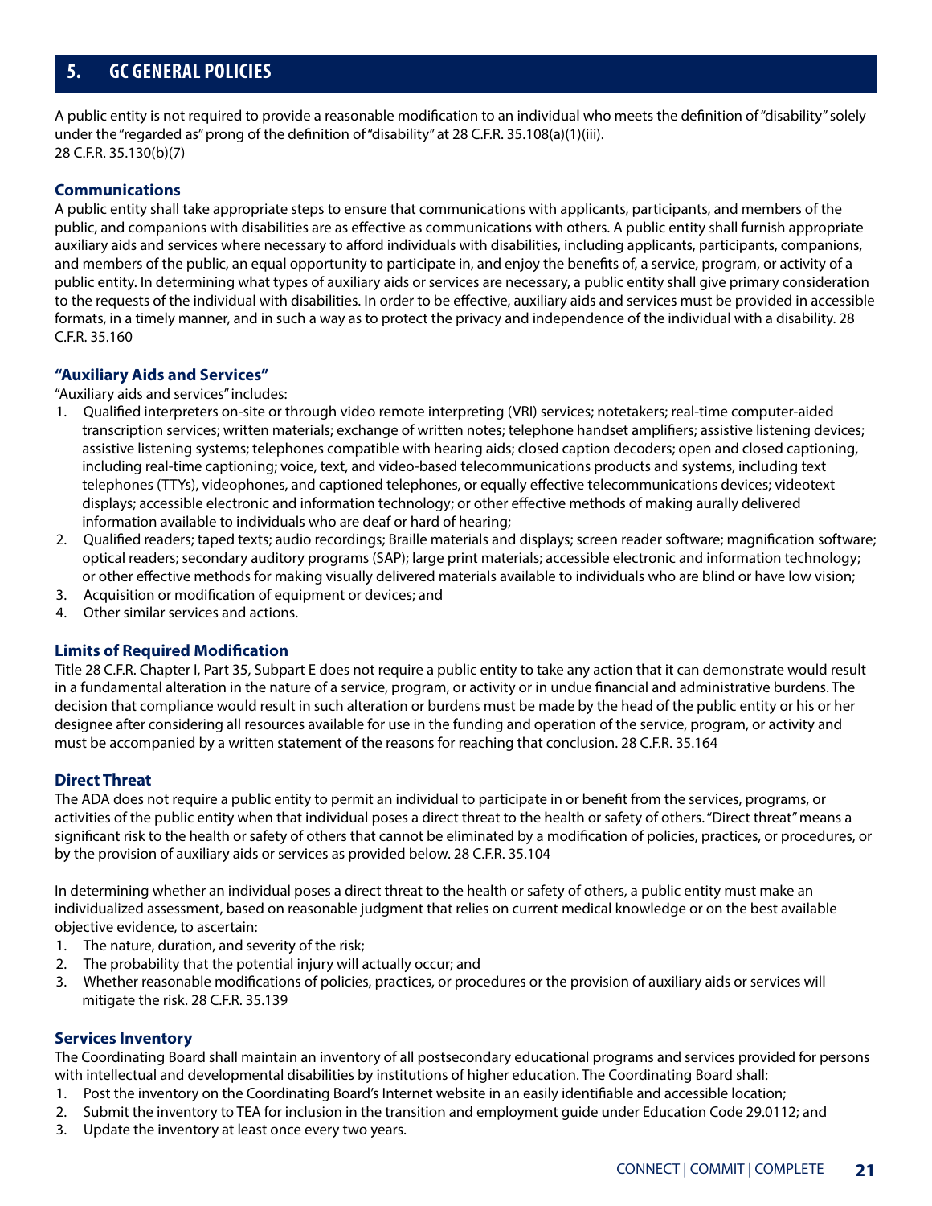## 5. GC GENERAL POLICIES

A public entity is not required to provide a reasonable modification to an individual who meets the definition of "disability" solely under the "regarded as" prong of the definition of "disability" at 28 C.F.R. 35.108(a)(1)(iii).
28 C.F.R. 35.130(b)(7)

### Communications

A public entity shall take appropriate steps to ensure that communications with applicants, participants, and members of the public, and companions with disabilities are as effective as communications with others. A public entity shall furnish appropriate auxiliary aids and services where necessary to afford individuals with disabilities, including applicants, participants, companions, and members of the public, an equal opportunity to participate in, and enjoy the benefits of, a service, program, or activity of a public entity. In determining what types of auxiliary aids or services are necessary, a public entity shall give primary consideration to the requests of the individual with disabilities. In order to be effective, auxiliary aids and services must be provided in accessible formats, in a timely manner, and in such a way as to protect the privacy and independence of the individual with a disability. 28 C.F.R. 35.160

### "Auxiliary Aids and Services"

"Auxiliary aids and services" includes:

1. Qualified interpreters on-site or through video remote interpreting (VRI) services; notetakers; real-time computer-aided transcription services; written materials; exchange of written notes; telephone handset amplifiers; assistive listening devices; assistive listening systems; telephones compatible with hearing aids; closed caption decoders; open and closed captioning, including real-time captioning; voice, text, and video-based telecommunications products and systems, including text telephones (TTYs), videophones, and captioned telephones, or equally effective telecommunications devices; videotext displays; accessible electronic and information technology; or other effective methods of making aurally delivered information available to individuals who are deaf or hard of hearing;
2. Qualified readers; taped texts; audio recordings; Braille materials and displays; screen reader software; magnification software; optical readers; secondary auditory programs (SAP); large print materials; accessible electronic and information technology; or other effective methods for making visually delivered materials available to individuals who are blind or have low vision;
3. Acquisition or modification of equipment or devices; and
4. Other similar services and actions.

### Limits of Required Modification

Title 28 C.F.R. Chapter I, Part 35, Subpart E does not require a public entity to take any action that it can demonstrate would result in a fundamental alteration in the nature of a service, program, or activity or in undue financial and administrative burdens. The decision that compliance would result in such alteration or burdens must be made by the head of the public entity or his or her designee after considering all resources available for use in the funding and operation of the service, program, or activity and must be accompanied by a written statement of the reasons for reaching that conclusion. 28 C.F.R. 35.164

### Direct Threat

The ADA does not require a public entity to permit an individual to participate in or benefit from the services, programs, or activities of the public entity when that individual poses a direct threat to the health or safety of others. "Direct threat" means a significant risk to the health or safety of others that cannot be eliminated by a modification of policies, practices, or procedures, or by the provision of auxiliary aids or services as provided below. 28 C.F.R. 35.104

In determining whether an individual poses a direct threat to the health or safety of others, a public entity must make an individualized assessment, based on reasonable judgment that relies on current medical knowledge or on the best available objective evidence, to ascertain:

1. The nature, duration, and severity of the risk;
2. The probability that the potential injury will actually occur; and
3. Whether reasonable modifications of policies, practices, or procedures or the provision of auxiliary aids or services will mitigate the risk. 28 C.F.R. 35.139

### Services Inventory

The Coordinating Board shall maintain an inventory of all postsecondary educational programs and services provided for persons with intellectual and developmental disabilities by institutions of higher education. The Coordinating Board shall:

1. Post the inventory on the Coordinating Board's Internet website in an easily identifiable and accessible location;
2. Submit the inventory to TEA for inclusion in the transition and employment guide under Education Code 29.0112; and
3. Update the inventory at least once every two years.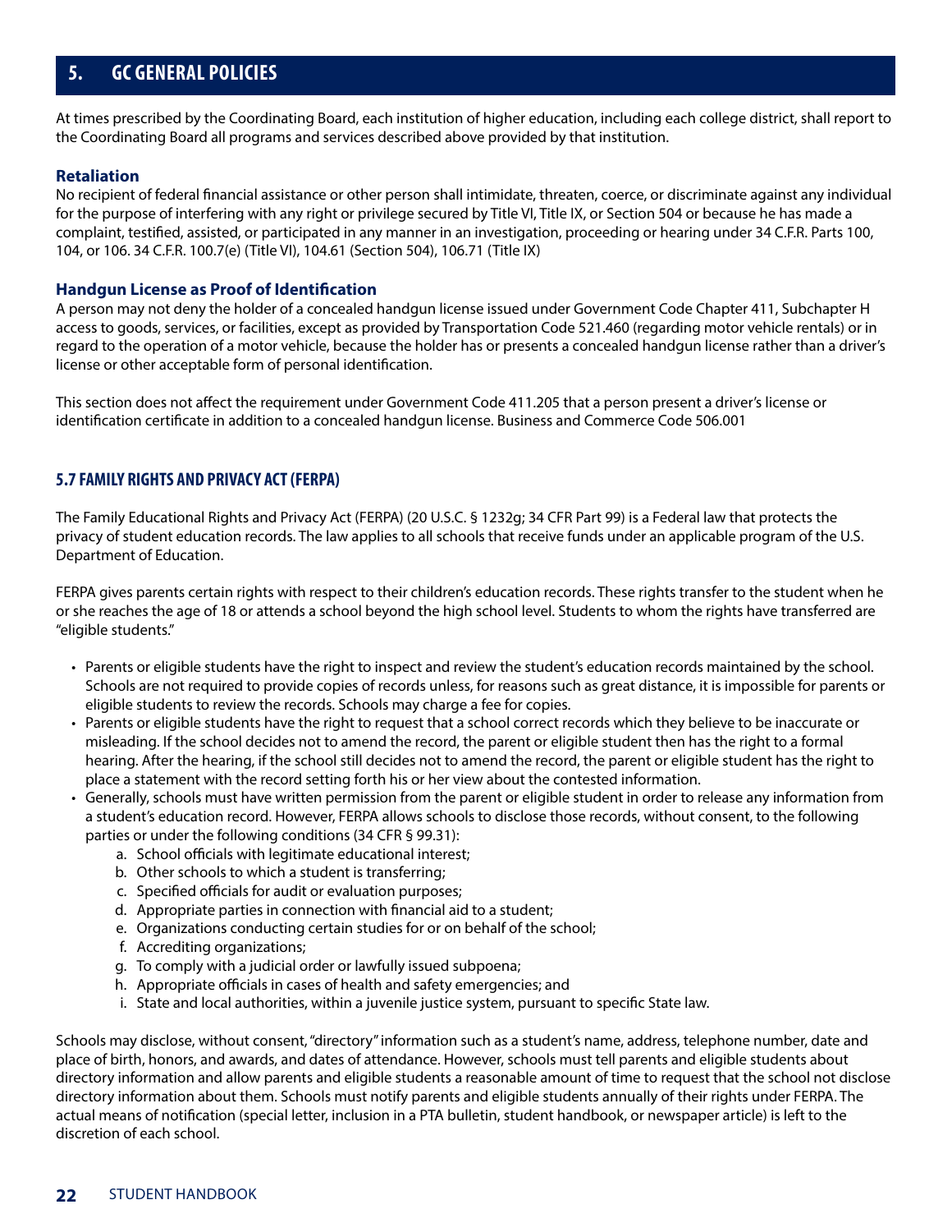## 5. GC GENERAL POLICIES

At times prescribed by the Coordinating Board, each institution of higher education, including each college district, shall report to the Coordinating Board all programs and services described above provided by that institution.

### Retaliation

No recipient of federal financial assistance or other person shall intimidate, threaten, coerce, or discriminate against any individual for the purpose of interfering with any right or privilege secured by Title VI, Title IX, or Section 504 or because he has made a complaint, testified, assisted, or participated in any manner in an investigation, proceeding or hearing under 34 C.F.R. Parts 100, 104, or 106. 34 C.F.R. 100.7(e) (Title VI), 104.61 (Section 504), 106.71 (Title IX)

### Handgun License as Proof of Identification

A person may not deny the holder of a concealed handgun license issued under Government Code Chapter 411, Subchapter H access to goods, services, or facilities, except as provided by Transportation Code 521.460 (regarding motor vehicle rentals) or in regard to the operation of a motor vehicle, because the holder has or presents a concealed handgun license rather than a driver's license or other acceptable form of personal identification.

This section does not affect the requirement under Government Code 411.205 that a person present a driver's license or identification certificate in addition to a concealed handgun license. Business and Commerce Code 506.001

### 5.7 FAMILY RIGHTS AND PRIVACY ACT (FERPA)

The Family Educational Rights and Privacy Act (FERPA) (20 U.S.C. § 1232g; 34 CFR Part 99) is a Federal law that protects the privacy of student education records. The law applies to all schools that receive funds under an applicable program of the U.S. Department of Education.

FERPA gives parents certain rights with respect to their children's education records. These rights transfer to the student when he or she reaches the age of 18 or attends a school beyond the high school level. Students to whom the rights have transferred are "eligible students."

- Parents or eligible students have the right to inspect and review the student's education records maintained by the school. Schools are not required to provide copies of records unless, for reasons such as great distance, it is impossible for parents or eligible students to review the records. Schools may charge a fee for copies.
- Parents or eligible students have the right to request that a school correct records which they believe to be inaccurate or misleading. If the school decides not to amend the record, the parent or eligible student then has the right to a formal hearing. After the hearing, if the school still decides not to amend the record, the parent or eligible student has the right to place a statement with the record setting forth his or her view about the contested information.
- Generally, schools must have written permission from the parent or eligible student in order to release any information from a student's education record. However, FERPA allows schools to disclose those records, without consent, to the following parties or under the following conditions (34 CFR § 99.31):
    a. School officials with legitimate educational interest;
    b. Other schools to which a student is transferring;
    c. Specified officials for audit or evaluation purposes;
    d. Appropriate parties in connection with financial aid to a student;
    e. Organizations conducting certain studies for or on behalf of the school;
    f. Accrediting organizations;
    g. To comply with a judicial order or lawfully issued subpoena;
    h. Appropriate officials in cases of health and safety emergencies; and
    i. State and local authorities, within a juvenile justice system, pursuant to specific State law.

Schools may disclose, without consent, "directory" information such as a student's name, address, telephone number, date and place of birth, honors, and awards, and dates of attendance. However, schools must tell parents and eligible students about directory information and allow parents and eligible students a reasonable amount of time to request that the school not disclose directory information about them. Schools must notify parents and eligible students annually of their rights under FERPA. The actual means of notification (special letter, inclusion in a PTA bulletin, student handbook, or newspaper article) is left to the discretion of each school.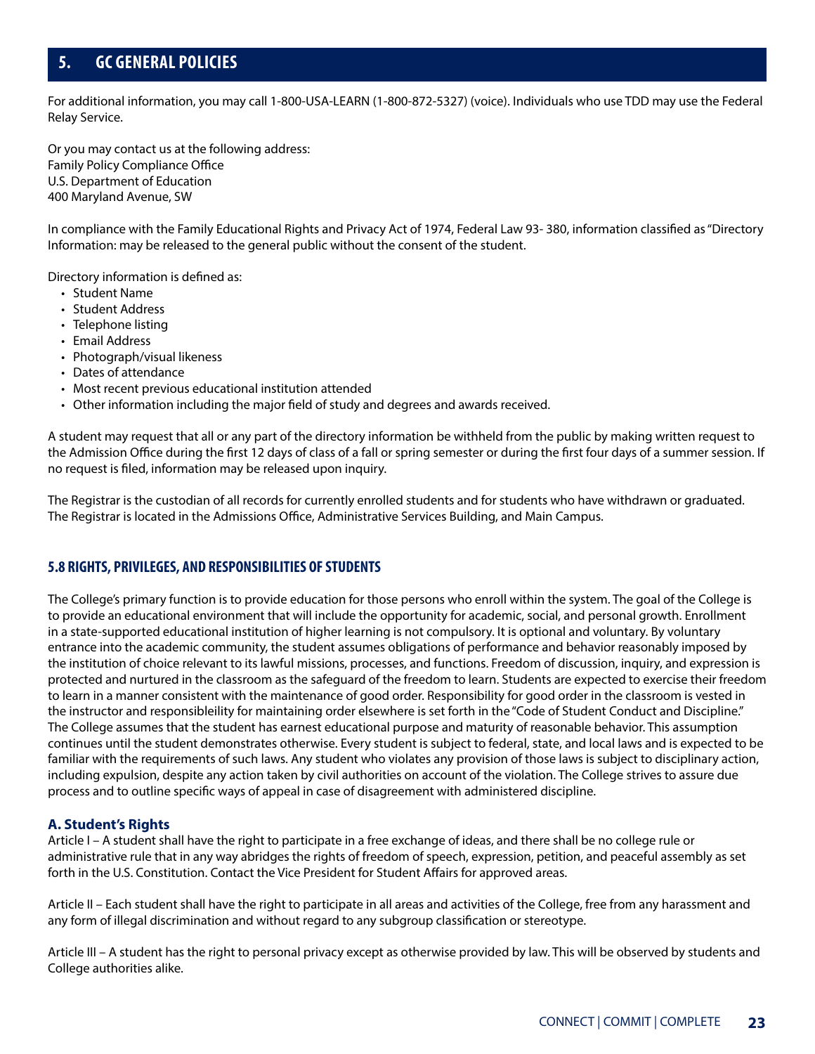## 5. GC GENERAL POLICIES

For additional information, you may call 1-800-USA-LEARN (1-800-872-5327) (voice). Individuals who use TDD may use the Federal Relay Service.

Or you may contact us at the following address:
Family Policy Compliance Office
U.S. Department of Education
400 Maryland Avenue, SW

In compliance with the Family Educational Rights and Privacy Act of 1974, Federal Law 93- 380, information classified as "Directory Information: may be released to the general public without the consent of the student.

Directory information is defined as:

- Student Name
- Student Address
- Telephone listing
- Email Address
- Photograph/visual likeness
- Dates of attendance
- Most recent previous educational institution attended
- Other information including the major field of study and degrees and awards received.

A student may request that all or any part of the directory information be withheld from the public by making written request to the Admission Office during the first 12 days of class of a fall or spring semester or during the first four days of a summer session. If no request is filed, information may be released upon inquiry.

The Registrar is the custodian of all records for currently enrolled students and for students who have withdrawn or graduated. The Registrar is located in the Admissions Office, Administrative Services Building, and Main Campus.

### 5.8 RIGHTS, PRIVILEGES, AND RESPONSIBILITIES OF STUDENTS

The College's primary function is to provide education for those persons who enroll within the system. The goal of the College is to provide an educational environment that will include the opportunity for academic, social, and personal growth. Enrollment in a state-supported educational institution of higher learning is not compulsory. It is optional and voluntary. By voluntary entrance into the academic community, the student assumes obligations of performance and behavior reasonably imposed by the institution of choice relevant to its lawful missions, processes, and functions. Freedom of discussion, inquiry, and expression is protected and nurtured in the classroom as the safeguard of the freedom to learn. Students are expected to exercise their freedom to learn in a manner consistent with the maintenance of good order. Responsibility for good order in the classroom is vested in the instructor and responsibleility for maintaining order elsewhere is set forth in the "Code of Student Conduct and Discipline." The College assumes that the student has earnest educational purpose and maturity of reasonable behavior. This assumption continues until the student demonstrates otherwise. Every student is subject to federal, state, and local laws and is expected to be familiar with the requirements of such laws. Any student who violates any provision of those laws is subject to disciplinary action, including expulsion, despite any action taken by civil authorities on account of the violation. The College strives to assure due process and to outline specific ways of appeal in case of disagreement with administered discipline.

#### A. Student's Rights

Article I – A student shall have the right to participate in a free exchange of ideas, and there shall be no college rule or administrative rule that in any way abridges the rights of freedom of speech, expression, petition, and peaceful assembly as set forth in the U.S. Constitution. Contact the Vice President for Student Affairs for approved areas.

Article II – Each student shall have the right to participate in all areas and activities of the College, free from any harassment and any form of illegal discrimination and without regard to any subgroup classification or stereotype.

Article III – A student has the right to personal privacy except as otherwise provided by law. This will be observed by students and College authorities alike.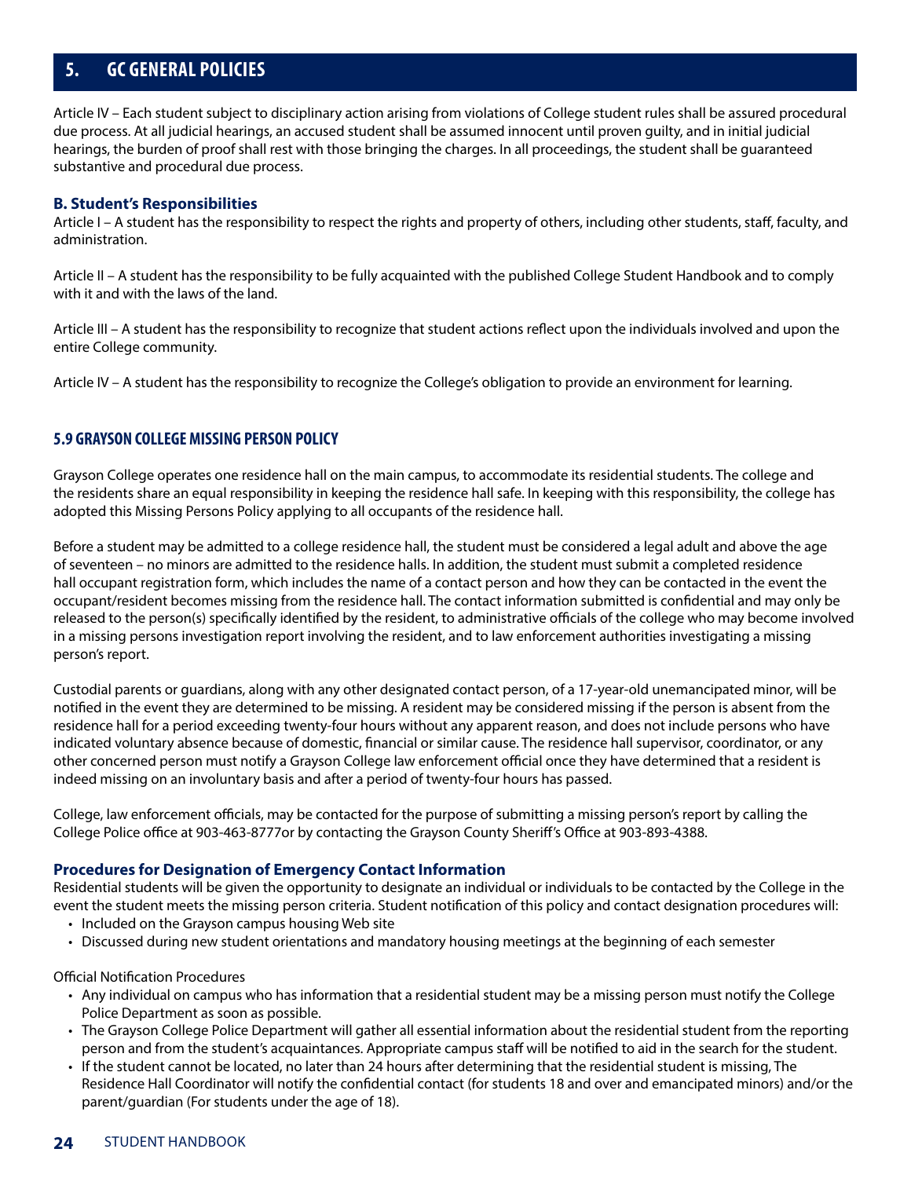## 5. GC GENERAL POLICIES

Article IV – Each student subject to disciplinary action arising from violations of College student rules shall be assured procedural due process. At all judicial hearings, an accused student shall be assumed innocent until proven guilty, and in initial judicial hearings, the burden of proof shall rest with those bringing the charges. In all proceedings, the student shall be guaranteed substantive and procedural due process.

**B. Student's Responsibilities**

Article I – A student has the responsibility to respect the rights and property of others, including other students, staff, faculty, and administration.

Article II – A student has the responsibility to be fully acquainted with the published College Student Handbook and to comply with it and with the laws of the land.

Article III – A student has the responsibility to recognize that student actions reflect upon the individuals involved and upon the entire College community.

Article IV – A student has the responsibility to recognize the College's obligation to provide an environment for learning.

### 5.9 GRAYSON COLLEGE MISSING PERSON POLICY

Grayson College operates one residence hall on the main campus, to accommodate its residential students. The college and the residents share an equal responsibility in keeping the residence hall safe. In keeping with this responsibility, the college has adopted this Missing Persons Policy applying to all occupants of the residence hall.

Before a student may be admitted to a college residence hall, the student must be considered a legal adult and above the age of seventeen – no minors are admitted to the residence halls. In addition, the student must submit a completed residence hall occupant registration form, which includes the name of a contact person and how they can be contacted in the event the occupant/resident becomes missing from the residence hall. The contact information submitted is confidential and may only be released to the person(s) specifically identified by the resident, to administrative officials of the college who may become involved in a missing persons investigation report involving the resident, and to law enforcement authorities investigating a missing person's report.

Custodial parents or guardians, along with any other designated contact person, of a 17-year-old unemancipated minor, will be notified in the event they are determined to be missing. A resident may be considered missing if the person is absent from the residence hall for a period exceeding twenty-four hours without any apparent reason, and does not include persons who have indicated voluntary absence because of domestic, financial or similar cause. The residence hall supervisor, coordinator, or any other concerned person must notify a Grayson College law enforcement official once they have determined that a resident is indeed missing on an involuntary basis and after a period of twenty-four hours has passed.

College, law enforcement officials, may be contacted for the purpose of submitting a missing person's report by calling the College Police office at 903-463-8777or by contacting the Grayson County Sheriff's Office at 903-893-4388.

**Procedures for Designation of Emergency Contact Information**

Residential students will be given the opportunity to designate an individual or individuals to be contacted by the College in the event the student meets the missing person criteria. Student notification of this policy and contact designation procedures will:

- Included on the Grayson campus housing Web site
- Discussed during new student orientations and mandatory housing meetings at the beginning of each semester

Official Notification Procedures

- Any individual on campus who has information that a residential student may be a missing person must notify the College Police Department as soon as possible.
- The Grayson College Police Department will gather all essential information about the residential student from the reporting person and from the student's acquaintances. Appropriate campus staff will be notified to aid in the search for the student.
- If the student cannot be located, no later than 24 hours after determining that the residential student is missing, The Residence Hall Coordinator will notify the confidential contact (for students 18 and over and emancipated minors) and/or the parent/guardian (For students under the age of 18).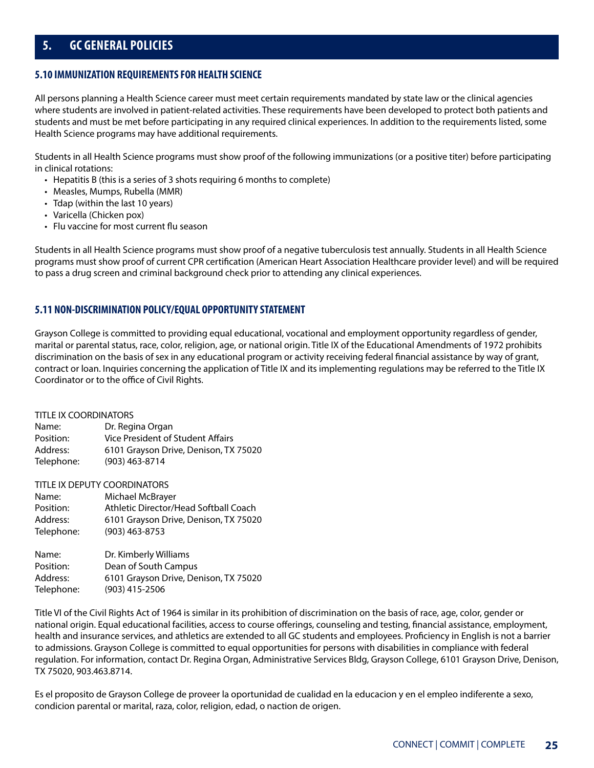# 5. GC GENERAL POLICIES

## 5.10 IMMUNIZATION REQUIREMENTS FOR HEALTH SCIENCE

All persons planning a Health Science career must meet certain requirements mandated by state law or the clinical agencies where students are involved in patient-related activities. These requirements have been developed to protect both patients and students and must be met before participating in any required clinical experiences. In addition to the requirements listed, some Health Science programs may have additional requirements.

Students in all Health Science programs must show proof of the following immunizations (or a positive titer) before participating in clinical rotations:

- Hepatitis B (this is a series of 3 shots requiring 6 months to complete)
- Measles, Mumps, Rubella (MMR)
- Tdap (within the last 10 years)
- Varicella (Chicken pox)
- Flu vaccine for most current flu season

Students in all Health Science programs must show proof of a negative tuberculosis test annually. Students in all Health Science programs must show proof of current CPR certification (American Heart Association Healthcare provider level) and will be required to pass a drug screen and criminal background check prior to attending any clinical experiences.

## 5.11 NON-DISCRIMINATION POLICY/EQUAL OPPORTUNITY STATEMENT

Grayson College is committed to providing equal educational, vocational and employment opportunity regardless of gender, marital or parental status, race, color, religion, age, or national origin. Title IX of the Educational Amendments of 1972 prohibits discrimination on the basis of sex in any educational program or activity receiving federal financial assistance by way of grant, contract or loan. Inquiries concerning the application of Title IX and its implementing regulations may be referred to the Title IX Coordinator or to the office of Civil Rights.

TITLE IX COORDINATORS

Name: Dr. Regina Organ
Position: Vice President of Student Affairs
Address: 6101 Grayson Drive, Denison, TX 75020
Telephone: (903) 463-8714

TITLE IX DEPUTY COORDINATORS

Name: Michael McBrayer
Position: Athletic Director/Head Softball Coach
Address: 6101 Grayson Drive, Denison, TX 75020
Telephone: (903) 463-8753

Name: Dr. Kimberly Williams
Position: Dean of South Campus
Address: 6101 Grayson Drive, Denison, TX 75020
Telephone: (903) 415-2506

Title VI of the Civil Rights Act of 1964 is similar in its prohibition of discrimination on the basis of race, age, color, gender or national origin. Equal educational facilities, access to course offerings, counseling and testing, financial assistance, employment, health and insurance services, and athletics are extended to all GC students and employees. Proficiency in English is not a barrier to admissions. Grayson College is committed to equal opportunities for persons with disabilities in compliance with federal regulation. For information, contact Dr. Regina Organ, Administrative Services Bldg, Grayson College, 6101 Grayson Drive, Denison, TX 75020, 903.463.8714.

Es el proposito de Grayson College de proveer la oportunidad de cualidad en la educacion y en el empleo indiferente a sexo, condicion parental or marital, raza, color, religion, edad, o naction de origen.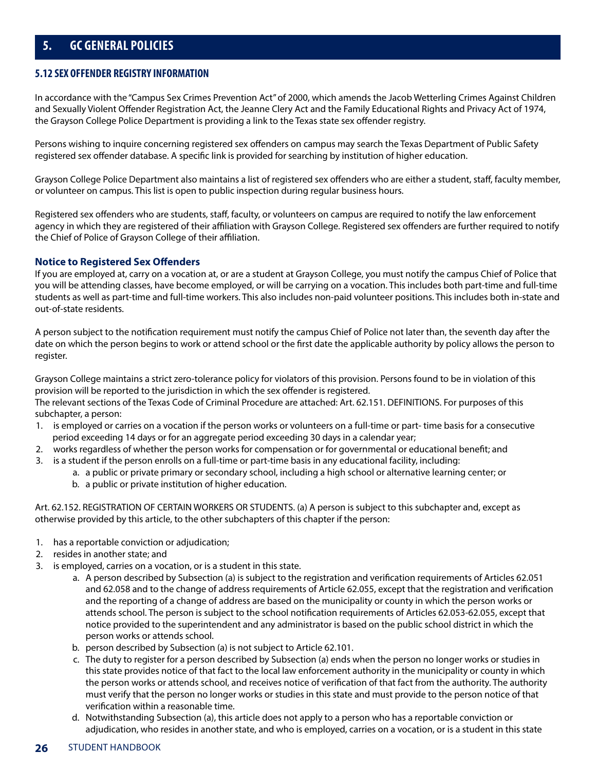## 5. GC GENERAL POLICIES

### 5.12 SEX OFFENDER REGISTRY INFORMATION

In accordance with the "Campus Sex Crimes Prevention Act" of 2000, which amends the Jacob Wetterling Crimes Against Children and Sexually Violent Offender Registration Act, the Jeanne Clery Act and the Family Educational Rights and Privacy Act of 1974, the Grayson College Police Department is providing a link to the Texas state sex offender registry.

Persons wishing to inquire concerning registered sex offenders on campus may search the Texas Department of Public Safety registered sex offender database. A specific link is provided for searching by institution of higher education.

Grayson College Police Department also maintains a list of registered sex offenders who are either a student, staff, faculty member, or volunteer on campus. This list is open to public inspection during regular business hours.

Registered sex offenders who are students, staff, faculty, or volunteers on campus are required to notify the law enforcement agency in which they are registered of their affiliation with Grayson College. Registered sex offenders are further required to notify the Chief of Police of Grayson College of their affiliation.

#### Notice to Registered Sex Offenders

If you are employed at, carry on a vocation at, or are a student at Grayson College, you must notify the campus Chief of Police that you will be attending classes, have become employed, or will be carrying on a vocation. This includes both part-time and full-time students as well as part-time and full-time workers. This also includes non-paid volunteer positions. This includes both in-state and out-of-state residents.

A person subject to the notification requirement must notify the campus Chief of Police not later than, the seventh day after the date on which the person begins to work or attend school or the first date the applicable authority by policy allows the person to register.

Grayson College maintains a strict zero-tolerance policy for violators of this provision. Persons found to be in violation of this provision will be reported to the jurisdiction in which the sex offender is registered.
The relevant sections of the Texas Code of Criminal Procedure are attached: Art. 62.151. DEFINITIONS. For purposes of this subchapter, a person:

1. is employed or carries on a vocation if the person works or volunteers on a full-time or part- time basis for a consecutive period exceeding 14 days or for an aggregate period exceeding 30 days in a calendar year;
2. works regardless of whether the person works for compensation or for governmental or educational benefit; and
3. is a student if the person enrolls on a full-time or part-time basis in any educational facility, including:
   a. a public or private primary or secondary school, including a high school or alternative learning center; or
   b. a public or private institution of higher education.

Art. 62.152. REGISTRATION OF CERTAIN WORKERS OR STUDENTS. (a) A person is subject to this subchapter and, except as otherwise provided by this article, to the other subchapters of this chapter if the person:

1. has a reportable conviction or adjudication;
2. resides in another state; and
3. is employed, carries on a vocation, or is a student in this state.
   a. A person described by Subsection (a) is subject to the registration and verification requirements of Articles 62.051 and 62.058 and to the change of address requirements of Article 62.055, except that the registration and verification and the reporting of a change of address are based on the municipality or county in which the person works or attends school. The person is subject to the school notification requirements of Articles 62.053-62.055, except that notice provided to the superintendent and any administrator is based on the public school district in which the person works or attends school.
   b. person described by Subsection (a) is not subject to Article 62.101.
   c. The duty to register for a person described by Subsection (a) ends when the person no longer works or studies in this state provides notice of that fact to the local law enforcement authority in the municipality or county in which the person works or attends school, and receives notice of verification of that fact from the authority. The authority must verify that the person no longer works or studies in this state and must provide to the person notice of that verification within a reasonable time.
   d. Notwithstanding Subsection (a), this article does not apply to a person who has a reportable conviction or adjudication, who resides in another state, and who is employed, carries on a vocation, or is a student in this state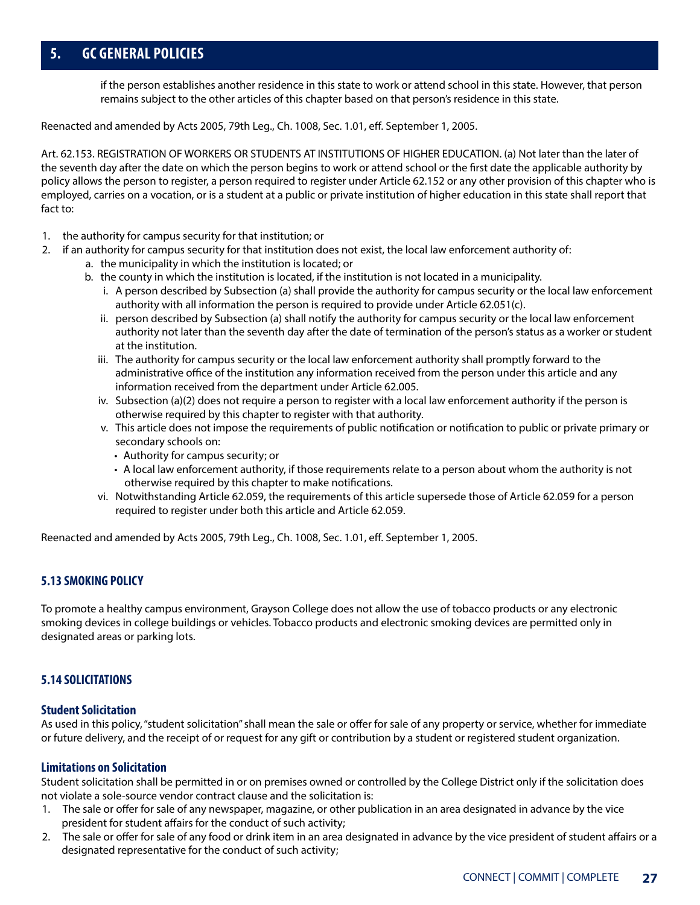if the person establishes another residence in this state to work or attend school in this state. However, that person remains subject to the other articles of this chapter based on that person's residence in this state.

Reenacted and amended by Acts 2005, 79th Leg., Ch. 1008, Sec. 1.01, eff. September 1, 2005.

Art. 62.153. REGISTRATION OF WORKERS OR STUDENTS AT INSTITUTIONS OF HIGHER EDUCATION. (a) Not later than the later of the seventh day after the date on which the person begins to work or attend school or the first date the applicable authority by policy allows the person to register, a person required to register under Article 62.152 or any other provision of this chapter who is employed, carries on a vocation, or is a student at a public or private institution of higher education in this state shall report that fact to:

1. the authority for campus security for that institution; or
2. if an authority for campus security for that institution does not exist, the local law enforcement authority of:
   a. the municipality in which the institution is located; or
   b. the county in which the institution is located, if the institution is not located in a municipality.
      i. A person described by Subsection (a) shall provide the authority for campus security or the local law enforcement authority with all information the person is required to provide under Article 62.051(c).
      ii. person described by Subsection (a) shall notify the authority for campus security or the local law enforcement authority not later than the seventh day after the date of termination of the person's status as a worker or student at the institution.
      iii. The authority for campus security or the local law enforcement authority shall promptly forward to the administrative office of the institution any information received from the person under this article and any information received from the department under Article 62.005.
      iv. Subsection (a)(2) does not require a person to register with a local law enforcement authority if the person is otherwise required by this chapter to register with that authority.
      v. This article does not impose the requirements of public notification or notification to public or private primary or secondary schools on:
         - Authority for campus security; or
         - A local law enforcement authority, if those requirements relate to a person about whom the authority is not otherwise required by this chapter to make notifications.
      vi. Notwithstanding Article 62.059, the requirements of this article supersede those of Article 62.059 for a person required to register under both this article and Article 62.059.

Reenacted and amended by Acts 2005, 79th Leg., Ch. 1008, Sec. 1.01, eff. September 1, 2005.

### 5.13 SMOKING POLICY

To promote a healthy campus environment, Grayson College does not allow the use of tobacco products or any electronic smoking devices in college buildings or vehicles. Tobacco products and electronic smoking devices are permitted only in designated areas or parking lots.

### 5.14 SOLICITATIONS

#### Student Solicitation

As used in this policy, "student solicitation" shall mean the sale or offer for sale of any property or service, whether for immediate or future delivery, and the receipt of or request for any gift or contribution by a student or registered student organization.

#### Limitations on Solicitation

Student solicitation shall be permitted in or on premises owned or controlled by the College District only if the solicitation does not violate a sole-source vendor contract clause and the solicitation is:

1. The sale or offer for sale of any newspaper, magazine, or other publication in an area designated in advance by the vice president for student affairs for the conduct of such activity;
2. The sale or offer for sale of any food or drink item in an area designated in advance by the vice president of student affairs or a designated representative for the conduct of such activity;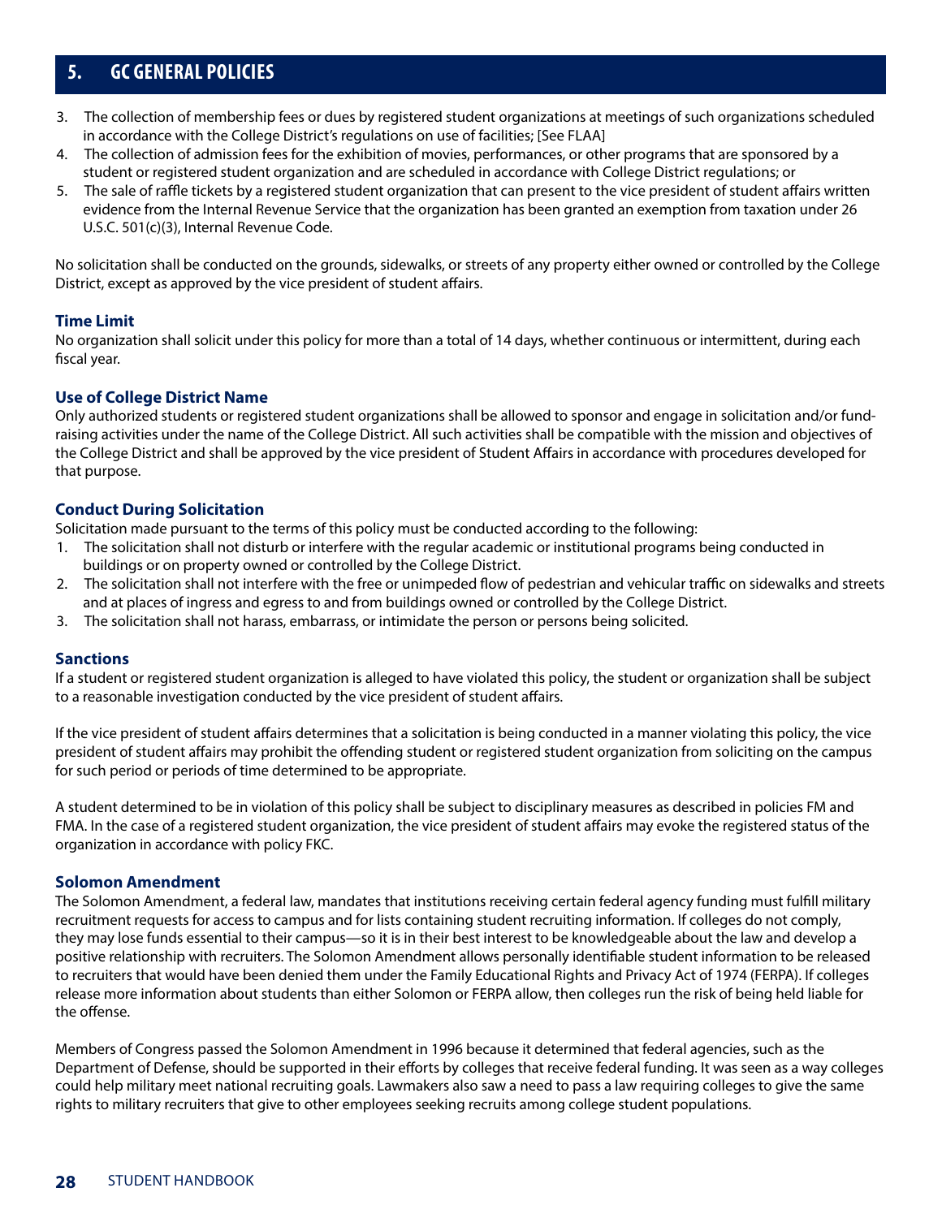## 5. GC GENERAL POLICIES

3. The collection of membership fees or dues by registered student organizations at meetings of such organizations scheduled in accordance with the College District's regulations on use of facilities; [See FLAA]
4. The collection of admission fees for the exhibition of movies, performances, or other programs that are sponsored by a student or registered student organization and are scheduled in accordance with College District regulations; or
5. The sale of raffle tickets by a registered student organization that can present to the vice president of student affairs written evidence from the Internal Revenue Service that the organization has been granted an exemption from taxation under 26 U.S.C. 501(c)(3), Internal Revenue Code.

No solicitation shall be conducted on the grounds, sidewalks, or streets of any property either owned or controlled by the College District, except as approved by the vice president of student affairs.

### Time Limit

No organization shall solicit under this policy for more than a total of 14 days, whether continuous or intermittent, during each fiscal year.

### Use of College District Name

Only authorized students or registered student organizations shall be allowed to sponsor and engage in solicitation and/or fund-raising activities under the name of the College District. All such activities shall be compatible with the mission and objectives of the College District and shall be approved by the vice president of Student Affairs in accordance with procedures developed for that purpose.

### Conduct During Solicitation

Solicitation made pursuant to the terms of this policy must be conducted according to the following:

1. The solicitation shall not disturb or interfere with the regular academic or institutional programs being conducted in buildings or on property owned or controlled by the College District.
2. The solicitation shall not interfere with the free or unimpeded flow of pedestrian and vehicular traffic on sidewalks and streets and at places of ingress and egress to and from buildings owned or controlled by the College District.
3. The solicitation shall not harass, embarrass, or intimidate the person or persons being solicited.

### Sanctions

If a student or registered student organization is alleged to have violated this policy, the student or organization shall be subject to a reasonable investigation conducted by the vice president of student affairs.

If the vice president of student affairs determines that a solicitation is being conducted in a manner violating this policy, the vice president of student affairs may prohibit the offending student or registered student organization from soliciting on the campus for such period or periods of time determined to be appropriate.

A student determined to be in violation of this policy shall be subject to disciplinary measures as described in policies FM and FMA. In the case of a registered student organization, the vice president of student affairs may evoke the registered status of the organization in accordance with policy FKC.

### Solomon Amendment

The Solomon Amendment, a federal law, mandates that institutions receiving certain federal agency funding must fulfill military recruitment requests for access to campus and for lists containing student recruiting information. If colleges do not comply, they may lose funds essential to their campus—so it is in their best interest to be knowledgeable about the law and develop a positive relationship with recruiters. The Solomon Amendment allows personally identifiable student information to be released to recruiters that would have been denied them under the Family Educational Rights and Privacy Act of 1974 (FERPA). If colleges release more information about students than either Solomon or FERPA allow, then colleges run the risk of being held liable for the offense.

Members of Congress passed the Solomon Amendment in 1996 because it determined that federal agencies, such as the Department of Defense, should be supported in their efforts by colleges that receive federal funding. It was seen as a way colleges could help military meet national recruiting goals. Lawmakers also saw a need to pass a law requiring colleges to give the same rights to military recruiters that give to other employees seeking recruits among college student populations.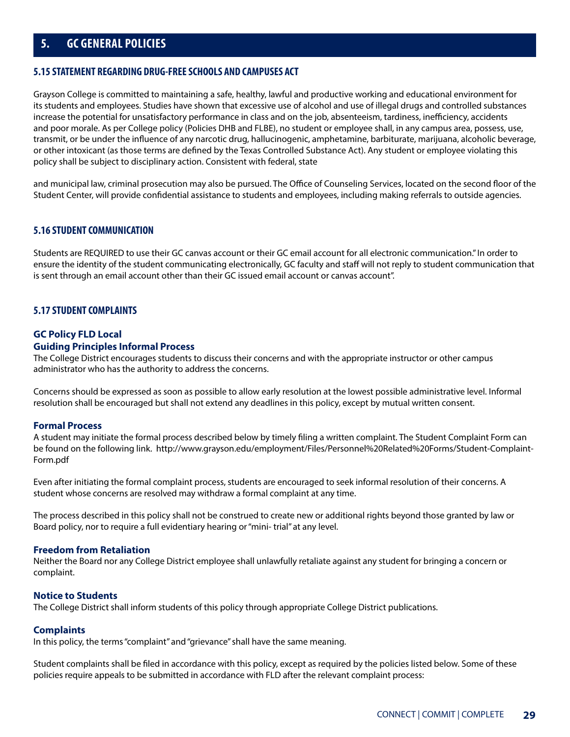## 5. GC GENERAL POLICIES

### 5.15 STATEMENT REGARDING DRUG-FREE SCHOOLS AND CAMPUSES ACT

Grayson College is committed to maintaining a safe, healthy, lawful and productive working and educational environment for its students and employees. Studies have shown that excessive use of alcohol and use of illegal drugs and controlled substances increase the potential for unsatisfactory performance in class and on the job, absenteeism, tardiness, inefficiency, accidents and poor morale. As per College policy (Policies DHB and FLBE), no student or employee shall, in any campus area, possess, use, transmit, or be under the influence of any narcotic drug, hallucinogenic, amphetamine, barbiturate, marijuana, alcoholic beverage, or other intoxicant (as those terms are defined by the Texas Controlled Substance Act). Any student or employee violating this policy shall be subject to disciplinary action. Consistent with federal, state

and municipal law, criminal prosecution may also be pursued. The Office of Counseling Services, located on the second floor of the Student Center, will provide confidential assistance to students and employees, including making referrals to outside agencies.

### 5.16 STUDENT COMMUNICATION

Students are REQUIRED to use their GC canvas account or their GC email account for all electronic communication." In order to ensure the identity of the student communicating electronically, GC faculty and staff will not reply to student communication that is sent through an email account other than their GC issued email account or canvas account".

### 5.17 STUDENT COMPLAINTS

**GC Policy FLD Local**
**Guiding Principles Informal Process**
The College District encourages students to discuss their concerns and with the appropriate instructor or other campus administrator who has the authority to address the concerns.

Concerns should be expressed as soon as possible to allow early resolution at the lowest possible administrative level. Informal resolution shall be encouraged but shall not extend any deadlines in this policy, except by mutual written consent.

**Formal Process**
A student may initiate the formal process described below by timely filing a written complaint. The Student Complaint Form can be found on the following link. http://www.grayson.edu/employment/Files/Personnel%20Related%20Forms/Student-Complaint-Form.pdf

Even after initiating the formal complaint process, students are encouraged to seek informal resolution of their concerns. A student whose concerns are resolved may withdraw a formal complaint at any time.

The process described in this policy shall not be construed to create new or additional rights beyond those granted by law or Board policy, nor to require a full evidentiary hearing or "mini- trial" at any level.

**Freedom from Retaliation**
Neither the Board nor any College District employee shall unlawfully retaliate against any student for bringing a concern or complaint.

**Notice to Students**
The College District shall inform students of this policy through appropriate College District publications.

**Complaints**
In this policy, the terms "complaint" and "grievance" shall have the same meaning.

Student complaints shall be filed in accordance with this policy, except as required by the policies listed below. Some of these policies require appeals to be submitted in accordance with FLD after the relevant complaint process: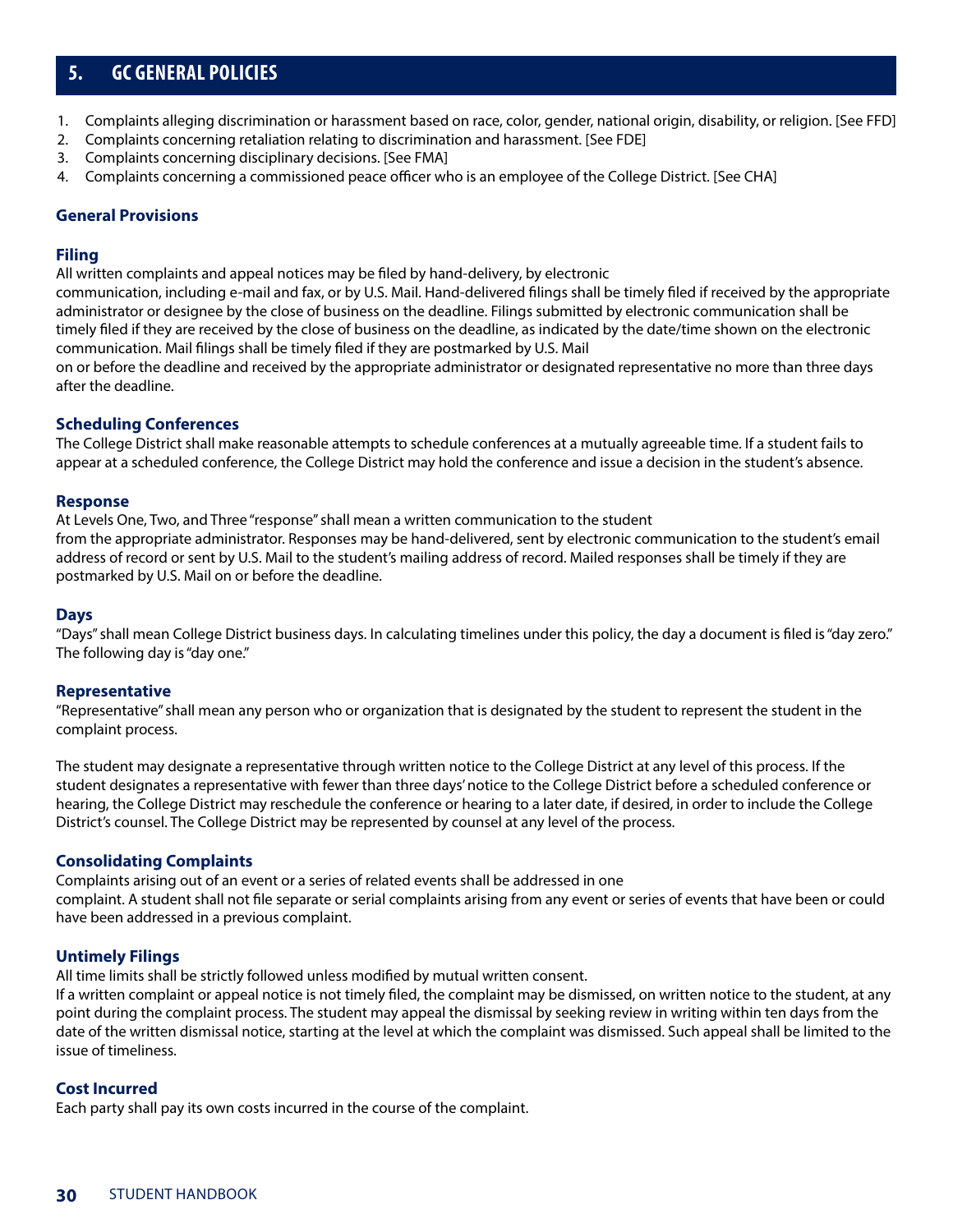## 5. GC GENERAL POLICIES

1. Complaints alleging discrimination or harassment based on race, color, gender, national origin, disability, or religion. [See FFD]
2. Complaints concerning retaliation relating to discrimination and harassment. [See FDE]
3. Complaints concerning disciplinary decisions. [See FMA]
4. Complaints concerning a commissioned peace officer who is an employee of the College District. [See CHA]

### General Provisions

#### Filing

All written complaints and appeal notices may be filed by hand-delivery, by electronic communication, including e-mail and fax, or by U.S. Mail. Hand-delivered filings shall be timely filed if received by the appropriate administrator or designee by the close of business on the deadline. Filings submitted by electronic communication shall be timely filed if they are received by the close of business on the deadline, as indicated by the date/time shown on the electronic communication. Mail filings shall be timely filed if they are postmarked by U.S. Mail on or before the deadline and received by the appropriate administrator or designated representative no more than three days after the deadline.

#### Scheduling Conferences

The College District shall make reasonable attempts to schedule conferences at a mutually agreeable time. If a student fails to appear at a scheduled conference, the College District may hold the conference and issue a decision in the student's absence.

#### Response

At Levels One, Two, and Three "response" shall mean a written communication to the student from the appropriate administrator. Responses may be hand-delivered, sent by electronic communication to the student's email address of record or sent by U.S. Mail to the student's mailing address of record. Mailed responses shall be timely if they are postmarked by U.S. Mail on or before the deadline.

#### Days

"Days" shall mean College District business days. In calculating timelines under this policy, the day a document is filed is "day zero." The following day is "day one."

#### Representative

"Representative" shall mean any person who or organization that is designated by the student to represent the student in the complaint process.

The student may designate a representative through written notice to the College District at any level of this process. If the student designates a representative with fewer than three days' notice to the College District before a scheduled conference or hearing, the College District may reschedule the conference or hearing to a later date, if desired, in order to include the College District's counsel. The College District may be represented by counsel at any level of the process.

#### Consolidating Complaints

Complaints arising out of an event or a series of related events shall be addressed in one complaint. A student shall not file separate or serial complaints arising from any event or series of events that have been or could have been addressed in a previous complaint.

#### Untimely Filings

All time limits shall be strictly followed unless modified by mutual written consent.

If a written complaint or appeal notice is not timely filed, the complaint may be dismissed, on written notice to the student, at any point during the complaint process. The student may appeal the dismissal by seeking review in writing within ten days from the date of the written dismissal notice, starting at the level at which the complaint was dismissed. Such appeal shall be limited to the issue of timeliness.

#### Cost Incurred

Each party shall pay its own costs incurred in the course of the complaint.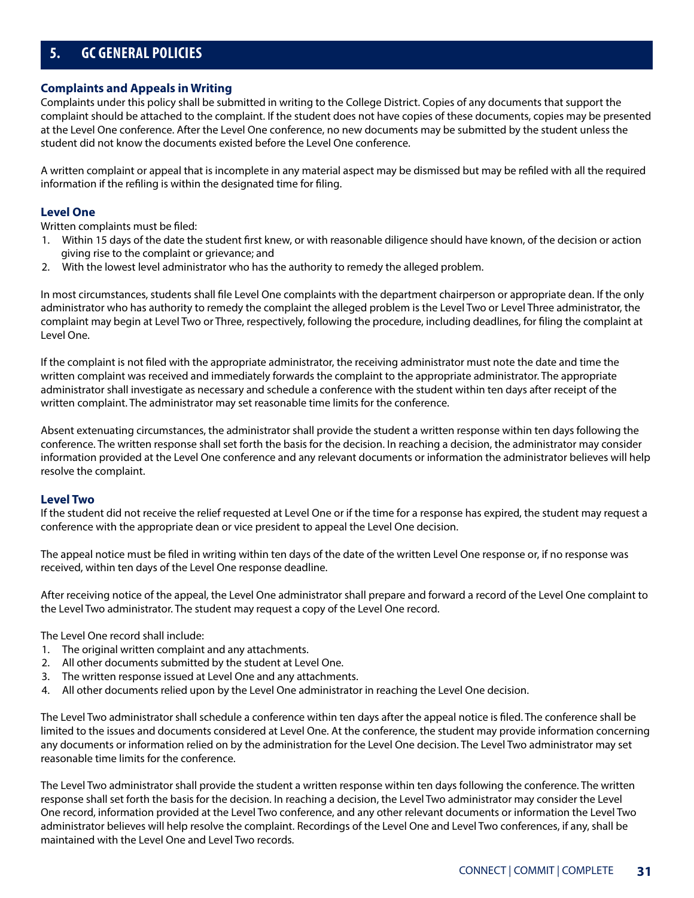# 5. GC GENERAL POLICIES

### Complaints and Appeals in Writing

Complaints under this policy shall be submitted in writing to the College District. Copies of any documents that support the complaint should be attached to the complaint. If the student does not have copies of these documents, copies may be presented at the Level One conference. After the Level One conference, no new documents may be submitted by the student unless the student did not know the documents existed before the Level One conference.

A written complaint or appeal that is incomplete in any material aspect may be dismissed but may be refiled with all the required information if the refiling is within the designated time for filing.

### Level One

Written complaints must be filed:

1. Within 15 days of the date the student first knew, or with reasonable diligence should have known, of the decision or action giving rise to the complaint or grievance; and
2. With the lowest level administrator who has the authority to remedy the alleged problem.

In most circumstances, students shall file Level One complaints with the department chairperson or appropriate dean. If the only administrator who has authority to remedy the complaint the alleged problem is the Level Two or Level Three administrator, the complaint may begin at Level Two or Three, respectively, following the procedure, including deadlines, for filing the complaint at Level One.

If the complaint is not filed with the appropriate administrator, the receiving administrator must note the date and time the written complaint was received and immediately forwards the complaint to the appropriate administrator. The appropriate administrator shall investigate as necessary and schedule a conference with the student within ten days after receipt of the written complaint. The administrator may set reasonable time limits for the conference.

Absent extenuating circumstances, the administrator shall provide the student a written response within ten days following the conference. The written response shall set forth the basis for the decision. In reaching a decision, the administrator may consider information provided at the Level One conference and any relevant documents or information the administrator believes will help resolve the complaint.

### Level Two

If the student did not receive the relief requested at Level One or if the time for a response has expired, the student may request a conference with the appropriate dean or vice president to appeal the Level One decision.

The appeal notice must be filed in writing within ten days of the date of the written Level One response or, if no response was received, within ten days of the Level One response deadline.

After receiving notice of the appeal, the Level One administrator shall prepare and forward a record of the Level One complaint to the Level Two administrator. The student may request a copy of the Level One record.

The Level One record shall include:

1. The original written complaint and any attachments.
2. All other documents submitted by the student at Level One.
3. The written response issued at Level One and any attachments.
4. All other documents relied upon by the Level One administrator in reaching the Level One decision.

The Level Two administrator shall schedule a conference within ten days after the appeal notice is filed. The conference shall be limited to the issues and documents considered at Level One. At the conference, the student may provide information concerning any documents or information relied on by the administration for the Level One decision. The Level Two administrator may set reasonable time limits for the conference.

The Level Two administrator shall provide the student a written response within ten days following the conference. The written response shall set forth the basis for the decision. In reaching a decision, the Level Two administrator may consider the Level One record, information provided at the Level Two conference, and any other relevant documents or information the Level Two administrator believes will help resolve the complaint. Recordings of the Level One and Level Two conferences, if any, shall be maintained with the Level One and Level Two records.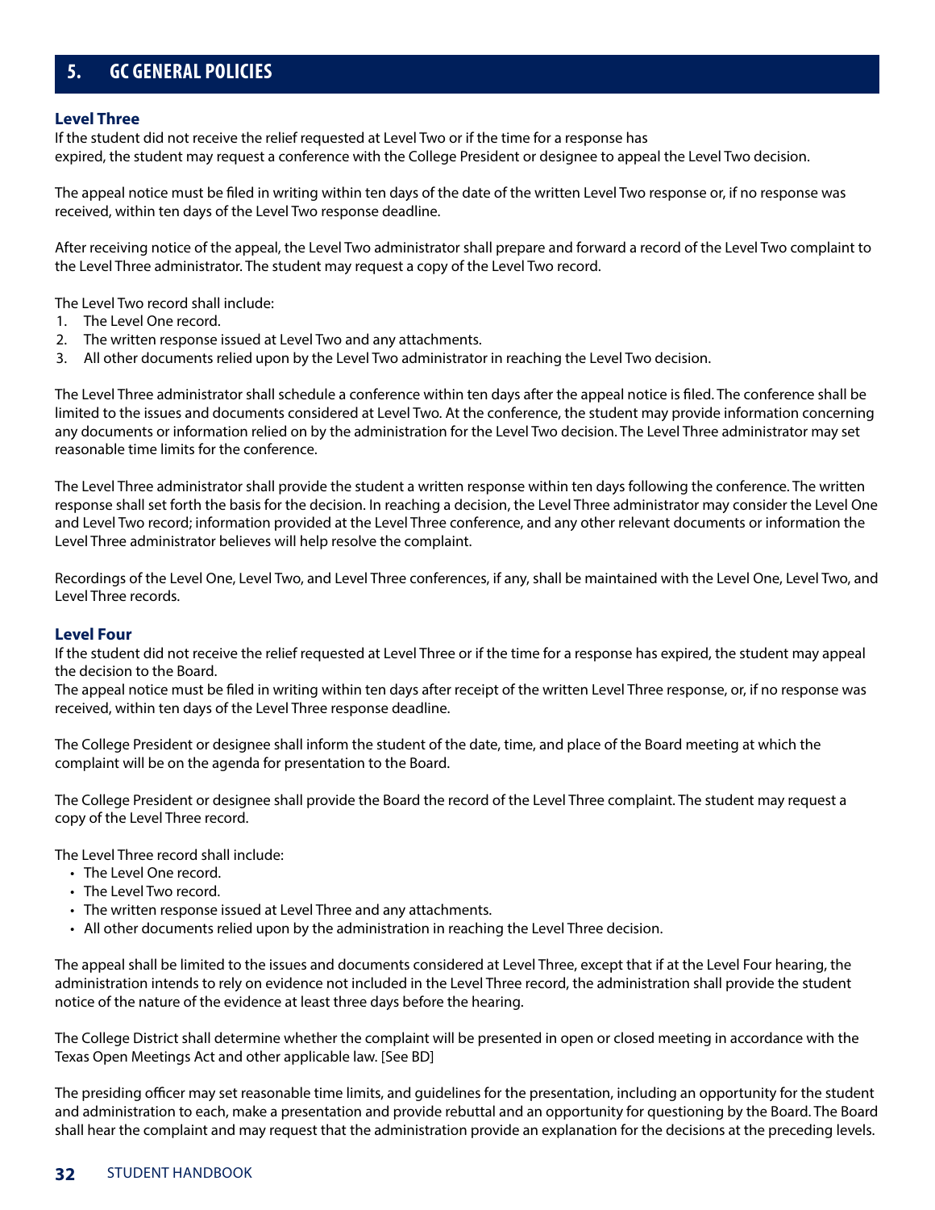## 5. GC GENERAL POLICIES

### Level Three

If the student did not receive the relief requested at Level Two or if the time for a response has expired, the student may request a conference with the College President or designee to appeal the Level Two decision.

The appeal notice must be filed in writing within ten days of the date of the written Level Two response or, if no response was received, within ten days of the Level Two response deadline.

After receiving notice of the appeal, the Level Two administrator shall prepare and forward a record of the Level Two complaint to the Level Three administrator. The student may request a copy of the Level Two record.

The Level Two record shall include:

1. The Level One record.
2. The written response issued at Level Two and any attachments.
3. All other documents relied upon by the Level Two administrator in reaching the Level Two decision.

The Level Three administrator shall schedule a conference within ten days after the appeal notice is filed. The conference shall be limited to the issues and documents considered at Level Two. At the conference, the student may provide information concerning any documents or information relied on by the administration for the Level Two decision. The Level Three administrator may set reasonable time limits for the conference.

The Level Three administrator shall provide the student a written response within ten days following the conference. The written response shall set forth the basis for the decision. In reaching a decision, the Level Three administrator may consider the Level One and Level Two record; information provided at the Level Three conference, and any other relevant documents or information the Level Three administrator believes will help resolve the complaint.

Recordings of the Level One, Level Two, and Level Three conferences, if any, shall be maintained with the Level One, Level Two, and Level Three records.

### Level Four

If the student did not receive the relief requested at Level Three or if the time for a response has expired, the student may appeal the decision to the Board.
The appeal notice must be filed in writing within ten days after receipt of the written Level Three response, or, if no response was received, within ten days of the Level Three response deadline.

The College President or designee shall inform the student of the date, time, and place of the Board meeting at which the complaint will be on the agenda for presentation to the Board.

The College President or designee shall provide the Board the record of the Level Three complaint. The student may request a copy of the Level Three record.

The Level Three record shall include:

- The Level One record.
- The Level Two record.
- The written response issued at Level Three and any attachments.
- All other documents relied upon by the administration in reaching the Level Three decision.

The appeal shall be limited to the issues and documents considered at Level Three, except that if at the Level Four hearing, the administration intends to rely on evidence not included in the Level Three record, the administration shall provide the student notice of the nature of the evidence at least three days before the hearing.

The College District shall determine whether the complaint will be presented in open or closed meeting in accordance with the Texas Open Meetings Act and other applicable law. [See BD]

The presiding officer may set reasonable time limits, and guidelines for the presentation, including an opportunity for the student and administration to each, make a presentation and provide rebuttal and an opportunity for questioning by the Board. The Board shall hear the complaint and may request that the administration provide an explanation for the decisions at the preceding levels.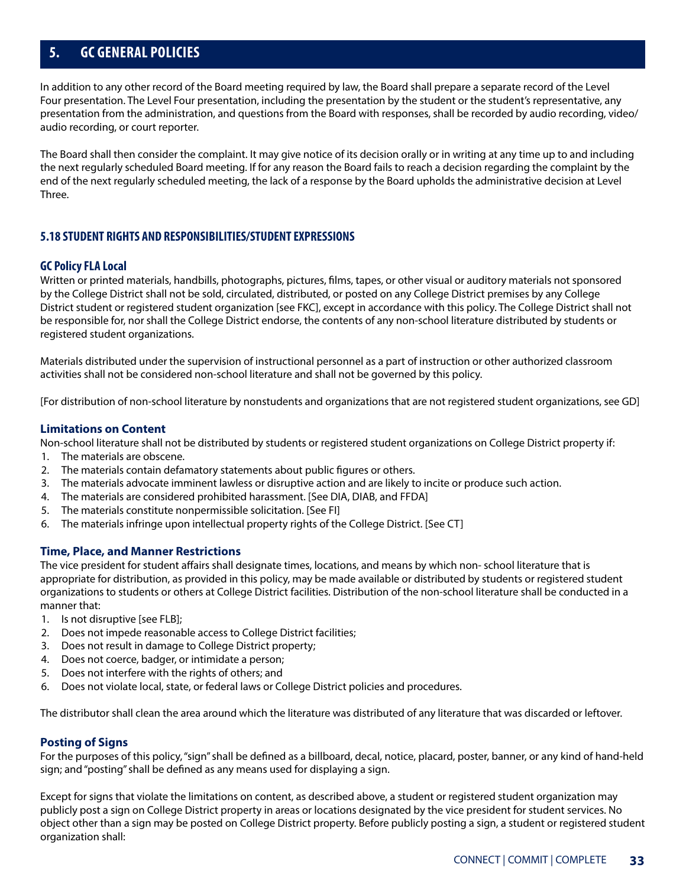## 5. GC GENERAL POLICIES

In addition to any other record of the Board meeting required by law, the Board shall prepare a separate record of the Level Four presentation. The Level Four presentation, including the presentation by the student or the student's representative, any presentation from the administration, and questions from the Board with responses, shall be recorded by audio recording, video/ audio recording, or court reporter.

The Board shall then consider the complaint. It may give notice of its decision orally or in writing at any time up to and including the next regularly scheduled Board meeting. If for any reason the Board fails to reach a decision regarding the complaint by the end of the next regularly scheduled meeting, the lack of a response by the Board upholds the administrative decision at Level Three.

### 5.18 STUDENT RIGHTS AND RESPONSIBILITIES/STUDENT EXPRESSIONS

#### GC Policy FLA Local

Written or printed materials, handbills, photographs, pictures, films, tapes, or other visual or auditory materials not sponsored by the College District shall not be sold, circulated, distributed, or posted on any College District premises by any College District student or registered student organization [see FKC], except in accordance with this policy. The College District shall not be responsible for, nor shall the College District endorse, the contents of any non-school literature distributed by students or registered student organizations.

Materials distributed under the supervision of instructional personnel as a part of instruction or other authorized classroom activities shall not be considered non-school literature and shall not be governed by this policy.

[For distribution of non-school literature by nonstudents and organizations that are not registered student organizations, see GD]

#### Limitations on Content

Non-school literature shall not be distributed by students or registered student organizations on College District property if:

1. The materials are obscene.
2. The materials contain defamatory statements about public figures or others.
3. The materials advocate imminent lawless or disruptive action and are likely to incite or produce such action.
4. The materials are considered prohibited harassment. [See DIA, DIAB, and FFDA]
5. The materials constitute nonpermissible solicitation. [See FI]
6. The materials infringe upon intellectual property rights of the College District. [See CT]

#### Time, Place, and Manner Restrictions

The vice president for student affairs shall designate times, locations, and means by which non- school literature that is appropriate for distribution, as provided in this policy, may be made available or distributed by students or registered student organizations to students or others at College District facilities. Distribution of the non-school literature shall be conducted in a manner that:

1. Is not disruptive [see FLB];
2. Does not impede reasonable access to College District facilities;
3. Does not result in damage to College District property;
4. Does not coerce, badger, or intimidate a person;
5. Does not interfere with the rights of others; and
6. Does not violate local, state, or federal laws or College District policies and procedures.

The distributor shall clean the area around which the literature was distributed of any literature that was discarded or leftover.

#### Posting of Signs

For the purposes of this policy, "sign" shall be defined as a billboard, decal, notice, placard, poster, banner, or any kind of hand-held sign; and "posting" shall be defined as any means used for displaying a sign.

Except for signs that violate the limitations on content, as described above, a student or registered student organization may publicly post a sign on College District property in areas or locations designated by the vice president for student services. No object other than a sign may be posted on College District property. Before publicly posting a sign, a student or registered student organization shall: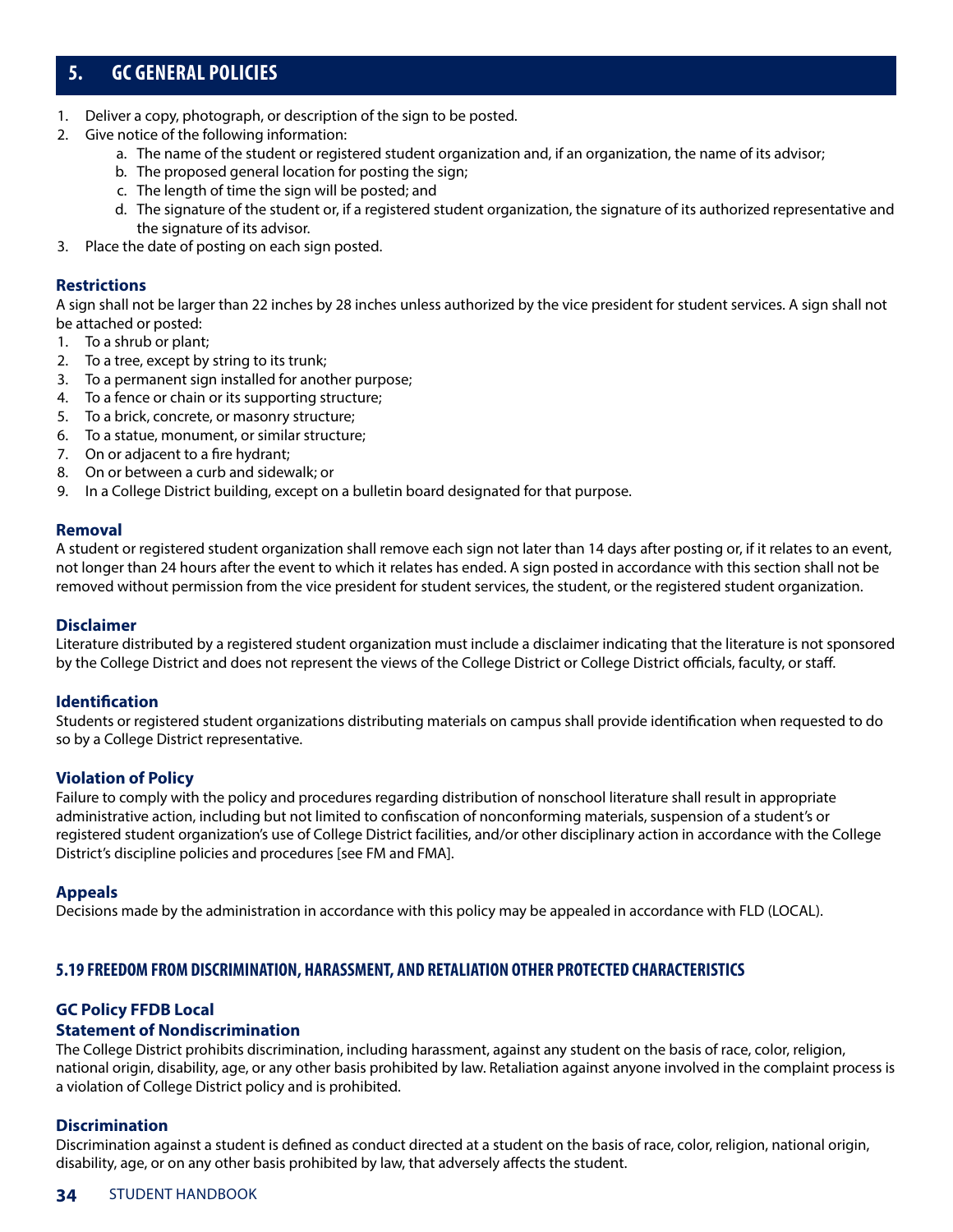## 5. GC GENERAL POLICIES

1. Deliver a copy, photograph, or description of the sign to be posted.
2. Give notice of the following information:
   a. The name of the student or registered student organization and, if an organization, the name of its advisor;
   b. The proposed general location for posting the sign;
   c. The length of time the sign will be posted; and
   d. The signature of the student or, if a registered student organization, the signature of its authorized representative and the signature of its advisor.
3. Place the date of posting on each sign posted.

#### Restrictions

A sign shall not be larger than 22 inches by 28 inches unless authorized by the vice president for student services. A sign shall not be attached or posted:

1. To a shrub or plant;
2. To a tree, except by string to its trunk;
3. To a permanent sign installed for another purpose;
4. To a fence or chain or its supporting structure;
5. To a brick, concrete, or masonry structure;
6. To a statue, monument, or similar structure;
7. On or adjacent to a fire hydrant;
8. On or between a curb and sidewalk; or
9. In a College District building, except on a bulletin board designated for that purpose.

#### Removal

A student or registered student organization shall remove each sign not later than 14 days after posting or, if it relates to an event, not longer than 24 hours after the event to which it relates has ended. A sign posted in accordance with this section shall not be removed without permission from the vice president for student services, the student, or the registered student organization.

#### Disclaimer

Literature distributed by a registered student organization must include a disclaimer indicating that the literature is not sponsored by the College District and does not represent the views of the College District or College District officials, faculty, or staff.

#### Identification

Students or registered student organizations distributing materials on campus shall provide identification when requested to do so by a College District representative.

#### Violation of Policy

Failure to comply with the policy and procedures regarding distribution of nonschool literature shall result in appropriate administrative action, including but not limited to confiscation of nonconforming materials, suspension of a student's or registered student organization's use of College District facilities, and/or other disciplinary action in accordance with the College District's discipline policies and procedures [see FM and FMA].

#### Appeals

Decisions made by the administration in accordance with this policy may be appealed in accordance with FLD (LOCAL).

### 5.19 FREEDOM FROM DISCRIMINATION, HARASSMENT, AND RETALIATION OTHER PROTECTED CHARACTERISTICS

#### GC Policy FFDB Local

#### Statement of Nondiscrimination

The College District prohibits discrimination, including harassment, against any student on the basis of race, color, religion, national origin, disability, age, or any other basis prohibited by law. Retaliation against anyone involved in the complaint process is a violation of College District policy and is prohibited.

#### Discrimination

Discrimination against a student is defined as conduct directed at a student on the basis of race, color, religion, national origin, disability, age, or on any other basis prohibited by law, that adversely affects the student.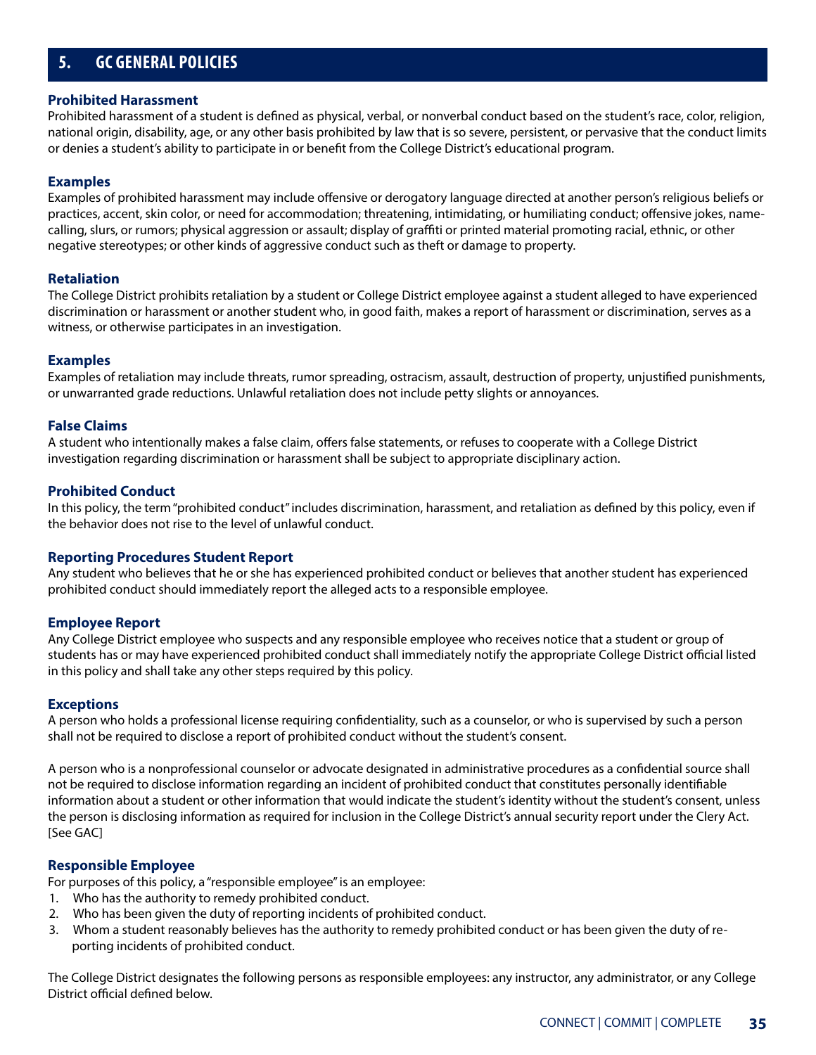## 5. GC GENERAL POLICIES

### Prohibited Harassment

Prohibited harassment of a student is defined as physical, verbal, or nonverbal conduct based on the student's race, color, religion, national origin, disability, age, or any other basis prohibited by law that is so severe, persistent, or pervasive that the conduct limits or denies a student's ability to participate in or benefit from the College District's educational program.

### Examples

Examples of prohibited harassment may include offensive or derogatory language directed at another person's religious beliefs or practices, accent, skin color, or need for accommodation; threatening, intimidating, or humiliating conduct; offensive jokes, name-calling, slurs, or rumors; physical aggression or assault; display of graffiti or printed material promoting racial, ethnic, or other negative stereotypes; or other kinds of aggressive conduct such as theft or damage to property.

### Retaliation

The College District prohibits retaliation by a student or College District employee against a student alleged to have experienced discrimination or harassment or another student who, in good faith, makes a report of harassment or discrimination, serves as a witness, or otherwise participates in an investigation.

### Examples

Examples of retaliation may include threats, rumor spreading, ostracism, assault, destruction of property, unjustified punishments, or unwarranted grade reductions. Unlawful retaliation does not include petty slights or annoyances.

### False Claims

A student who intentionally makes a false claim, offers false statements, or refuses to cooperate with a College District investigation regarding discrimination or harassment shall be subject to appropriate disciplinary action.

### Prohibited Conduct

In this policy, the term "prohibited conduct" includes discrimination, harassment, and retaliation as defined by this policy, even if the behavior does not rise to the level of unlawful conduct.

### Reporting Procedures Student Report

Any student who believes that he or she has experienced prohibited conduct or believes that another student has experienced prohibited conduct should immediately report the alleged acts to a responsible employee.

### Employee Report

Any College District employee who suspects and any responsible employee who receives notice that a student or group of students has or may have experienced prohibited conduct shall immediately notify the appropriate College District official listed in this policy and shall take any other steps required by this policy.

### Exceptions

A person who holds a professional license requiring confidentiality, such as a counselor, or who is supervised by such a person shall not be required to disclose a report of prohibited conduct without the student's consent.

A person who is a nonprofessional counselor or advocate designated in administrative procedures as a confidential source shall not be required to disclose information regarding an incident of prohibited conduct that constitutes personally identifiable information about a student or other information that would indicate the student's identity without the student's consent, unless the person is disclosing information as required for inclusion in the College District's annual security report under the Clery Act. [See GAC]

### Responsible Employee

For purposes of this policy, a "responsible employee" is an employee:

1. Who has the authority to remedy prohibited conduct.
2. Who has been given the duty of reporting incidents of prohibited conduct.
3. Whom a student reasonably believes has the authority to remedy prohibited conduct or has been given the duty of reporting incidents of prohibited conduct.

The College District designates the following persons as responsible employees: any instructor, any administrator, or any College District official defined below.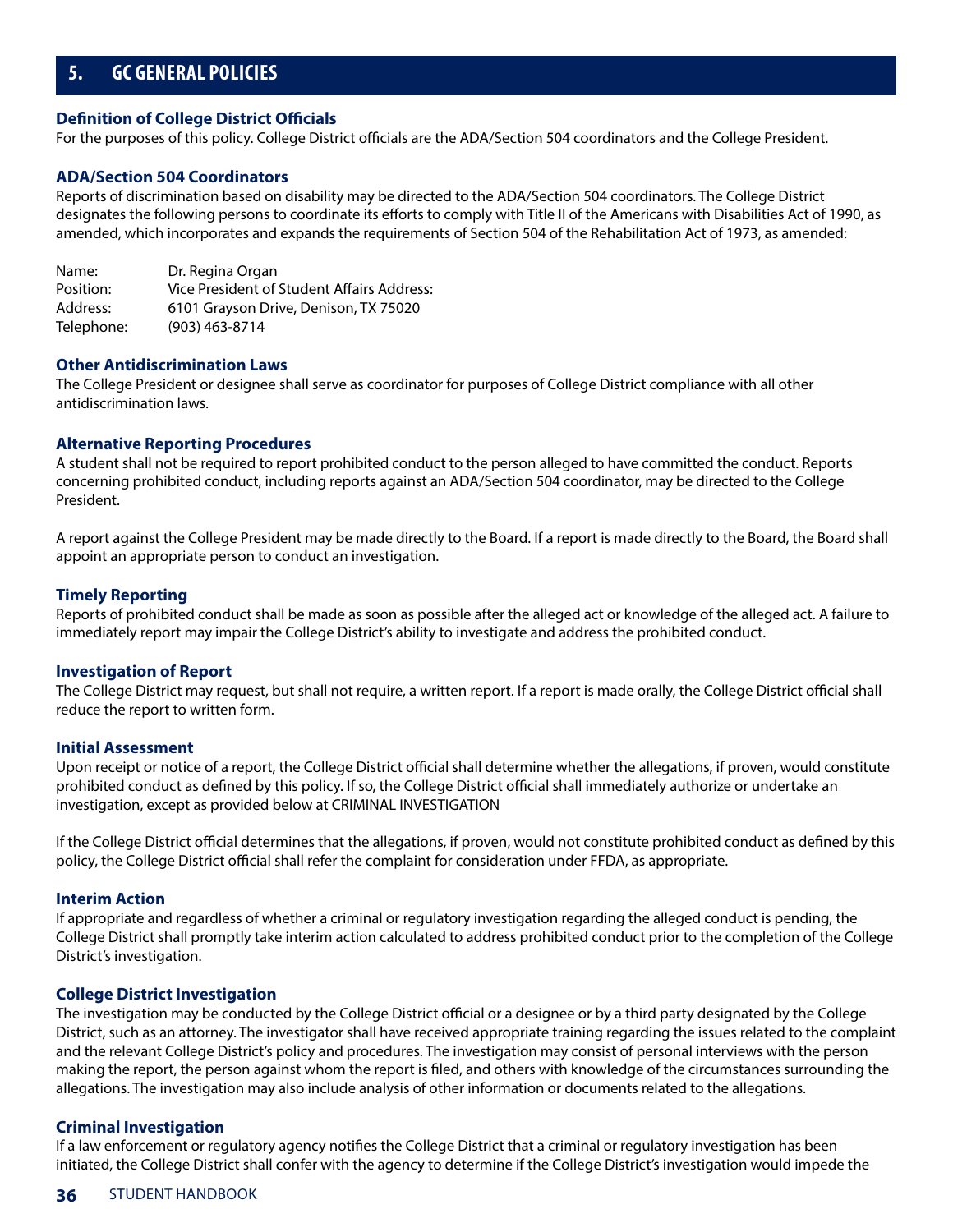# 5. GC GENERAL POLICIES

### Definition of College District Officials

For the purposes of this policy. College District officials are the ADA/Section 504 coordinators and the College President.

### ADA/Section 504 Coordinators

Reports of discrimination based on disability may be directed to the ADA/Section 504 coordinators. The College District designates the following persons to coordinate its efforts to comply with Title II of the Americans with Disabilities Act of 1990, as amended, which incorporates and expands the requirements of Section 504 of the Rehabilitation Act of 1973, as amended:

| | |
|---|---|
| Name: | Dr. Regina Organ |
| Position: | Vice President of Student Affairs Address: |
| Address: | 6101 Grayson Drive, Denison, TX 75020 |
| Telephone: | (903) 463-8714 |

### Other Antidiscrimination Laws

The College President or designee shall serve as coordinator for purposes of College District compliance with all other antidiscrimination laws.

### Alternative Reporting Procedures

A student shall not be required to report prohibited conduct to the person alleged to have committed the conduct. Reports concerning prohibited conduct, including reports against an ADA/Section 504 coordinator, may be directed to the College President.

A report against the College President may be made directly to the Board. If a report is made directly to the Board, the Board shall appoint an appropriate person to conduct an investigation.

### Timely Reporting

Reports of prohibited conduct shall be made as soon as possible after the alleged act or knowledge of the alleged act. A failure to immediately report may impair the College District's ability to investigate and address the prohibited conduct.

### Investigation of Report

The College District may request, but shall not require, a written report. If a report is made orally, the College District official shall reduce the report to written form.

### Initial Assessment

Upon receipt or notice of a report, the College District official shall determine whether the allegations, if proven, would constitute prohibited conduct as defined by this policy. If so, the College District official shall immediately authorize or undertake an investigation, except as provided below at CRIMINAL INVESTIGATION

If the College District official determines that the allegations, if proven, would not constitute prohibited conduct as defined by this policy, the College District official shall refer the complaint for consideration under FFDA, as appropriate.

### Interim Action

If appropriate and regardless of whether a criminal or regulatory investigation regarding the alleged conduct is pending, the College District shall promptly take interim action calculated to address prohibited conduct prior to the completion of the College District's investigation.

### College District Investigation

The investigation may be conducted by the College District official or a designee or by a third party designated by the College District, such as an attorney. The investigator shall have received appropriate training regarding the issues related to the complaint and the relevant College District's policy and procedures. The investigation may consist of personal interviews with the person making the report, the person against whom the report is filed, and others with knowledge of the circumstances surrounding the allegations. The investigation may also include analysis of other information or documents related to the allegations.

### Criminal Investigation

If a law enforcement or regulatory agency notifies the College District that a criminal or regulatory investigation has been initiated, the College District shall confer with the agency to determine if the College District's investigation would impede the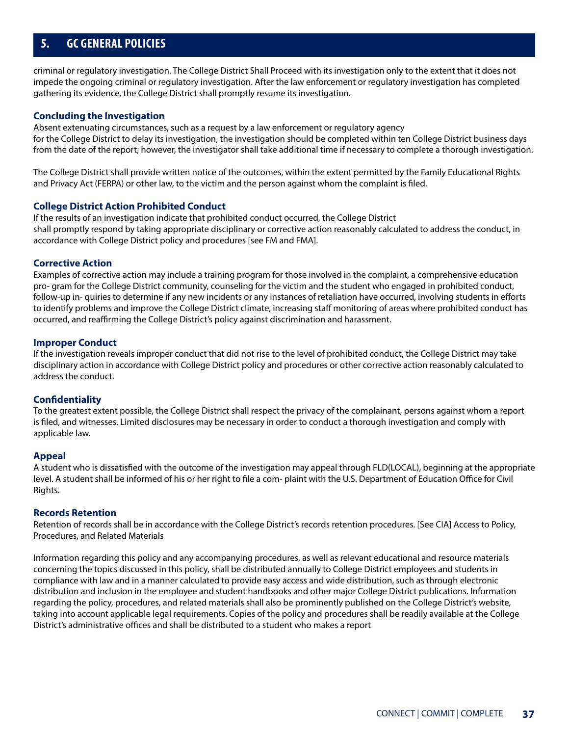criminal or regulatory investigation. The College District Shall Proceed with its investigation only to the extent that it does not impede the ongoing criminal or regulatory investigation. After the law enforcement or regulatory investigation has completed gathering its evidence, the College District shall promptly resume its investigation.

### Concluding the Investigation

Absent extenuating circumstances, such as a request by a law enforcement or regulatory agency for the College District to delay its investigation, the investigation should be completed within ten College District business days from the date of the report; however, the investigator shall take additional time if necessary to complete a thorough investigation.

The College District shall provide written notice of the outcomes, within the extent permitted by the Family Educational Rights and Privacy Act (FERPA) or other law, to the victim and the person against whom the complaint is filed.

### College District Action Prohibited Conduct

If the results of an investigation indicate that prohibited conduct occurred, the College District shall promptly respond by taking appropriate disciplinary or corrective action reasonably calculated to address the conduct, in accordance with College District policy and procedures [see FM and FMA].

### Corrective Action

Examples of corrective action may include a training program for those involved in the complaint, a comprehensive education pro- gram for the College District community, counseling for the victim and the student who engaged in prohibited conduct, follow-up in- quiries to determine if any new incidents or any instances of retaliation have occurred, involving students in efforts to identify problems and improve the College District climate, increasing staff monitoring of areas where prohibited conduct has occurred, and reaffirming the College District's policy against discrimination and harassment.

### Improper Conduct

If the investigation reveals improper conduct that did not rise to the level of prohibited conduct, the College District may take disciplinary action in accordance with College District policy and procedures or other corrective action reasonably calculated to address the conduct.

### Confidentiality

To the greatest extent possible, the College District shall respect the privacy of the complainant, persons against whom a report is filed, and witnesses. Limited disclosures may be necessary in order to conduct a thorough investigation and comply with applicable law.

### Appeal

A student who is dissatisfied with the outcome of the investigation may appeal through FLD(LOCAL), beginning at the appropriate level. A student shall be informed of his or her right to file a com- plaint with the U.S. Department of Education Office for Civil Rights.

### Records Retention

Retention of records shall be in accordance with the College District's records retention procedures. [See CIA] Access to Policy, Procedures, and Related Materials

Information regarding this policy and any accompanying procedures, as well as relevant educational and resource materials concerning the topics discussed in this policy, shall be distributed annually to College District employees and students in compliance with law and in a manner calculated to provide easy access and wide distribution, such as through electronic distribution and inclusion in the employee and student handbooks and other major College District publications. Information regarding the policy, procedures, and related materials shall also be prominently published on the College District's website, taking into account applicable legal requirements. Copies of the policy and procedures shall be readily available at the College District's administrative offices and shall be distributed to a student who makes a report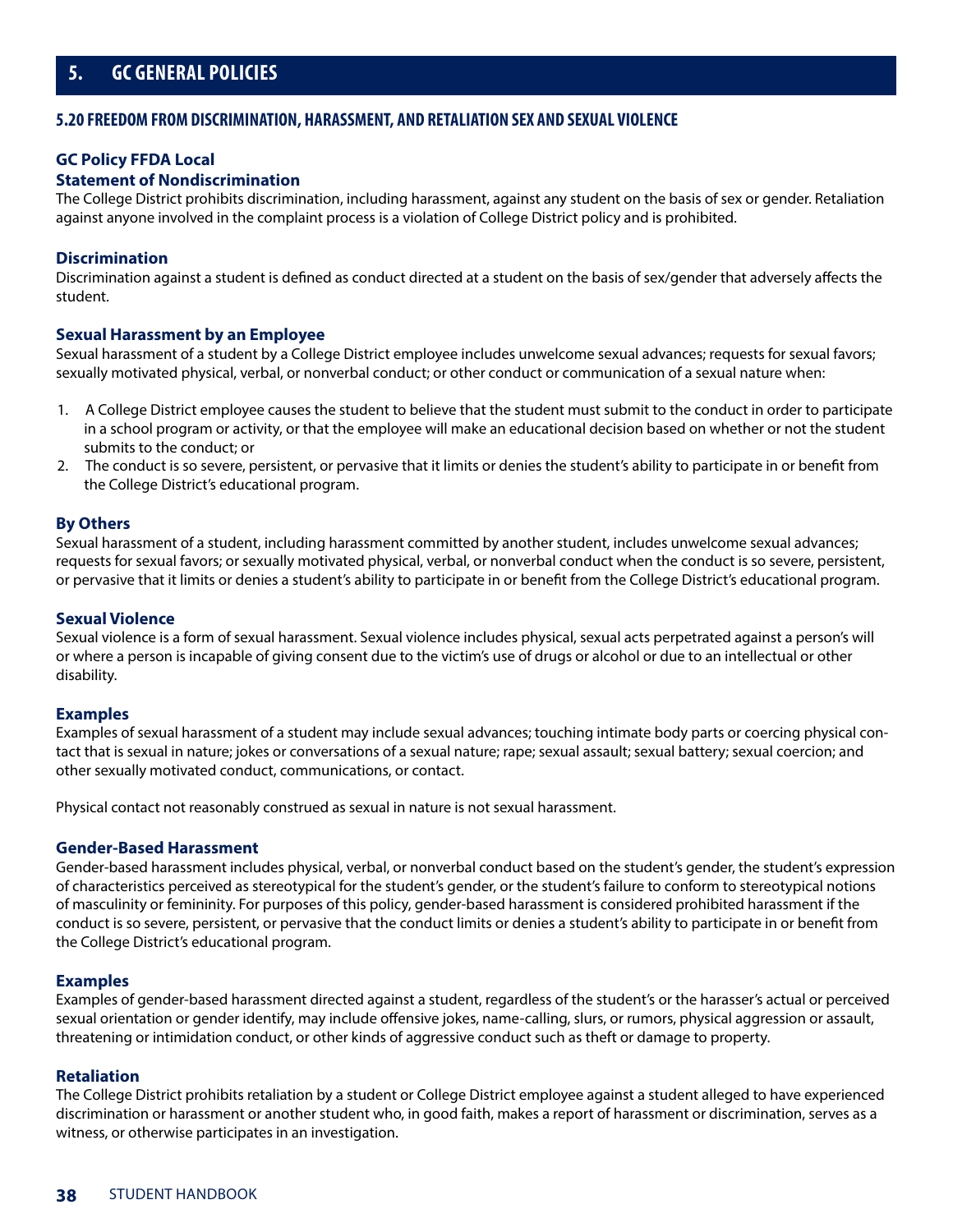# 5. GC GENERAL POLICIES

## 5.20 FREEDOM FROM DISCRIMINATION, HARASSMENT, AND RETALIATION SEX AND SEXUAL VIOLENCE

### GC Policy FFDA Local

### Statement of Nondiscrimination

The College District prohibits discrimination, including harassment, against any student on the basis of sex or gender. Retaliation against anyone involved in the complaint process is a violation of College District policy and is prohibited.

### Discrimination

Discrimination against a student is defined as conduct directed at a student on the basis of sex/gender that adversely affects the student.

### Sexual Harassment by an Employee

Sexual harassment of a student by a College District employee includes unwelcome sexual advances; requests for sexual favors; sexually motivated physical, verbal, or nonverbal conduct; or other conduct or communication of a sexual nature when:

1. A College District employee causes the student to believe that the student must submit to the conduct in order to participate in a school program or activity, or that the employee will make an educational decision based on whether or not the student submits to the conduct; or
2. The conduct is so severe, persistent, or pervasive that it limits or denies the student's ability to participate in or benefit from the College District's educational program.

### By Others

Sexual harassment of a student, including harassment committed by another student, includes unwelcome sexual advances; requests for sexual favors; or sexually motivated physical, verbal, or nonverbal conduct when the conduct is so severe, persistent, or pervasive that it limits or denies a student's ability to participate in or benefit from the College District's educational program.

### Sexual Violence

Sexual violence is a form of sexual harassment. Sexual violence includes physical, sexual acts perpetrated against a person's will or where a person is incapable of giving consent due to the victim's use of drugs or alcohol or due to an intellectual or other disability.

### Examples

Examples of sexual harassment of a student may include sexual advances; touching intimate body parts or coercing physical contact that is sexual in nature; jokes or conversations of a sexual nature; rape; sexual assault; sexual battery; sexual coercion; and other sexually motivated conduct, communications, or contact.

Physical contact not reasonably construed as sexual in nature is not sexual harassment.

### Gender-Based Harassment

Gender-based harassment includes physical, verbal, or nonverbal conduct based on the student's gender, the student's expression of characteristics perceived as stereotypical for the student's gender, or the student's failure to conform to stereotypical notions of masculinity or femininity. For purposes of this policy, gender-based harassment is considered prohibited harassment if the conduct is so severe, persistent, or pervasive that the conduct limits or denies a student's ability to participate in or benefit from the College District's educational program.

### Examples

Examples of gender-based harassment directed against a student, regardless of the student's or the harasser's actual or perceived sexual orientation or gender identify, may include offensive jokes, name-calling, slurs, or rumors, physical aggression or assault, threatening or intimidation conduct, or other kinds of aggressive conduct such as theft or damage to property.

### Retaliation

The College District prohibits retaliation by a student or College District employee against a student alleged to have experienced discrimination or harassment or another student who, in good faith, makes a report of harassment or discrimination, serves as a witness, or otherwise participates in an investigation.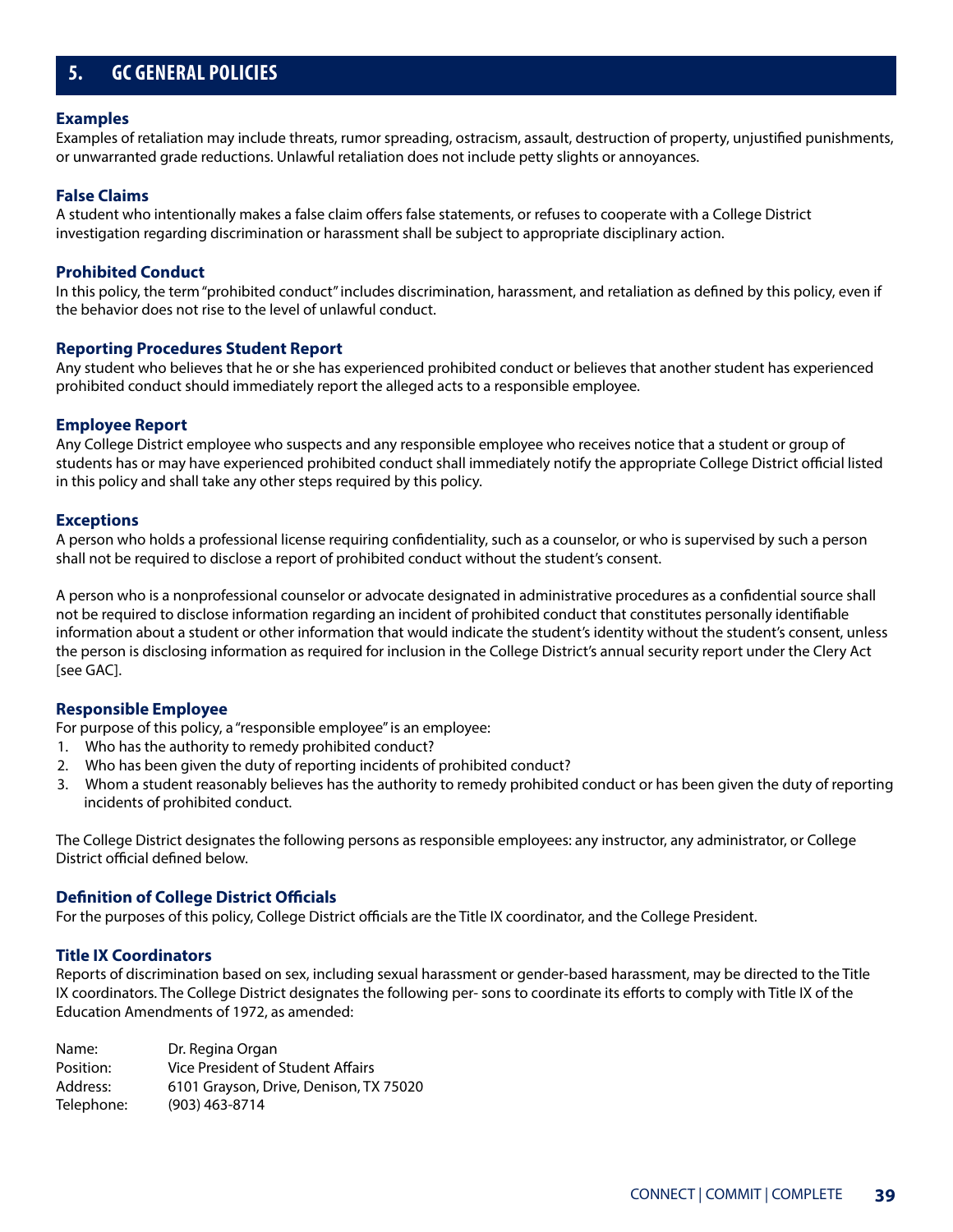## 5. GC GENERAL POLICIES

### Examples

Examples of retaliation may include threats, rumor spreading, ostracism, assault, destruction of property, unjustified punishments, or unwarranted grade reductions. Unlawful retaliation does not include petty slights or annoyances.

### False Claims

A student who intentionally makes a false claim offers false statements, or refuses to cooperate with a College District investigation regarding discrimination or harassment shall be subject to appropriate disciplinary action.

### Prohibited Conduct

In this policy, the term "prohibited conduct" includes discrimination, harassment, and retaliation as defined by this policy, even if the behavior does not rise to the level of unlawful conduct.

### Reporting Procedures Student Report

Any student who believes that he or she has experienced prohibited conduct or believes that another student has experienced prohibited conduct should immediately report the alleged acts to a responsible employee.

### Employee Report

Any College District employee who suspects and any responsible employee who receives notice that a student or group of students has or may have experienced prohibited conduct shall immediately notify the appropriate College District official listed in this policy and shall take any other steps required by this policy.

### Exceptions

A person who holds a professional license requiring confidentiality, such as a counselor, or who is supervised by such a person shall not be required to disclose a report of prohibited conduct without the student's consent.

A person who is a nonprofessional counselor or advocate designated in administrative procedures as a confidential source shall not be required to disclose information regarding an incident of prohibited conduct that constitutes personally identifiable information about a student or other information that would indicate the student's identity without the student's consent, unless the person is disclosing information as required for inclusion in the College District's annual security report under the Clery Act [see GAC].

### Responsible Employee

For purpose of this policy, a "responsible employee" is an employee:

1. Who has the authority to remedy prohibited conduct?
2. Who has been given the duty of reporting incidents of prohibited conduct?
3. Whom a student reasonably believes has the authority to remedy prohibited conduct or has been given the duty of reporting incidents of prohibited conduct.

The College District designates the following persons as responsible employees: any instructor, any administrator, or College District official defined below.

### Definition of College District Officials

For the purposes of this policy, College District officials are the Title IX coordinator, and the College President.

### Title IX Coordinators

Reports of discrimination based on sex, including sexual harassment or gender-based harassment, may be directed to the Title IX coordinators. The College District designates the following per- sons to coordinate its efforts to comply with Title IX of the Education Amendments of 1972, as amended:

Name: Dr. Regina Organ
Position: Vice President of Student Affairs
Address: 6101 Grayson, Drive, Denison, TX 75020
Telephone: (903) 463-8714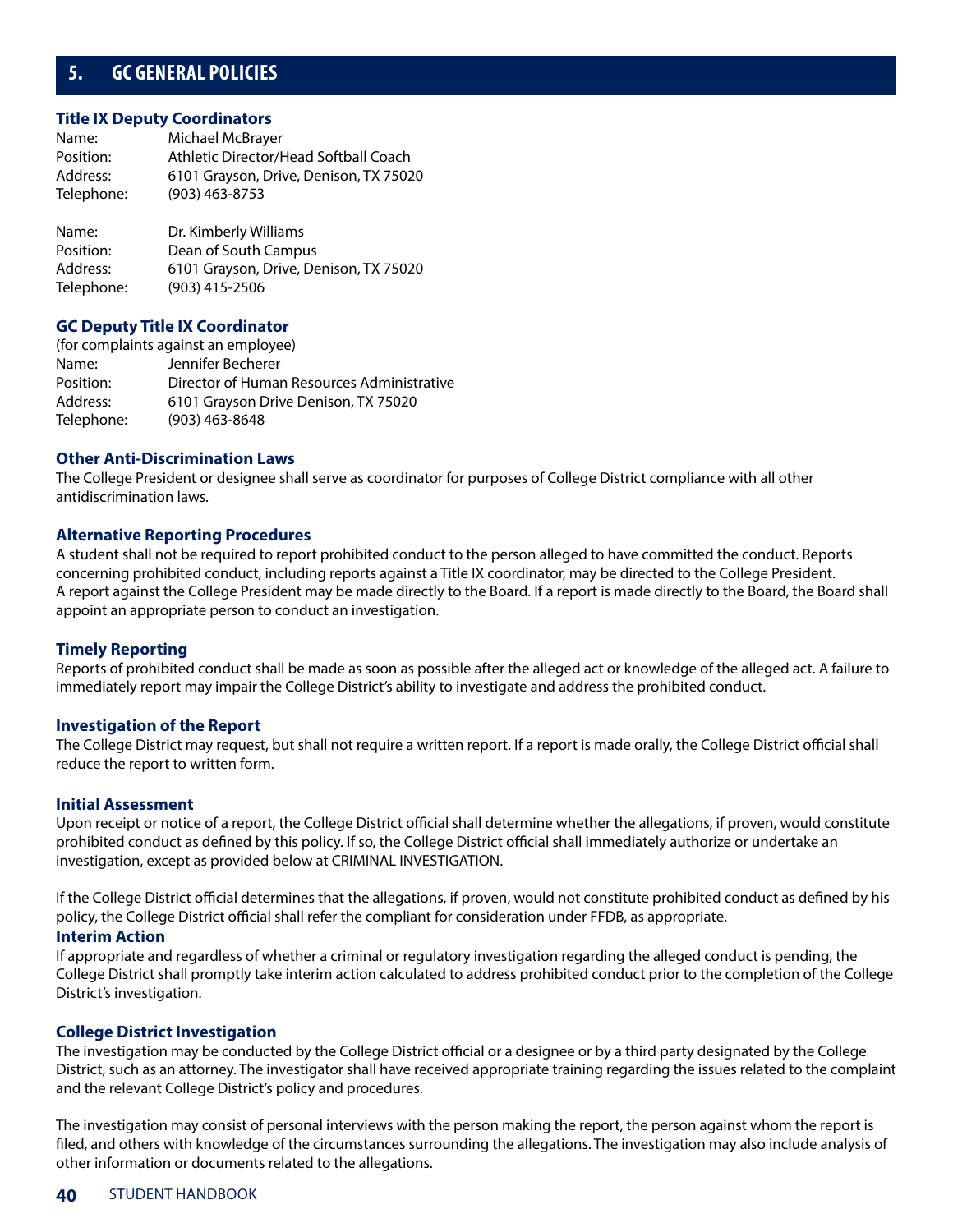## 5. GC GENERAL POLICIES

### Title IX Deputy Coordinators

Name: Michael McBrayer
Position: Athletic Director/Head Softball Coach
Address: 6101 Grayson, Drive, Denison, TX 75020
Telephone: (903) 463-8753

Name: Dr. Kimberly Williams
Position: Dean of South Campus
Address: 6101 Grayson, Drive, Denison, TX 75020
Telephone: (903) 415-2506

### GC Deputy Title IX Coordinator

(for complaints against an employee)
Name: Jennifer Becherer
Position: Director of Human Resources Administrative
Address: 6101 Grayson Drive Denison, TX 75020
Telephone: (903) 463-8648

### Other Anti-Discrimination Laws

The College President or designee shall serve as coordinator for purposes of College District compliance with all other antidiscrimination laws.

### Alternative Reporting Procedures

A student shall not be required to report prohibited conduct to the person alleged to have committed the conduct. Reports concerning prohibited conduct, including reports against a Title IX coordinator, may be directed to the College President. A report against the College President may be made directly to the Board. If a report is made directly to the Board, the Board shall appoint an appropriate person to conduct an investigation.

### Timely Reporting

Reports of prohibited conduct shall be made as soon as possible after the alleged act or knowledge of the alleged act. A failure to immediately report may impair the College District's ability to investigate and address the prohibited conduct.

### Investigation of the Report

The College District may request, but shall not require a written report. If a report is made orally, the College District official shall reduce the report to written form.

### Initial Assessment

Upon receipt or notice of a report, the College District official shall determine whether the allegations, if proven, would constitute prohibited conduct as defined by this policy. If so, the College District official shall immediately authorize or undertake an investigation, except as provided below at CRIMINAL INVESTIGATION.

If the College District official determines that the allegations, if proven, would not constitute prohibited conduct as defined by his policy, the College District official shall refer the compliant for consideration under FFDB, as appropriate.

### Interim Action

If appropriate and regardless of whether a criminal or regulatory investigation regarding the alleged conduct is pending, the College District shall promptly take interim action calculated to address prohibited conduct prior to the completion of the College District's investigation.

### College District Investigation

The investigation may be conducted by the College District official or a designee or by a third party designated by the College District, such as an attorney. The investigator shall have received appropriate training regarding the issues related to the complaint and the relevant College District's policy and procedures.

The investigation may consist of personal interviews with the person making the report, the person against whom the report is filed, and others with knowledge of the circumstances surrounding the allegations. The investigation may also include analysis of other information or documents related to the allegations.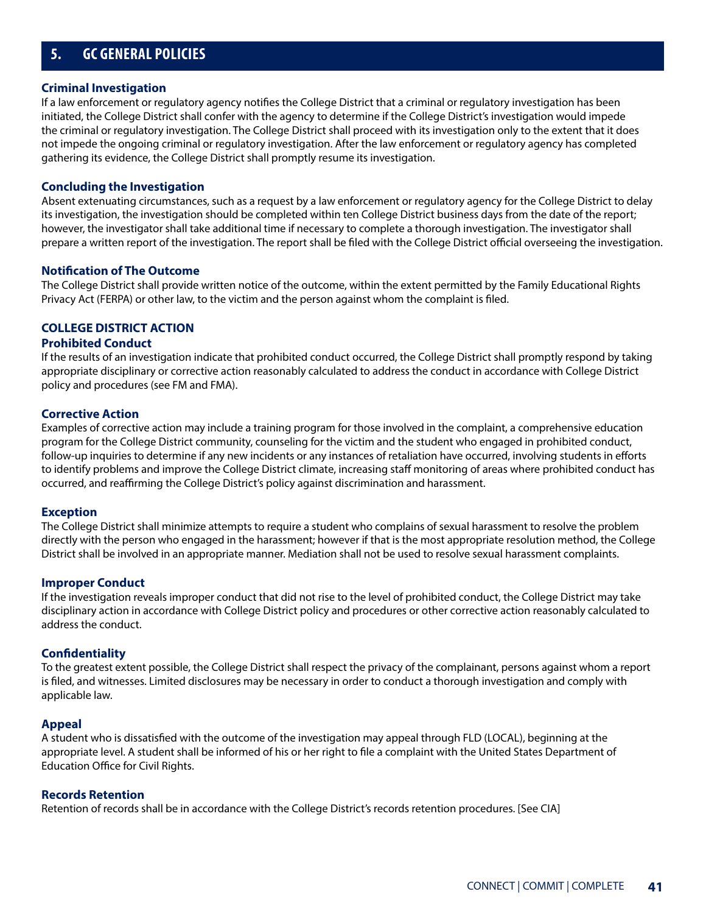# 5. GC GENERAL POLICIES

### Criminal Investigation

If a law enforcement or regulatory agency notifies the College District that a criminal or regulatory investigation has been initiated, the College District shall confer with the agency to determine if the College District's investigation would impede the criminal or regulatory investigation. The College District shall proceed with its investigation only to the extent that it does not impede the ongoing criminal or regulatory investigation. After the law enforcement or regulatory agency has completed gathering its evidence, the College District shall promptly resume its investigation.

### Concluding the Investigation

Absent extenuating circumstances, such as a request by a law enforcement or regulatory agency for the College District to delay its investigation, the investigation should be completed within ten College District business days from the date of the report; however, the investigator shall take additional time if necessary to complete a thorough investigation. The investigator shall prepare a written report of the investigation. The report shall be filed with the College District official overseeing the investigation.

### Notification of The Outcome

The College District shall provide written notice of the outcome, within the extent permitted by the Family Educational Rights Privacy Act (FERPA) or other law, to the victim and the person against whom the complaint is filed.

## COLLEGE DISTRICT ACTION

### Prohibited Conduct

If the results of an investigation indicate that prohibited conduct occurred, the College District shall promptly respond by taking appropriate disciplinary or corrective action reasonably calculated to address the conduct in accordance with College District policy and procedures (see FM and FMA).

### Corrective Action

Examples of corrective action may include a training program for those involved in the complaint, a comprehensive education program for the College District community, counseling for the victim and the student who engaged in prohibited conduct, follow-up inquiries to determine if any new incidents or any instances of retaliation have occurred, involving students in efforts to identify problems and improve the College District climate, increasing staff monitoring of areas where prohibited conduct has occurred, and reaffirming the College District's policy against discrimination and harassment.

### Exception

The College District shall minimize attempts to require a student who complains of sexual harassment to resolve the problem directly with the person who engaged in the harassment; however if that is the most appropriate resolution method, the College District shall be involved in an appropriate manner. Mediation shall not be used to resolve sexual harassment complaints.

### Improper Conduct

If the investigation reveals improper conduct that did not rise to the level of prohibited conduct, the College District may take disciplinary action in accordance with College District policy and procedures or other corrective action reasonably calculated to address the conduct.

### Confidentiality

To the greatest extent possible, the College District shall respect the privacy of the complainant, persons against whom a report is filed, and witnesses. Limited disclosures may be necessary in order to conduct a thorough investigation and comply with applicable law.

### Appeal

A student who is dissatisfied with the outcome of the investigation may appeal through FLD (LOCAL), beginning at the appropriate level. A student shall be informed of his or her right to file a complaint with the United States Department of Education Office for Civil Rights.

### Records Retention

Retention of records shall be in accordance with the College District's records retention procedures. [See CIA]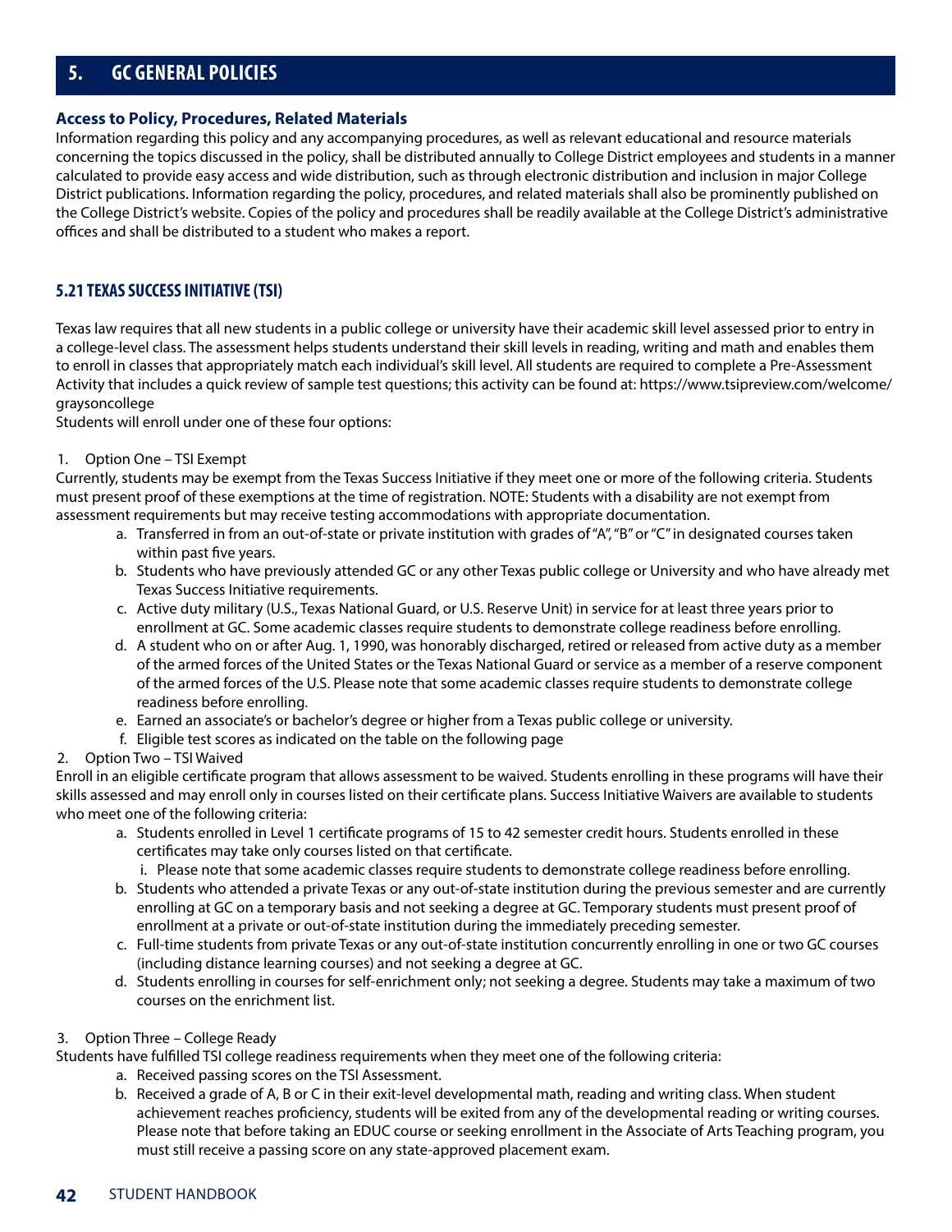## 5. GC GENERAL POLICIES

**Access to Policy, Procedures, Related Materials**

Information regarding this policy and any accompanying procedures, as well as relevant educational and resource materials concerning the topics discussed in the policy, shall be distributed annually to College District employees and students in a manner calculated to provide easy access and wide distribution, such as through electronic distribution and inclusion in major College District publications. Information regarding the policy, procedures, and related materials shall also be prominently published on the College District's website. Copies of the policy and procedures shall be readily available at the College District's administrative offices and shall be distributed to a student who makes a report.

### 5.21 TEXAS SUCCESS INITIATIVE (TSI)

Texas law requires that all new students in a public college or university have their academic skill level assessed prior to entry in a college-level class. The assessment helps students understand their skill levels in reading, writing and math and enables them to enroll in classes that appropriately match each individual's skill level. All students are required to complete a Pre-Assessment Activity that includes a quick review of sample test questions; this activity can be found at: https://www.tsipreview.com/welcome/graysoncollege

Students will enroll under one of these four options:

1. Option One – TSI Exempt

Currently, students may be exempt from the Texas Success Initiative if they meet one or more of the following criteria. Students must present proof of these exemptions at the time of registration. NOTE: Students with a disability are not exempt from assessment requirements but may receive testing accommodations with appropriate documentation.

   a. Transferred in from an out-of-state or private institution with grades of "A", "B" or "C" in designated courses taken within past five years.
   b. Students who have previously attended GC or any other Texas public college or University and who have already met Texas Success Initiative requirements.
   c. Active duty military (U.S., Texas National Guard, or U.S. Reserve Unit) in service for at least three years prior to enrollment at GC. Some academic classes require students to demonstrate college readiness before enrolling.
   d. A student who on or after Aug. 1, 1990, was honorably discharged, retired or released from active duty as a member of the armed forces of the United States or the Texas National Guard or service as a member of a reserve component of the armed forces of the U.S. Please note that some academic classes require students to demonstrate college readiness before enrolling.
   e. Earned an associate's or bachelor's degree or higher from a Texas public college or university.
   f. Eligible test scores as indicated on the table on the following page

2. Option Two – TSI Waived

Enroll in an eligible certificate program that allows assessment to be waived. Students enrolling in these programs will have their skills assessed and may enroll only in courses listed on their certificate plans. Success Initiative Waivers are available to students who meet one of the following criteria:

   a. Students enrolled in Level 1 certificate programs of 15 to 42 semester credit hours. Students enrolled in these certificates may take only courses listed on that certificate.
      i. Please note that some academic classes require students to demonstrate college readiness before enrolling.
   b. Students who attended a private Texas or any out-of-state institution during the previous semester and are currently enrolling at GC on a temporary basis and not seeking a degree at GC. Temporary students must present proof of enrollment at a private or out-of-state institution during the immediately preceding semester.
   c. Full-time students from private Texas or any out-of-state institution concurrently enrolling in one or two GC courses (including distance learning courses) and not seeking a degree at GC.
   d. Students enrolling in courses for self-enrichment only; not seeking a degree. Students may take a maximum of two courses on the enrichment list.

3. Option Three – College Ready

Students have fulfilled TSI college readiness requirements when they meet one of the following criteria:

   a. Received passing scores on the TSI Assessment.
   b. Received a grade of A, B or C in their exit-level developmental math, reading and writing class. When student achievement reaches proficiency, students will be exited from any of the developmental reading or writing courses. Please note that before taking an EDUC course or seeking enrollment in the Associate of Arts Teaching program, you must still receive a passing score on any state-approved placement exam.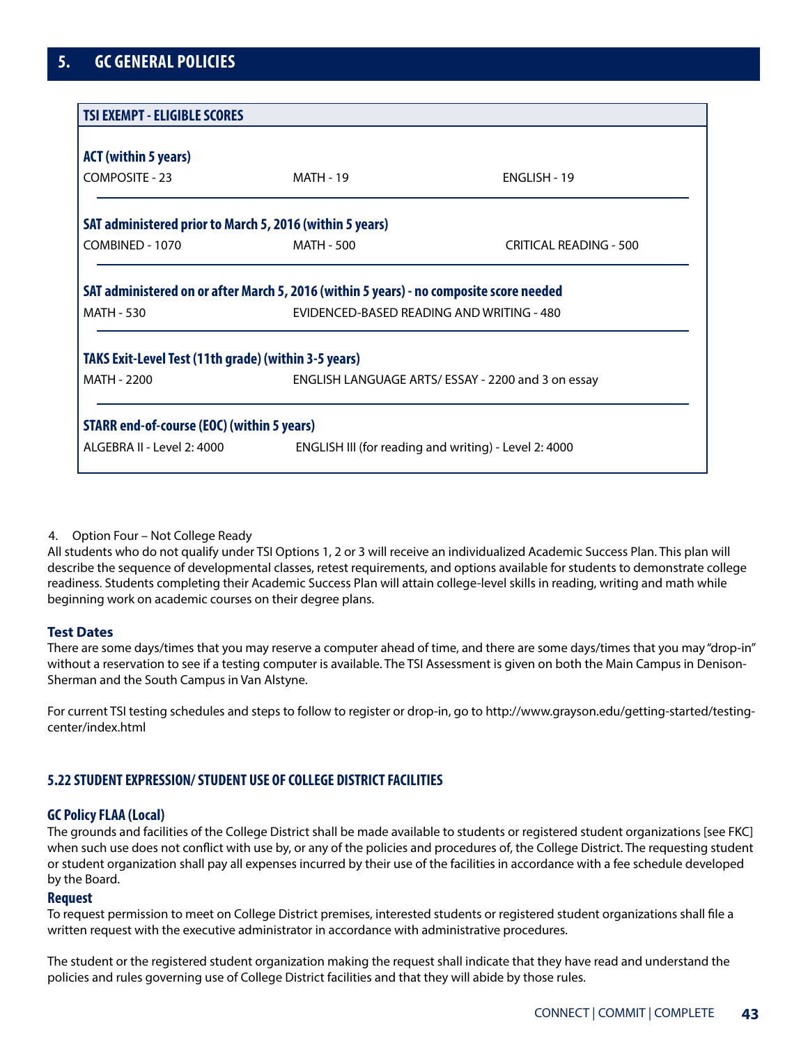## 5. GC GENERAL POLICIES

### TSI EXEMPT - ELIGIBLE SCORES

**ACT (within 5 years)**

| | | |
|---|---|---|
| COMPOSITE - 23 | MATH - 19 | ENGLISH - 19 |

**SAT administered prior to March 5, 2016 (within 5 years)**

| | | |
|---|---|---|
| COMBINED - 1070 | MATH - 500 | CRITICAL READING - 500 |

**SAT administered on or after March 5, 2016 (within 5 years) - no composite score needed**

| | |
|---|---|
| MATH - 530 | EVIDENCED-BASED READING AND WRITING - 480 |

**TAKS Exit-Level Test (11th grade) (within 3-5 years)**

| | |
|---|---|
| MATH - 2200 | ENGLISH LANGUAGE ARTS/ ESSAY - 2200 and 3 on essay |

**STARR end-of-course (EOC) (within 5 years)**

| | |
|---|---|
| ALGEBRA II - Level 2: 4000 | ENGLISH III (for reading and writing) - Level 2: 4000 |

4. Option Four – Not College Ready

All students who do not qualify under TSI Options 1, 2 or 3 will receive an individualized Academic Success Plan. This plan will describe the sequence of developmental classes, retest requirements, and options available for students to demonstrate college readiness. Students completing their Academic Success Plan will attain college-level skills in reading, writing and math while beginning work on academic courses on their degree plans.

#### Test Dates

There are some days/times that you may reserve a computer ahead of time, and there are some days/times that you may "drop-in" without a reservation to see if a testing computer is available. The TSI Assessment is given on both the Main Campus in Denison-Sherman and the South Campus in Van Alstyne.

For current TSI testing schedules and steps to follow to register or drop-in, go to http://www.grayson.edu/getting-started/testing-center/index.html

### 5.22 STUDENT EXPRESSION/ STUDENT USE OF COLLEGE DISTRICT FACILITIES

#### GC Policy FLAA (Local)

The grounds and facilities of the College District shall be made available to students or registered student organizations [see FKC] when such use does not conflict with use by, or any of the policies and procedures of, the College District. The requesting student or student organization shall pay all expenses incurred by their use of the facilities in accordance with a fee schedule developed by the Board.

#### Request

To request permission to meet on College District premises, interested students or registered student organizations shall file a written request with the executive administrator in accordance with administrative procedures.

The student or the registered student organization making the request shall indicate that they have read and understand the policies and rules governing use of College District facilities and that they will abide by those rules.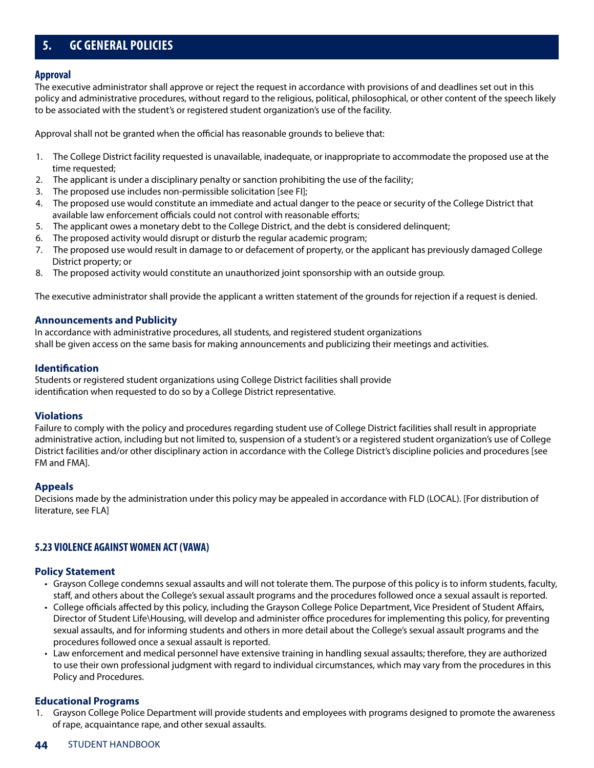## 5. GC GENERAL POLICIES

### Approval

The executive administrator shall approve or reject the request in accordance with provisions of and deadlines set out in this policy and administrative procedures, without regard to the religious, political, philosophical, or other content of the speech likely to be associated with the student's or registered student organization's use of the facility.

Approval shall not be granted when the official has reasonable grounds to believe that:

1. The College District facility requested is unavailable, inadequate, or inappropriate to accommodate the proposed use at the time requested;
2. The applicant is under a disciplinary penalty or sanction prohibiting the use of the facility;
3. The proposed use includes non-permissible solicitation [see FI];
4. The proposed use would constitute an immediate and actual danger to the peace or security of the College District that available law enforcement officials could not control with reasonable efforts;
5. The applicant owes a monetary debt to the College District, and the debt is considered delinquent;
6. The proposed activity would disrupt or disturb the regular academic program;
7. The proposed use would result in damage to or defacement of property, or the applicant has previously damaged College District property; or
8. The proposed activity would constitute an unauthorized joint sponsorship with an outside group.

The executive administrator shall provide the applicant a written statement of the grounds for rejection if a request is denied.

### Announcements and Publicity

In accordance with administrative procedures, all students, and registered student organizations shall be given access on the same basis for making announcements and publicizing their meetings and activities.

### Identification

Students or registered student organizations using College District facilities shall provide identification when requested to do so by a College District representative.

### Violations

Failure to comply with the policy and procedures regarding student use of College District facilities shall result in appropriate administrative action, including but not limited to, suspension of a student's or a registered student organization's use of College District facilities and/or other disciplinary action in accordance with the College District's discipline policies and procedures [see FM and FMA].

### Appeals

Decisions made by the administration under this policy may be appealed in accordance with FLD (LOCAL). [For distribution of literature, see FLA]

## 5.23 VIOLENCE AGAINST WOMEN ACT (VAWA)

### Policy Statement

- Grayson College condemns sexual assaults and will not tolerate them. The purpose of this policy is to inform students, faculty, staff, and others about the College's sexual assault programs and the procedures followed once a sexual assault is reported.
- College officials affected by this policy, including the Grayson College Police Department, Vice President of Student Affairs, Director of Student Life\Housing, will develop and administer office procedures for implementing this policy, for preventing sexual assaults, and for informing students and others in more detail about the College's sexual assault programs and the procedures followed once a sexual assault is reported.
- Law enforcement and medical personnel have extensive training in handling sexual assaults; therefore, they are authorized to use their own professional judgment with regard to individual circumstances, which may vary from the procedures in this Policy and Procedures.

### Educational Programs

1. Grayson College Police Department will provide students and employees with programs designed to promote the awareness of rape, acquaintance rape, and other sexual assaults.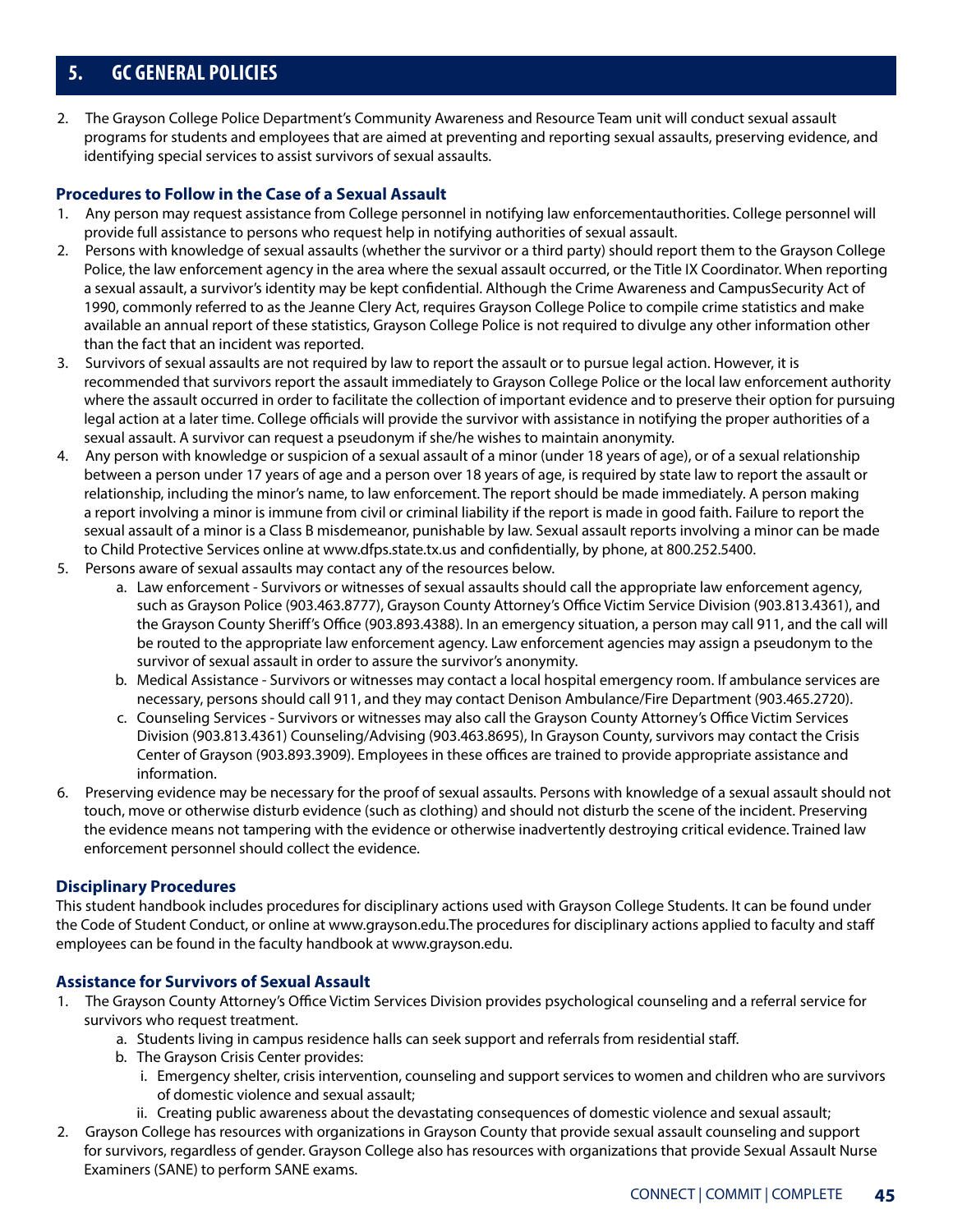## 5. GC GENERAL POLICIES

2. The Grayson College Police Department's Community Awareness and Resource Team unit will conduct sexual assault programs for students and employees that are aimed at preventing and reporting sexual assaults, preserving evidence, and identifying special services to assist survivors of sexual assaults.

### Procedures to Follow in the Case of a Sexual Assault

1. Any person may request assistance from College personnel in notifying law enforcementauthorities. College personnel will provide full assistance to persons who request help in notifying authorities of sexual assault.
2. Persons with knowledge of sexual assaults (whether the survivor or a third party) should report them to the Grayson College Police, the law enforcement agency in the area where the sexual assault occurred, or the Title IX Coordinator. When reporting a sexual assault, a survivor's identity may be kept confidential. Although the Crime Awareness and CampusSecurity Act of 1990, commonly referred to as the Jeanne Clery Act, requires Grayson College Police to compile crime statistics and make available an annual report of these statistics, Grayson College Police is not required to divulge any other information other than the fact that an incident was reported.
3. Survivors of sexual assaults are not required by law to report the assault or to pursue legal action. However, it is recommended that survivors report the assault immediately to Grayson College Police or the local law enforcement authority where the assault occurred in order to facilitate the collection of important evidence and to preserve their option for pursuing legal action at a later time. College officials will provide the survivor with assistance in notifying the proper authorities of a sexual assault. A survivor can request a pseudonym if she/he wishes to maintain anonymity.
4. Any person with knowledge or suspicion of a sexual assault of a minor (under 18 years of age), or of a sexual relationship between a person under 17 years of age and a person over 18 years of age, is required by state law to report the assault or relationship, including the minor's name, to law enforcement. The report should be made immediately. A person making a report involving a minor is immune from civil or criminal liability if the report is made in good faith. Failure to report the sexual assault of a minor is a Class B misdemeanor, punishable by law. Sexual assault reports involving a minor can be made to Child Protective Services online at www.dfps.state.tx.us and confidentially, by phone, at 800.252.5400.
5. Persons aware of sexual assaults may contact any of the resources below.
   a. Law enforcement - Survivors or witnesses of sexual assaults should call the appropriate law enforcement agency, such as Grayson Police (903.463.8777), Grayson County Attorney's Office Victim Service Division (903.813.4361), and the Grayson County Sheriff's Office (903.893.4388). In an emergency situation, a person may call 911, and the call will be routed to the appropriate law enforcement agency. Law enforcement agencies may assign a pseudonym to the survivor of sexual assault in order to assure the survivor's anonymity.
   b. Medical Assistance - Survivors or witnesses may contact a local hospital emergency room. If ambulance services are necessary, persons should call 911, and they may contact Denison Ambulance/Fire Department (903.465.2720).
   c. Counseling Services - Survivors or witnesses may also call the Grayson County Attorney's Office Victim Services Division (903.813.4361) Counseling/Advising (903.463.8695), In Grayson County, survivors may contact the Crisis Center of Grayson (903.893.3909). Employees in these offices are trained to provide appropriate assistance and information.
6. Preserving evidence may be necessary for the proof of sexual assaults. Persons with knowledge of a sexual assault should not touch, move or otherwise disturb evidence (such as clothing) and should not disturb the scene of the incident. Preserving the evidence means not tampering with the evidence or otherwise inadvertently destroying critical evidence. Trained law enforcement personnel should collect the evidence.

### Disciplinary Procedures

This student handbook includes procedures for disciplinary actions used with Grayson College Students. It can be found under the Code of Student Conduct, or online at www.grayson.edu.The procedures for disciplinary actions applied to faculty and staff employees can be found in the faculty handbook at www.grayson.edu.

### Assistance for Survivors of Sexual Assault

1. The Grayson County Attorney's Office Victim Services Division provides psychological counseling and a referral service for survivors who request treatment.
   a. Students living in campus residence halls can seek support and referrals from residential staff.
   b. The Grayson Crisis Center provides:
      i. Emergency shelter, crisis intervention, counseling and support services to women and children who are survivors of domestic violence and sexual assault;
      ii. Creating public awareness about the devastating consequences of domestic violence and sexual assault;
2. Grayson College has resources with organizations in Grayson County that provide sexual assault counseling and support for survivors, regardless of gender. Grayson College also has resources with organizations that provide Sexual Assault Nurse Examiners (SANE) to perform SANE exams.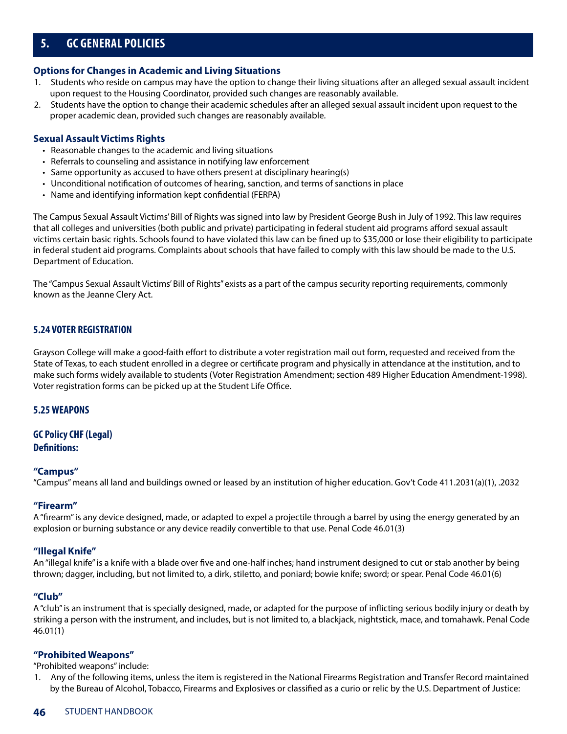# 5. GC GENERAL POLICIES

### Options for Changes in Academic and Living Situations

1. Students who reside on campus may have the option to change their living situations after an alleged sexual assault incident upon request to the Housing Coordinator, provided such changes are reasonably available.
2. Students have the option to change their academic schedules after an alleged sexual assault incident upon request to the proper academic dean, provided such changes are reasonably available.

### Sexual Assault Victims Rights

- Reasonable changes to the academic and living situations
- Referrals to counseling and assistance in notifying law enforcement
- Same opportunity as accused to have others present at disciplinary hearing(s)
- Unconditional notification of outcomes of hearing, sanction, and terms of sanctions in place
- Name and identifying information kept confidential (FERPA)

The Campus Sexual Assault Victims' Bill of Rights was signed into law by President George Bush in July of 1992. This law requires that all colleges and universities (both public and private) participating in federal student aid programs afford sexual assault victims certain basic rights. Schools found to have violated this law can be fined up to $35,000 or lose their eligibility to participate in federal student aid programs. Complaints about schools that have failed to comply with this law should be made to the U.S. Department of Education.

The "Campus Sexual Assault Victims' Bill of Rights" exists as a part of the campus security reporting requirements, commonly known as the Jeanne Clery Act.

## 5.24 VOTER REGISTRATION

Grayson College will make a good-faith effort to distribute a voter registration mail out form, requested and received from the State of Texas, to each student enrolled in a degree or certificate program and physically in attendance at the institution, and to make such forms widely available to students (Voter Registration Amendment; section 489 Higher Education Amendment-1998). Voter registration forms can be picked up at the Student Life Office.

## 5.25 WEAPONS

### GC Policy CHF (Legal)
### Definitions:

#### "Campus"

"Campus" means all land and buildings owned or leased by an institution of higher education. Gov't Code 411.2031(a)(1), .2032

#### "Firearm"

A "firearm" is any device designed, made, or adapted to expel a projectile through a barrel by using the energy generated by an explosion or burning substance or any device readily convertible to that use. Penal Code 46.01(3)

#### "Illegal Knife"

An "illegal knife" is a knife with a blade over five and one-half inches; hand instrument designed to cut or stab another by being thrown; dagger, including, but not limited to, a dirk, stiletto, and poniard; bowie knife; sword; or spear. Penal Code 46.01(6)

#### "Club"

A "club" is an instrument that is specially designed, made, or adapted for the purpose of inflicting serious bodily injury or death by striking a person with the instrument, and includes, but is not limited to, a blackjack, nightstick, mace, and tomahawk. Penal Code 46.01(1)

#### "Prohibited Weapons"

"Prohibited weapons" include:

1. Any of the following items, unless the item is registered in the National Firearms Registration and Transfer Record maintained by the Bureau of Alcohol, Tobacco, Firearms and Explosives or classified as a curio or relic by the U.S. Department of Justice: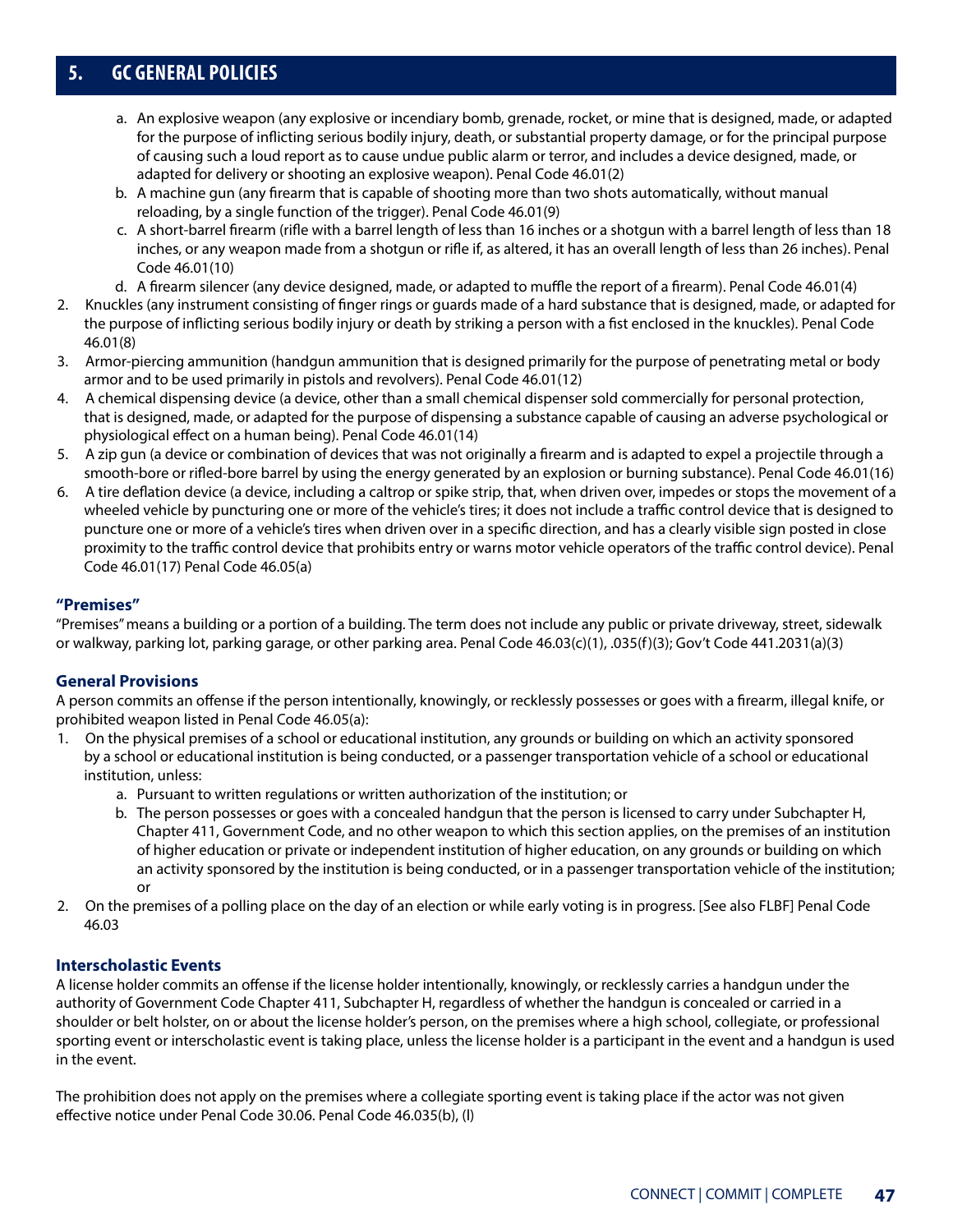a. An explosive weapon (any explosive or incendiary bomb, grenade, rocket, or mine that is designed, made, or adapted for the purpose of inflicting serious bodily injury, death, or substantial property damage, or for the principal purpose of causing such a loud report as to cause undue public alarm or terror, and includes a device designed, made, or adapted for delivery or shooting an explosive weapon). Penal Code 46.01(2)
b. A machine gun (any firearm that is capable of shooting more than two shots automatically, without manual reloading, by a single function of the trigger). Penal Code 46.01(9)
c. A short-barrel firearm (rifle with a barrel length of less than 16 inches or a shotgun with a barrel length of less than 18 inches, or any weapon made from a shotgun or rifle if, as altered, it has an overall length of less than 26 inches). Penal Code 46.01(10)
d. A firearm silencer (any device designed, made, or adapted to muffle the report of a firearm). Penal Code 46.01(4)

2. Knuckles (any instrument consisting of finger rings or guards made of a hard substance that is designed, made, or adapted for the purpose of inflicting serious bodily injury or death by striking a person with a fist enclosed in the knuckles). Penal Code 46.01(8)
3. Armor-piercing ammunition (handgun ammunition that is designed primarily for the purpose of penetrating metal or body armor and to be used primarily in pistols and revolvers). Penal Code 46.01(12)
4. A chemical dispensing device (a device, other than a small chemical dispenser sold commercially for personal protection, that is designed, made, or adapted for the purpose of dispensing a substance capable of causing an adverse psychological or physiological effect on a human being). Penal Code 46.01(14)
5. A zip gun (a device or combination of devices that was not originally a firearm and is adapted to expel a projectile through a smooth-bore or rifled-bore barrel by using the energy generated by an explosion or burning substance). Penal Code 46.01(16)
6. A tire deflation device (a device, including a caltrop or spike strip, that, when driven over, impedes or stops the movement of a wheeled vehicle by puncturing one or more of the vehicle's tires; it does not include a traffic control device that is designed to puncture one or more of a vehicle's tires when driven over in a specific direction, and has a clearly visible sign posted in close proximity to the traffic control device that prohibits entry or warns motor vehicle operators of the traffic control device). Penal Code 46.01(17) Penal Code 46.05(a)

### "Premises"

"Premises" means a building or a portion of a building. The term does not include any public or private driveway, street, sidewalk or walkway, parking lot, parking garage, or other parking area. Penal Code 46.03(c)(1), .035(f)(3); Gov't Code 441.2031(a)(3)

### General Provisions

A person commits an offense if the person intentionally, knowingly, or recklessly possesses or goes with a firearm, illegal knife, or prohibited weapon listed in Penal Code 46.05(a):

1. On the physical premises of a school or educational institution, any grounds or building on which an activity sponsored by a school or educational institution is being conducted, or a passenger transportation vehicle of a school or educational institution, unless:
   a. Pursuant to written regulations or written authorization of the institution; or
   b. The person possesses or goes with a concealed handgun that the person is licensed to carry under Subchapter H, Chapter 411, Government Code, and no other weapon to which this section applies, on the premises of an institution of higher education or private or independent institution of higher education, on any grounds or building on which an activity sponsored by the institution is being conducted, or in a passenger transportation vehicle of the institution; or
2. On the premises of a polling place on the day of an election or while early voting is in progress. [See also FLBF] Penal Code 46.03

### Interscholastic Events

A license holder commits an offense if the license holder intentionally, knowingly, or recklessly carries a handgun under the authority of Government Code Chapter 411, Subchapter H, regardless of whether the handgun is concealed or carried in a shoulder or belt holster, on or about the license holder's person, on the premises where a high school, collegiate, or professional sporting event or interscholastic event is taking place, unless the license holder is a participant in the event and a handgun is used in the event.

The prohibition does not apply on the premises where a collegiate sporting event is taking place if the actor was not given effective notice under Penal Code 30.06. Penal Code 46.035(b), (l)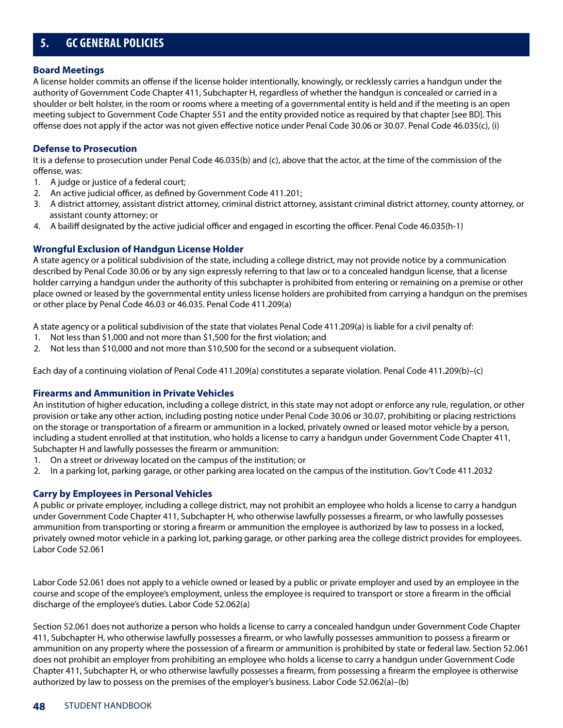## 5. GC GENERAL POLICIES

### Board Meetings

A license holder commits an offense if the license holder intentionally, knowingly, or recklessly carries a handgun under the authority of Government Code Chapter 411, Subchapter H, regardless of whether the handgun is concealed or carried in a shoulder or belt holster, in the room or rooms where a meeting of a governmental entity is held and if the meeting is an open meeting subject to Government Code Chapter 551 and the entity provided notice as required by that chapter [see BD]. This offense does not apply if the actor was not given effective notice under Penal Code 30.06 or 30.07. Penal Code 46.035(c), (i)

### Defense to Prosecution

It is a defense to prosecution under Penal Code 46.035(b) and (c), above that the actor, at the time of the commission of the offense, was:

1. A judge or justice of a federal court;
2. An active judicial officer, as defined by Government Code 411.201;
3. A district attorney, assistant district attorney, criminal district attorney, assistant criminal district attorney, county attorney, or assistant county attorney; or
4. A bailiff designated by the active judicial officer and engaged in escorting the officer. Penal Code 46.035(h-1)

### Wrongful Exclusion of Handgun License Holder

A state agency or a political subdivision of the state, including a college district, may not provide notice by a communication described by Penal Code 30.06 or by any sign expressly referring to that law or to a concealed handgun license, that a license holder carrying a handgun under the authority of this subchapter is prohibited from entering or remaining on a premise or other place owned or leased by the governmental entity unless license holders are prohibited from carrying a handgun on the premises or other place by Penal Code 46.03 or 46.035. Penal Code 411.209(a)

A state agency or a political subdivision of the state that violates Penal Code 411.209(a) is liable for a civil penalty of:

1. Not less than $1,000 and not more than $1,500 for the first violation; and
2. Not less than $10,000 and not more than $10,500 for the second or a subsequent violation.

Each day of a continuing violation of Penal Code 411.209(a) constitutes a separate violation. Penal Code 411.209(b)–(c)

### Firearms and Ammunition in Private Vehicles

An institution of higher education, including a college district, in this state may not adopt or enforce any rule, regulation, or other provision or take any other action, including posting notice under Penal Code 30.06 or 30.07, prohibiting or placing restrictions on the storage or transportation of a firearm or ammunition in a locked, privately owned or leased motor vehicle by a person, including a student enrolled at that institution, who holds a license to carry a handgun under Government Code Chapter 411, Subchapter H and lawfully possesses the firearm or ammunition:

1. On a street or driveway located on the campus of the institution; or
2. In a parking lot, parking garage, or other parking area located on the campus of the institution. Gov't Code 411.2032

### Carry by Employees in Personal Vehicles

A public or private employer, including a college district, may not prohibit an employee who holds a license to carry a handgun under Government Code Chapter 411, Subchapter H, who otherwise lawfully possesses a firearm, or who lawfully possesses ammunition from transporting or storing a firearm or ammunition the employee is authorized by law to possess in a locked, privately owned motor vehicle in a parking lot, parking garage, or other parking area the college district provides for employees. Labor Code 52.061

Labor Code 52.061 does not apply to a vehicle owned or leased by a public or private employer and used by an employee in the course and scope of the employee's employment, unless the employee is required to transport or store a firearm in the official discharge of the employee's duties. Labor Code 52.062(a)

Section 52.061 does not authorize a person who holds a license to carry a concealed handgun under Government Code Chapter 411, Subchapter H, who otherwise lawfully possesses a firearm, or who lawfully possesses ammunition to possess a firearm or ammunition on any property where the possession of a firearm or ammunition is prohibited by state or federal law. Section 52.061 does not prohibit an employer from prohibiting an employee who holds a license to carry a handgun under Government Code Chapter 411, Subchapter H, or who otherwise lawfully possesses a firearm, from possessing a firearm the employee is otherwise authorized by law to possess on the premises of the employer's business. Labor Code 52.062(a)–(b)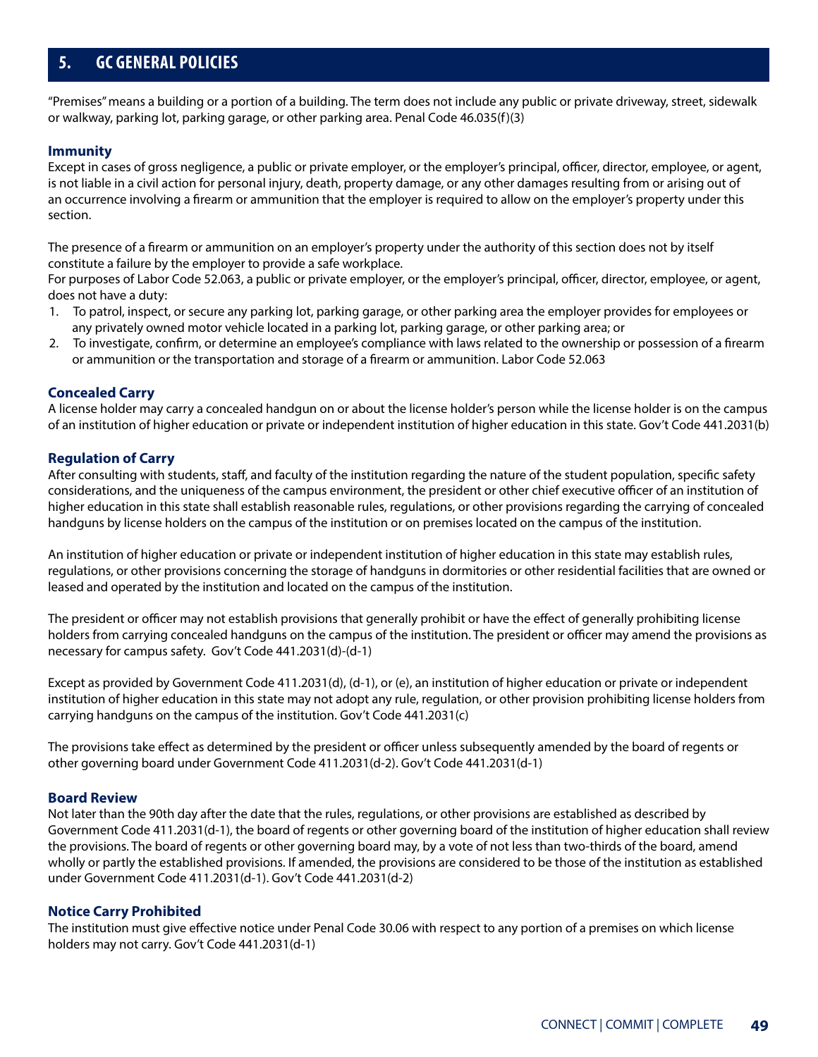## 5. GC GENERAL POLICIES

"Premises" means a building or a portion of a building. The term does not include any public or private driveway, street, sidewalk or walkway, parking lot, parking garage, or other parking area. Penal Code 46.035(f)(3)

### Immunity

Except in cases of gross negligence, a public or private employer, or the employer's principal, officer, director, employee, or agent, is not liable in a civil action for personal injury, death, property damage, or any other damages resulting from or arising out of an occurrence involving a firearm or ammunition that the employer is required to allow on the employer's property under this section.

The presence of a firearm or ammunition on an employer's property under the authority of this section does not by itself constitute a failure by the employer to provide a safe workplace.

For purposes of Labor Code 52.063, a public or private employer, or the employer's principal, officer, director, employee, or agent, does not have a duty:

1. To patrol, inspect, or secure any parking lot, parking garage, or other parking area the employer provides for employees or any privately owned motor vehicle located in a parking lot, parking garage, or other parking area; or
2. To investigate, confirm, or determine an employee's compliance with laws related to the ownership or possession of a firearm or ammunition or the transportation and storage of a firearm or ammunition. Labor Code 52.063

### Concealed Carry

A license holder may carry a concealed handgun on or about the license holder's person while the license holder is on the campus of an institution of higher education or private or independent institution of higher education in this state. Gov't Code 441.2031(b)

### Regulation of Carry

After consulting with students, staff, and faculty of the institution regarding the nature of the student population, specific safety considerations, and the uniqueness of the campus environment, the president or other chief executive officer of an institution of higher education in this state shall establish reasonable rules, regulations, or other provisions regarding the carrying of concealed handguns by license holders on the campus of the institution or on premises located on the campus of the institution.

An institution of higher education or private or independent institution of higher education in this state may establish rules, regulations, or other provisions concerning the storage of handguns in dormitories or other residential facilities that are owned or leased and operated by the institution and located on the campus of the institution.

The president or officer may not establish provisions that generally prohibit or have the effect of generally prohibiting license holders from carrying concealed handguns on the campus of the institution. The president or officer may amend the provisions as necessary for campus safety. Gov't Code 441.2031(d)-(d-1)

Except as provided by Government Code 411.2031(d), (d-1), or (e), an institution of higher education or private or independent institution of higher education in this state may not adopt any rule, regulation, or other provision prohibiting license holders from carrying handguns on the campus of the institution. Gov't Code 441.2031(c)

The provisions take effect as determined by the president or officer unless subsequently amended by the board of regents or other governing board under Government Code 411.2031(d-2). Gov't Code 441.2031(d-1)

### Board Review

Not later than the 90th day after the date that the rules, regulations, or other provisions are established as described by Government Code 411.2031(d-1), the board of regents or other governing board of the institution of higher education shall review the provisions. The board of regents or other governing board may, by a vote of not less than two-thirds of the board, amend wholly or partly the established provisions. If amended, the provisions are considered to be those of the institution as established under Government Code 411.2031(d-1). Gov't Code 441.2031(d-2)

### Notice Carry Prohibited

The institution must give effective notice under Penal Code 30.06 with respect to any portion of a premises on which license holders may not carry. Gov't Code 441.2031(d-1)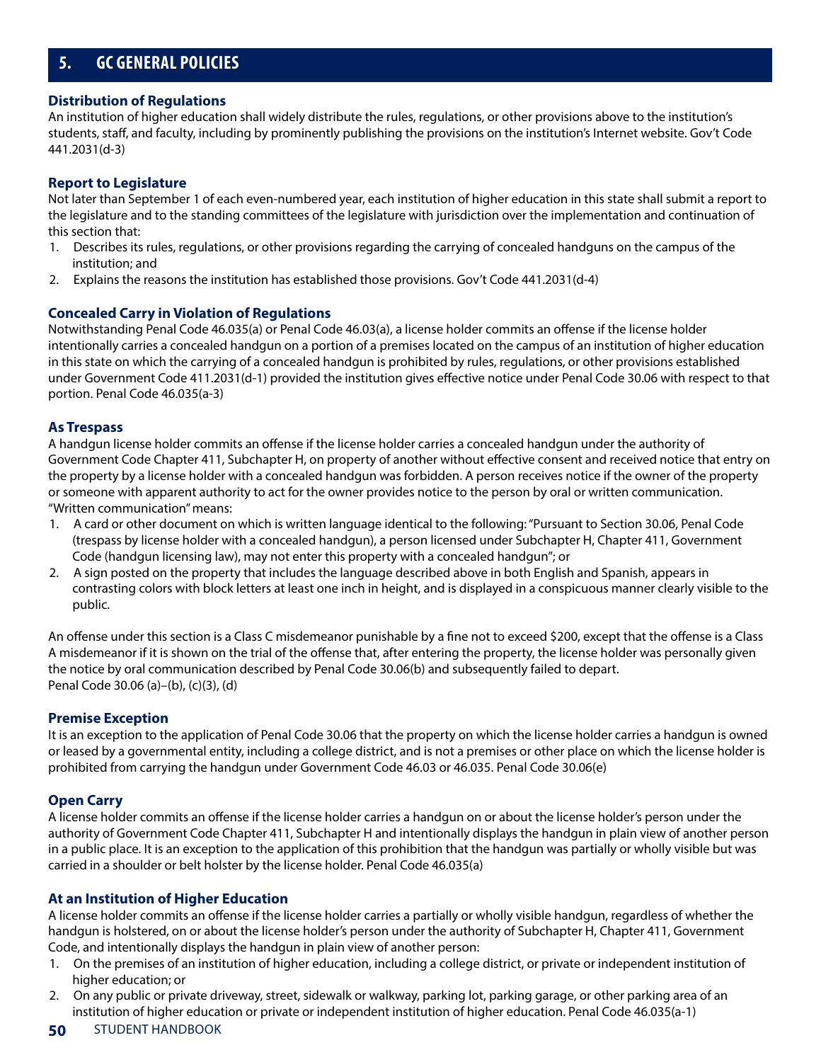## 5. GC GENERAL POLICIES

### Distribution of Regulations

An institution of higher education shall widely distribute the rules, regulations, or other provisions above to the institution's students, staff, and faculty, including by prominently publishing the provisions on the institution's Internet website. Gov't Code 441.2031(d-3)

### Report to Legislature

Not later than September 1 of each even-numbered year, each institution of higher education in this state shall submit a report to the legislature and to the standing committees of the legislature with jurisdiction over the implementation and continuation of this section that:

1. Describes its rules, regulations, or other provisions regarding the carrying of concealed handguns on the campus of the institution; and
2. Explains the reasons the institution has established those provisions. Gov't Code 441.2031(d-4)

### Concealed Carry in Violation of Regulations

Notwithstanding Penal Code 46.035(a) or Penal Code 46.03(a), a license holder commits an offense if the license holder intentionally carries a concealed handgun on a portion of a premises located on the campus of an institution of higher education in this state on which the carrying of a concealed handgun is prohibited by rules, regulations, or other provisions established under Government Code 411.2031(d-1) provided the institution gives effective notice under Penal Code 30.06 with respect to that portion. Penal Code 46.035(a-3)

### As Trespass

A handgun license holder commits an offense if the license holder carries a concealed handgun under the authority of Government Code Chapter 411, Subchapter H, on property of another without effective consent and received notice that entry on the property by a license holder with a concealed handgun was forbidden. A person receives notice if the owner of the property or someone with apparent authority to act for the owner provides notice to the person by oral or written communication. "Written communication" means:

1. A card or other document on which is written language identical to the following: "Pursuant to Section 30.06, Penal Code (trespass by license holder with a concealed handgun), a person licensed under Subchapter H, Chapter 411, Government Code (handgun licensing law), may not enter this property with a concealed handgun"; or
2. A sign posted on the property that includes the language described above in both English and Spanish, appears in contrasting colors with block letters at least one inch in height, and is displayed in a conspicuous manner clearly visible to the public.

An offense under this section is a Class C misdemeanor punishable by a fine not to exceed $200, except that the offense is a Class A misdemeanor if it is shown on the trial of the offense that, after entering the property, the license holder was personally given the notice by oral communication described by Penal Code 30.06(b) and subsequently failed to depart.
Penal Code 30.06 (a)–(b), (c)(3), (d)

### Premise Exception

It is an exception to the application of Penal Code 30.06 that the property on which the license holder carries a handgun is owned or leased by a governmental entity, including a college district, and is not a premises or other place on which the license holder is prohibited from carrying the handgun under Government Code 46.03 or 46.035. Penal Code 30.06(e)

### Open Carry

A license holder commits an offense if the license holder carries a handgun on or about the license holder's person under the authority of Government Code Chapter 411, Subchapter H and intentionally displays the handgun in plain view of another person in a public place. It is an exception to the application of this prohibition that the handgun was partially or wholly visible but was carried in a shoulder or belt holster by the license holder. Penal Code 46.035(a)

### At an Institution of Higher Education

A license holder commits an offense if the license holder carries a partially or wholly visible handgun, regardless of whether the handgun is holstered, on or about the license holder's person under the authority of Subchapter H, Chapter 411, Government Code, and intentionally displays the handgun in plain view of another person:

1. On the premises of an institution of higher education, including a college district, or private or independent institution of higher education; or
2. On any public or private driveway, street, sidewalk or walkway, parking lot, parking garage, or other parking area of an institution of higher education or private or independent institution of higher education. Penal Code 46.035(a-1)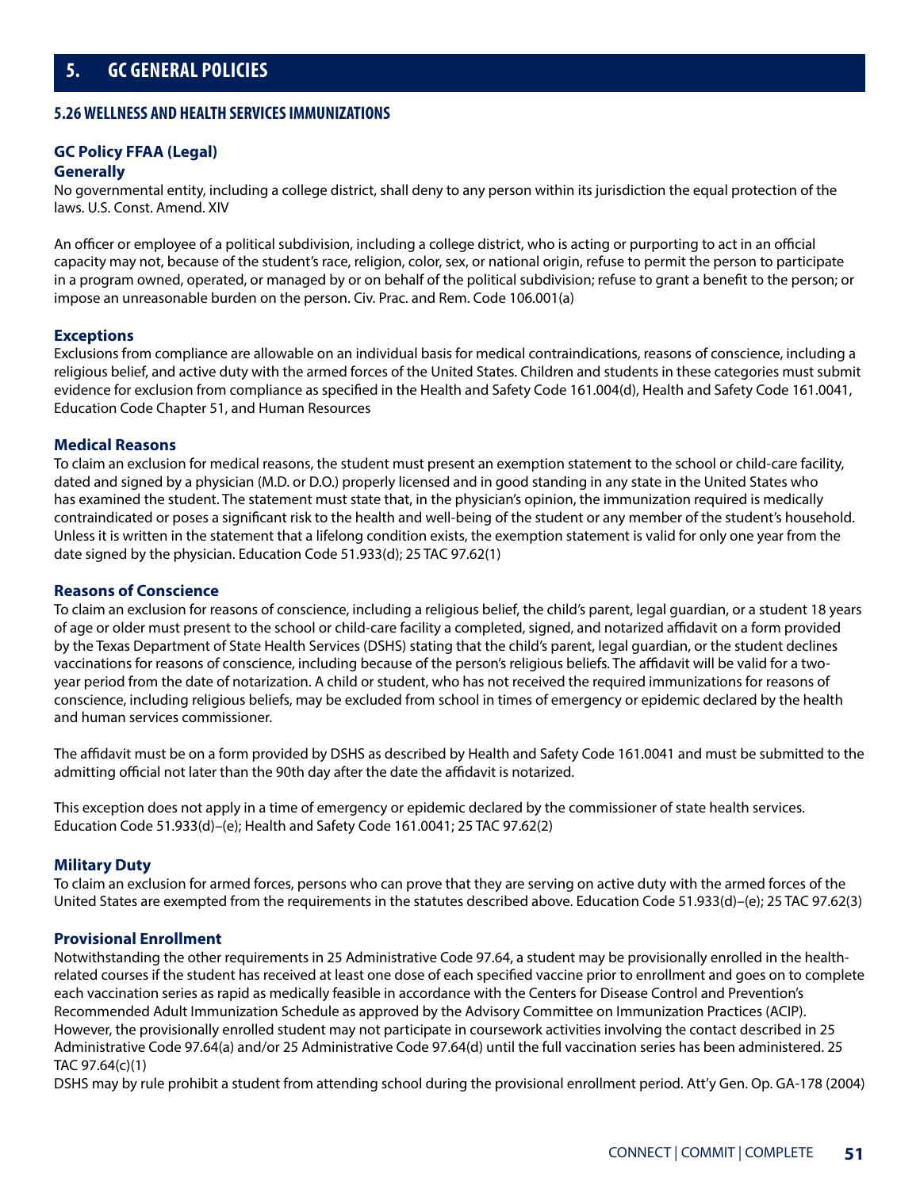# 5. GC GENERAL POLICIES

## 5.26 WELLNESS AND HEALTH SERVICES IMMUNIZATIONS

### GC Policy FFAA (Legal)

**Generally**

No governmental entity, including a college district, shall deny to any person within its jurisdiction the equal protection of the laws. U.S. Const. Amend. XIV

An officer or employee of a political subdivision, including a college district, who is acting or purporting to act in an official capacity may not, because of the student's race, religion, color, sex, or national origin, refuse to permit the person to participate in a program owned, operated, or managed by or on behalf of the political subdivision; refuse to grant a benefit to the person; or impose an unreasonable burden on the person. Civ. Prac. and Rem. Code 106.001(a)

**Exceptions**

Exclusions from compliance are allowable on an individual basis for medical contraindications, reasons of conscience, including a religious belief, and active duty with the armed forces of the United States. Children and students in these categories must submit evidence for exclusion from compliance as specified in the Health and Safety Code 161.004(d), Health and Safety Code 161.0041, Education Code Chapter 51, and Human Resources

**Medical Reasons**

To claim an exclusion for medical reasons, the student must present an exemption statement to the school or child-care facility, dated and signed by a physician (M.D. or D.O.) properly licensed and in good standing in any state in the United States who has examined the student. The statement must state that, in the physician's opinion, the immunization required is medically contraindicated or poses a significant risk to the health and well-being of the student or any member of the student's household. Unless it is written in the statement that a lifelong condition exists, the exemption statement is valid for only one year from the date signed by the physician. Education Code 51.933(d); 25 TAC 97.62(1)

**Reasons of Conscience**

To claim an exclusion for reasons of conscience, including a religious belief, the child's parent, legal guardian, or a student 18 years of age or older must present to the school or child-care facility a completed, signed, and notarized affidavit on a form provided by the Texas Department of State Health Services (DSHS) stating that the child's parent, legal guardian, or the student declines vaccinations for reasons of conscience, including because of the person's religious beliefs. The affidavit will be valid for a two-year period from the date of notarization. A child or student, who has not received the required immunizations for reasons of conscience, including religious beliefs, may be excluded from school in times of emergency or epidemic declared by the health and human services commissioner.

The affidavit must be on a form provided by DSHS as described by Health and Safety Code 161.0041 and must be submitted to the admitting official not later than the 90th day after the date the affidavit is notarized.

This exception does not apply in a time of emergency or epidemic declared by the commissioner of state health services. Education Code 51.933(d)–(e); Health and Safety Code 161.0041; 25 TAC 97.62(2)

**Military Duty**

To claim an exclusion for armed forces, persons who can prove that they are serving on active duty with the armed forces of the United States are exempted from the requirements in the statutes described above. Education Code 51.933(d)–(e); 25 TAC 97.62(3)

**Provisional Enrollment**

Notwithstanding the other requirements in 25 Administrative Code 97.64, a student may be provisionally enrolled in the health-related courses if the student has received at least one dose of each specified vaccine prior to enrollment and goes on to complete each vaccination series as rapid as medically feasible in accordance with the Centers for Disease Control and Prevention's Recommended Adult Immunization Schedule as approved by the Advisory Committee on Immunization Practices (ACIP). However, the provisionally enrolled student may not participate in coursework activities involving the contact described in 25 Administrative Code 97.64(a) and/or 25 Administrative Code 97.64(d) until the full vaccination series has been administered. 25 TAC 97.64(c)(1)

DSHS may by rule prohibit a student from attending school during the provisional enrollment period. Att'y Gen. Op. GA-178 (2004)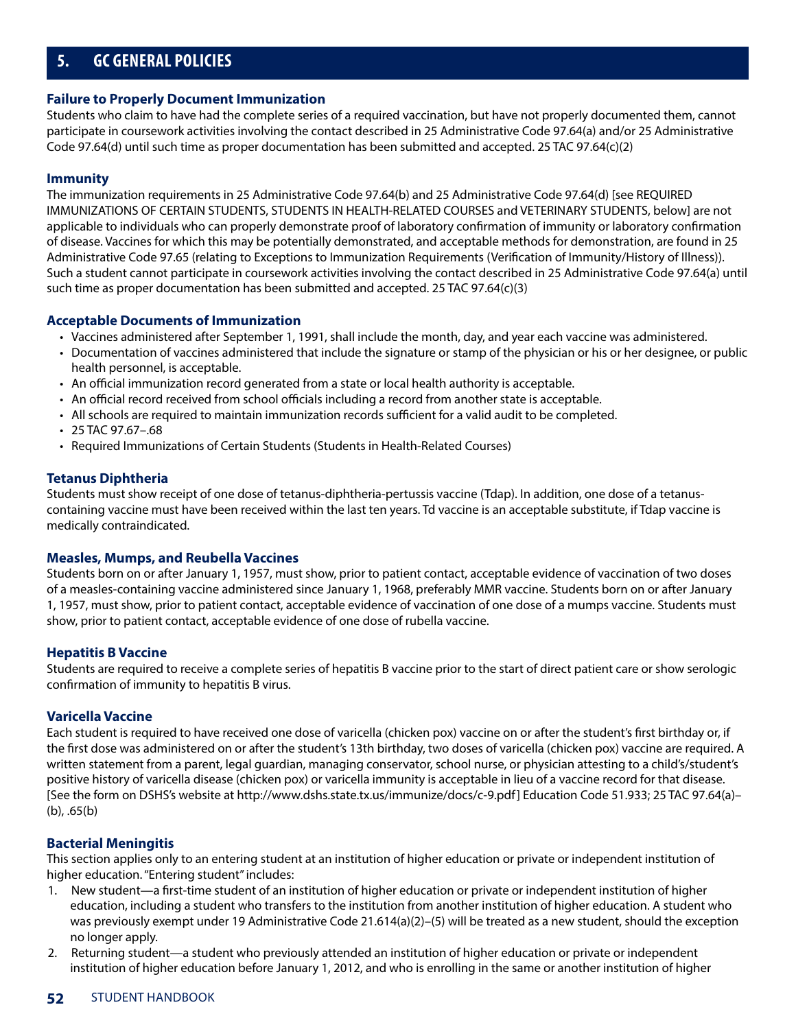## 5. GC GENERAL POLICIES

### Failure to Properly Document Immunization

Students who claim to have had the complete series of a required vaccination, but have not properly documented them, cannot participate in coursework activities involving the contact described in 25 Administrative Code 97.64(a) and/or 25 Administrative Code 97.64(d) until such time as proper documentation has been submitted and accepted. 25 TAC 97.64(c)(2)

### Immunity

The immunization requirements in 25 Administrative Code 97.64(b) and 25 Administrative Code 97.64(d) [see REQUIRED IMMUNIZATIONS OF CERTAIN STUDENTS, STUDENTS IN HEALTH-RELATED COURSES and VETERINARY STUDENTS, below] are not applicable to individuals who can properly demonstrate proof of laboratory confirmation of immunity or laboratory confirmation of disease. Vaccines for which this may be potentially demonstrated, and acceptable methods for demonstration, are found in 25 Administrative Code 97.65 (relating to Exceptions to Immunization Requirements (Verification of Immunity/History of Illness)). Such a student cannot participate in coursework activities involving the contact described in 25 Administrative Code 97.64(a) until such time as proper documentation has been submitted and accepted. 25 TAC 97.64(c)(3)

### Acceptable Documents of Immunization

- Vaccines administered after September 1, 1991, shall include the month, day, and year each vaccine was administered.
- Documentation of vaccines administered that include the signature or stamp of the physician or his or her designee, or public health personnel, is acceptable.
- An official immunization record generated from a state or local health authority is acceptable.
- An official record received from school officials including a record from another state is acceptable.
- All schools are required to maintain immunization records sufficient for a valid audit to be completed.
- 25 TAC 97.67–.68
- Required Immunizations of Certain Students (Students in Health-Related Courses)

### Tetanus Diphtheria

Students must show receipt of one dose of tetanus-diphtheria-pertussis vaccine (Tdap). In addition, one dose of a tetanus-containing vaccine must have been received within the last ten years. Td vaccine is an acceptable substitute, if Tdap vaccine is medically contraindicated.

### Measles, Mumps, and Reubella Vaccines

Students born on or after January 1, 1957, must show, prior to patient contact, acceptable evidence of vaccination of two doses of a measles-containing vaccine administered since January 1, 1968, preferably MMR vaccine. Students born on or after January 1, 1957, must show, prior to patient contact, acceptable evidence of vaccination of one dose of a mumps vaccine. Students must show, prior to patient contact, acceptable evidence of one dose of rubella vaccine.

### Hepatitis B Vaccine

Students are required to receive a complete series of hepatitis B vaccine prior to the start of direct patient care or show serologic confirmation of immunity to hepatitis B virus.

### Varicella Vaccine

Each student is required to have received one dose of varicella (chicken pox) vaccine on or after the student's first birthday or, if the first dose was administered on or after the student's 13th birthday, two doses of varicella (chicken pox) vaccine are required. A written statement from a parent, legal guardian, managing conservator, school nurse, or physician attesting to a child's/student's positive history of varicella disease (chicken pox) or varicella immunity is acceptable in lieu of a vaccine record for that disease. [See the form on DSHS's website at http://www.dshs.state.tx.us/immunize/docs/c-9.pdf] Education Code 51.933; 25 TAC 97.64(a)–(b), .65(b)

### Bacterial Meningitis

This section applies only to an entering student at an institution of higher education or private or independent institution of higher education. "Entering student" includes:

1. New student—a first-time student of an institution of higher education or private or independent institution of higher education, including a student who transfers to the institution from another institution of higher education. A student who was previously exempt under 19 Administrative Code 21.614(a)(2)–(5) will be treated as a new student, should the exception no longer apply.
2. Returning student—a student who previously attended an institution of higher education or private or independent institution of higher education before January 1, 2012, and who is enrolling in the same or another institution of higher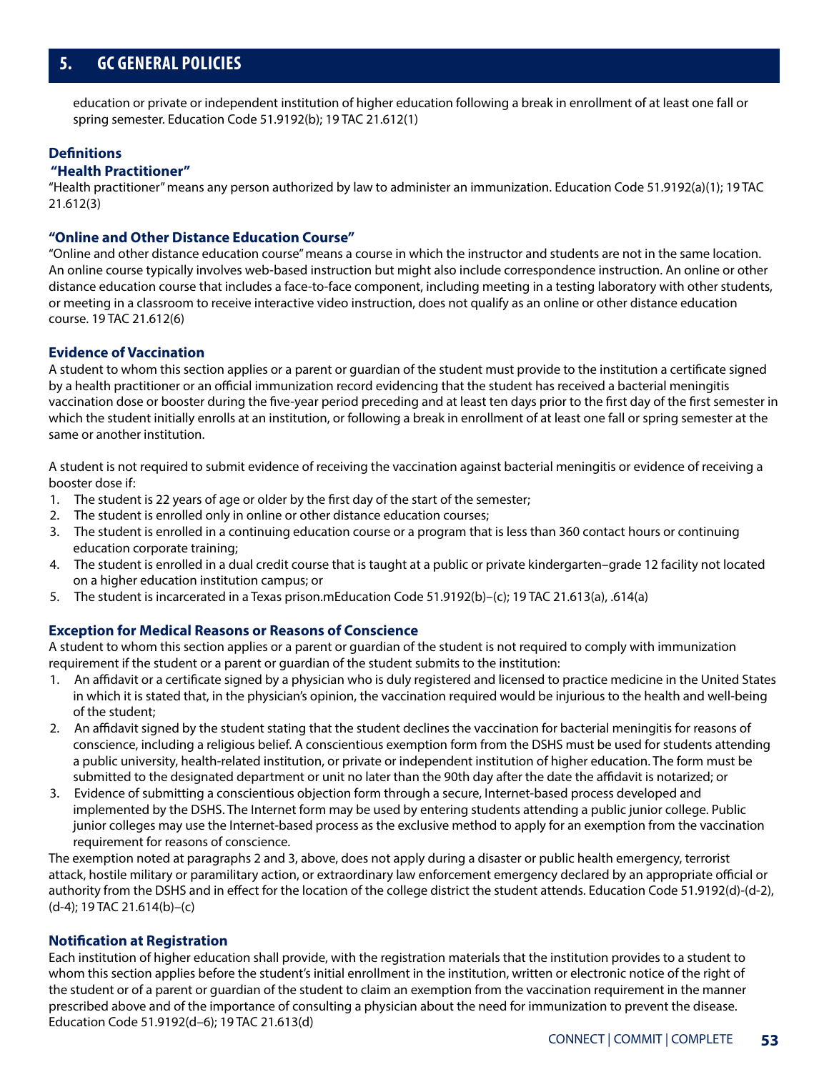education or private or independent institution of higher education following a break in enrollment of at least one fall or spring semester. Education Code 51.9192(b); 19 TAC 21.612(1)

### Definitions

#### "Health Practitioner"

"Health practitioner" means any person authorized by law to administer an immunization. Education Code 51.9192(a)(1); 19 TAC 21.612(3)

#### "Online and Other Distance Education Course"

"Online and other distance education course" means a course in which the instructor and students are not in the same location. An online course typically involves web-based instruction but might also include correspondence instruction. An online or other distance education course that includes a face-to-face component, including meeting in a testing laboratory with other students, or meeting in a classroom to receive interactive video instruction, does not qualify as an online or other distance education course. 19 TAC 21.612(6)

### Evidence of Vaccination

A student to whom this section applies or a parent or guardian of the student must provide to the institution a certificate signed by a health practitioner or an official immunization record evidencing that the student has received a bacterial meningitis vaccination dose or booster during the five-year period preceding and at least ten days prior to the first day of the first semester in which the student initially enrolls at an institution, or following a break in enrollment of at least one fall or spring semester at the same or another institution.

A student is not required to submit evidence of receiving the vaccination against bacterial meningitis or evidence of receiving a booster dose if:

1. The student is 22 years of age or older by the first day of the start of the semester;
2. The student is enrolled only in online or other distance education courses;
3. The student is enrolled in a continuing education course or a program that is less than 360 contact hours or continuing education corporate training;
4. The student is enrolled in a dual credit course that is taught at a public or private kindergarten–grade 12 facility not located on a higher education institution campus; or
5. The student is incarcerated in a Texas prison.mEducation Code 51.9192(b)–(c); 19 TAC 21.613(a), .614(a)

### Exception for Medical Reasons or Reasons of Conscience

A student to whom this section applies or a parent or guardian of the student is not required to comply with immunization requirement if the student or a parent or guardian of the student submits to the institution:

1. An affidavit or a certificate signed by a physician who is duly registered and licensed to practice medicine in the United States in which it is stated that, in the physician's opinion, the vaccination required would be injurious to the health and well-being of the student;
2. An affidavit signed by the student stating that the student declines the vaccination for bacterial meningitis for reasons of conscience, including a religious belief. A conscientious exemption form from the DSHS must be used for students attending a public university, health-related institution, or private or independent institution of higher education. The form must be submitted to the designated department or unit no later than the 90th day after the date the affidavit is notarized; or
3. Evidence of submitting a conscientious objection form through a secure, Internet-based process developed and implemented by the DSHS. The Internet form may be used by entering students attending a public junior college. Public junior colleges may use the Internet-based process as the exclusive method to apply for an exemption from the vaccination requirement for reasons of conscience.

The exemption noted at paragraphs 2 and 3, above, does not apply during a disaster or public health emergency, terrorist attack, hostile military or paramilitary action, or extraordinary law enforcement emergency declared by an appropriate official or authority from the DSHS and in effect for the location of the college district the student attends. Education Code 51.9192(d)-(d-2), (d-4); 19 TAC 21.614(b)–(c)

### Notification at Registration

Each institution of higher education shall provide, with the registration materials that the institution provides to a student to whom this section applies before the student's initial enrollment in the institution, written or electronic notice of the right of the student or of a parent or guardian of the student to claim an exemption from the vaccination requirement in the manner prescribed above and of the importance of consulting a physician about the need for immunization to prevent the disease. Education Code 51.9192(d–6); 19 TAC 21.613(d)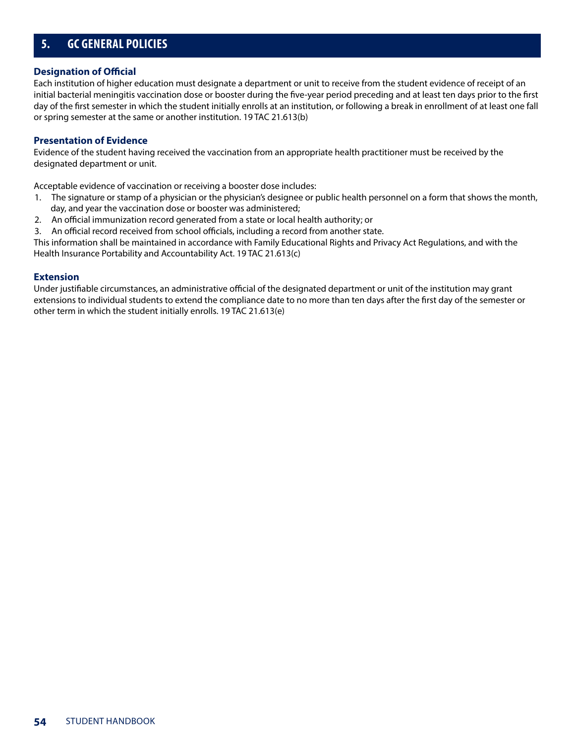## 5. GC GENERAL POLICIES

### Designation of Official

Each institution of higher education must designate a department or unit to receive from the student evidence of receipt of an initial bacterial meningitis vaccination dose or booster during the five-year period preceding and at least ten days prior to the first day of the first semester in which the student initially enrolls at an institution, or following a break in enrollment of at least one fall or spring semester at the same or another institution. 19 TAC 21.613(b)

### Presentation of Evidence

Evidence of the student having received the vaccination from an appropriate health practitioner must be received by the designated department or unit.

Acceptable evidence of vaccination or receiving a booster dose includes:

1. The signature or stamp of a physician or the physician's designee or public health personnel on a form that shows the month, day, and year the vaccination dose or booster was administered;
2. An official immunization record generated from a state or local health authority; or
3. An official record received from school officials, including a record from another state.

This information shall be maintained in accordance with Family Educational Rights and Privacy Act Regulations, and with the Health Insurance Portability and Accountability Act. 19 TAC 21.613(c)

### Extension

Under justifiable circumstances, an administrative official of the designated department or unit of the institution may grant extensions to individual students to extend the compliance date to no more than ten days after the first day of the semester or other term in which the student initially enrolls. 19 TAC 21.613(e)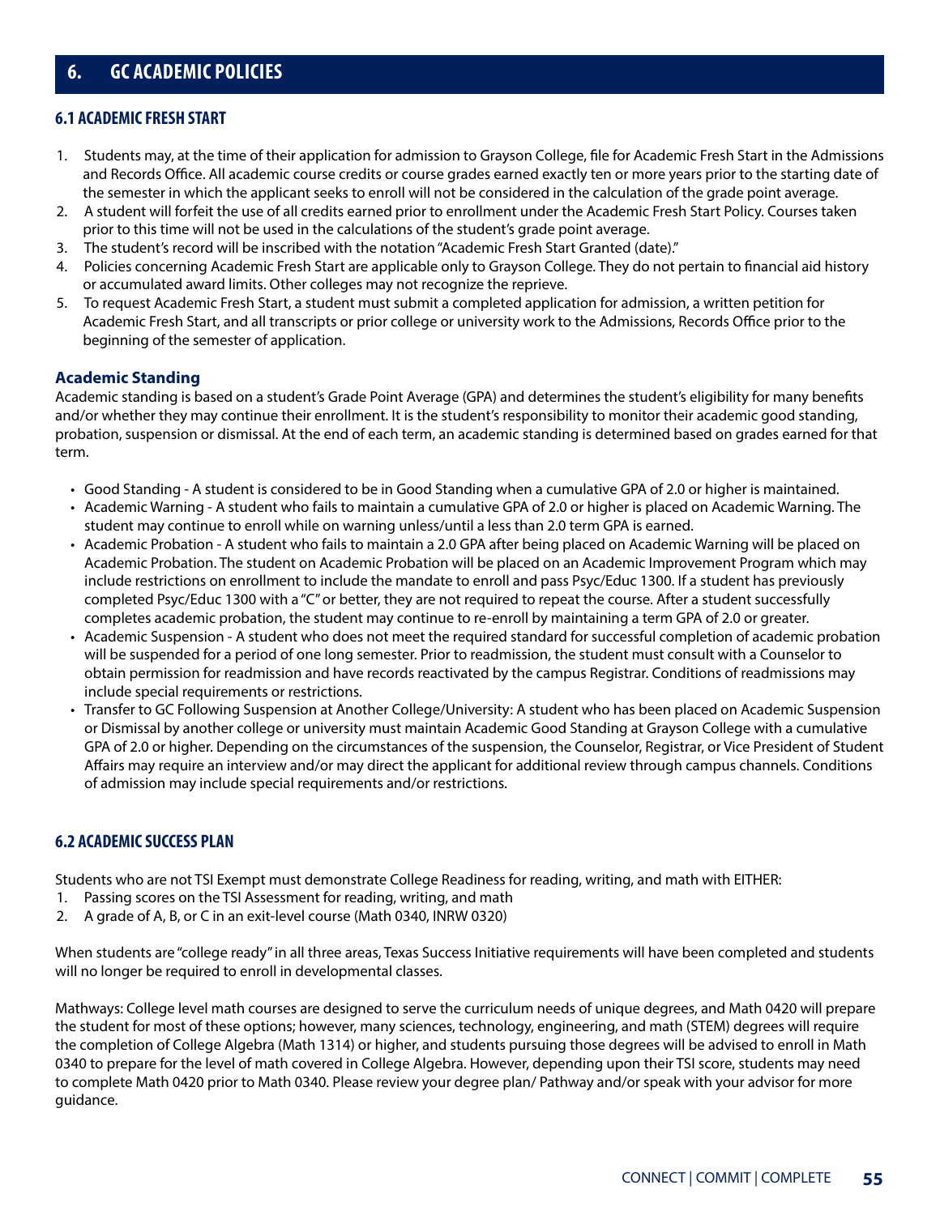# 6. GC ACADEMIC POLICIES

## 6.1 ACADEMIC FRESH START

1. Students may, at the time of their application for admission to Grayson College, file for Academic Fresh Start in the Admissions and Records Office. All academic course credits or course grades earned exactly ten or more years prior to the starting date of the semester in which the applicant seeks to enroll will not be considered in the calculation of the grade point average.
2. A student will forfeit the use of all credits earned prior to enrollment under the Academic Fresh Start Policy. Courses taken prior to this time will not be used in the calculations of the student's grade point average.
3. The student's record will be inscribed with the notation "Academic Fresh Start Granted (date)."
4. Policies concerning Academic Fresh Start are applicable only to Grayson College. They do not pertain to financial aid history or accumulated award limits. Other colleges may not recognize the reprieve.
5. To request Academic Fresh Start, a student must submit a completed application for admission, a written petition for Academic Fresh Start, and all transcripts or prior college or university work to the Admissions, Records Office prior to the beginning of the semester of application.

### Academic Standing

Academic standing is based on a student's Grade Point Average (GPA) and determines the student's eligibility for many benefits and/or whether they may continue their enrollment. It is the student's responsibility to monitor their academic good standing, probation, suspension or dismissal. At the end of each term, an academic standing is determined based on grades earned for that term.

- Good Standing - A student is considered to be in Good Standing when a cumulative GPA of 2.0 or higher is maintained.
- Academic Warning - A student who fails to maintain a cumulative GPA of 2.0 or higher is placed on Academic Warning. The student may continue to enroll while on warning unless/until a less than 2.0 term GPA is earned.
- Academic Probation - A student who fails to maintain a 2.0 GPA after being placed on Academic Warning will be placed on Academic Probation. The student on Academic Probation will be placed on an Academic Improvement Program which may include restrictions on enrollment to include the mandate to enroll and pass Psyc/Educ 1300. If a student has previously completed Psyc/Educ 1300 with a "C" or better, they are not required to repeat the course. After a student successfully completes academic probation, the student may continue to re-enroll by maintaining a term GPA of 2.0 or greater.
- Academic Suspension - A student who does not meet the required standard for successful completion of academic probation will be suspended for a period of one long semester. Prior to readmission, the student must consult with a Counselor to obtain permission for readmission and have records reactivated by the campus Registrar. Conditions of readmissions may include special requirements or restrictions.
- Transfer to GC Following Suspension at Another College/University: A student who has been placed on Academic Suspension or Dismissal by another college or university must maintain Academic Good Standing at Grayson College with a cumulative GPA of 2.0 or higher. Depending on the circumstances of the suspension, the Counselor, Registrar, or Vice President of Student Affairs may require an interview and/or may direct the applicant for additional review through campus channels. Conditions of admission may include special requirements and/or restrictions.

## 6.2 ACADEMIC SUCCESS PLAN

Students who are not TSI Exempt must demonstrate College Readiness for reading, writing, and math with EITHER:

1. Passing scores on the TSI Assessment for reading, writing, and math
2. A grade of A, B, or C in an exit-level course (Math 0340, INRW 0320)

When students are "college ready" in all three areas, Texas Success Initiative requirements will have been completed and students will no longer be required to enroll in developmental classes.

Mathways: College level math courses are designed to serve the curriculum needs of unique degrees, and Math 0420 will prepare the student for most of these options; however, many sciences, technology, engineering, and math (STEM) degrees will require the completion of College Algebra (Math 1314) or higher, and students pursuing those degrees will be advised to enroll in Math 0340 to prepare for the level of math covered in College Algebra. However, depending upon their TSI score, students may need to complete Math 0420 prior to Math 0340. Please review your degree plan/ Pathway and/or speak with your advisor for more guidance.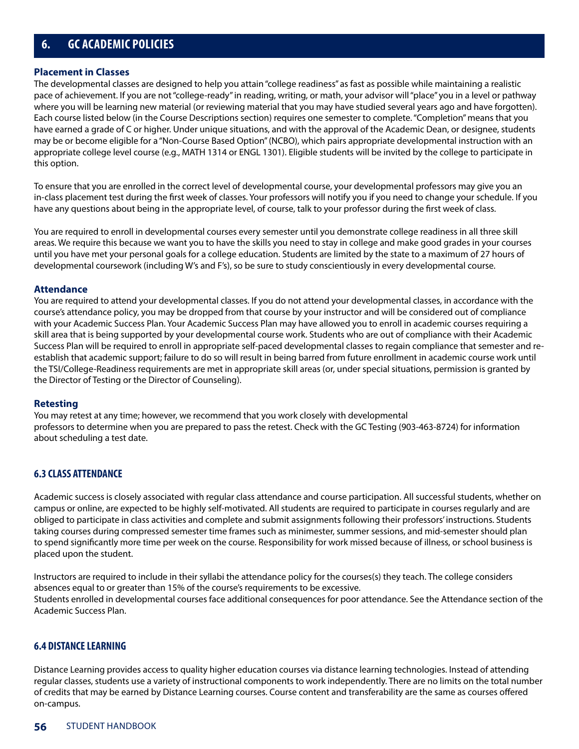## 6. GC ACADEMIC POLICIES

### Placement in Classes

The developmental classes are designed to help you attain "college readiness" as fast as possible while maintaining a realistic pace of achievement. If you are not "college-ready" in reading, writing, or math, your advisor will "place" you in a level or pathway where you will be learning new material (or reviewing material that you may have studied several years ago and have forgotten). Each course listed below (in the Course Descriptions section) requires one semester to complete. "Completion" means that you have earned a grade of C or higher. Under unique situations, and with the approval of the Academic Dean, or designee, students may be or become eligible for a "Non-Course Based Option" (NCBO), which pairs appropriate developmental instruction with an appropriate college level course (e.g., MATH 1314 or ENGL 1301). Eligible students will be invited by the college to participate in this option.

To ensure that you are enrolled in the correct level of developmental course, your developmental professors may give you an in-class placement test during the first week of classes. Your professors will notify you if you need to change your schedule. If you have any questions about being in the appropriate level, of course, talk to your professor during the first week of class.

You are required to enroll in developmental courses every semester until you demonstrate college readiness in all three skill areas. We require this because we want you to have the skills you need to stay in college and make good grades in your courses until you have met your personal goals for a college education. Students are limited by the state to a maximum of 27 hours of developmental coursework (including W's and F's), so be sure to study conscientiously in every developmental course.

### Attendance

You are required to attend your developmental classes. If you do not attend your developmental classes, in accordance with the course's attendance policy, you may be dropped from that course by your instructor and will be considered out of compliance with your Academic Success Plan. Your Academic Success Plan may have allowed you to enroll in academic courses requiring a skill area that is being supported by your developmental course work. Students who are out of compliance with their Academic Success Plan will be required to enroll in appropriate self-paced developmental classes to regain compliance that semester and re-establish that academic support; failure to do so will result in being barred from future enrollment in academic course work until the TSI/College-Readiness requirements are met in appropriate skill areas (or, under special situations, permission is granted by the Director of Testing or the Director of Counseling).

### Retesting

You may retest at any time; however, we recommend that you work closely with developmental professors to determine when you are prepared to pass the retest. Check with the GC Testing (903-463-8724) for information about scheduling a test date.

### 6.3 CLASS ATTENDANCE

Academic success is closely associated with regular class attendance and course participation. All successful students, whether on campus or online, are expected to be highly self-motivated. All students are required to participate in courses regularly and are obliged to participate in class activities and complete and submit assignments following their professors' instructions. Students taking courses during compressed semester time frames such as minimester, summer sessions, and mid-semester should plan to spend significantly more time per week on the course. Responsibility for work missed because of illness, or school business is placed upon the student.

Instructors are required to include in their syllabi the attendance policy for the courses(s) they teach. The college considers absences equal to or greater than 15% of the course's requirements to be excessive.
Students enrolled in developmental courses face additional consequences for poor attendance. See the Attendance section of the Academic Success Plan.

### 6.4 DISTANCE LEARNING

Distance Learning provides access to quality higher education courses via distance learning technologies. Instead of attending regular classes, students use a variety of instructional components to work independently. There are no limits on the total number of credits that may be earned by Distance Learning courses. Course content and transferability are the same as courses offered on-campus.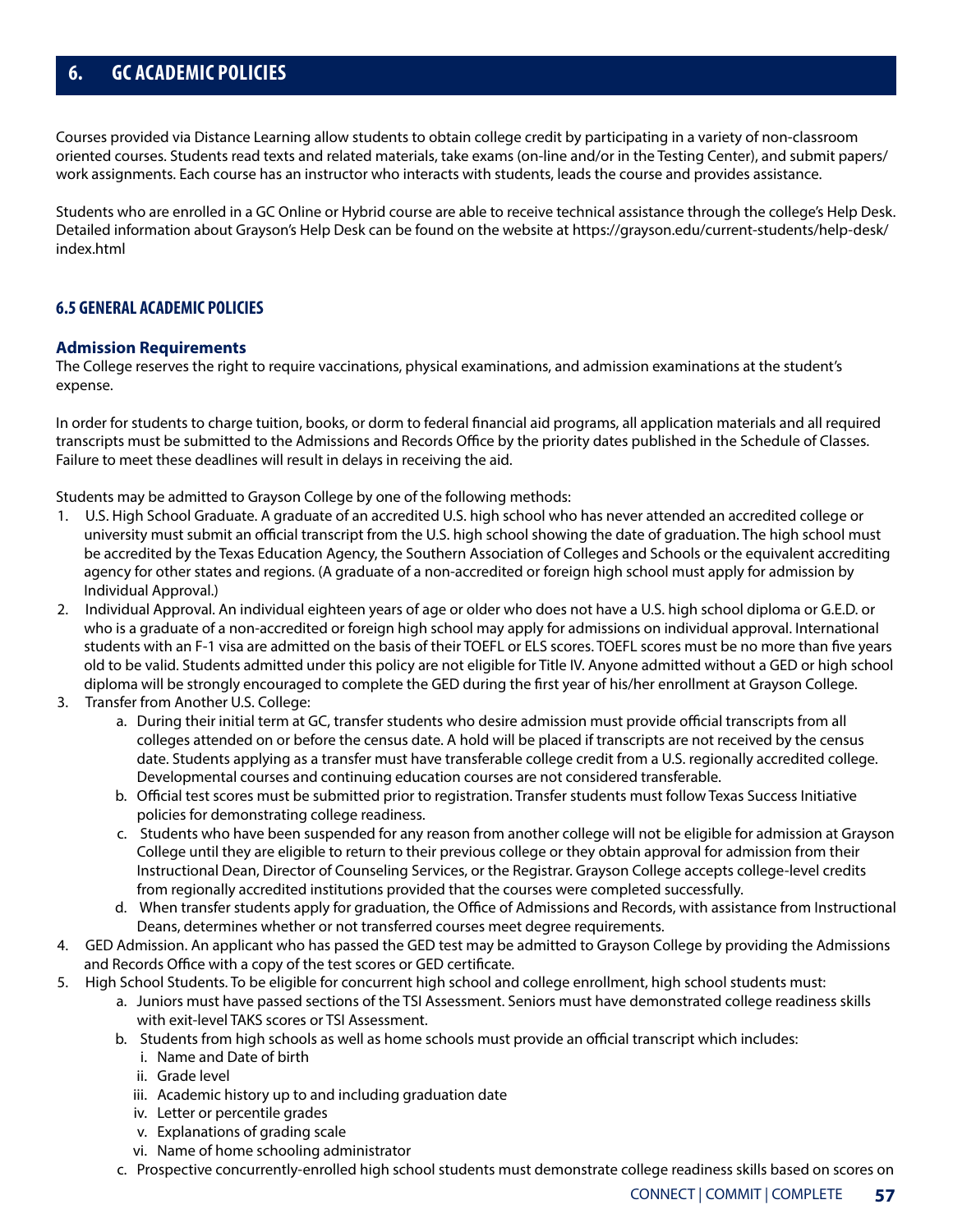# 6. GC ACADEMIC POLICIES

Courses provided via Distance Learning allow students to obtain college credit by participating in a variety of non-classroom oriented courses. Students read texts and related materials, take exams (on-line and/or in the Testing Center), and submit papers/work assignments. Each course has an instructor who interacts with students, leads the course and provides assistance.

Students who are enrolled in a GC Online or Hybrid course are able to receive technical assistance through the college's Help Desk. Detailed information about Grayson's Help Desk can be found on the website at https://grayson.edu/current-students/help-desk/index.html

## 6.5 GENERAL ACADEMIC POLICIES

### Admission Requirements

The College reserves the right to require vaccinations, physical examinations, and admission examinations at the student's expense.

In order for students to charge tuition, books, or dorm to federal financial aid programs, all application materials and all required transcripts must be submitted to the Admissions and Records Office by the priority dates published in the Schedule of Classes. Failure to meet these deadlines will result in delays in receiving the aid.

Students may be admitted to Grayson College by one of the following methods:

1. U.S. High School Graduate. A graduate of an accredited U.S. high school who has never attended an accredited college or university must submit an official transcript from the U.S. high school showing the date of graduation. The high school must be accredited by the Texas Education Agency, the Southern Association of Colleges and Schools or the equivalent accrediting agency for other states and regions. (A graduate of a non-accredited or foreign high school must apply for admission by Individual Approval.)
2. Individual Approval. An individual eighteen years of age or older who does not have a U.S. high school diploma or G.E.D. or who is a graduate of a non-accredited or foreign high school may apply for admissions on individual approval. International students with an F-1 visa are admitted on the basis of their TOEFL or ELS scores. TOEFL scores must be no more than five years old to be valid. Students admitted under this policy are not eligible for Title IV. Anyone admitted without a GED or high school diploma will be strongly encouraged to complete the GED during the first year of his/her enrollment at Grayson College.
3. Transfer from Another U.S. College:
   a. During their initial term at GC, transfer students who desire admission must provide official transcripts from all colleges attended on or before the census date. A hold will be placed if transcripts are not received by the census date. Students applying as a transfer must have transferable college credit from a U.S. regionally accredited college. Developmental courses and continuing education courses are not considered transferable.
   b. Official test scores must be submitted prior to registration. Transfer students must follow Texas Success Initiative policies for demonstrating college readiness.
   c. Students who have been suspended for any reason from another college will not be eligible for admission at Grayson College until they are eligible to return to their previous college or they obtain approval for admission from their Instructional Dean, Director of Counseling Services, or the Registrar. Grayson College accepts college-level credits from regionally accredited institutions provided that the courses were completed successfully.
   d. When transfer students apply for graduation, the Office of Admissions and Records, with assistance from Instructional Deans, determines whether or not transferred courses meet degree requirements.
4. GED Admission. An applicant who has passed the GED test may be admitted to Grayson College by providing the Admissions and Records Office with a copy of the test scores or GED certificate.
5. High School Students. To be eligible for concurrent high school and college enrollment, high school students must:
   a. Juniors must have passed sections of the TSI Assessment. Seniors must have demonstrated college readiness skills with exit-level TAKS scores or TSI Assessment.
   b. Students from high schools as well as home schools must provide an official transcript which includes:
      i. Name and Date of birth
      ii. Grade level
      iii. Academic history up to and including graduation date
      iv. Letter or percentile grades
      v. Explanations of grading scale
      vi. Name of home schooling administrator
   c. Prospective concurrently-enrolled high school students must demonstrate college readiness skills based on scores on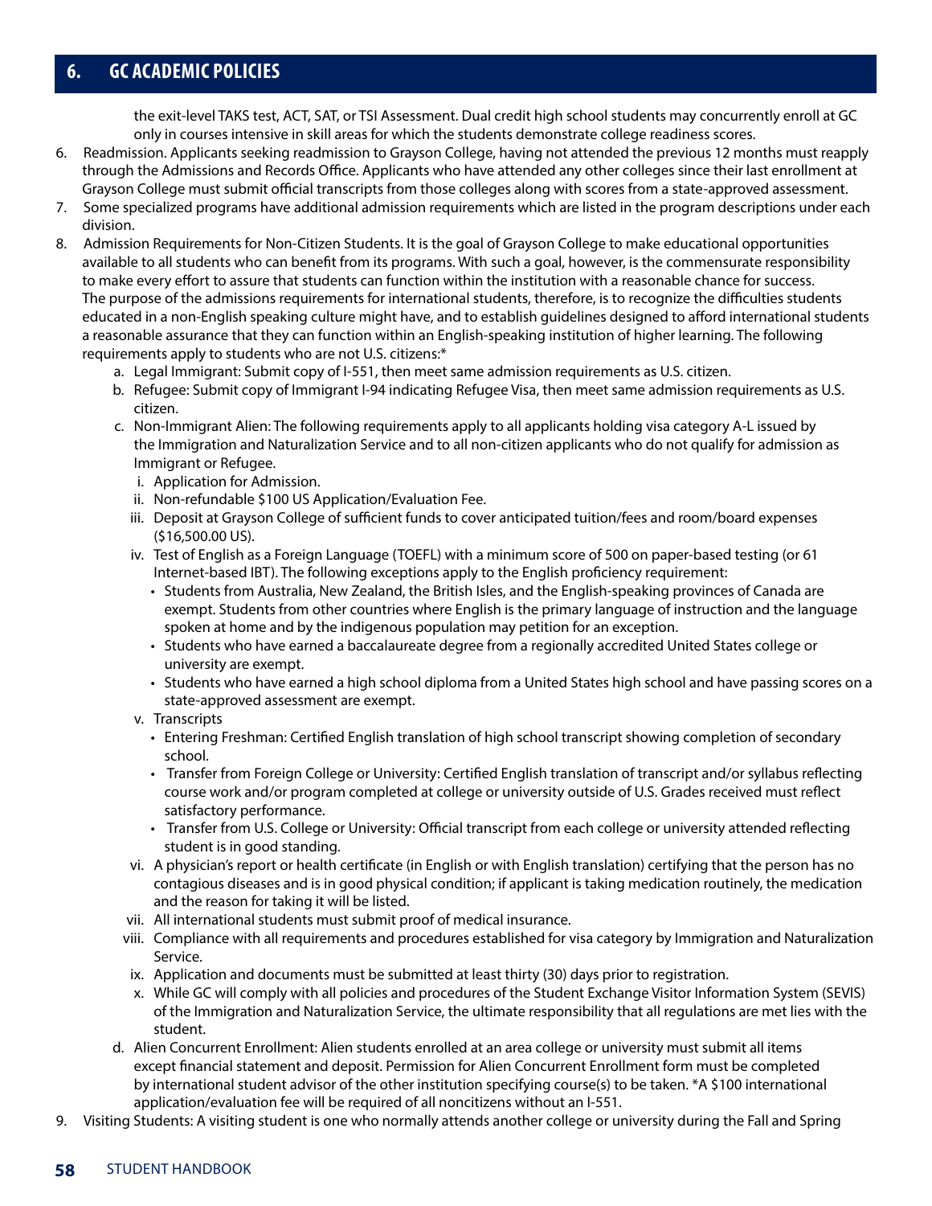the exit-level TAKS test, ACT, SAT, or TSI Assessment. Dual credit high school students may concurrently enroll at GC only in courses intensive in skill areas for which the students demonstrate college readiness scores.

6. Readmission. Applicants seeking readmission to Grayson College, having not attended the previous 12 months must reapply through the Admissions and Records Office. Applicants who have attended any other colleges since their last enrollment at Grayson College must submit official transcripts from those colleges along with scores from a state-approved assessment.
7. Some specialized programs have additional admission requirements which are listed in the program descriptions under each division.
8. Admission Requirements for Non-Citizen Students. It is the goal of Grayson College to make educational opportunities available to all students who can benefit from its programs. With such a goal, however, is the commensurate responsibility to make every effort to assure that students can function within the institution with a reasonable chance for success. The purpose of the admissions requirements for international students, therefore, is to recognize the difficulties students educated in a non-English speaking culture might have, and to establish guidelines designed to afford international students a reasonable assurance that they can function within an English-speaking institution of higher learning. The following requirements apply to students who are not U.S. citizens:*
   a. Legal Immigrant: Submit copy of I-551, then meet same admission requirements as U.S. citizen.
   b. Refugee: Submit copy of Immigrant I-94 indicating Refugee Visa, then meet same admission requirements as U.S. citizen.
   c. Non-Immigrant Alien: The following requirements apply to all applicants holding visa category A-L issued by the Immigration and Naturalization Service and to all non-citizen applicants who do not qualify for admission as Immigrant or Refugee.
      i. Application for Admission.
      ii. Non-refundable $100 US Application/Evaluation Fee.
      iii. Deposit at Grayson College of sufficient funds to cover anticipated tuition/fees and room/board expenses ($16,500.00 US).
      iv. Test of English as a Foreign Language (TOEFL) with a minimum score of 500 on paper-based testing (or 61 Internet-based IBT). The following exceptions apply to the English proficiency requirement:
         - Students from Australia, New Zealand, the British Isles, and the English-speaking provinces of Canada are exempt. Students from other countries where English is the primary language of instruction and the language spoken at home and by the indigenous population may petition for an exception.
         - Students who have earned a baccalaureate degree from a regionally accredited United States college or university are exempt.
         - Students who have earned a high school diploma from a United States high school and have passing scores on a state-approved assessment are exempt.
      v. Transcripts
         - Entering Freshman: Certified English translation of high school transcript showing completion of secondary school.
         - Transfer from Foreign College or University: Certified English translation of transcript and/or syllabus reflecting course work and/or program completed at college or university outside of U.S. Grades received must reflect satisfactory performance.
         - Transfer from U.S. College or University: Official transcript from each college or university attended reflecting student is in good standing.
      vi. A physician's report or health certificate (in English or with English translation) certifying that the person has no contagious diseases and is in good physical condition; if applicant is taking medication routinely, the medication and the reason for taking it will be listed.
      vii. All international students must submit proof of medical insurance.
      viii. Compliance with all requirements and procedures established for visa category by Immigration and Naturalization Service.
      ix. Application and documents must be submitted at least thirty (30) days prior to registration.
      x. While GC will comply with all policies and procedures of the Student Exchange Visitor Information System (SEVIS) of the Immigration and Naturalization Service, the ultimate responsibility that all regulations are met lies with the student.
   d. Alien Concurrent Enrollment: Alien students enrolled at an area college or university must submit all items except financial statement and deposit. Permission for Alien Concurrent Enrollment form must be completed by international student advisor of the other institution specifying course(s) to be taken. *A $100 international application/evaluation fee will be required of all noncitizens without an I-551.
9. Visiting Students: A visiting student is one who normally attends another college or university during the Fall and Spring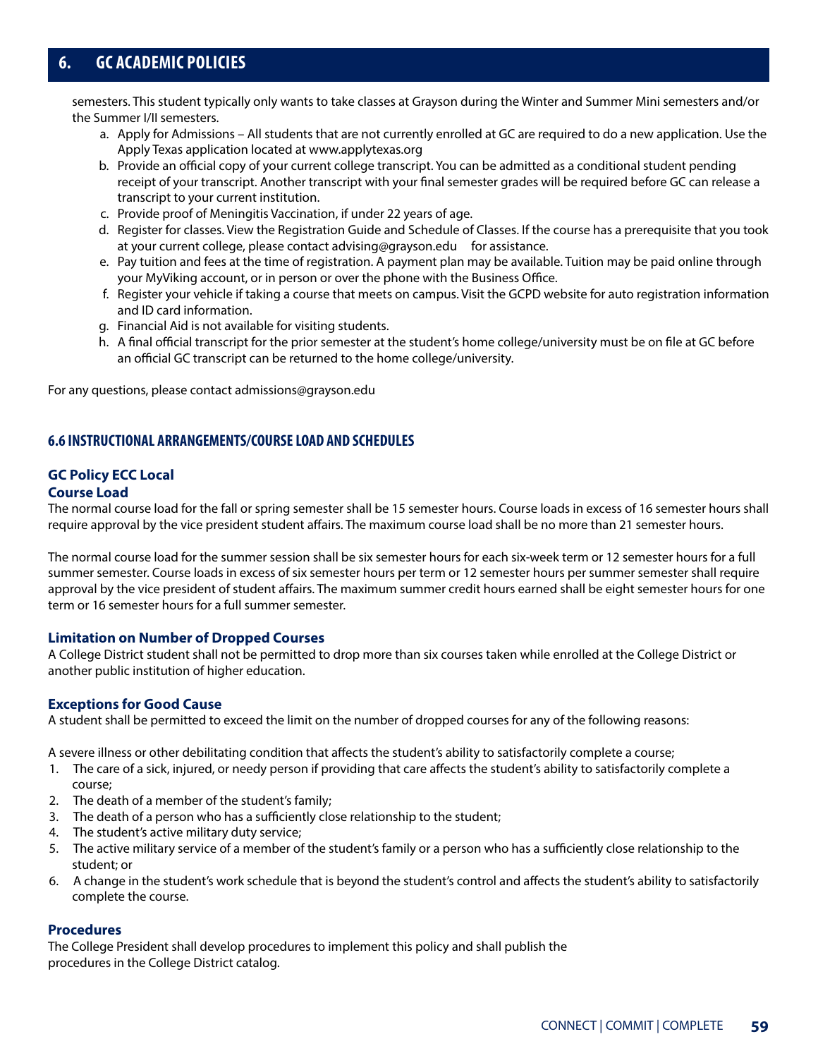semesters. This student typically only wants to take classes at Grayson during the Winter and Summer Mini semesters and/or the Summer I/II semesters.

a. Apply for Admissions – All students that are not currently enrolled at GC are required to do a new application. Use the Apply Texas application located at www.applytexas.org
b. Provide an official copy of your current college transcript. You can be admitted as a conditional student pending receipt of your transcript. Another transcript with your final semester grades will be required before GC can release a transcript to your current institution.
c. Provide proof of Meningitis Vaccination, if under 22 years of age.
d. Register for classes. View the Registration Guide and Schedule of Classes. If the course has a prerequisite that you took at your current college, please contact advising@grayson.edu for assistance.
e. Pay tuition and fees at the time of registration. A payment plan may be available. Tuition may be paid online through your MyViking account, or in person or over the phone with the Business Office.
f. Register your vehicle if taking a course that meets on campus. Visit the GCPD website for auto registration information and ID card information.
g. Financial Aid is not available for visiting students.
h. A final official transcript for the prior semester at the student's home college/university must be on file at GC before an official GC transcript can be returned to the home college/university.

For any questions, please contact admissions@grayson.edu

## 6.6 INSTRUCTIONAL ARRANGEMENTS/COURSE LOAD AND SCHEDULES

### GC Policy ECC Local

#### Course Load

The normal course load for the fall or spring semester shall be 15 semester hours. Course loads in excess of 16 semester hours shall require approval by the vice president student affairs. The maximum course load shall be no more than 21 semester hours.

The normal course load for the summer session shall be six semester hours for each six-week term or 12 semester hours for a full summer semester. Course loads in excess of six semester hours per term or 12 semester hours per summer semester shall require approval by the vice president of student affairs. The maximum summer credit hours earned shall be eight semester hours for one term or 16 semester hours for a full summer semester.

#### Limitation on Number of Dropped Courses

A College District student shall not be permitted to drop more than six courses taken while enrolled at the College District or another public institution of higher education.

#### Exceptions for Good Cause

A student shall be permitted to exceed the limit on the number of dropped courses for any of the following reasons:

A severe illness or other debilitating condition that affects the student's ability to satisfactorily complete a course;

1. The care of a sick, injured, or needy person if providing that care affects the student's ability to satisfactorily complete a course;
2. The death of a member of the student's family;
3. The death of a person who has a sufficiently close relationship to the student;
4. The student's active military duty service;
5. The active military service of a member of the student's family or a person who has a sufficiently close relationship to the student; or
6. A change in the student's work schedule that is beyond the student's control and affects the student's ability to satisfactorily complete the course.

#### Procedures

The College President shall develop procedures to implement this policy and shall publish the procedures in the College District catalog.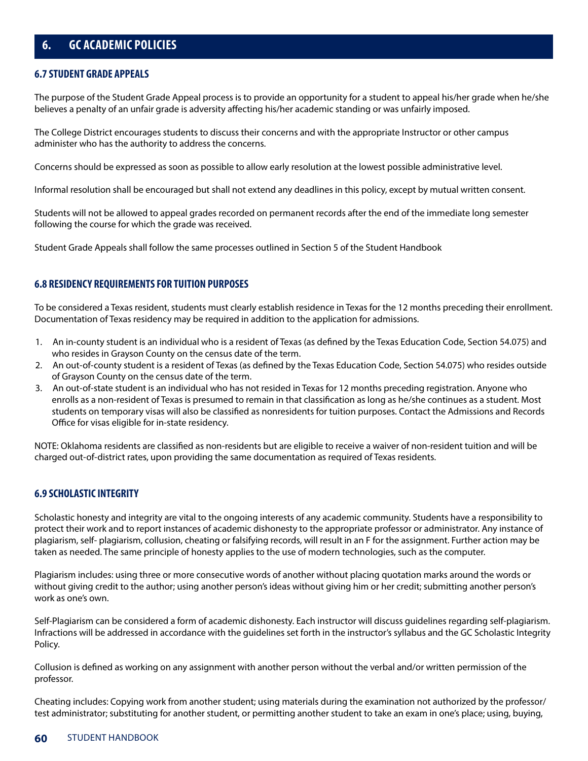## 6. GC ACADEMIC POLICIES

### 6.7 STUDENT GRADE APPEALS

The purpose of the Student Grade Appeal process is to provide an opportunity for a student to appeal his/her grade when he/she believes a penalty of an unfair grade is adversity affecting his/her academic standing or was unfairly imposed.

The College District encourages students to discuss their concerns and with the appropriate Instructor or other campus administer who has the authority to address the concerns.

Concerns should be expressed as soon as possible to allow early resolution at the lowest possible administrative level.

Informal resolution shall be encouraged but shall not extend any deadlines in this policy, except by mutual written consent.

Students will not be allowed to appeal grades recorded on permanent records after the end of the immediate long semester following the course for which the grade was received.

Student Grade Appeals shall follow the same processes outlined in Section 5 of the Student Handbook

### 6.8 RESIDENCY REQUIREMENTS FOR TUITION PURPOSES

To be considered a Texas resident, students must clearly establish residence in Texas for the 12 months preceding their enrollment. Documentation of Texas residency may be required in addition to the application for admissions.

1. An in-county student is an individual who is a resident of Texas (as defined by the Texas Education Code, Section 54.075) and who resides in Grayson County on the census date of the term.
2. An out-of-county student is a resident of Texas (as defined by the Texas Education Code, Section 54.075) who resides outside of Grayson County on the census date of the term.
3. An out-of-state student is an individual who has not resided in Texas for 12 months preceding registration. Anyone who enrolls as a non-resident of Texas is presumed to remain in that classification as long as he/she continues as a student. Most students on temporary visas will also be classified as nonresidents for tuition purposes. Contact the Admissions and Records Office for visas eligible for in-state residency.

NOTE: Oklahoma residents are classified as non-residents but are eligible to receive a waiver of non-resident tuition and will be charged out-of-district rates, upon providing the same documentation as required of Texas residents.

### 6.9 SCHOLASTIC INTEGRITY

Scholastic honesty and integrity are vital to the ongoing interests of any academic community. Students have a responsibility to protect their work and to report instances of academic dishonesty to the appropriate professor or administrator. Any instance of plagiarism, self- plagiarism, collusion, cheating or falsifying records, will result in an F for the assignment. Further action may be taken as needed. The same principle of honesty applies to the use of modern technologies, such as the computer.

Plagiarism includes: using three or more consecutive words of another without placing quotation marks around the words or without giving credit to the author; using another person's ideas without giving him or her credit; submitting another person's work as one's own.

Self-Plagiarism can be considered a form of academic dishonesty. Each instructor will discuss guidelines regarding self-plagiarism. Infractions will be addressed in accordance with the guidelines set forth in the instructor's syllabus and the GC Scholastic Integrity Policy.

Collusion is defined as working on any assignment with another person without the verbal and/or written permission of the professor.

Cheating includes: Copying work from another student; using materials during the examination not authorized by the professor/ test administrator; substituting for another student, or permitting another student to take an exam in one's place; using, buying,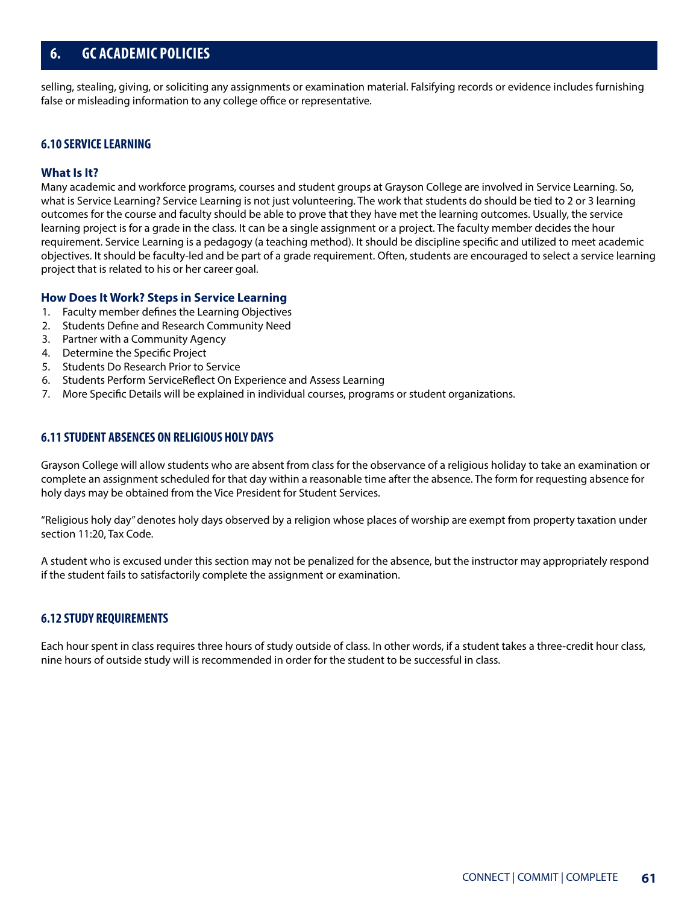selling, stealing, giving, or soliciting any assignments or examination material. Falsifying records or evidence includes furnishing false or misleading information to any college office or representative.

### 6.10 SERVICE LEARNING

#### What Is It?

Many academic and workforce programs, courses and student groups at Grayson College are involved in Service Learning. So, what is Service Learning? Service Learning is not just volunteering. The work that students do should be tied to 2 or 3 learning outcomes for the course and faculty should be able to prove that they have met the learning outcomes. Usually, the service learning project is for a grade in the class. It can be a single assignment or a project. The faculty member decides the hour requirement. Service Learning is a pedagogy (a teaching method). It should be discipline specific and utilized to meet academic objectives. It should be faculty-led and be part of a grade requirement. Often, students are encouraged to select a service learning project that is related to his or her career goal.

#### How Does It Work? Steps in Service Learning

1. Faculty member defines the Learning Objectives
2. Students Define and Research Community Need
3. Partner with a Community Agency
4. Determine the Specific Project
5. Students Do Research Prior to Service
6. Students Perform ServiceReflect On Experience and Assess Learning
7. More Specific Details will be explained in individual courses, programs or student organizations.

### 6.11 STUDENT ABSENCES ON RELIGIOUS HOLY DAYS

Grayson College will allow students who are absent from class for the observance of a religious holiday to take an examination or complete an assignment scheduled for that day within a reasonable time after the absence. The form for requesting absence for holy days may be obtained from the Vice President for Student Services.

"Religious holy day" denotes holy days observed by a religion whose places of worship are exempt from property taxation under section 11:20, Tax Code.

A student who is excused under this section may not be penalized for the absence, but the instructor may appropriately respond if the student fails to satisfactorily complete the assignment or examination.

### 6.12 STUDY REQUIREMENTS

Each hour spent in class requires three hours of study outside of class. In other words, if a student takes a three-credit hour class, nine hours of outside study will is recommended in order for the student to be successful in class.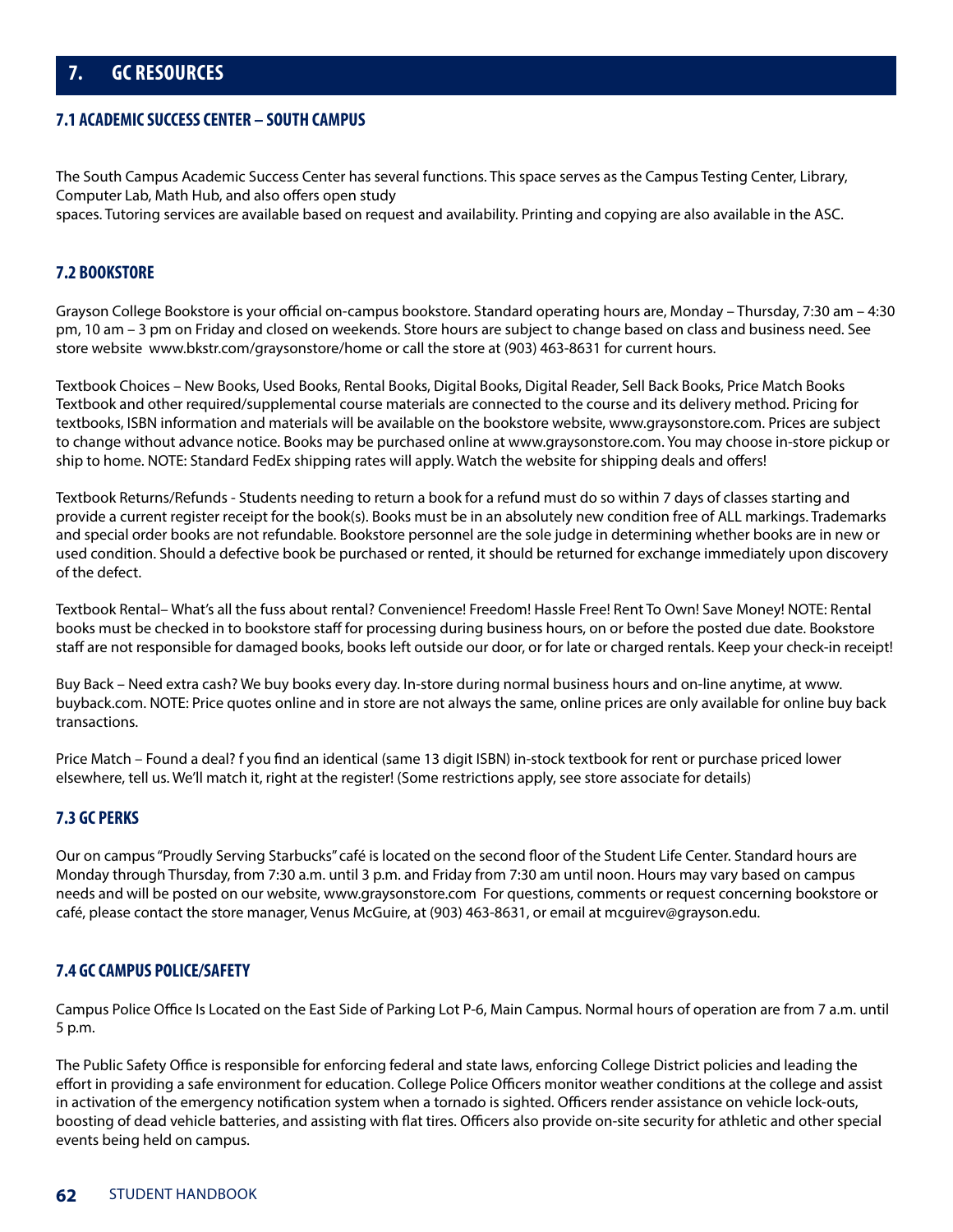# 7. GC RESOURCES

## 7.1 ACADEMIC SUCCESS CENTER – SOUTH CAMPUS

The South Campus Academic Success Center has several functions. This space serves as the Campus Testing Center, Library, Computer Lab, Math Hub, and also offers open study spaces. Tutoring services are available based on request and availability. Printing and copying are also available in the ASC.

## 7.2 BOOKSTORE

Grayson College Bookstore is your official on-campus bookstore. Standard operating hours are, Monday – Thursday, 7:30 am – 4:30 pm, 10 am – 3 pm on Friday and closed on weekends. Store hours are subject to change based on class and business need. See store website www.bkstr.com/graysonstore/home or call the store at (903) 463-8631 for current hours.

Textbook Choices – New Books, Used Books, Rental Books, Digital Books, Digital Reader, Sell Back Books, Price Match Books Textbook and other required/supplemental course materials are connected to the course and its delivery method. Pricing for textbooks, ISBN information and materials will be available on the bookstore website, www.graysonstore.com. Prices are subject to change without advance notice. Books may be purchased online at www.graysonstore.com. You may choose in-store pickup or ship to home. NOTE: Standard FedEx shipping rates will apply. Watch the website for shipping deals and offers!

Textbook Returns/Refunds - Students needing to return a book for a refund must do so within 7 days of classes starting and provide a current register receipt for the book(s). Books must be in an absolutely new condition free of ALL markings. Trademarks and special order books are not refundable. Bookstore personnel are the sole judge in determining whether books are in new or used condition. Should a defective book be purchased or rented, it should be returned for exchange immediately upon discovery of the defect.

Textbook Rental– What's all the fuss about rental? Convenience! Freedom! Hassle Free! Rent To Own! Save Money! NOTE: Rental books must be checked in to bookstore staff for processing during business hours, on or before the posted due date. Bookstore staff are not responsible for damaged books, books left outside our door, or for late or charged rentals. Keep your check-in receipt!

Buy Back – Need extra cash? We buy books every day. In-store during normal business hours and on-line anytime, at www.buyback.com. NOTE: Price quotes online and in store are not always the same, online prices are only available for online buy back transactions.

Price Match – Found a deal? f you find an identical (same 13 digit ISBN) in-stock textbook for rent or purchase priced lower elsewhere, tell us. We'll match it, right at the register! (Some restrictions apply, see store associate for details)

## 7.3 GC PERKS

Our on campus "Proudly Serving Starbucks" café is located on the second floor of the Student Life Center. Standard hours are Monday through Thursday, from 7:30 a.m. until 3 p.m. and Friday from 7:30 am until noon. Hours may vary based on campus needs and will be posted on our website, www.graysonstore.com For questions, comments or request concerning bookstore or café, please contact the store manager, Venus McGuire, at (903) 463-8631, or email at mcguirev@grayson.edu.

## 7.4 GC CAMPUS POLICE/SAFETY

Campus Police Office Is Located on the East Side of Parking Lot P-6, Main Campus. Normal hours of operation are from 7 a.m. until 5 p.m.

The Public Safety Office is responsible for enforcing federal and state laws, enforcing College District policies and leading the effort in providing a safe environment for education. College Police Officers monitor weather conditions at the college and assist in activation of the emergency notification system when a tornado is sighted. Officers render assistance on vehicle lock-outs, boosting of dead vehicle batteries, and assisting with flat tires. Officers also provide on-site security for athletic and other special events being held on campus.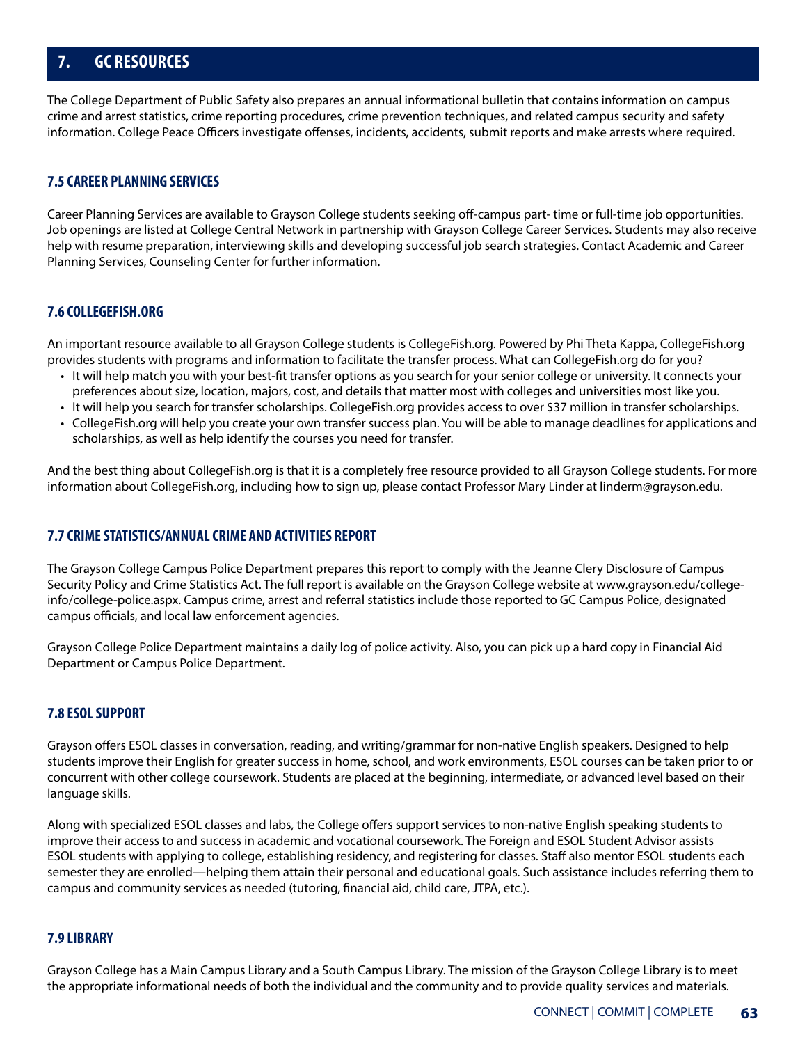## 7. GC RESOURCES

The College Department of Public Safety also prepares an annual informational bulletin that contains information on campus crime and arrest statistics, crime reporting procedures, crime prevention techniques, and related campus security and safety information. College Peace Officers investigate offenses, incidents, accidents, submit reports and make arrests where required.

### 7.5 CAREER PLANNING SERVICES

Career Planning Services are available to Grayson College students seeking off-campus part- time or full-time job opportunities. Job openings are listed at College Central Network in partnership with Grayson College Career Services. Students may also receive help with resume preparation, interviewing skills and developing successful job search strategies. Contact Academic and Career Planning Services, Counseling Center for further information.

### 7.6 COLLEGEFISH.ORG

An important resource available to all Grayson College students is CollegeFish.org. Powered by Phi Theta Kappa, CollegeFish.org provides students with programs and information to facilitate the transfer process. What can CollegeFish.org do for you?

- It will help match you with your best-fit transfer options as you search for your senior college or university. It connects your preferences about size, location, majors, cost, and details that matter most with colleges and universities most like you.
- It will help you search for transfer scholarships. CollegeFish.org provides access to over $37 million in transfer scholarships.
- CollegeFish.org will help you create your own transfer success plan. You will be able to manage deadlines for applications and scholarships, as well as help identify the courses you need for transfer.

And the best thing about CollegeFish.org is that it is a completely free resource provided to all Grayson College students. For more information about CollegeFish.org, including how to sign up, please contact Professor Mary Linder at linderm@grayson.edu.

### 7.7 CRIME STATISTICS/ANNUAL CRIME AND ACTIVITIES REPORT

The Grayson College Campus Police Department prepares this report to comply with the Jeanne Clery Disclosure of Campus Security Policy and Crime Statistics Act. The full report is available on the Grayson College website at www.grayson.edu/college-info/college-police.aspx. Campus crime, arrest and referral statistics include those reported to GC Campus Police, designated campus officials, and local law enforcement agencies.

Grayson College Police Department maintains a daily log of police activity. Also, you can pick up a hard copy in Financial Aid Department or Campus Police Department.

### 7.8 ESOL SUPPORT

Grayson offers ESOL classes in conversation, reading, and writing/grammar for non-native English speakers. Designed to help students improve their English for greater success in home, school, and work environments, ESOL courses can be taken prior to or concurrent with other college coursework. Students are placed at the beginning, intermediate, or advanced level based on their language skills.

Along with specialized ESOL classes and labs, the College offers support services to non-native English speaking students to improve their access to and success in academic and vocational coursework. The Foreign and ESOL Student Advisor assists ESOL students with applying to college, establishing residency, and registering for classes. Staff also mentor ESOL students each semester they are enrolled—helping them attain their personal and educational goals. Such assistance includes referring them to campus and community services as needed (tutoring, financial aid, child care, JTPA, etc.).

### 7.9 LIBRARY

Grayson College has a Main Campus Library and a South Campus Library. The mission of the Grayson College Library is to meet the appropriate informational needs of both the individual and the community and to provide quality services and materials.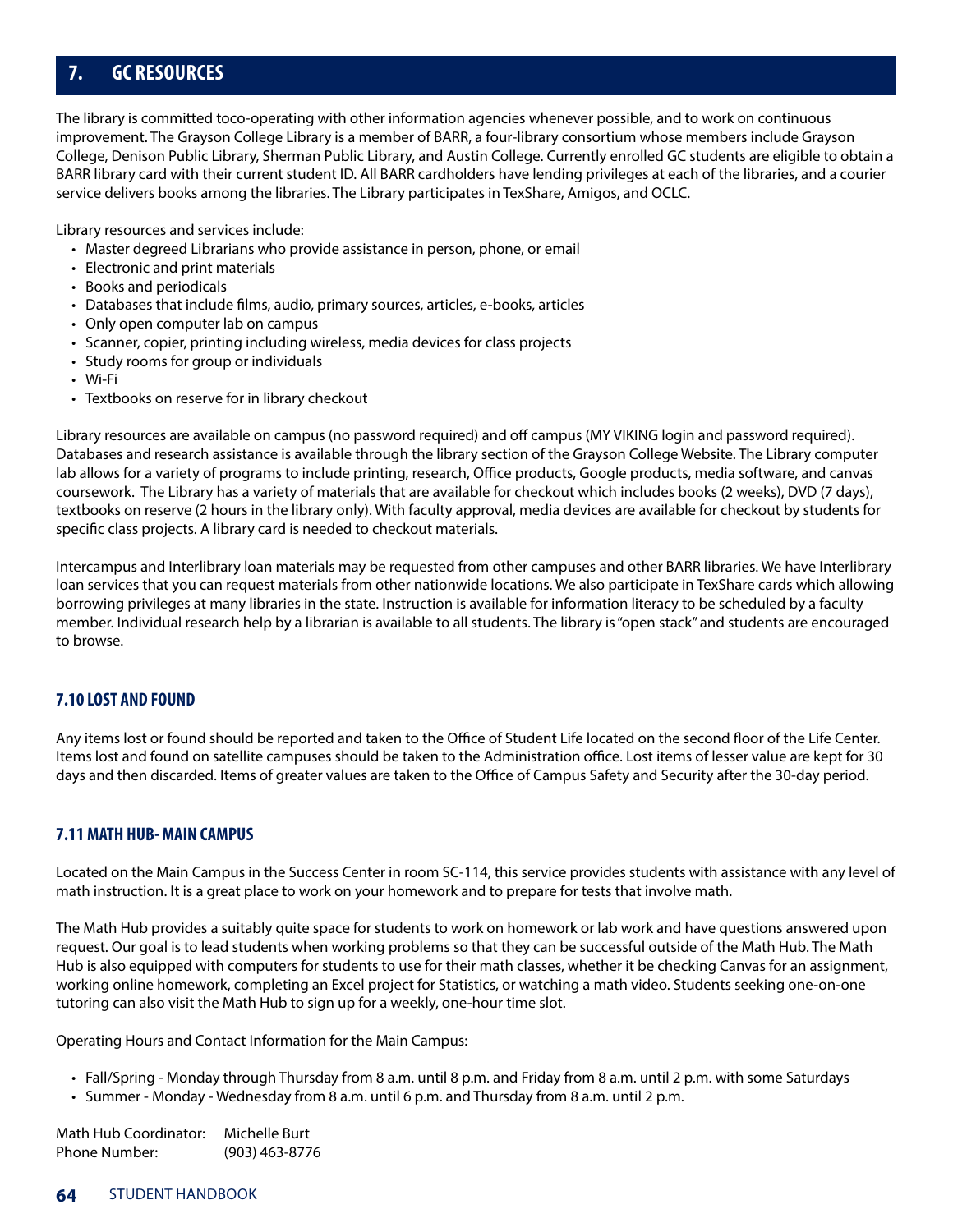# 7. GC RESOURCES

The library is committed toco-operating with other information agencies whenever possible, and to work on continuous improvement. The Grayson College Library is a member of BARR, a four-library consortium whose members include Grayson College, Denison Public Library, Sherman Public Library, and Austin College. Currently enrolled GC students are eligible to obtain a BARR library card with their current student ID. All BARR cardholders have lending privileges at each of the libraries, and a courier service delivers books among the libraries. The Library participates in TexShare, Amigos, and OCLC.

Library resources and services include:

- Master degreed Librarians who provide assistance in person, phone, or email
- Electronic and print materials
- Books and periodicals
- Databases that include films, audio, primary sources, articles, e-books, articles
- Only open computer lab on campus
- Scanner, copier, printing including wireless, media devices for class projects
- Study rooms for group or individuals
- Wi-Fi
- Textbooks on reserve for in library checkout

Library resources are available on campus (no password required) and off campus (MY VIKING login and password required). Databases and research assistance is available through the library section of the Grayson College Website. The Library computer lab allows for a variety of programs to include printing, research, Office products, Google products, media software, and canvas coursework. The Library has a variety of materials that are available for checkout which includes books (2 weeks), DVD (7 days), textbooks on reserve (2 hours in the library only). With faculty approval, media devices are available for checkout by students for specific class projects. A library card is needed to checkout materials.

Intercampus and Interlibrary loan materials may be requested from other campuses and other BARR libraries. We have Interlibrary loan services that you can request materials from other nationwide locations. We also participate in TexShare cards which allowing borrowing privileges at many libraries in the state. Instruction is available for information literacy to be scheduled by a faculty member. Individual research help by a librarian is available to all students. The library is "open stack" and students are encouraged to browse.

## 7.10 LOST AND FOUND

Any items lost or found should be reported and taken to the Office of Student Life located on the second floor of the Life Center. Items lost and found on satellite campuses should be taken to the Administration office. Lost items of lesser value are kept for 30 days and then discarded. Items of greater values are taken to the Office of Campus Safety and Security after the 30-day period.

## 7.11 MATH HUB- MAIN CAMPUS

Located on the Main Campus in the Success Center in room SC-114, this service provides students with assistance with any level of math instruction. It is a great place to work on your homework and to prepare for tests that involve math.

The Math Hub provides a suitably quite space for students to work on homework or lab work and have questions answered upon request. Our goal is to lead students when working problems so that they can be successful outside of the Math Hub. The Math Hub is also equipped with computers for students to use for their math classes, whether it be checking Canvas for an assignment, working online homework, completing an Excel project for Statistics, or watching a math video. Students seeking one-on-one tutoring can also visit the Math Hub to sign up for a weekly, one-hour time slot.

Operating Hours and Contact Information for the Main Campus:

- Fall/Spring - Monday through Thursday from 8 a.m. until 8 p.m. and Friday from 8 a.m. until 2 p.m. with some Saturdays
- Summer - Monday - Wednesday from 8 a.m. until 6 p.m. and Thursday from 8 a.m. until 2 p.m.

Math Hub Coordinator: Michelle Burt
Phone Number: (903) 463-8776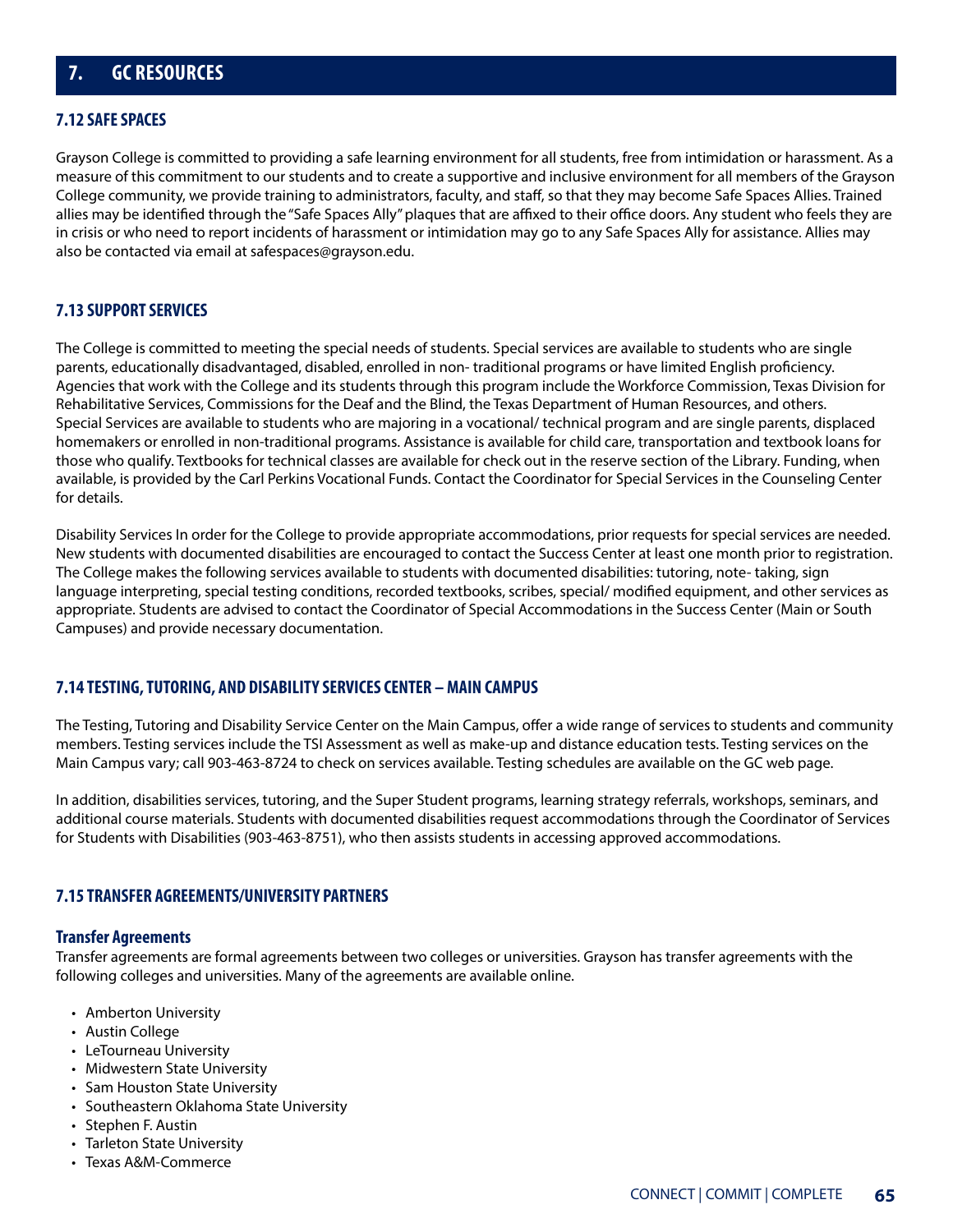# 7. GC RESOURCES

## 7.12 SAFE SPACES

Grayson College is committed to providing a safe learning environment for all students, free from intimidation or harassment. As a measure of this commitment to our students and to create a supportive and inclusive environment for all members of the Grayson College community, we provide training to administrators, faculty, and staff, so that they may become Safe Spaces Allies. Trained allies may be identified through the "Safe Spaces Ally" plaques that are affixed to their office doors. Any student who feels they are in crisis or who need to report incidents of harassment or intimidation may go to any Safe Spaces Ally for assistance. Allies may also be contacted via email at safespaces@grayson.edu.

## 7.13 SUPPORT SERVICES

The College is committed to meeting the special needs of students. Special services are available to students who are single parents, educationally disadvantaged, disabled, enrolled in non- traditional programs or have limited English proficiency. Agencies that work with the College and its students through this program include the Workforce Commission, Texas Division for Rehabilitative Services, Commissions for the Deaf and the Blind, the Texas Department of Human Resources, and others. Special Services are available to students who are majoring in a vocational/ technical program and are single parents, displaced homemakers or enrolled in non-traditional programs. Assistance is available for child care, transportation and textbook loans for those who qualify. Textbooks for technical classes are available for check out in the reserve section of the Library. Funding, when available, is provided by the Carl Perkins Vocational Funds. Contact the Coordinator for Special Services in the Counseling Center for details.

Disability Services In order for the College to provide appropriate accommodations, prior requests for special services are needed. New students with documented disabilities are encouraged to contact the Success Center at least one month prior to registration. The College makes the following services available to students with documented disabilities: tutoring, note- taking, sign language interpreting, special testing conditions, recorded textbooks, scribes, special/ modified equipment, and other services as appropriate. Students are advised to contact the Coordinator of Special Accommodations in the Success Center (Main or South Campuses) and provide necessary documentation.

## 7.14 TESTING, TUTORING, AND DISABILITY SERVICES CENTER – MAIN CAMPUS

The Testing, Tutoring and Disability Service Center on the Main Campus, offer a wide range of services to students and community members. Testing services include the TSI Assessment as well as make-up and distance education tests. Testing services on the Main Campus vary; call 903-463-8724 to check on services available. Testing schedules are available on the GC web page.

In addition, disabilities services, tutoring, and the Super Student programs, learning strategy referrals, workshops, seminars, and additional course materials. Students with documented disabilities request accommodations through the Coordinator of Services for Students with Disabilities (903-463-8751), who then assists students in accessing approved accommodations.

## 7.15 TRANSFER AGREEMENTS/UNIVERSITY PARTNERS

### Transfer Agreements

Transfer agreements are formal agreements between two colleges or universities. Grayson has transfer agreements with the following colleges and universities. Many of the agreements are available online.

- Amberton University
- Austin College
- LeTourneau University
- Midwestern State University
- Sam Houston State University
- Southeastern Oklahoma State University
- Stephen F. Austin
- Tarleton State University
- Texas A&M-Commerce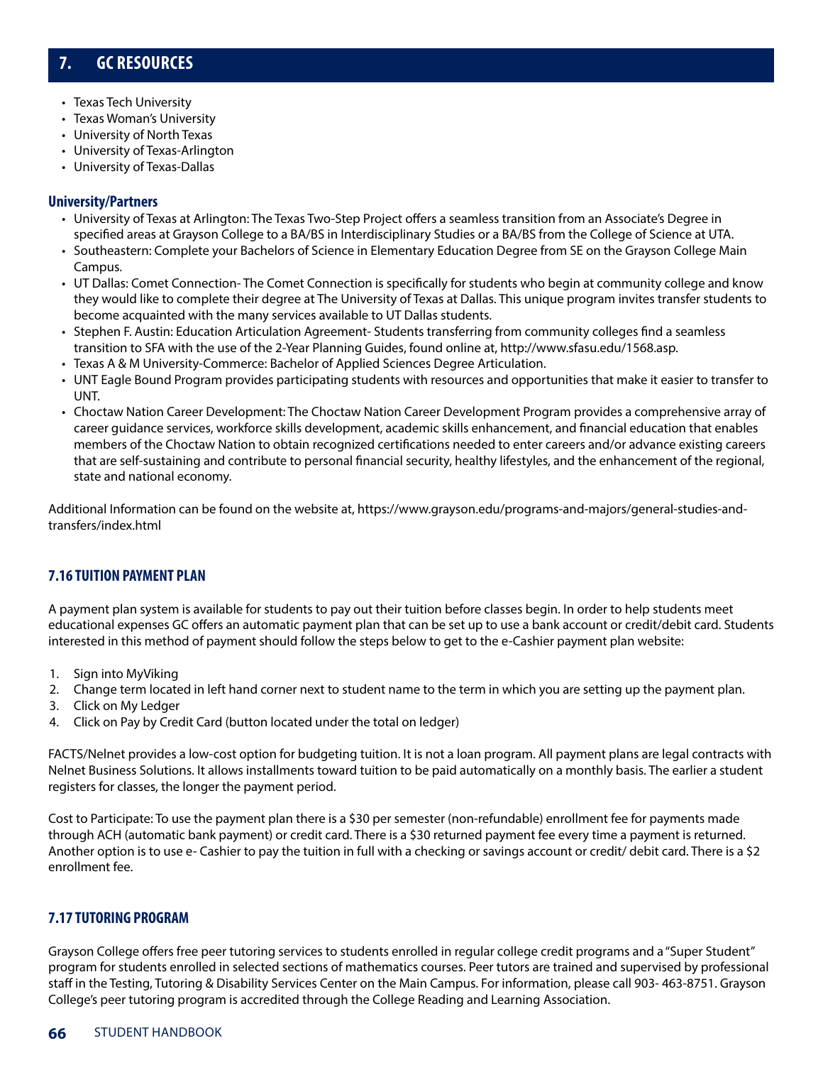# 7. GC RESOURCES

- Texas Tech University
- Texas Woman's University
- University of North Texas
- University of Texas-Arlington
- University of Texas-Dallas

### University/Partners

- University of Texas at Arlington: The Texas Two-Step Project offers a seamless transition from an Associate's Degree in specified areas at Grayson College to a BA/BS in Interdisciplinary Studies or a BA/BS from the College of Science at UTA.
- Southeastern: Complete your Bachelors of Science in Elementary Education Degree from SE on the Grayson College Main Campus.
- UT Dallas: Comet Connection- The Comet Connection is specifically for students who begin at community college and know they would like to complete their degree at The University of Texas at Dallas. This unique program invites transfer students to become acquainted with the many services available to UT Dallas students.
- Stephen F. Austin: Education Articulation Agreement- Students transferring from community colleges find a seamless transition to SFA with the use of the 2-Year Planning Guides, found online at, http://www.sfasu.edu/1568.asp.
- Texas A & M University-Commerce: Bachelor of Applied Sciences Degree Articulation.
- UNT Eagle Bound Program provides participating students with resources and opportunities that make it easier to transfer to UNT.
- Choctaw Nation Career Development: The Choctaw Nation Career Development Program provides a comprehensive array of career guidance services, workforce skills development, academic skills enhancement, and financial education that enables members of the Choctaw Nation to obtain recognized certifications needed to enter careers and/or advance existing careers that are self-sustaining and contribute to personal financial security, healthy lifestyles, and the enhancement of the regional, state and national economy.

Additional Information can be found on the website at, https://www.grayson.edu/programs-and-majors/general-studies-and-transfers/index.html

## 7.16 TUITION PAYMENT PLAN

A payment plan system is available for students to pay out their tuition before classes begin. In order to help students meet educational expenses GC offers an automatic payment plan that can be set up to use a bank account or credit/debit card. Students interested in this method of payment should follow the steps below to get to the e-Cashier payment plan website:

1. Sign into MyViking
2. Change term located in left hand corner next to student name to the term in which you are setting up the payment plan.
3. Click on My Ledger
4. Click on Pay by Credit Card (button located under the total on ledger)

FACTS/Nelnet provides a low-cost option for budgeting tuition. It is not a loan program. All payment plans are legal contracts with Nelnet Business Solutions. It allows installments toward tuition to be paid automatically on a monthly basis. The earlier a student registers for classes, the longer the payment period.

Cost to Participate: To use the payment plan there is a $30 per semester (non-refundable) enrollment fee for payments made through ACH (automatic bank payment) or credit card. There is a $30 returned payment fee every time a payment is returned. Another option is to use e- Cashier to pay the tuition in full with a checking or savings account or credit/ debit card. There is a $2 enrollment fee.

## 7.17 TUTORING PROGRAM

Grayson College offers free peer tutoring services to students enrolled in regular college credit programs and a "Super Student" program for students enrolled in selected sections of mathematics courses. Peer tutors are trained and supervised by professional staff in the Testing, Tutoring & Disability Services Center on the Main Campus. For information, please call 903- 463-8751. Grayson College's peer tutoring program is accredited through the College Reading and Learning Association.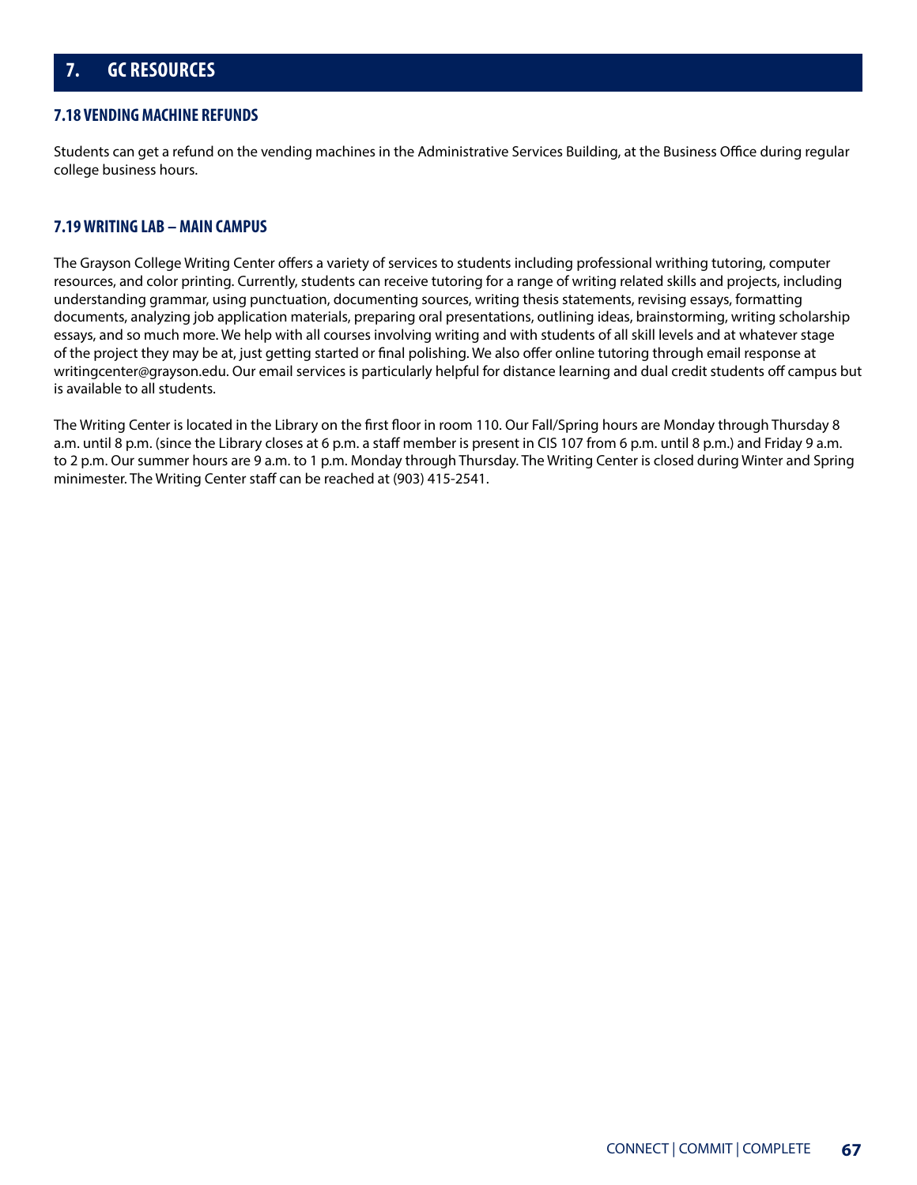## 7. GC RESOURCES

### 7.18 VENDING MACHINE REFUNDS

Students can get a refund on the vending machines in the Administrative Services Building, at the Business Office during regular college business hours.

### 7.19 WRITING LAB – MAIN CAMPUS

The Grayson College Writing Center offers a variety of services to students including professional writhing tutoring, computer resources, and color printing. Currently, students can receive tutoring for a range of writing related skills and projects, including understanding grammar, using punctuation, documenting sources, writing thesis statements, revising essays, formatting documents, analyzing job application materials, preparing oral presentations, outlining ideas, brainstorming, writing scholarship essays, and so much more. We help with all courses involving writing and with students of all skill levels and at whatever stage of the project they may be at, just getting started or final polishing. We also offer online tutoring through email response at writingcenter@grayson.edu. Our email services is particularly helpful for distance learning and dual credit students off campus but is available to all students.

The Writing Center is located in the Library on the first floor in room 110. Our Fall/Spring hours are Monday through Thursday 8 a.m. until 8 p.m. (since the Library closes at 6 p.m. a staff member is present in CIS 107 from 6 p.m. until 8 p.m.) and Friday 9 a.m. to 2 p.m. Our summer hours are 9 a.m. to 1 p.m. Monday through Thursday. The Writing Center is closed during Winter and Spring minimester. The Writing Center staff can be reached at (903) 415-2541.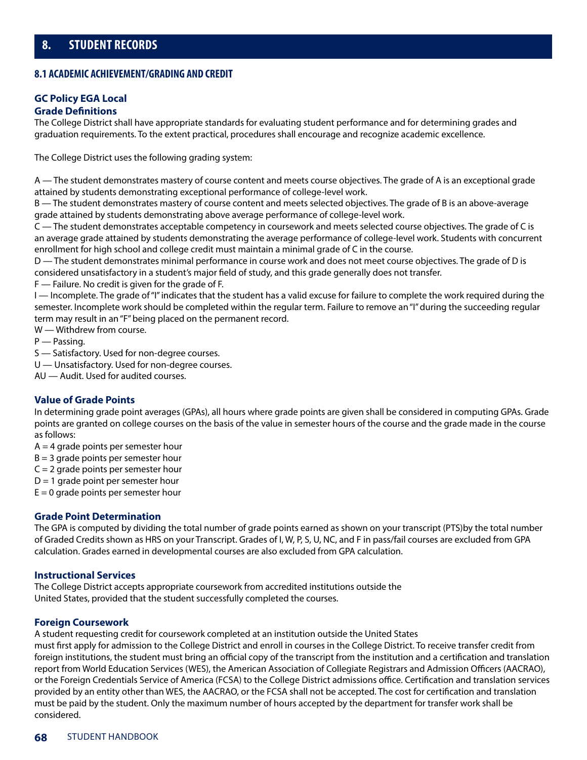# 8. STUDENT RECORDS

## 8.1 ACADEMIC ACHIEVEMENT/GRADING AND CREDIT

### GC Policy EGA Local

### Grade Definitions

The College District shall have appropriate standards for evaluating student performance and for determining grades and graduation requirements. To the extent practical, procedures shall encourage and recognize academic excellence.

The College District uses the following grading system:

A — The student demonstrates mastery of course content and meets course objectives. The grade of A is an exceptional grade attained by students demonstrating exceptional performance of college-level work.
B — The student demonstrates mastery of course content and meets selected objectives. The grade of B is an above-average grade attained by students demonstrating above average performance of college-level work.
C — The student demonstrates acceptable competency in coursework and meets selected course objectives. The grade of C is an average grade attained by students demonstrating the average performance of college-level work. Students with concurrent enrollment for high school and college credit must maintain a minimal grade of C in the course.
D — The student demonstrates minimal performance in course work and does not meet course objectives. The grade of D is considered unsatisfactory in a student's major field of study, and this grade generally does not transfer.
F — Failure. No credit is given for the grade of F.
I — Incomplete. The grade of "I" indicates that the student has a valid excuse for failure to complete the work required during the semester. Incomplete work should be completed within the regular term. Failure to remove an "I" during the succeeding regular term may result in an "F" being placed on the permanent record.
W — Withdrew from course.
P — Passing.
S — Satisfactory. Used for non-degree courses.
U — Unsatisfactory. Used for non-degree courses.
AU — Audit. Used for audited courses.

### Value of Grade Points

In determining grade point averages (GPAs), all hours where grade points are given shall be considered in computing GPAs. Grade points are granted on college courses on the basis of the value in semester hours of the course and the grade made in the course as follows:

A = 4 grade points per semester hour
B = 3 grade points per semester hour
C = 2 grade points per semester hour
D = 1 grade point per semester hour
E = 0 grade points per semester hour

### Grade Point Determination

The GPA is computed by dividing the total number of grade points earned as shown on your transcript (PTS)by the total number of Graded Credits shown as HRS on your Transcript. Grades of I, W, P, S, U, NC, and F in pass/fail courses are excluded from GPA calculation. Grades earned in developmental courses are also excluded from GPA calculation.

### Instructional Services

The College District accepts appropriate coursework from accredited institutions outside the United States, provided that the student successfully completed the courses.

### Foreign Coursework

A student requesting credit for coursework completed at an institution outside the United States must first apply for admission to the College District and enroll in courses in the College District. To receive transfer credit from foreign institutions, the student must bring an official copy of the transcript from the institution and a certification and translation report from World Education Services (WES), the American Association of Collegiate Registrars and Admission Officers (AACRAO), or the Foreign Credentials Service of America (FCSA) to the College District admissions office. Certification and translation services provided by an entity other than WES, the AACRAO, or the FCSA shall not be accepted. The cost for certification and translation must be paid by the student. Only the maximum number of hours accepted by the department for transfer work shall be considered.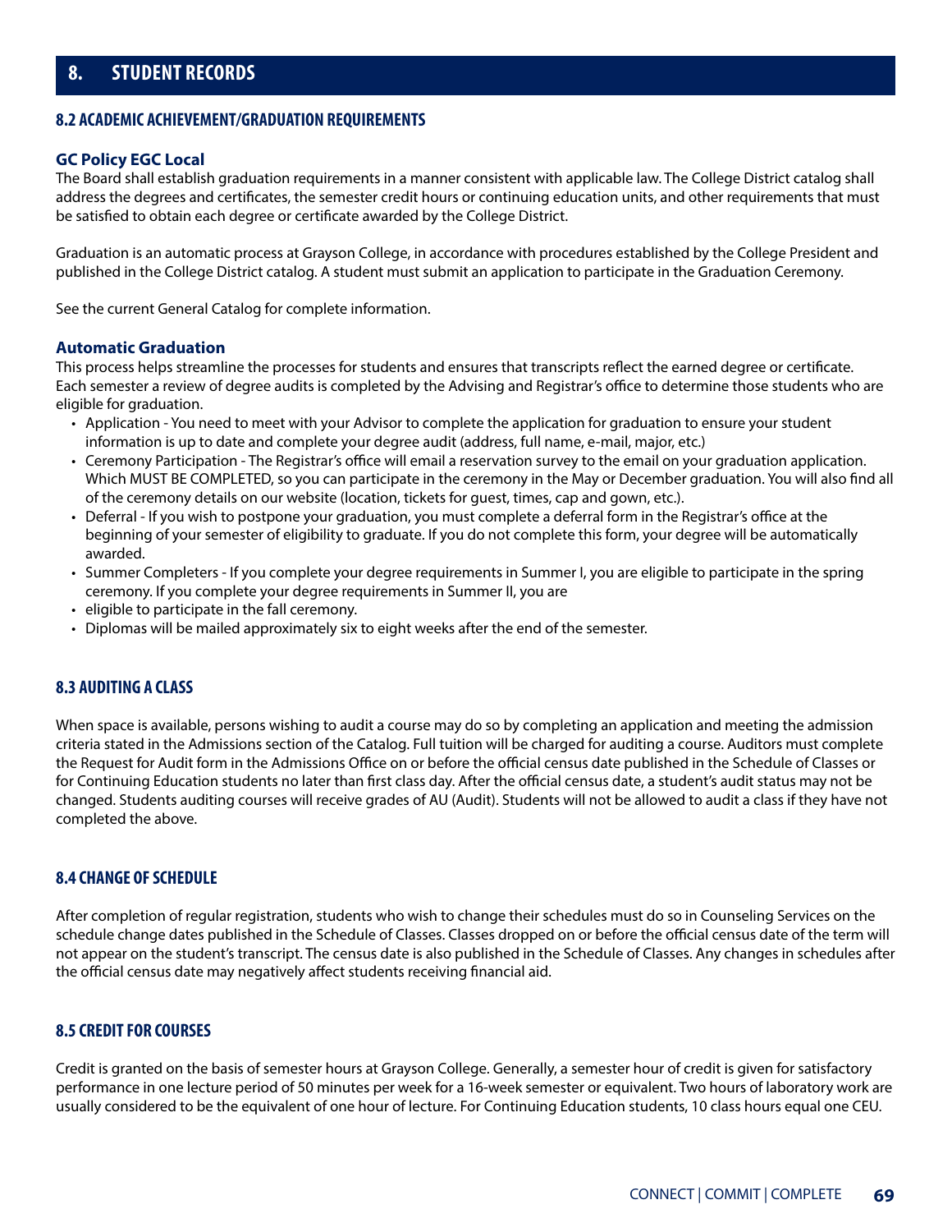# 8. STUDENT RECORDS

## 8.2 ACADEMIC ACHIEVEMENT/GRADUATION REQUIREMENTS

### GC Policy EGC Local

The Board shall establish graduation requirements in a manner consistent with applicable law. The College District catalog shall address the degrees and certificates, the semester credit hours or continuing education units, and other requirements that must be satisfied to obtain each degree or certificate awarded by the College District.

Graduation is an automatic process at Grayson College, in accordance with procedures established by the College President and published in the College District catalog. A student must submit an application to participate in the Graduation Ceremony.

See the current General Catalog for complete information.

### Automatic Graduation

This process helps streamline the processes for students and ensures that transcripts reflect the earned degree or certificate. Each semester a review of degree audits is completed by the Advising and Registrar's office to determine those students who are eligible for graduation.

- Application - You need to meet with your Advisor to complete the application for graduation to ensure your student information is up to date and complete your degree audit (address, full name, e-mail, major, etc.)
- Ceremony Participation - The Registrar's office will email a reservation survey to the email on your graduation application. Which MUST BE COMPLETED, so you can participate in the ceremony in the May or December graduation. You will also find all of the ceremony details on our website (location, tickets for guest, times, cap and gown, etc.).
- Deferral - If you wish to postpone your graduation, you must complete a deferral form in the Registrar's office at the beginning of your semester of eligibility to graduate. If you do not complete this form, your degree will be automatically awarded.
- Summer Completers - If you complete your degree requirements in Summer I, you are eligible to participate in the spring ceremony. If you complete your degree requirements in Summer II, you are
- eligible to participate in the fall ceremony.
- Diplomas will be mailed approximately six to eight weeks after the end of the semester.

## 8.3 AUDITING A CLASS

When space is available, persons wishing to audit a course may do so by completing an application and meeting the admission criteria stated in the Admissions section of the Catalog. Full tuition will be charged for auditing a course. Auditors must complete the Request for Audit form in the Admissions Office on or before the official census date published in the Schedule of Classes or for Continuing Education students no later than first class day. After the official census date, a student's audit status may not be changed. Students auditing courses will receive grades of AU (Audit). Students will not be allowed to audit a class if they have not completed the above.

## 8.4 CHANGE OF SCHEDULE

After completion of regular registration, students who wish to change their schedules must do so in Counseling Services on the schedule change dates published in the Schedule of Classes. Classes dropped on or before the official census date of the term will not appear on the student's transcript. The census date is also published in the Schedule of Classes. Any changes in schedules after the official census date may negatively affect students receiving financial aid.

## 8.5 CREDIT FOR COURSES

Credit is granted on the basis of semester hours at Grayson College. Generally, a semester hour of credit is given for satisfactory performance in one lecture period of 50 minutes per week for a 16-week semester or equivalent. Two hours of laboratory work are usually considered to be the equivalent of one hour of lecture. For Continuing Education students, 10 class hours equal one CEU.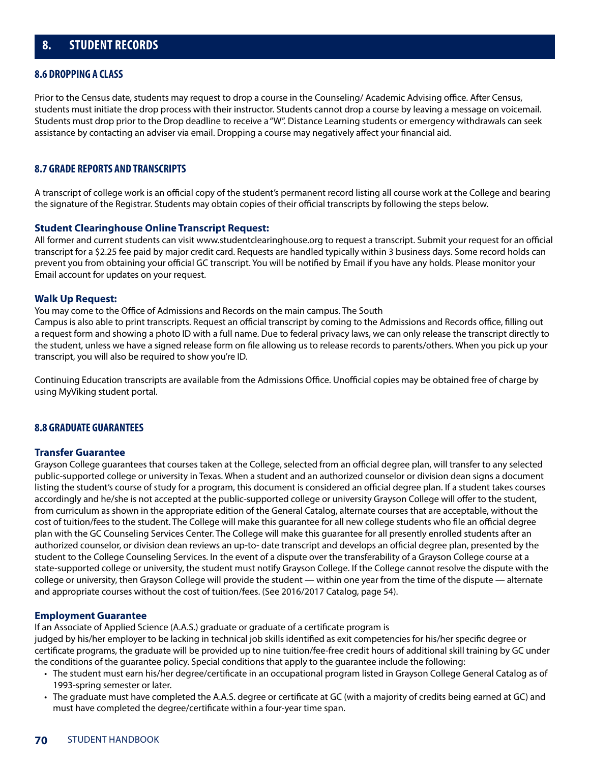# 8. STUDENT RECORDS

## 8.6 DROPPING A CLASS

Prior to the Census date, students may request to drop a course in the Counseling/ Academic Advising office. After Census, students must initiate the drop process with their instructor. Students cannot drop a course by leaving a message on voicemail. Students must drop prior to the Drop deadline to receive a "W". Distance Learning students or emergency withdrawals can seek assistance by contacting an adviser via email. Dropping a course may negatively affect your financial aid.

## 8.7 GRADE REPORTS AND TRANSCRIPTS

A transcript of college work is an official copy of the student's permanent record listing all course work at the College and bearing the signature of the Registrar. Students may obtain copies of their official transcripts by following the steps below.

### Student Clearinghouse Online Transcript Request:

All former and current students can visit www.studentclearinghouse.org to request a transcript. Submit your request for an official transcript for a $2.25 fee paid by major credit card. Requests are handled typically within 3 business days. Some record holds can prevent you from obtaining your official GC transcript. You will be notified by Email if you have any holds. Please monitor your Email account for updates on your request.

### Walk Up Request:

You may come to the Office of Admissions and Records on the main campus. The South Campus is also able to print transcripts. Request an official transcript by coming to the Admissions and Records office, filling out a request form and showing a photo ID with a full name. Due to federal privacy laws, we can only release the transcript directly to the student, unless we have a signed release form on file allowing us to release records to parents/others. When you pick up your transcript, you will also be required to show you're ID.

Continuing Education transcripts are available from the Admissions Office. Unofficial copies may be obtained free of charge by using MyViking student portal.

## 8.8 GRADUATE GUARANTEES

### Transfer Guarantee

Grayson College guarantees that courses taken at the College, selected from an official degree plan, will transfer to any selected public-supported college or university in Texas. When a student and an authorized counselor or division dean signs a document listing the student's course of study for a program, this document is considered an official degree plan. If a student takes courses accordingly and he/she is not accepted at the public-supported college or university Grayson College will offer to the student, from curriculum as shown in the appropriate edition of the General Catalog, alternate courses that are acceptable, without the cost of tuition/fees to the student. The College will make this guarantee for all new college students who file an official degree plan with the GC Counseling Services Center. The College will make this guarantee for all presently enrolled students after an authorized counselor, or division dean reviews an up-to- date transcript and develops an official degree plan, presented by the student to the College Counseling Services. In the event of a dispute over the transferability of a Grayson College course at a state-supported college or university, the student must notify Grayson College. If the College cannot resolve the dispute with the college or university, then Grayson College will provide the student — within one year from the time of the dispute — alternate and appropriate courses without the cost of tuition/fees. (See 2016/2017 Catalog, page 54).

### Employment Guarantee

If an Associate of Applied Science (A.A.S.) graduate or graduate of a certificate program is judged by his/her employer to be lacking in technical job skills identified as exit competencies for his/her specific degree or certificate programs, the graduate will be provided up to nine tuition/fee-free credit hours of additional skill training by GC under the conditions of the guarantee policy. Special conditions that apply to the guarantee include the following:

- The student must earn his/her degree/certificate in an occupational program listed in Grayson College General Catalog as of 1993-spring semester or later.
- The graduate must have completed the A.A.S. degree or certificate at GC (with a majority of credits being earned at GC) and must have completed the degree/certificate within a four-year time span.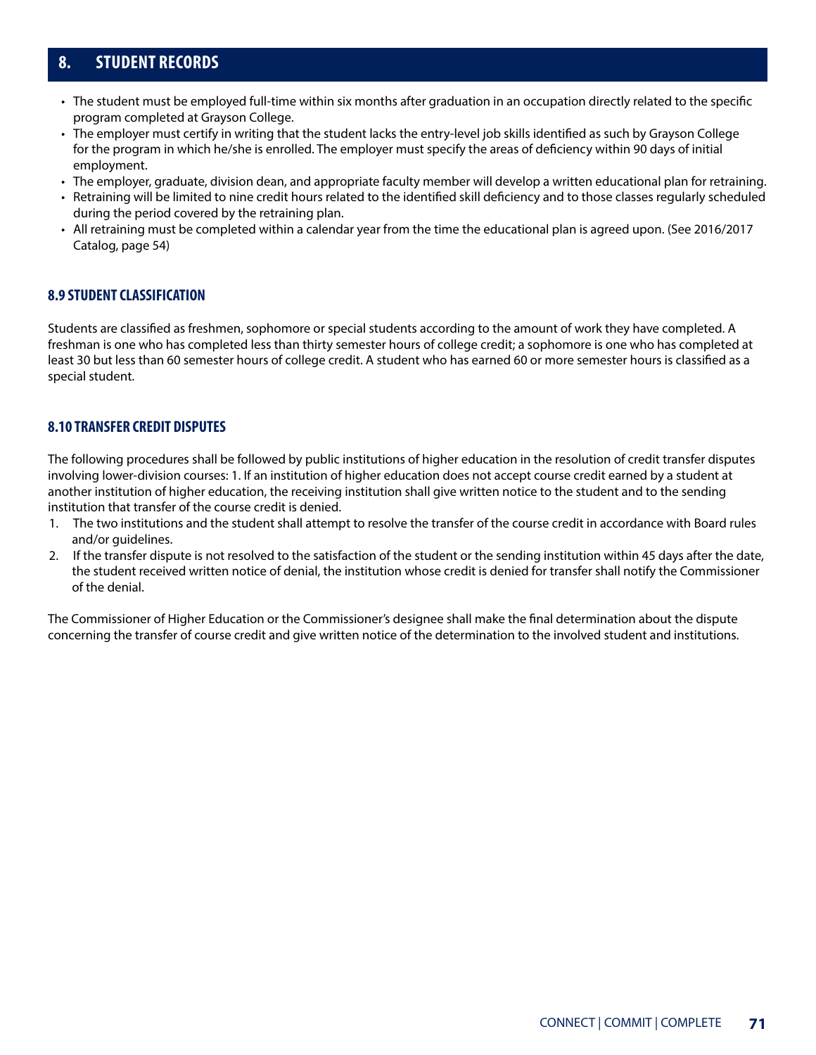## 8. STUDENT RECORDS

- The student must be employed full-time within six months after graduation in an occupation directly related to the specific program completed at Grayson College.
- The employer must certify in writing that the student lacks the entry-level job skills identified as such by Grayson College for the program in which he/she is enrolled. The employer must specify the areas of deficiency within 90 days of initial employment.
- The employer, graduate, division dean, and appropriate faculty member will develop a written educational plan for retraining.
- Retraining will be limited to nine credit hours related to the identified skill deficiency and to those classes regularly scheduled during the period covered by the retraining plan.
- All retraining must be completed within a calendar year from the time the educational plan is agreed upon. (See 2016/2017 Catalog, page 54)

### 8.9 STUDENT CLASSIFICATION

Students are classified as freshmen, sophomore or special students according to the amount of work they have completed. A freshman is one who has completed less than thirty semester hours of college credit; a sophomore is one who has completed at least 30 but less than 60 semester hours of college credit. A student who has earned 60 or more semester hours is classified as a special student.

### 8.10 TRANSFER CREDIT DISPUTES

The following procedures shall be followed by public institutions of higher education in the resolution of credit transfer disputes involving lower-division courses: 1. If an institution of higher education does not accept course credit earned by a student at another institution of higher education, the receiving institution shall give written notice to the student and to the sending institution that transfer of the course credit is denied.

1. The two institutions and the student shall attempt to resolve the transfer of the course credit in accordance with Board rules and/or guidelines.
2. If the transfer dispute is not resolved to the satisfaction of the student or the sending institution within 45 days after the date, the student received written notice of denial, the institution whose credit is denied for transfer shall notify the Commissioner of the denial.

The Commissioner of Higher Education or the Commissioner's designee shall make the final determination about the dispute concerning the transfer of course credit and give written notice of the determination to the involved student and institutions.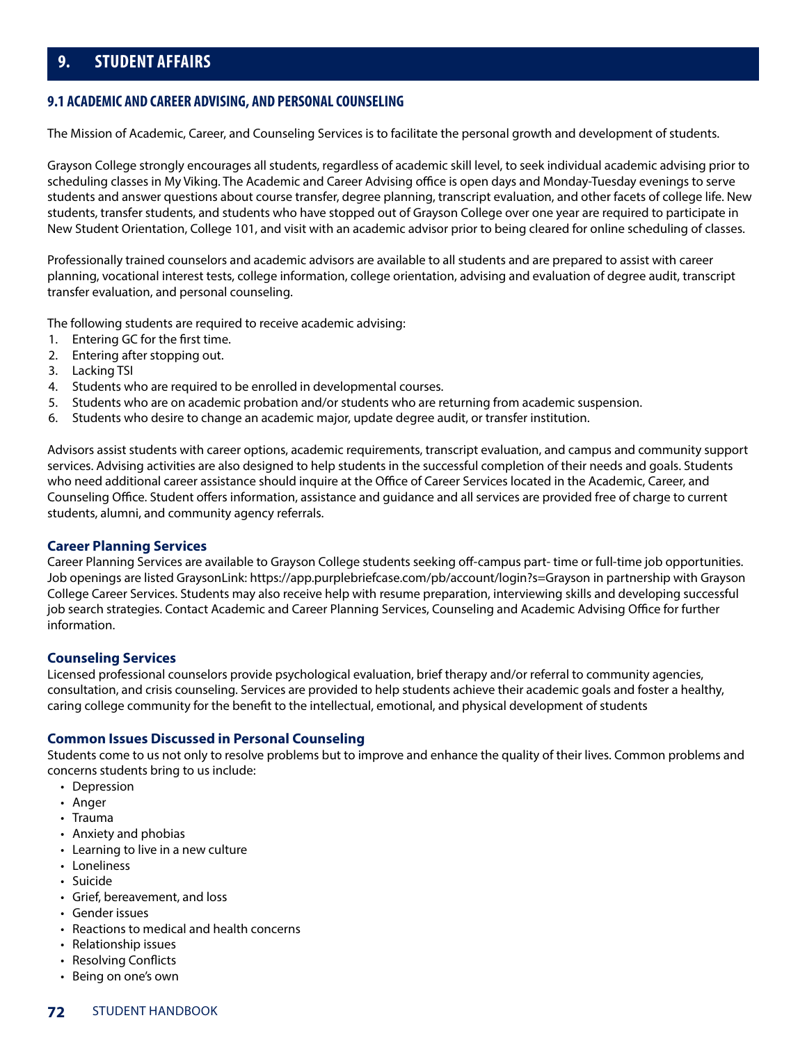# 9. STUDENT AFFAIRS

## 9.1 ACADEMIC AND CAREER ADVISING, AND PERSONAL COUNSELING

The Mission of Academic, Career, and Counseling Services is to facilitate the personal growth and development of students.

Grayson College strongly encourages all students, regardless of academic skill level, to seek individual academic advising prior to scheduling classes in My Viking. The Academic and Career Advising office is open days and Monday-Tuesday evenings to serve students and answer questions about course transfer, degree planning, transcript evaluation, and other facets of college life. New students, transfer students, and students who have stopped out of Grayson College over one year are required to participate in New Student Orientation, College 101, and visit with an academic advisor prior to being cleared for online scheduling of classes.

Professionally trained counselors and academic advisors are available to all students and are prepared to assist with career planning, vocational interest tests, college information, college orientation, advising and evaluation of degree audit, transcript transfer evaluation, and personal counseling.

The following students are required to receive academic advising:

1. Entering GC for the first time.
2. Entering after stopping out.
3. Lacking TSI
4. Students who are required to be enrolled in developmental courses.
5. Students who are on academic probation and/or students who are returning from academic suspension.
6. Students who desire to change an academic major, update degree audit, or transfer institution.

Advisors assist students with career options, academic requirements, transcript evaluation, and campus and community support services. Advising activities are also designed to help students in the successful completion of their needs and goals. Students who need additional career assistance should inquire at the Office of Career Services located in the Academic, Career, and Counseling Office. Student offers information, assistance and guidance and all services are provided free of charge to current students, alumni, and community agency referrals.

### Career Planning Services

Career Planning Services are available to Grayson College students seeking off-campus part- time or full-time job opportunities. Job openings are listed GraysonLink: https://app.purplebriefcase.com/pb/account/login?s=Grayson in partnership with Grayson College Career Services. Students may also receive help with resume preparation, interviewing skills and developing successful job search strategies. Contact Academic and Career Planning Services, Counseling and Academic Advising Office for further information.

### Counseling Services

Licensed professional counselors provide psychological evaluation, brief therapy and/or referral to community agencies, consultation, and crisis counseling. Services are provided to help students achieve their academic goals and foster a healthy, caring college community for the benefit to the intellectual, emotional, and physical development of students

### Common Issues Discussed in Personal Counseling

Students come to us not only to resolve problems but to improve and enhance the quality of their lives. Common problems and concerns students bring to us include:

- Depression
- Anger
- Trauma
- Anxiety and phobias
- Learning to live in a new culture
- Loneliness
- Suicide
- Grief, bereavement, and loss
- Gender issues
- Reactions to medical and health concerns
- Relationship issues
- Resolving Conflicts
- Being on one's own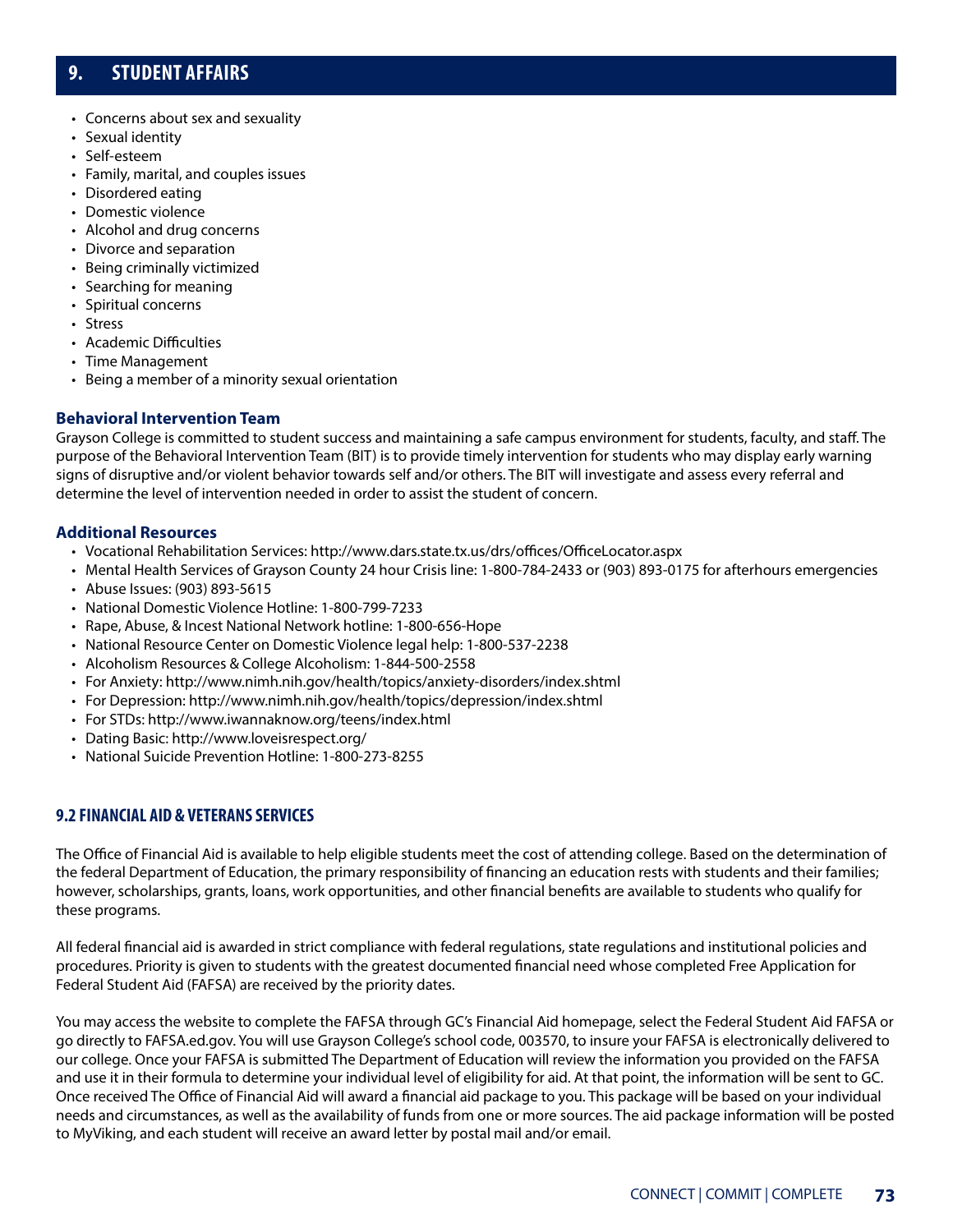## 9. STUDENT AFFAIRS

- Concerns about sex and sexuality
- Sexual identity
- Self-esteem
- Family, marital, and couples issues
- Disordered eating
- Domestic violence
- Alcohol and drug concerns
- Divorce and separation
- Being criminally victimized
- Searching for meaning
- Spiritual concerns
- Stress
- Academic Difficulties
- Time Management
- Being a member of a minority sexual orientation

### Behavioral Intervention Team

Grayson College is committed to student success and maintaining a safe campus environment for students, faculty, and staff. The purpose of the Behavioral Intervention Team (BIT) is to provide timely intervention for students who may display early warning signs of disruptive and/or violent behavior towards self and/or others. The BIT will investigate and assess every referral and determine the level of intervention needed in order to assist the student of concern.

### Additional Resources

- Vocational Rehabilitation Services: http://www.dars.state.tx.us/drs/offices/OfficeLocator.aspx
- Mental Health Services of Grayson County 24 hour Crisis line: 1-800-784-2433 or (903) 893-0175 for afterhours emergencies
- Abuse Issues: (903) 893-5615
- National Domestic Violence Hotline: 1-800-799-7233
- Rape, Abuse, & Incest National Network hotline: 1-800-656-Hope
- National Resource Center on Domestic Violence legal help: 1-800-537-2238
- Alcoholism Resources & College Alcoholism: 1-844-500-2558
- For Anxiety: http://www.nimh.nih.gov/health/topics/anxiety-disorders/index.shtml
- For Depression: http://www.nimh.nih.gov/health/topics/depression/index.shtml
- For STDs: http://www.iwannaknow.org/teens/index.html
- Dating Basic: http://www.loveisrespect.org/
- National Suicide Prevention Hotline: 1-800-273-8255

### 9.2 FINANCIAL AID & VETERANS SERVICES

The Office of Financial Aid is available to help eligible students meet the cost of attending college. Based on the determination of the federal Department of Education, the primary responsibility of financing an education rests with students and their families; however, scholarships, grants, loans, work opportunities, and other financial benefits are available to students who qualify for these programs.

All federal financial aid is awarded in strict compliance with federal regulations, state regulations and institutional policies and procedures. Priority is given to students with the greatest documented financial need whose completed Free Application for Federal Student Aid (FAFSA) are received by the priority dates.

You may access the website to complete the FAFSA through GC's Financial Aid homepage, select the Federal Student Aid FAFSA or go directly to FAFSA.ed.gov. You will use Grayson College's school code, 003570, to insure your FAFSA is electronically delivered to our college. Once your FAFSA is submitted The Department of Education will review the information you provided on the FAFSA and use it in their formula to determine your individual level of eligibility for aid. At that point, the information will be sent to GC. Once received The Office of Financial Aid will award a financial aid package to you. This package will be based on your individual needs and circumstances, as well as the availability of funds from one or more sources. The aid package information will be posted to MyViking, and each student will receive an award letter by postal mail and/or email.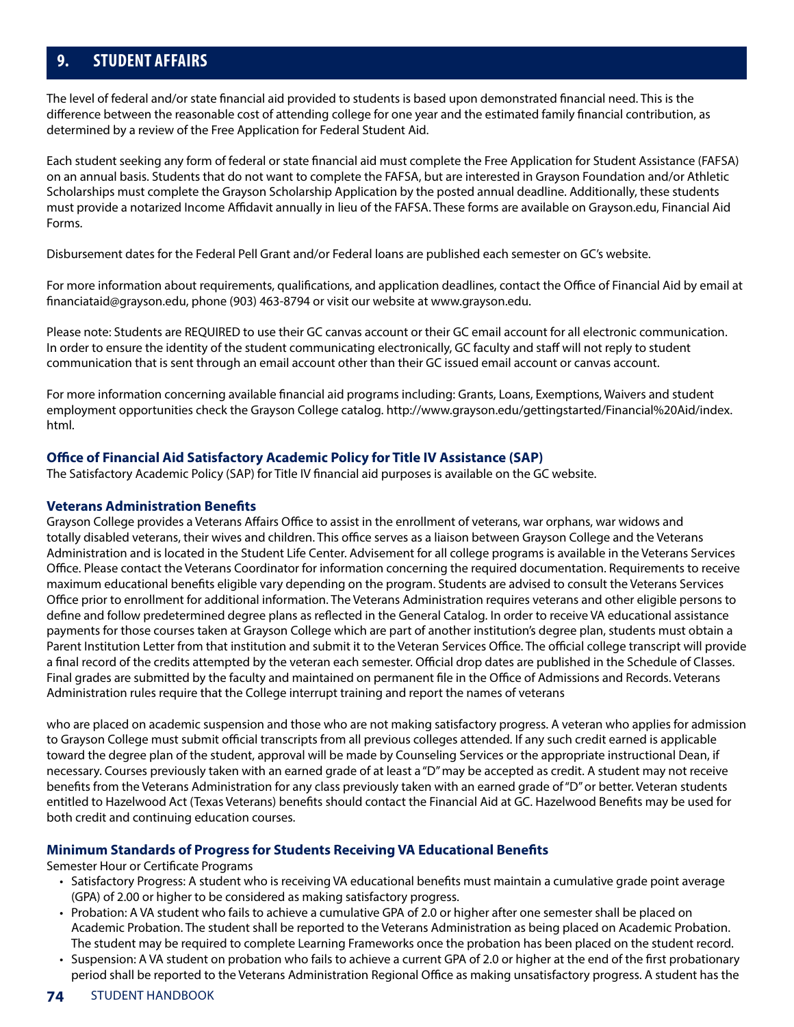# 9. STUDENT AFFAIRS

The level of federal and/or state financial aid provided to students is based upon demonstrated financial need. This is the difference between the reasonable cost of attending college for one year and the estimated family financial contribution, as determined by a review of the Free Application for Federal Student Aid.

Each student seeking any form of federal or state financial aid must complete the Free Application for Student Assistance (FAFSA) on an annual basis. Students that do not want to complete the FAFSA, but are interested in Grayson Foundation and/or Athletic Scholarships must complete the Grayson Scholarship Application by the posted annual deadline. Additionally, these students must provide a notarized Income Affidavit annually in lieu of the FAFSA. These forms are available on Grayson.edu, Financial Aid Forms.

Disbursement dates for the Federal Pell Grant and/or Federal loans are published each semester on GC's website.

For more information about requirements, qualifications, and application deadlines, contact the Office of Financial Aid by email at financiataid@grayson.edu, phone (903) 463-8794 or visit our website at www.grayson.edu.

Please note: Students are REQUIRED to use their GC canvas account or their GC email account for all electronic communication. In order to ensure the identity of the student communicating electronically, GC faculty and staff will not reply to student communication that is sent through an email account other than their GC issued email account or canvas account.

For more information concerning available financial aid programs including: Grants, Loans, Exemptions, Waivers and student employment opportunities check the Grayson College catalog. http://www.grayson.edu/gettingstarted/Financial%20Aid/index.html.

### Office of Financial Aid Satisfactory Academic Policy for Title IV Assistance (SAP)

The Satisfactory Academic Policy (SAP) for Title IV financial aid purposes is available on the GC website.

### Veterans Administration Benefits

Grayson College provides a Veterans Affairs Office to assist in the enrollment of veterans, war orphans, war widows and totally disabled veterans, their wives and children. This office serves as a liaison between Grayson College and the Veterans Administration and is located in the Student Life Center. Advisement for all college programs is available in the Veterans Services Office. Please contact the Veterans Coordinator for information concerning the required documentation. Requirements to receive maximum educational benefits eligible vary depending on the program. Students are advised to consult the Veterans Services Office prior to enrollment for additional information. The Veterans Administration requires veterans and other eligible persons to define and follow predetermined degree plans as reflected in the General Catalog. In order to receive VA educational assistance payments for those courses taken at Grayson College which are part of another institution's degree plan, students must obtain a Parent Institution Letter from that institution and submit it to the Veteran Services Office. The official college transcript will provide a final record of the credits attempted by the veteran each semester. Official drop dates are published in the Schedule of Classes. Final grades are submitted by the faculty and maintained on permanent file in the Office of Admissions and Records. Veterans Administration rules require that the College interrupt training and report the names of veterans

who are placed on academic suspension and those who are not making satisfactory progress. A veteran who applies for admission to Grayson College must submit official transcripts from all previous colleges attended. If any such credit earned is applicable toward the degree plan of the student, approval will be made by Counseling Services or the appropriate instructional Dean, if necessary. Courses previously taken with an earned grade of at least a "D" may be accepted as credit. A student may not receive benefits from the Veterans Administration for any class previously taken with an earned grade of "D" or better. Veteran students entitled to Hazelwood Act (Texas Veterans) benefits should contact the Financial Aid at GC. Hazelwood Benefits may be used for both credit and continuing education courses.

### Minimum Standards of Progress for Students Receiving VA Educational Benefits

Semester Hour or Certificate Programs

- Satisfactory Progress: A student who is receiving VA educational benefits must maintain a cumulative grade point average (GPA) of 2.00 or higher to be considered as making satisfactory progress.
- Probation: A VA student who fails to achieve a cumulative GPA of 2.0 or higher after one semester shall be placed on Academic Probation. The student shall be reported to the Veterans Administration as being placed on Academic Probation. The student may be required to complete Learning Frameworks once the probation has been placed on the student record.
- Suspension: A VA student on probation who fails to achieve a current GPA of 2.0 or higher at the end of the first probationary period shall be reported to the Veterans Administration Regional Office as making unsatisfactory progress. A student has the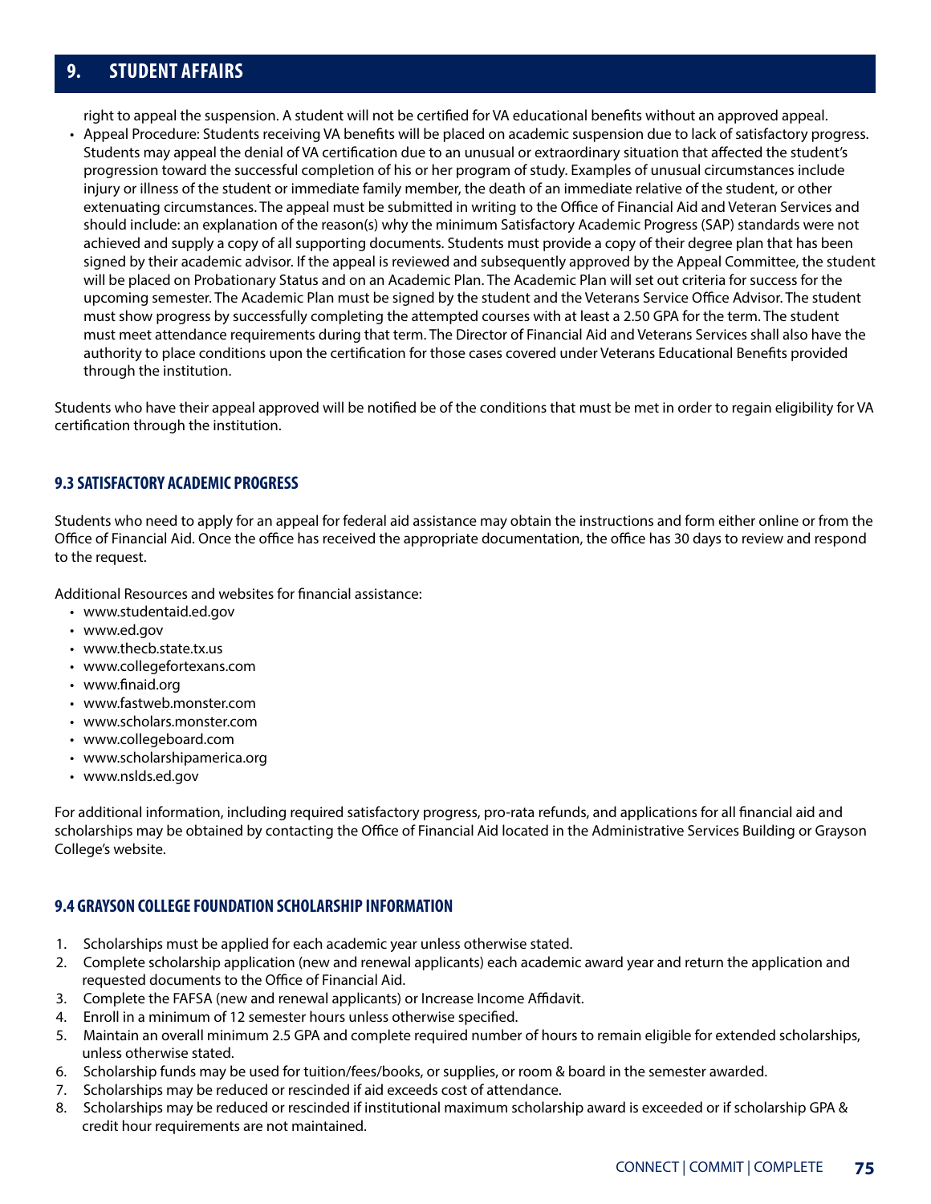right to appeal the suspension. A student will not be certified for VA educational benefits without an approved appeal.

- Appeal Procedure: Students receiving VA benefits will be placed on academic suspension due to lack of satisfactory progress. Students may appeal the denial of VA certification due to an unusual or extraordinary situation that affected the student's progression toward the successful completion of his or her program of study. Examples of unusual circumstances include injury or illness of the student or immediate family member, the death of an immediate relative of the student, or other extenuating circumstances. The appeal must be submitted in writing to the Office of Financial Aid and Veteran Services and should include: an explanation of the reason(s) why the minimum Satisfactory Academic Progress (SAP) standards were not achieved and supply a copy of all supporting documents. Students must provide a copy of their degree plan that has been signed by their academic advisor. If the appeal is reviewed and subsequently approved by the Appeal Committee, the student will be placed on Probationary Status and on an Academic Plan. The Academic Plan will set out criteria for success for the upcoming semester. The Academic Plan must be signed by the student and the Veterans Service Office Advisor. The student must show progress by successfully completing the attempted courses with at least a 2.50 GPA for the term. The student must meet attendance requirements during that term. The Director of Financial Aid and Veterans Services shall also have the authority to place conditions upon the certification for those cases covered under Veterans Educational Benefits provided through the institution.

Students who have their appeal approved will be notified be of the conditions that must be met in order to regain eligibility for VA certification through the institution.

### 9.3 SATISFACTORY ACADEMIC PROGRESS

Students who need to apply for an appeal for federal aid assistance may obtain the instructions and form either online or from the Office of Financial Aid. Once the office has received the appropriate documentation, the office has 30 days to review and respond to the request.

Additional Resources and websites for financial assistance:

- www.studentaid.ed.gov
- www.ed.gov
- www.thecb.state.tx.us
- www.collegefortexans.com
- www.finaid.org
- www.fastweb.monster.com
- www.scholars.monster.com
- www.collegeboard.com
- www.scholarshipamerica.org
- www.nslds.ed.gov

For additional information, including required satisfactory progress, pro-rata refunds, and applications for all financial aid and scholarships may be obtained by contacting the Office of Financial Aid located in the Administrative Services Building or Grayson College's website.

### 9.4 GRAYSON COLLEGE FOUNDATION SCHOLARSHIP INFORMATION

1. Scholarships must be applied for each academic year unless otherwise stated.
2. Complete scholarship application (new and renewal applicants) each academic award year and return the application and requested documents to the Office of Financial Aid.
3. Complete the FAFSA (new and renewal applicants) or Increase Income Affidavit.
4. Enroll in a minimum of 12 semester hours unless otherwise specified.
5. Maintain an overall minimum 2.5 GPA and complete required number of hours to remain eligible for extended scholarships, unless otherwise stated.
6. Scholarship funds may be used for tuition/fees/books, or supplies, or room & board in the semester awarded.
7. Scholarships may be reduced or rescinded if aid exceeds cost of attendance.
8. Scholarships may be reduced or rescinded if institutional maximum scholarship award is exceeded or if scholarship GPA & credit hour requirements are not maintained.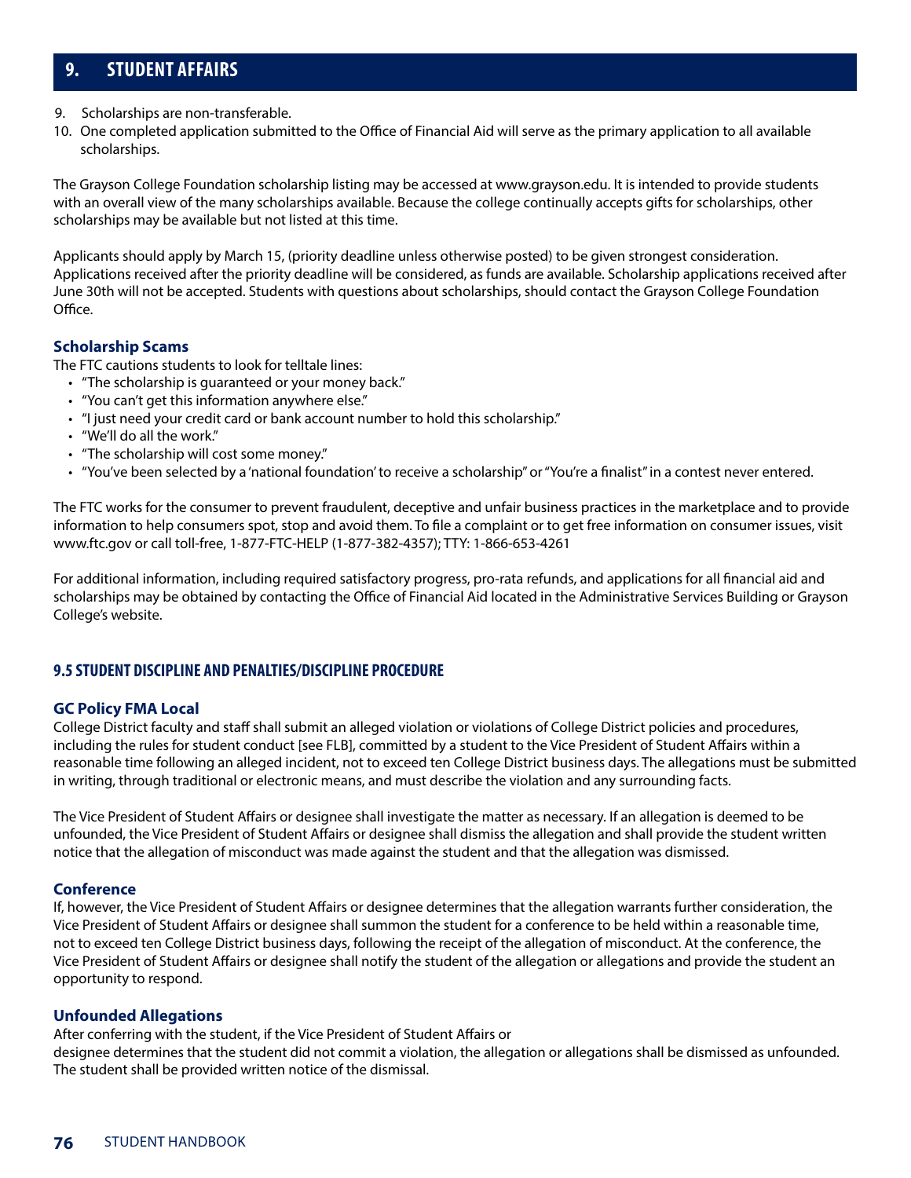# 9. STUDENT AFFAIRS

9. Scholarships are non-transferable.
10. One completed application submitted to the Office of Financial Aid will serve as the primary application to all available scholarships.

The Grayson College Foundation scholarship listing may be accessed at www.grayson.edu. It is intended to provide students with an overall view of the many scholarships available. Because the college continually accepts gifts for scholarships, other scholarships may be available but not listed at this time.

Applicants should apply by March 15, (priority deadline unless otherwise posted) to be given strongest consideration. Applications received after the priority deadline will be considered, as funds are available. Scholarship applications received after June 30th will not be accepted. Students with questions about scholarships, should contact the Grayson College Foundation Office.

### Scholarship Scams

The FTC cautions students to look for telltale lines:

- "The scholarship is guaranteed or your money back."
- "You can't get this information anywhere else."
- "I just need your credit card or bank account number to hold this scholarship."
- "We'll do all the work."
- "The scholarship will cost some money."
- "You've been selected by a 'national foundation' to receive a scholarship" or "You're a finalist" in a contest never entered.

The FTC works for the consumer to prevent fraudulent, deceptive and unfair business practices in the marketplace and to provide information to help consumers spot, stop and avoid them. To file a complaint or to get free information on consumer issues, visit www.ftc.gov or call toll-free, 1-877-FTC-HELP (1-877-382-4357); TTY: 1-866-653-4261

For additional information, including required satisfactory progress, pro-rata refunds, and applications for all financial aid and scholarships may be obtained by contacting the Office of Financial Aid located in the Administrative Services Building or Grayson College's website.

## 9.5 STUDENT DISCIPLINE AND PENALTIES/DISCIPLINE PROCEDURE

### GC Policy FMA Local

College District faculty and staff shall submit an alleged violation or violations of College District policies and procedures, including the rules for student conduct [see FLB], committed by a student to the Vice President of Student Affairs within a reasonable time following an alleged incident, not to exceed ten College District business days. The allegations must be submitted in writing, through traditional or electronic means, and must describe the violation and any surrounding facts.

The Vice President of Student Affairs or designee shall investigate the matter as necessary. If an allegation is deemed to be unfounded, the Vice President of Student Affairs or designee shall dismiss the allegation and shall provide the student written notice that the allegation of misconduct was made against the student and that the allegation was dismissed.

### Conference

If, however, the Vice President of Student Affairs or designee determines that the allegation warrants further consideration, the Vice President of Student Affairs or designee shall summon the student for a conference to be held within a reasonable time, not to exceed ten College District business days, following the receipt of the allegation of misconduct. At the conference, the Vice President of Student Affairs or designee shall notify the student of the allegation or allegations and provide the student an opportunity to respond.

### Unfounded Allegations

After conferring with the student, if the Vice President of Student Affairs or designee determines that the student did not commit a violation, the allegation or allegations shall be dismissed as unfounded. The student shall be provided written notice of the dismissal.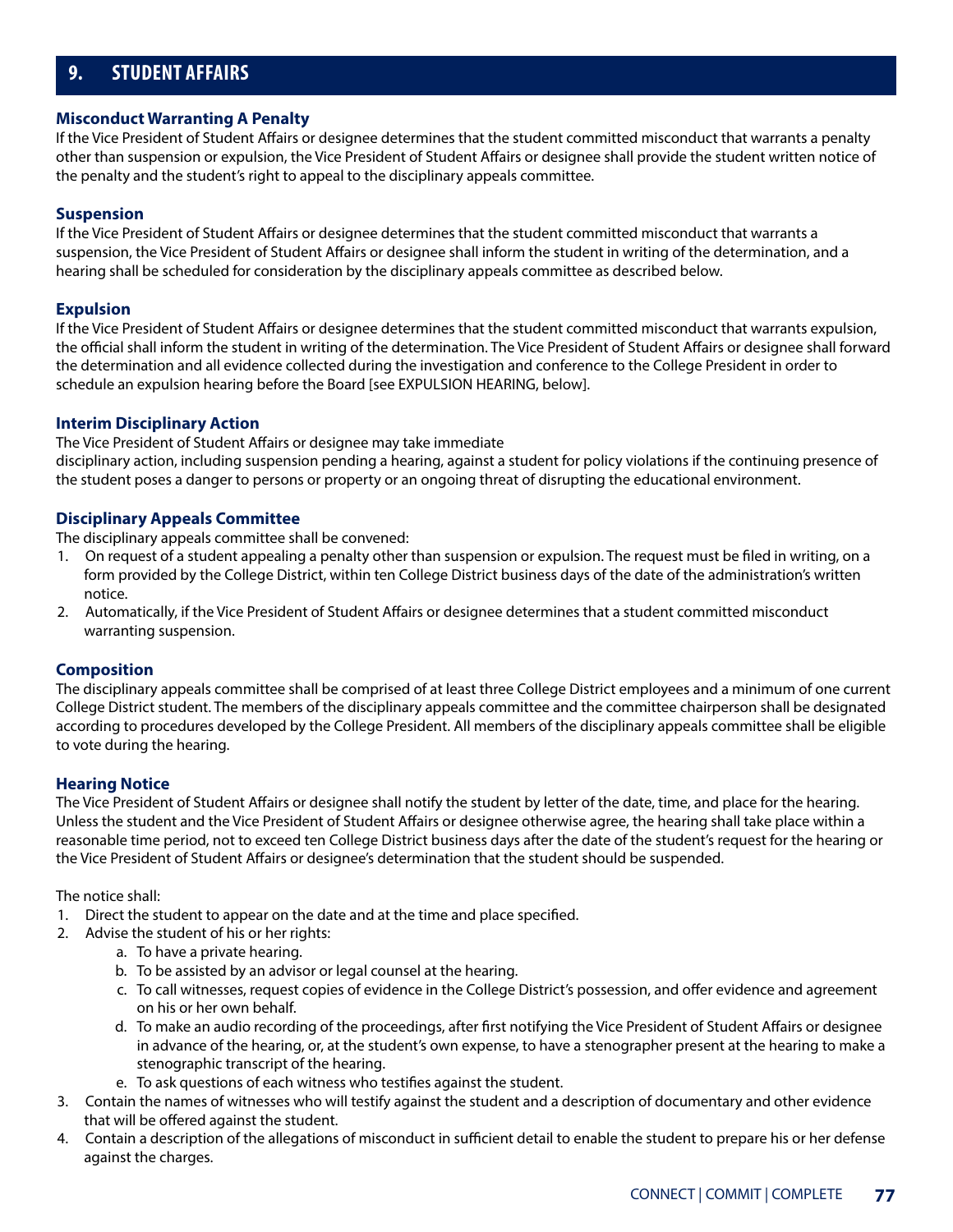## 9. STUDENT AFFAIRS

### Misconduct Warranting A Penalty

If the Vice President of Student Affairs or designee determines that the student committed misconduct that warrants a penalty other than suspension or expulsion, the Vice President of Student Affairs or designee shall provide the student written notice of the penalty and the student's right to appeal to the disciplinary appeals committee.

### Suspension

If the Vice President of Student Affairs or designee determines that the student committed misconduct that warrants a suspension, the Vice President of Student Affairs or designee shall inform the student in writing of the determination, and a hearing shall be scheduled for consideration by the disciplinary appeals committee as described below.

### Expulsion

If the Vice President of Student Affairs or designee determines that the student committed misconduct that warrants expulsion, the official shall inform the student in writing of the determination. The Vice President of Student Affairs or designee shall forward the determination and all evidence collected during the investigation and conference to the College President in order to schedule an expulsion hearing before the Board [see EXPULSION HEARING, below].

### Interim Disciplinary Action

The Vice President of Student Affairs or designee may take immediate
disciplinary action, including suspension pending a hearing, against a student for policy violations if the continuing presence of the student poses a danger to persons or property or an ongoing threat of disrupting the educational environment.

### Disciplinary Appeals Committee

The disciplinary appeals committee shall be convened:

1. On request of a student appealing a penalty other than suspension or expulsion. The request must be filed in writing, on a form provided by the College District, within ten College District business days of the date of the administration's written notice.
2. Automatically, if the Vice President of Student Affairs or designee determines that a student committed misconduct warranting suspension.

### Composition

The disciplinary appeals committee shall be comprised of at least three College District employees and a minimum of one current College District student. The members of the disciplinary appeals committee and the committee chairperson shall be designated according to procedures developed by the College President. All members of the disciplinary appeals committee shall be eligible to vote during the hearing.

### Hearing Notice

The Vice President of Student Affairs or designee shall notify the student by letter of the date, time, and place for the hearing. Unless the student and the Vice President of Student Affairs or designee otherwise agree, the hearing shall take place within a reasonable time period, not to exceed ten College District business days after the date of the student's request for the hearing or the Vice President of Student Affairs or designee's determination that the student should be suspended.

The notice shall:

1. Direct the student to appear on the date and at the time and place specified.
2. Advise the student of his or her rights:
   a. To have a private hearing.
   b. To be assisted by an advisor or legal counsel at the hearing.
   c. To call witnesses, request copies of evidence in the College District's possession, and offer evidence and agreement on his or her own behalf.
   d. To make an audio recording of the proceedings, after first notifying the Vice President of Student Affairs or designee in advance of the hearing, or, at the student's own expense, to have a stenographer present at the hearing to make a stenographic transcript of the hearing.
   e. To ask questions of each witness who testifies against the student.
3. Contain the names of witnesses who will testify against the student and a description of documentary and other evidence that will be offered against the student.
4. Contain a description of the allegations of misconduct in sufficient detail to enable the student to prepare his or her defense against the charges.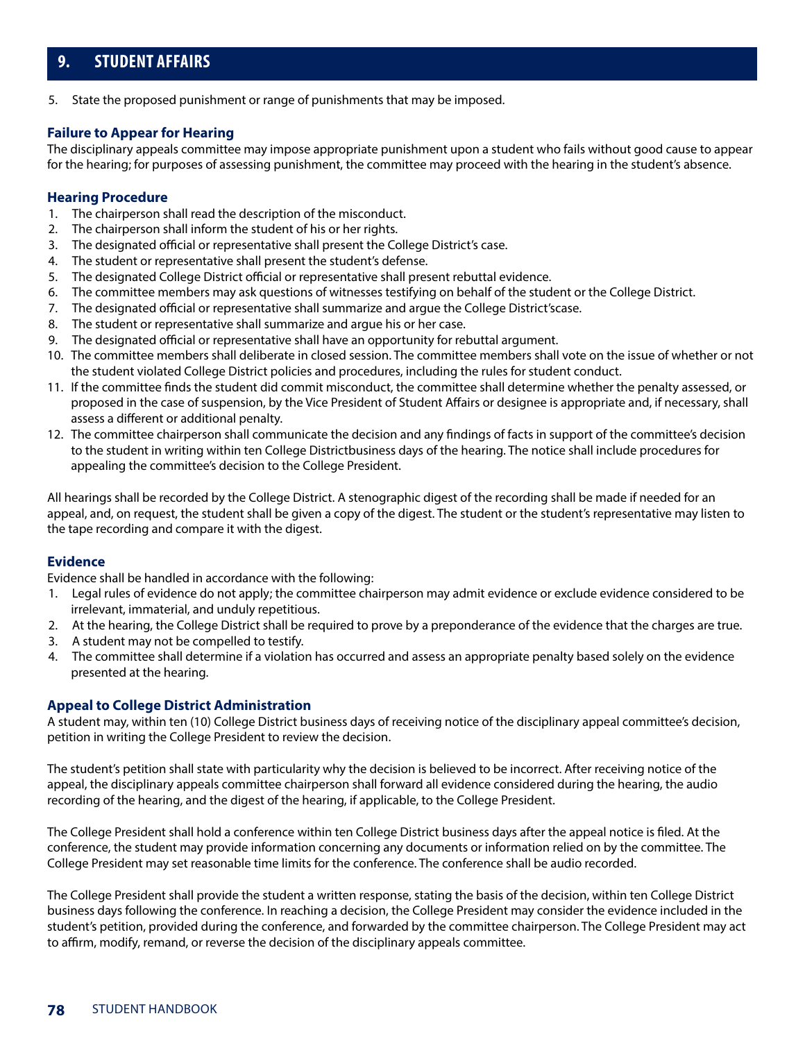5. State the proposed punishment or range of punishments that may be imposed.

### Failure to Appear for Hearing

The disciplinary appeals committee may impose appropriate punishment upon a student who fails without good cause to appear for the hearing; for purposes of assessing punishment, the committee may proceed with the hearing in the student's absence.

### Hearing Procedure

1. The chairperson shall read the description of the misconduct.
2. The chairperson shall inform the student of his or her rights.
3. The designated official or representative shall present the College District's case.
4. The student or representative shall present the student's defense.
5. The designated College District official or representative shall present rebuttal evidence.
6. The committee members may ask questions of witnesses testifying on behalf of the student or the College District.
7. The designated official or representative shall summarize and argue the College District'scase.
8. The student or representative shall summarize and argue his or her case.
9. The designated official or representative shall have an opportunity for rebuttal argument.
10. The committee members shall deliberate in closed session. The committee members shall vote on the issue of whether or not the student violated College District policies and procedures, including the rules for student conduct.
11. If the committee finds the student did commit misconduct, the committee shall determine whether the penalty assessed, or proposed in the case of suspension, by the Vice President of Student Affairs or designee is appropriate and, if necessary, shall assess a different or additional penalty.
12. The committee chairperson shall communicate the decision and any findings of facts in support of the committee's decision to the student in writing within ten College Districtbusiness days of the hearing. The notice shall include procedures for appealing the committee's decision to the College President.

All hearings shall be recorded by the College District. A stenographic digest of the recording shall be made if needed for an appeal, and, on request, the student shall be given a copy of the digest. The student or the student's representative may listen to the tape recording and compare it with the digest.

### Evidence

Evidence shall be handled in accordance with the following:

1. Legal rules of evidence do not apply; the committee chairperson may admit evidence or exclude evidence considered to be irrelevant, immaterial, and unduly repetitious.
2. At the hearing, the College District shall be required to prove by a preponderance of the evidence that the charges are true.
3. A student may not be compelled to testify.
4. The committee shall determine if a violation has occurred and assess an appropriate penalty based solely on the evidence presented at the hearing.

### Appeal to College District Administration

A student may, within ten (10) College District business days of receiving notice of the disciplinary appeal committee's decision, petition in writing the College President to review the decision.

The student's petition shall state with particularity why the decision is believed to be incorrect. After receiving notice of the appeal, the disciplinary appeals committee chairperson shall forward all evidence considered during the hearing, the audio recording of the hearing, and the digest of the hearing, if applicable, to the College President.

The College President shall hold a conference within ten College District business days after the appeal notice is filed. At the conference, the student may provide information concerning any documents or information relied on by the committee. The College President may set reasonable time limits for the conference. The conference shall be audio recorded.

The College President shall provide the student a written response, stating the basis of the decision, within ten College District business days following the conference. In reaching a decision, the College President may consider the evidence included in the student's petition, provided during the conference, and forwarded by the committee chairperson. The College President may act to affirm, modify, remand, or reverse the decision of the disciplinary appeals committee.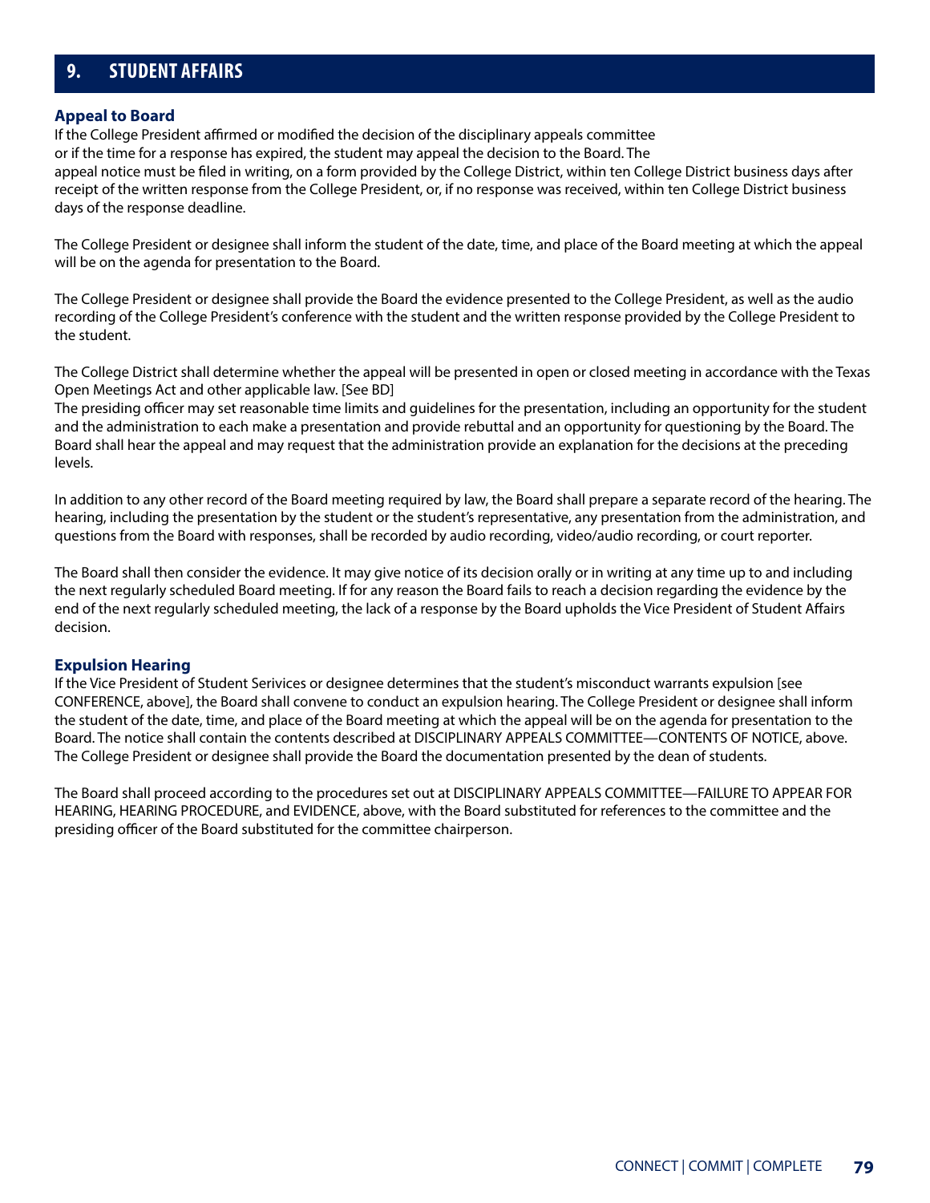# 9. STUDENT AFFAIRS

### Appeal to Board

If the College President affirmed or modified the decision of the disciplinary appeals committee or if the time for a response has expired, the student may appeal the decision to the Board. The appeal notice must be filed in writing, on a form provided by the College District, within ten College District business days after receipt of the written response from the College President, or, if no response was received, within ten College District business days of the response deadline.

The College President or designee shall inform the student of the date, time, and place of the Board meeting at which the appeal will be on the agenda for presentation to the Board.

The College President or designee shall provide the Board the evidence presented to the College President, as well as the audio recording of the College President's conference with the student and the written response provided by the College President to the student.

The College District shall determine whether the appeal will be presented in open or closed meeting in accordance with the Texas Open Meetings Act and other applicable law. [See BD]

The presiding officer may set reasonable time limits and guidelines for the presentation, including an opportunity for the student and the administration to each make a presentation and provide rebuttal and an opportunity for questioning by the Board. The Board shall hear the appeal and may request that the administration provide an explanation for the decisions at the preceding levels.

In addition to any other record of the Board meeting required by law, the Board shall prepare a separate record of the hearing. The hearing, including the presentation by the student or the student's representative, any presentation from the administration, and questions from the Board with responses, shall be recorded by audio recording, video/audio recording, or court reporter.

The Board shall then consider the evidence. It may give notice of its decision orally or in writing at any time up to and including the next regularly scheduled Board meeting. If for any reason the Board fails to reach a decision regarding the evidence by the end of the next regularly scheduled meeting, the lack of a response by the Board upholds the Vice President of Student Affairs decision.

### Expulsion Hearing

If the Vice President of Student Serivices or designee determines that the student's misconduct warrants expulsion [see CONFERENCE, above], the Board shall convene to conduct an expulsion hearing. The College President or designee shall inform the student of the date, time, and place of the Board meeting at which the appeal will be on the agenda for presentation to the Board. The notice shall contain the contents described at DISCIPLINARY APPEALS COMMITTEE—CONTENTS OF NOTICE, above. The College President or designee shall provide the Board the documentation presented by the dean of students.

The Board shall proceed according to the procedures set out at DISCIPLINARY APPEALS COMMITTEE—FAILURE TO APPEAR FOR HEARING, HEARING PROCEDURE, and EVIDENCE, above, with the Board substituted for references to the committee and the presiding officer of the Board substituted for the committee chairperson.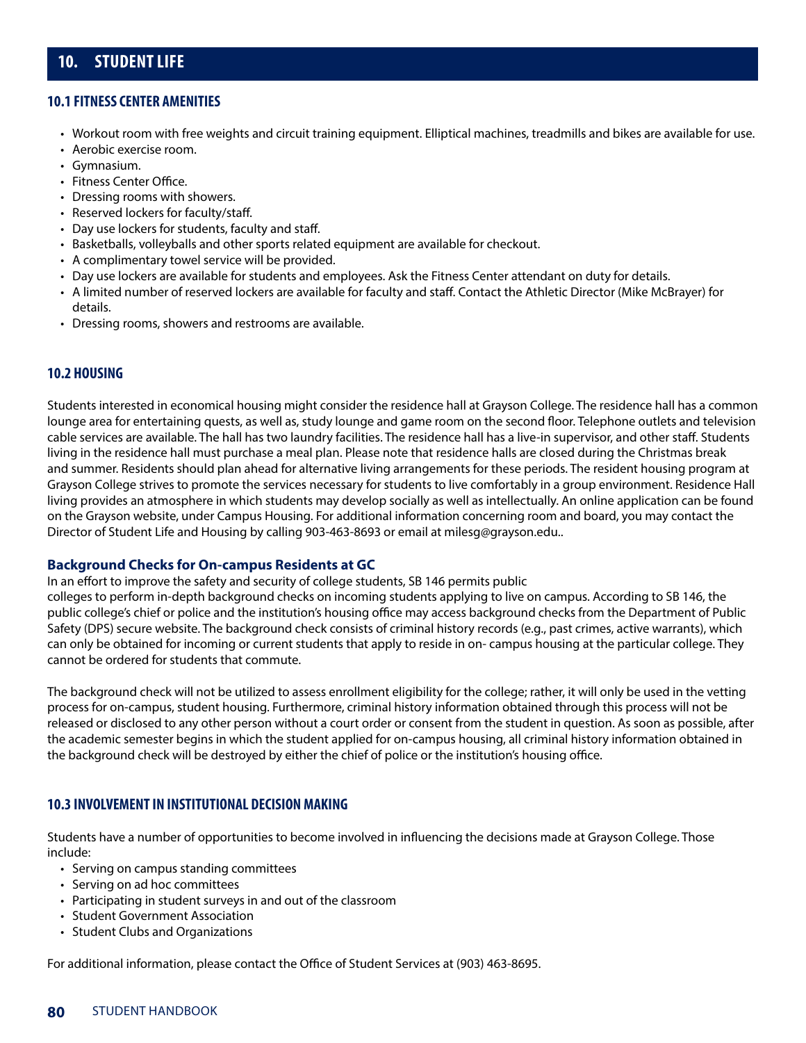# 10. STUDENT LIFE

## 10.1 FITNESS CENTER AMENITIES

- Workout room with free weights and circuit training equipment. Elliptical machines, treadmills and bikes are available for use.
- Aerobic exercise room.
- Gymnasium.
- Fitness Center Office.
- Dressing rooms with showers.
- Reserved lockers for faculty/staff.
- Day use lockers for students, faculty and staff.
- Basketballs, volleyballs and other sports related equipment are available for checkout.
- A complimentary towel service will be provided.
- Day use lockers are available for students and employees. Ask the Fitness Center attendant on duty for details.
- A limited number of reserved lockers are available for faculty and staff. Contact the Athletic Director (Mike McBrayer) for details.
- Dressing rooms, showers and restrooms are available.

## 10.2 HOUSING

Students interested in economical housing might consider the residence hall at Grayson College. The residence hall has a common lounge area for entertaining guests, as well as, study lounge and game room on the second floor. Telephone outlets and television cable services are available. The hall has two laundry facilities. The residence hall has a live-in supervisor, and other staff. Students living in the residence hall must purchase a meal plan. Please note that residence halls are closed during the Christmas break and summer. Residents should plan ahead for alternative living arrangements for these periods. The resident housing program at Grayson College strives to promote the services necessary for students to live comfortably in a group environment. Residence Hall living provides an atmosphere in which students may develop socially as well as intellectually. An online application can be found on the Grayson website, under Campus Housing. For additional information concerning room and board, you may contact the Director of Student Life and Housing by calling 903-463-8693 or email at milesg@grayson.edu..

### Background Checks for On-campus Residents at GC

In an effort to improve the safety and security of college students, SB 146 permits public colleges to perform in-depth background checks on incoming students applying to live on campus. According to SB 146, the public college's chief or police and the institution's housing office may access background checks from the Department of Public Safety (DPS) secure website. The background check consists of criminal history records (e.g., past crimes, active warrants), which can only be obtained for incoming or current students that apply to reside in on- campus housing at the particular college. They cannot be ordered for students that commute.

The background check will not be utilized to assess enrollment eligibility for the college; rather, it will only be used in the vetting process for on-campus, student housing. Furthermore, criminal history information obtained through this process will not be released or disclosed to any other person without a court order or consent from the student in question. As soon as possible, after the academic semester begins in which the student applied for on-campus housing, all criminal history information obtained in the background check will be destroyed by either the chief of police or the institution's housing office.

## 10.3 INVOLVEMENT IN INSTITUTIONAL DECISION MAKING

Students have a number of opportunities to become involved in influencing the decisions made at Grayson College. Those include:

- Serving on campus standing committees
- Serving on ad hoc committees
- Participating in student surveys in and out of the classroom
- Student Government Association
- Student Clubs and Organizations

For additional information, please contact the Office of Student Services at (903) 463-8695.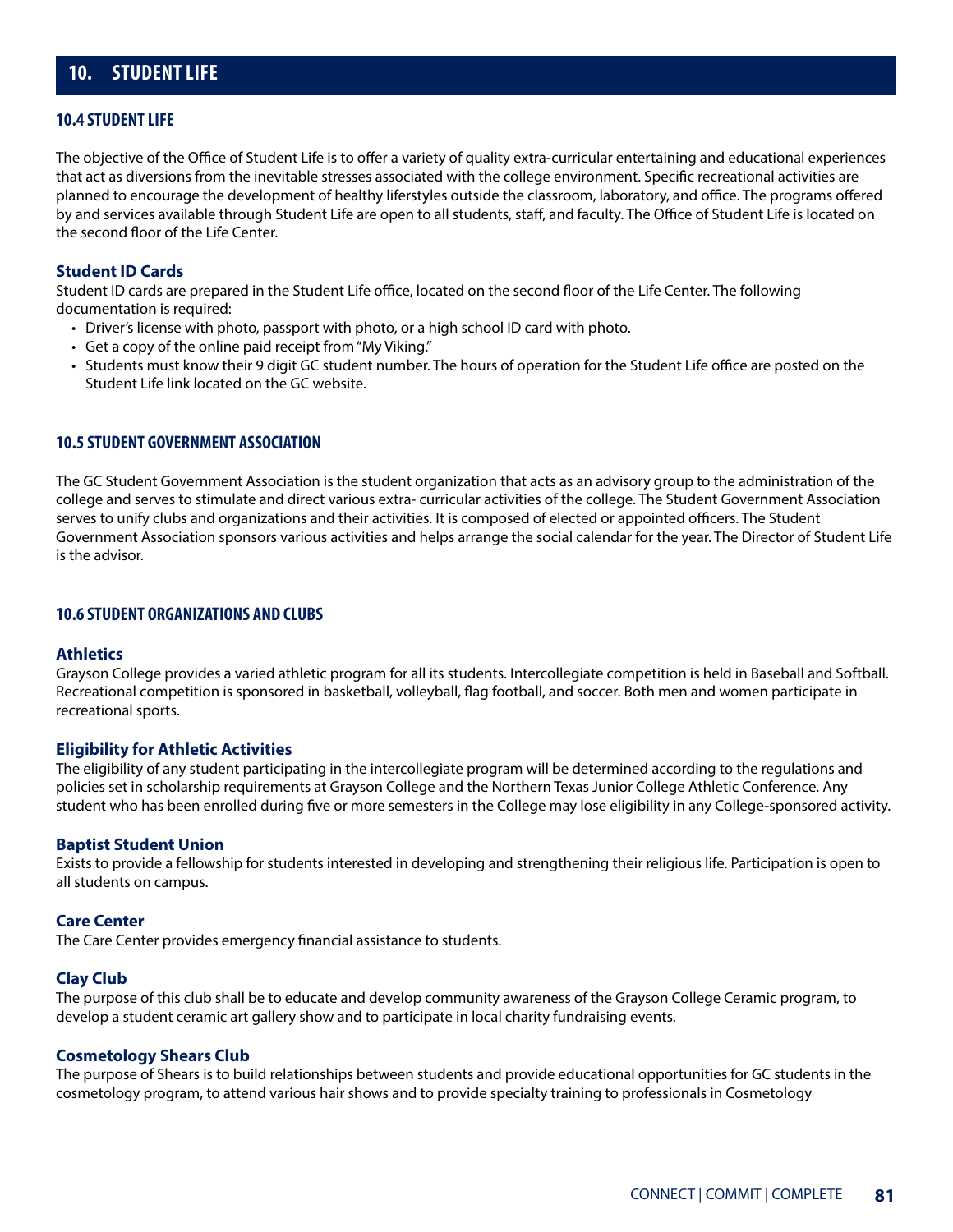# 10. STUDENT LIFE

## 10.4 STUDENT LIFE

The objective of the Office of Student Life is to offer a variety of quality extra-curricular entertaining and educational experiences that act as diversions from the inevitable stresses associated with the college environment. Specific recreational activities are planned to encourage the development of healthy lifestyles outside the classroom, laboratory, and office. The programs offered by and services available through Student Life are open to all students, staff, and faculty. The Office of Student Life is located on the second floor of the Life Center.

### Student ID Cards

Student ID cards are prepared in the Student Life office, located on the second floor of the Life Center. The following documentation is required:

- Driver's license with photo, passport with photo, or a high school ID card with photo.
- Get a copy of the online paid receipt from "My Viking."
- Students must know their 9 digit GC student number. The hours of operation for the Student Life office are posted on the Student Life link located on the GC website.

## 10.5 STUDENT GOVERNMENT ASSOCIATION

The GC Student Government Association is the student organization that acts as an advisory group to the administration of the college and serves to stimulate and direct various extra- curricular activities of the college. The Student Government Association serves to unify clubs and organizations and their activities. It is composed of elected or appointed officers. The Student Government Association sponsors various activities and helps arrange the social calendar for the year. The Director of Student Life is the advisor.

## 10.6 STUDENT ORGANIZATIONS AND CLUBS

### Athletics

Grayson College provides a varied athletic program for all its students. Intercollegiate competition is held in Baseball and Softball. Recreational competition is sponsored in basketball, volleyball, flag football, and soccer. Both men and women participate in recreational sports.

### Eligibility for Athletic Activities

The eligibility of any student participating in the intercollegiate program will be determined according to the regulations and policies set in scholarship requirements at Grayson College and the Northern Texas Junior College Athletic Conference. Any student who has been enrolled during five or more semesters in the College may lose eligibility in any College-sponsored activity.

### Baptist Student Union

Exists to provide a fellowship for students interested in developing and strengthening their religious life. Participation is open to all students on campus.

### Care Center

The Care Center provides emergency financial assistance to students.

### Clay Club

The purpose of this club shall be to educate and develop community awareness of the Grayson College Ceramic program, to develop a student ceramic art gallery show and to participate in local charity fundraising events.

### Cosmetology Shears Club

The purpose of Shears is to build relationships between students and provide educational opportunities for GC students in the cosmetology program, to attend various hair shows and to provide specialty training to professionals in Cosmetology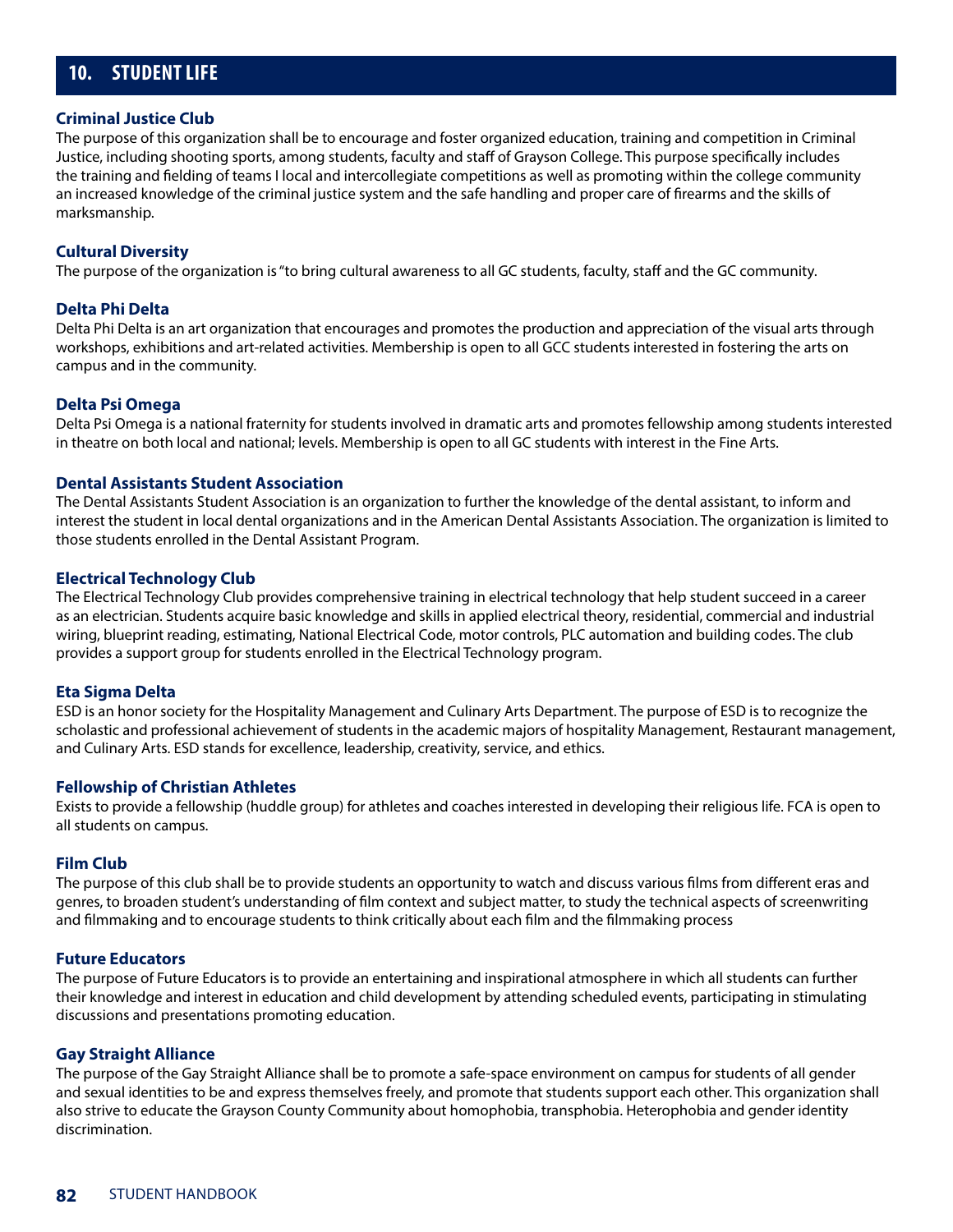## 10. STUDENT LIFE

### Criminal Justice Club

The purpose of this organization shall be to encourage and foster organized education, training and competition in Criminal Justice, including shooting sports, among students, faculty and staff of Grayson College. This purpose specifically includes the training and fielding of teams I local and intercollegiate competitions as well as promoting within the college community an increased knowledge of the criminal justice system and the safe handling and proper care of firearms and the skills of marksmanship.

### Cultural Diversity

The purpose of the organization is "to bring cultural awareness to all GC students, faculty, staff and the GC community.

### Delta Phi Delta

Delta Phi Delta is an art organization that encourages and promotes the production and appreciation of the visual arts through workshops, exhibitions and art-related activities. Membership is open to all GCC students interested in fostering the arts on campus and in the community.

### Delta Psi Omega

Delta Psi Omega is a national fraternity for students involved in dramatic arts and promotes fellowship among students interested in theatre on both local and national; levels. Membership is open to all GC students with interest in the Fine Arts.

### Dental Assistants Student Association

The Dental Assistants Student Association is an organization to further the knowledge of the dental assistant, to inform and interest the student in local dental organizations and in the American Dental Assistants Association. The organization is limited to those students enrolled in the Dental Assistant Program.

### Electrical Technology Club

The Electrical Technology Club provides comprehensive training in electrical technology that help student succeed in a career as an electrician. Students acquire basic knowledge and skills in applied electrical theory, residential, commercial and industrial wiring, blueprint reading, estimating, National Electrical Code, motor controls, PLC automation and building codes. The club provides a support group for students enrolled in the Electrical Technology program.

### Eta Sigma Delta

ESD is an honor society for the Hospitality Management and Culinary Arts Department. The purpose of ESD is to recognize the scholastic and professional achievement of students in the academic majors of hospitality Management, Restaurant management, and Culinary Arts. ESD stands for excellence, leadership, creativity, service, and ethics.

### Fellowship of Christian Athletes

Exists to provide a fellowship (huddle group) for athletes and coaches interested in developing their religious life. FCA is open to all students on campus.

### Film Club

The purpose of this club shall be to provide students an opportunity to watch and discuss various films from different eras and genres, to broaden student's understanding of film context and subject matter, to study the technical aspects of screenwriting and filmmaking and to encourage students to think critically about each film and the filmmaking process

### Future Educators

The purpose of Future Educators is to provide an entertaining and inspirational atmosphere in which all students can further their knowledge and interest in education and child development by attending scheduled events, participating in stimulating discussions and presentations promoting education.

### Gay Straight Alliance

The purpose of the Gay Straight Alliance shall be to promote a safe-space environment on campus for students of all gender and sexual identities to be and express themselves freely, and promote that students support each other. This organization shall also strive to educate the Grayson County Community about homophobia, transphobia. Heterophobia and gender identity discrimination.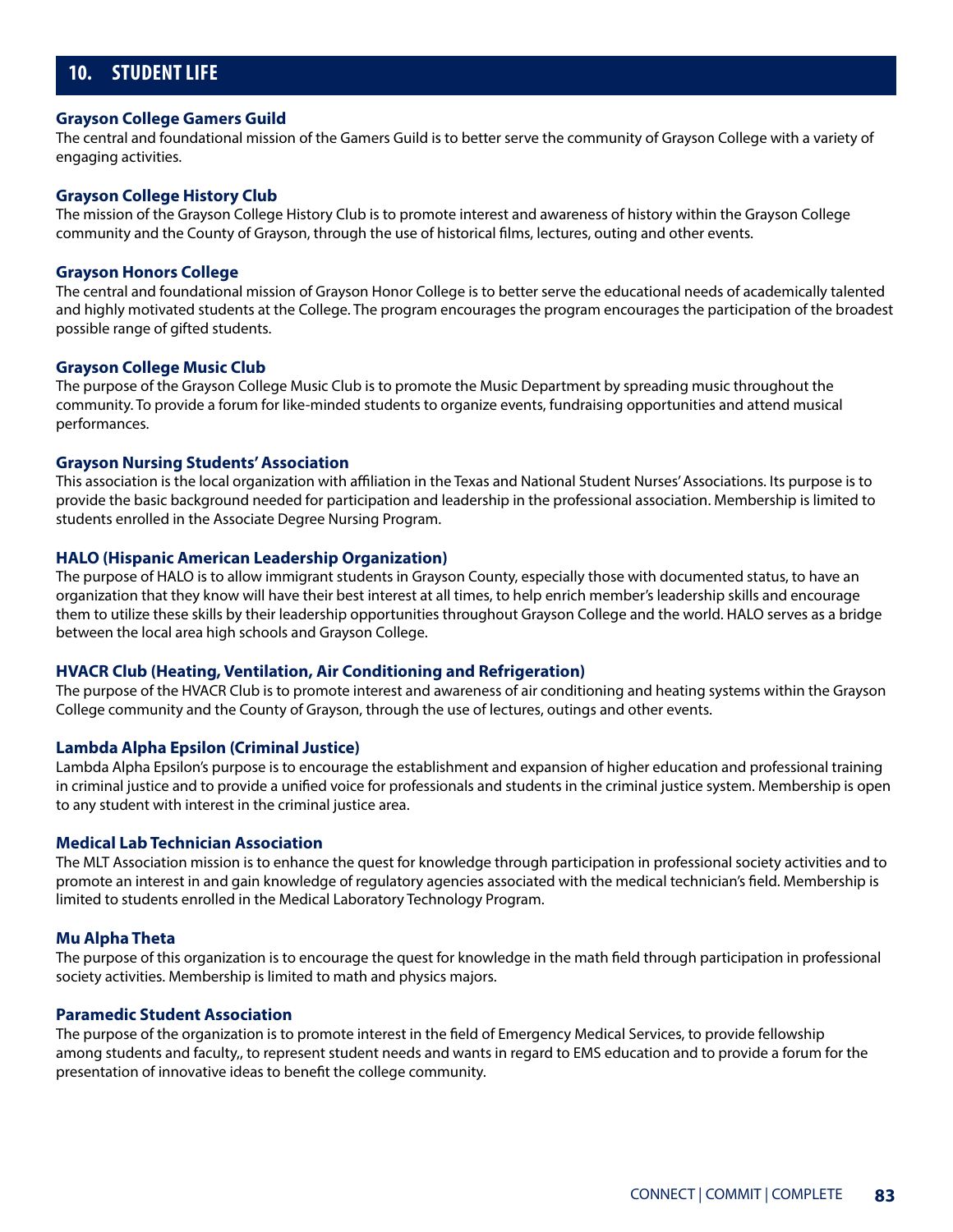## 10. STUDENT LIFE

### Grayson College Gamers Guild

The central and foundational mission of the Gamers Guild is to better serve the community of Grayson College with a variety of engaging activities.

### Grayson College History Club

The mission of the Grayson College History Club is to promote interest and awareness of history within the Grayson College community and the County of Grayson, through the use of historical films, lectures, outing and other events.

### Grayson Honors College

The central and foundational mission of Grayson Honor College is to better serve the educational needs of academically talented and highly motivated students at the College. The program encourages the program encourages the participation of the broadest possible range of gifted students.

### Grayson College Music Club

The purpose of the Grayson College Music Club is to promote the Music Department by spreading music throughout the community. To provide a forum for like-minded students to organize events, fundraising opportunities and attend musical performances.

### Grayson Nursing Students' Association

This association is the local organization with affiliation in the Texas and National Student Nurses' Associations. Its purpose is to provide the basic background needed for participation and leadership in the professional association. Membership is limited to students enrolled in the Associate Degree Nursing Program.

### HALO (Hispanic American Leadership Organization)

The purpose of HALO is to allow immigrant students in Grayson County, especially those with documented status, to have an organization that they know will have their best interest at all times, to help enrich member's leadership skills and encourage them to utilize these skills by their leadership opportunities throughout Grayson College and the world. HALO serves as a bridge between the local area high schools and Grayson College.

### HVACR Club (Heating, Ventilation, Air Conditioning and Refrigeration)

The purpose of the HVACR Club is to promote interest and awareness of air conditioning and heating systems within the Grayson College community and the County of Grayson, through the use of lectures, outings and other events.

### Lambda Alpha Epsilon (Criminal Justice)

Lambda Alpha Epsilon's purpose is to encourage the establishment and expansion of higher education and professional training in criminal justice and to provide a unified voice for professionals and students in the criminal justice system. Membership is open to any student with interest in the criminal justice area.

### Medical Lab Technician Association

The MLT Association mission is to enhance the quest for knowledge through participation in professional society activities and to promote an interest in and gain knowledge of regulatory agencies associated with the medical technician's field. Membership is limited to students enrolled in the Medical Laboratory Technology Program.

### Mu Alpha Theta

The purpose of this organization is to encourage the quest for knowledge in the math field through participation in professional society activities. Membership is limited to math and physics majors.

### Paramedic Student Association

The purpose of the organization is to promote interest in the field of Emergency Medical Services, to provide fellowship among students and faculty,, to represent student needs and wants in regard to EMS education and to provide a forum for the presentation of innovative ideas to benefit the college community.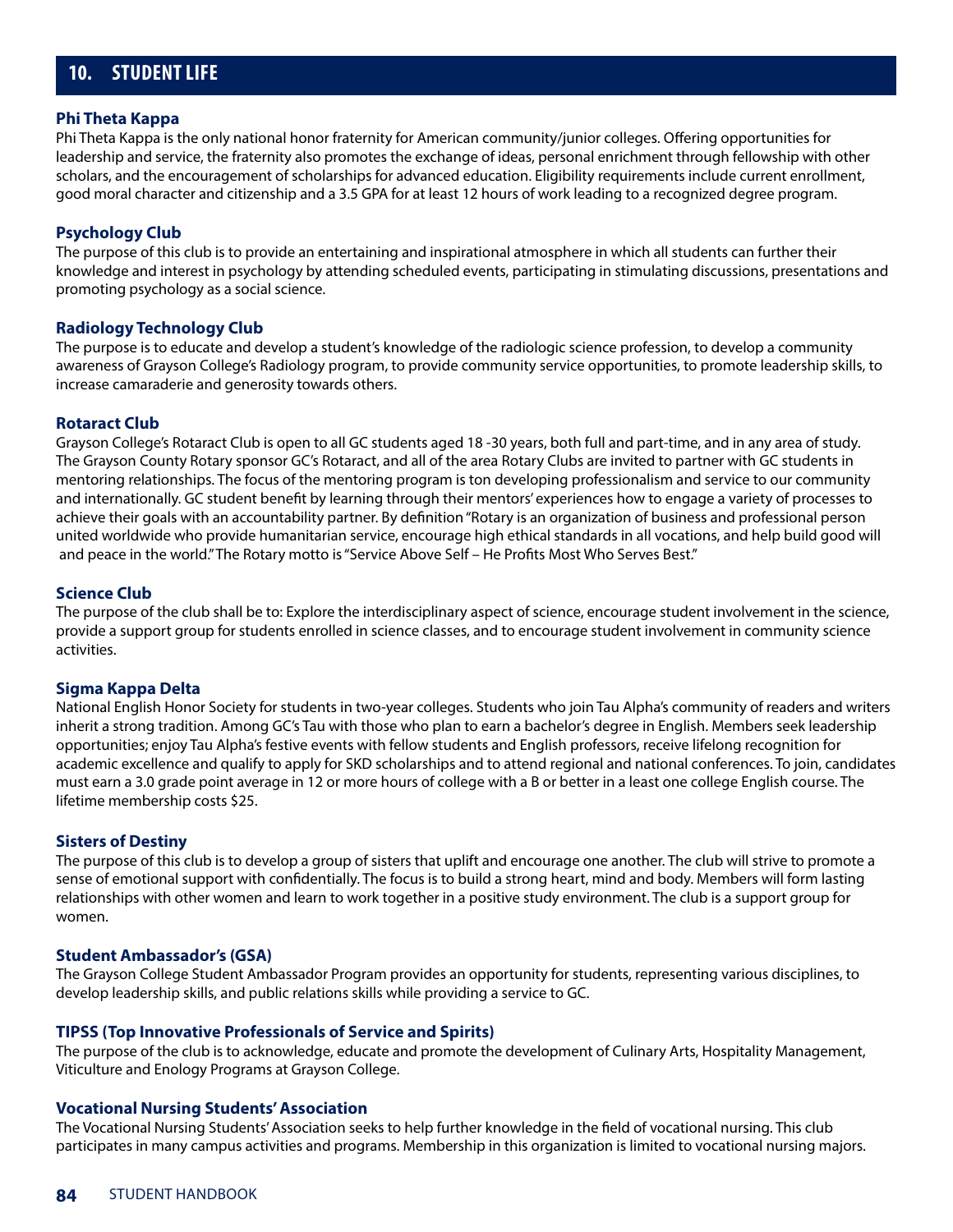## 10. STUDENT LIFE

### Phi Theta Kappa

Phi Theta Kappa is the only national honor fraternity for American community/junior colleges. Offering opportunities for leadership and service, the fraternity also promotes the exchange of ideas, personal enrichment through fellowship with other scholars, and the encouragement of scholarships for advanced education. Eligibility requirements include current enrollment, good moral character and citizenship and a 3.5 GPA for at least 12 hours of work leading to a recognized degree program.

### Psychology Club

The purpose of this club is to provide an entertaining and inspirational atmosphere in which all students can further their knowledge and interest in psychology by attending scheduled events, participating in stimulating discussions, presentations and promoting psychology as a social science.

### Radiology Technology Club

The purpose is to educate and develop a student's knowledge of the radiologic science profession, to develop a community awareness of Grayson College's Radiology program, to provide community service opportunities, to promote leadership skills, to increase camaraderie and generosity towards others.

### Rotaract Club

Grayson College's Rotaract Club is open to all GC students aged 18 -30 years, both full and part-time, and in any area of study. The Grayson County Rotary sponsor GC's Rotaract, and all of the area Rotary Clubs are invited to partner with GC students in mentoring relationships. The focus of the mentoring program is ton developing professionalism and service to our community and internationally. GC student benefit by learning through their mentors' experiences how to engage a variety of processes to achieve their goals with an accountability partner. By definition "Rotary is an organization of business and professional person united worldwide who provide humanitarian service, encourage high ethical standards in all vocations, and help build good will and peace in the world." The Rotary motto is "Service Above Self – He Profits Most Who Serves Best."

### Science Club

The purpose of the club shall be to: Explore the interdisciplinary aspect of science, encourage student involvement in the science, provide a support group for students enrolled in science classes, and to encourage student involvement in community science activities.

### Sigma Kappa Delta

National English Honor Society for students in two-year colleges. Students who join Tau Alpha's community of readers and writers inherit a strong tradition. Among GC's Tau with those who plan to earn a bachelor's degree in English. Members seek leadership opportunities; enjoy Tau Alpha's festive events with fellow students and English professors, receive lifelong recognition for academic excellence and qualify to apply for SKD scholarships and to attend regional and national conferences. To join, candidates must earn a 3.0 grade point average in 12 or more hours of college with a B or better in a least one college English course. The lifetime membership costs $25.

### Sisters of Destiny

The purpose of this club is to develop a group of sisters that uplift and encourage one another. The club will strive to promote a sense of emotional support with confidentially. The focus is to build a strong heart, mind and body. Members will form lasting relationships with other women and learn to work together in a positive study environment. The club is a support group for women.

### Student Ambassador's (GSA)

The Grayson College Student Ambassador Program provides an opportunity for students, representing various disciplines, to develop leadership skills, and public relations skills while providing a service to GC.

### TIPSS (Top Innovative Professionals of Service and Spirits)

The purpose of the club is to acknowledge, educate and promote the development of Culinary Arts, Hospitality Management, Viticulture and Enology Programs at Grayson College.

### Vocational Nursing Students' Association

The Vocational Nursing Students' Association seeks to help further knowledge in the field of vocational nursing. This club participates in many campus activities and programs. Membership in this organization is limited to vocational nursing majors.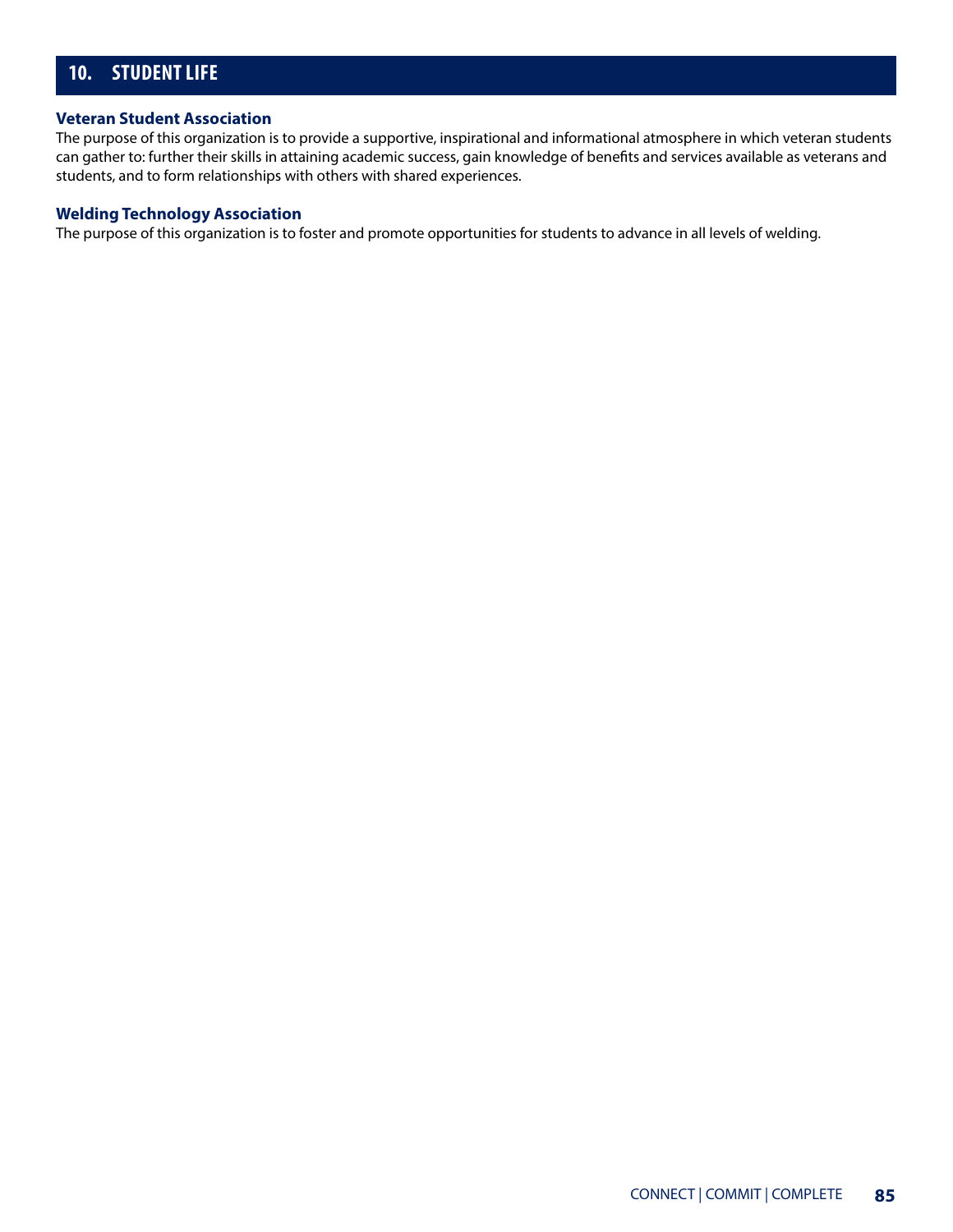## 10. STUDENT LIFE

### Veteran Student Association

The purpose of this organization is to provide a supportive, inspirational and informational atmosphere in which veteran students can gather to: further their skills in attaining academic success, gain knowledge of benefits and services available as veterans and students, and to form relationships with others with shared experiences.

### Welding Technology Association

The purpose of this organization is to foster and promote opportunities for students to advance in all levels of welding.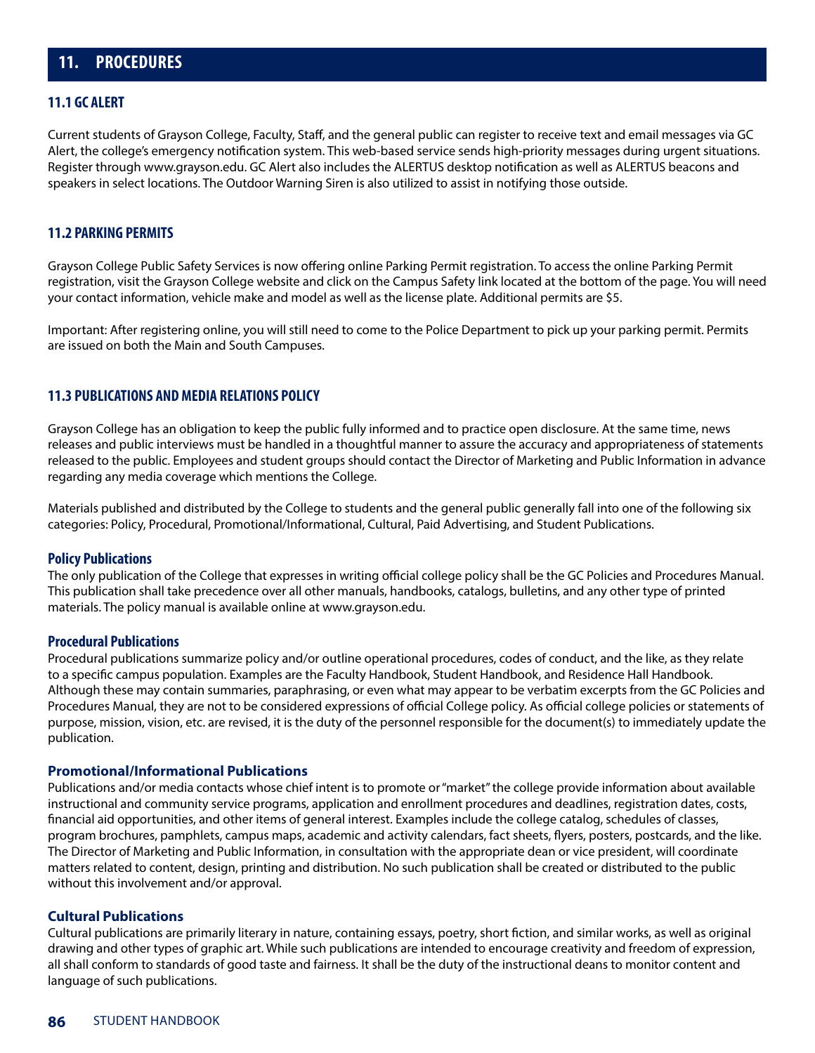# 11. PROCEDURES

## 11.1 GC ALERT

Current students of Grayson College, Faculty, Staff, and the general public can register to receive text and email messages via GC Alert, the college's emergency notification system. This web-based service sends high-priority messages during urgent situations. Register through www.grayson.edu. GC Alert also includes the ALERTUS desktop notification as well as ALERTUS beacons and speakers in select locations. The Outdoor Warning Siren is also utilized to assist in notifying those outside.

## 11.2 PARKING PERMITS

Grayson College Public Safety Services is now offering online Parking Permit registration. To access the online Parking Permit registration, visit the Grayson College website and click on the Campus Safety link located at the bottom of the page. You will need your contact information, vehicle make and model as well as the license plate. Additional permits are $5.

Important: After registering online, you will still need to come to the Police Department to pick up your parking permit. Permits are issued on both the Main and South Campuses.

## 11.3 PUBLICATIONS AND MEDIA RELATIONS POLICY

Grayson College has an obligation to keep the public fully informed and to practice open disclosure. At the same time, news releases and public interviews must be handled in a thoughtful manner to assure the accuracy and appropriateness of statements released to the public. Employees and student groups should contact the Director of Marketing and Public Information in advance regarding any media coverage which mentions the College.

Materials published and distributed by the College to students and the general public generally fall into one of the following six categories: Policy, Procedural, Promotional/Informational, Cultural, Paid Advertising, and Student Publications.

### Policy Publications

The only publication of the College that expresses in writing official college policy shall be the GC Policies and Procedures Manual. This publication shall take precedence over all other manuals, handbooks, catalogs, bulletins, and any other type of printed materials. The policy manual is available online at www.grayson.edu.

### Procedural Publications

Procedural publications summarize policy and/or outline operational procedures, codes of conduct, and the like, as they relate to a specific campus population. Examples are the Faculty Handbook, Student Handbook, and Residence Hall Handbook. Although these may contain summaries, paraphrasing, or even what may appear to be verbatim excerpts from the GC Policies and Procedures Manual, they are not to be considered expressions of official College policy. As official college policies or statements of purpose, mission, vision, etc. are revised, it is the duty of the personnel responsible for the document(s) to immediately update the publication.

### Promotional/Informational Publications

Publications and/or media contacts whose chief intent is to promote or "market" the college provide information about available instructional and community service programs, application and enrollment procedures and deadlines, registration dates, costs, financial aid opportunities, and other items of general interest. Examples include the college catalog, schedules of classes, program brochures, pamphlets, campus maps, academic and activity calendars, fact sheets, flyers, posters, postcards, and the like. The Director of Marketing and Public Information, in consultation with the appropriate dean or vice president, will coordinate matters related to content, design, printing and distribution. No such publication shall be created or distributed to the public without this involvement and/or approval.

### Cultural Publications

Cultural publications are primarily literary in nature, containing essays, poetry, short fiction, and similar works, as well as original drawing and other types of graphic art. While such publications are intended to encourage creativity and freedom of expression, all shall conform to standards of good taste and fairness. It shall be the duty of the instructional deans to monitor content and language of such publications.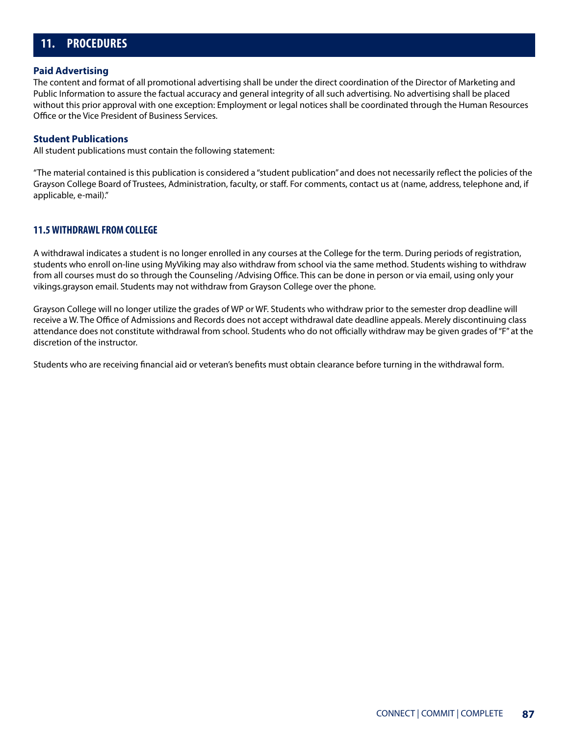## 11. PROCEDURES

### Paid Advertising

The content and format of all promotional advertising shall be under the direct coordination of the Director of Marketing and Public Information to assure the factual accuracy and general integrity of all such advertising. No advertising shall be placed without this prior approval with one exception: Employment or legal notices shall be coordinated through the Human Resources Office or the Vice President of Business Services.

### Student Publications

All student publications must contain the following statement:

"The material contained is this publication is considered a "student publication" and does not necessarily reflect the policies of the Grayson College Board of Trustees, Administration, faculty, or staff. For comments, contact us at (name, address, telephone and, if applicable, e-mail)."

### 11.5 WITHDRAWL FROM COLLEGE

A withdrawal indicates a student is no longer enrolled in any courses at the College for the term. During periods of registration, students who enroll on-line using MyViking may also withdraw from school via the same method. Students wishing to withdraw from all courses must do so through the Counseling /Advising Office. This can be done in person or via email, using only your vikings.grayson email. Students may not withdraw from Grayson College over the phone.

Grayson College will no longer utilize the grades of WP or WF. Students who withdraw prior to the semester drop deadline will receive a W. The Office of Admissions and Records does not accept withdrawal date deadline appeals. Merely discontinuing class attendance does not constitute withdrawal from school. Students who do not officially withdraw may be given grades of "F" at the discretion of the instructor.

Students who are receiving financial aid or veteran's benefits must obtain clearance before turning in the withdrawal form.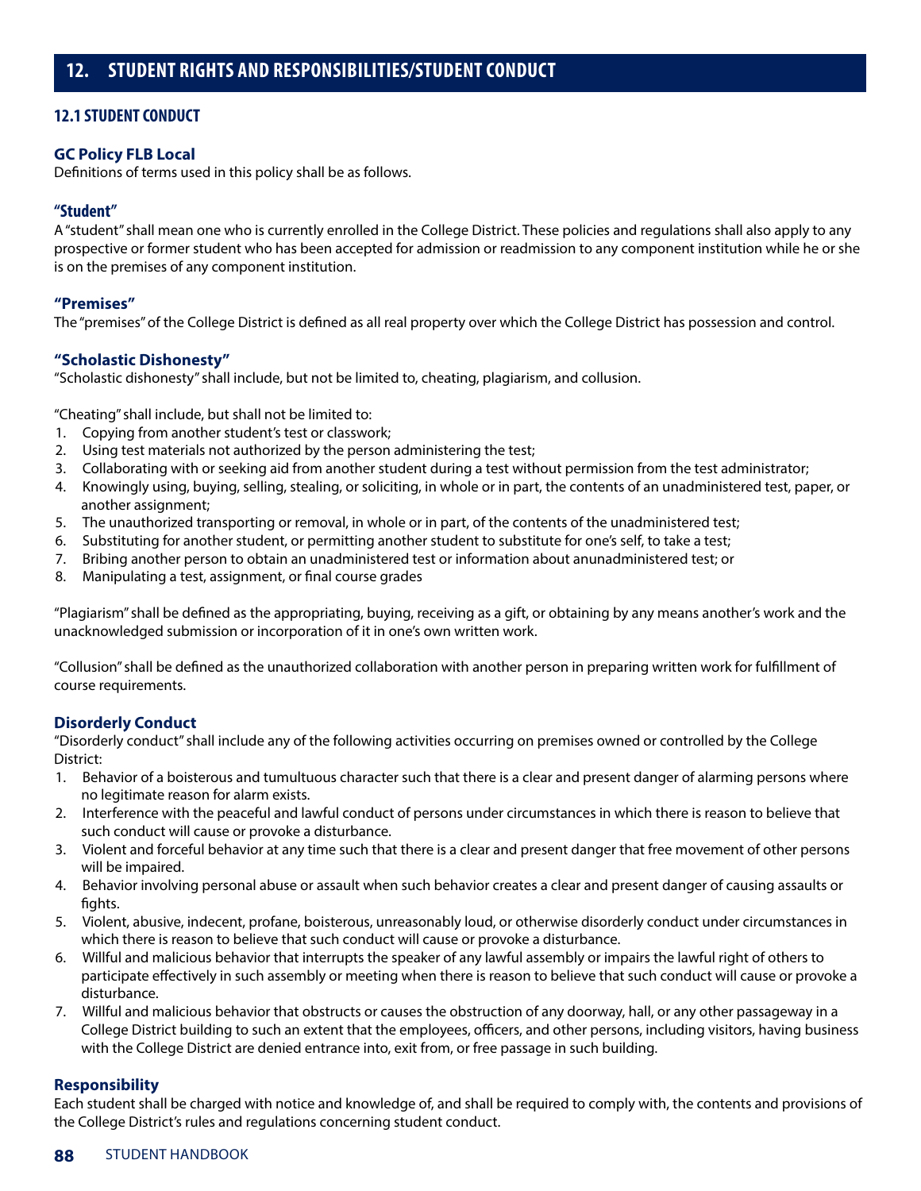# 12. STUDENT RIGHTS AND RESPONSIBILITIES/STUDENT CONDUCT

## 12.1 STUDENT CONDUCT

### GC Policy FLB Local

Definitions of terms used in this policy shall be as follows.

### "Student"

A "student" shall mean one who is currently enrolled in the College District. These policies and regulations shall also apply to any prospective or former student who has been accepted for admission or readmission to any component institution while he or she is on the premises of any component institution.

### "Premises"

The "premises" of the College District is defined as all real property over which the College District has possession and control.

### "Scholastic Dishonesty"

"Scholastic dishonesty" shall include, but not be limited to, cheating, plagiarism, and collusion.

"Cheating" shall include, but shall not be limited to:

1. Copying from another student's test or classwork;
2. Using test materials not authorized by the person administering the test;
3. Collaborating with or seeking aid from another student during a test without permission from the test administrator;
4. Knowingly using, buying, selling, stealing, or soliciting, in whole or in part, the contents of an unadministered test, paper, or another assignment;
5. The unauthorized transporting or removal, in whole or in part, of the contents of the unadministered test;
6. Substituting for another student, or permitting another student to substitute for one's self, to take a test;
7. Bribing another person to obtain an unadministered test or information about anunadministered test; or
8. Manipulating a test, assignment, or final course grades

"Plagiarism" shall be defined as the appropriating, buying, receiving as a gift, or obtaining by any means another's work and the unacknowledged submission or incorporation of it in one's own written work.

"Collusion" shall be defined as the unauthorized collaboration with another person in preparing written work for fulfillment of course requirements.

### Disorderly Conduct

"Disorderly conduct" shall include any of the following activities occurring on premises owned or controlled by the College District:

1. Behavior of a boisterous and tumultuous character such that there is a clear and present danger of alarming persons where no legitimate reason for alarm exists.
2. Interference with the peaceful and lawful conduct of persons under circumstances in which there is reason to believe that such conduct will cause or provoke a disturbance.
3. Violent and forceful behavior at any time such that there is a clear and present danger that free movement of other persons will be impaired.
4. Behavior involving personal abuse or assault when such behavior creates a clear and present danger of causing assaults or fights.
5. Violent, abusive, indecent, profane, boisterous, unreasonably loud, or otherwise disorderly conduct under circumstances in which there is reason to believe that such conduct will cause or provoke a disturbance.
6. Willful and malicious behavior that interrupts the speaker of any lawful assembly or impairs the lawful right of others to participate effectively in such assembly or meeting when there is reason to believe that such conduct will cause or provoke a disturbance.
7. Willful and malicious behavior that obstructs or causes the obstruction of any doorway, hall, or any other passageway in a College District building to such an extent that the employees, officers, and other persons, including visitors, having business with the College District are denied entrance into, exit from, or free passage in such building.

### Responsibility

Each student shall be charged with notice and knowledge of, and shall be required to comply with, the contents and provisions of the College District's rules and regulations concerning student conduct.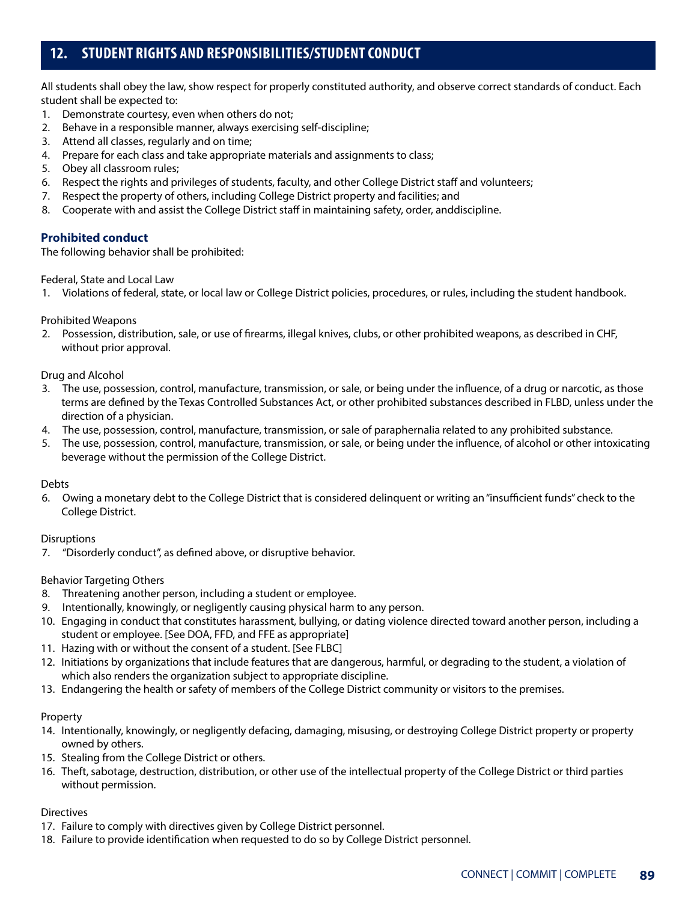## 12. STUDENT RIGHTS AND RESPONSIBILITIES/STUDENT CONDUCT

All students shall obey the law, show respect for properly constituted authority, and observe correct standards of conduct. Each student shall be expected to:

1. Demonstrate courtesy, even when others do not;
2. Behave in a responsible manner, always exercising self-discipline;
3. Attend all classes, regularly and on time;
4. Prepare for each class and take appropriate materials and assignments to class;
5. Obey all classroom rules;
6. Respect the rights and privileges of students, faculty, and other College District staff and volunteers;
7. Respect the property of others, including College District property and facilities; and
8. Cooperate with and assist the College District staff in maintaining safety, order, anddiscipline.

### Prohibited conduct

The following behavior shall be prohibited:

Federal, State and Local Law

1. Violations of federal, state, or local law or College District policies, procedures, or rules, including the student handbook.

Prohibited Weapons

2. Possession, distribution, sale, or use of firearms, illegal knives, clubs, or other prohibited weapons, as described in CHF, without prior approval.

Drug and Alcohol

3. The use, possession, control, manufacture, transmission, or sale, or being under the influence, of a drug or narcotic, as those terms are defined by the Texas Controlled Substances Act, or other prohibited substances described in FLBD, unless under the direction of a physician.
4. The use, possession, control, manufacture, transmission, or sale of paraphernalia related to any prohibited substance.
5. The use, possession, control, manufacture, transmission, or sale, or being under the influence, of alcohol or other intoxicating beverage without the permission of the College District.

Debts

6. Owing a monetary debt to the College District that is considered delinquent or writing an "insufficient funds" check to the College District.

Disruptions

7. "Disorderly conduct", as defined above, or disruptive behavior.

Behavior Targeting Others

8. Threatening another person, including a student or employee.
9. Intentionally, knowingly, or negligently causing physical harm to any person.
10. Engaging in conduct that constitutes harassment, bullying, or dating violence directed toward another person, including a student or employee. [See DOA, FFD, and FFE as appropriate]
11. Hazing with or without the consent of a student. [See FLBC]
12. Initiations by organizations that include features that are dangerous, harmful, or degrading to the student, a violation of which also renders the organization subject to appropriate discipline.
13. Endangering the health or safety of members of the College District community or visitors to the premises.

Property

14. Intentionally, knowingly, or negligently defacing, damaging, misusing, or destroying College District property or property owned by others.
15. Stealing from the College District or others.
16. Theft, sabotage, destruction, distribution, or other use of the intellectual property of the College District or third parties without permission.

Directives

17. Failure to comply with directives given by College District personnel.
18. Failure to provide identification when requested to do so by College District personnel.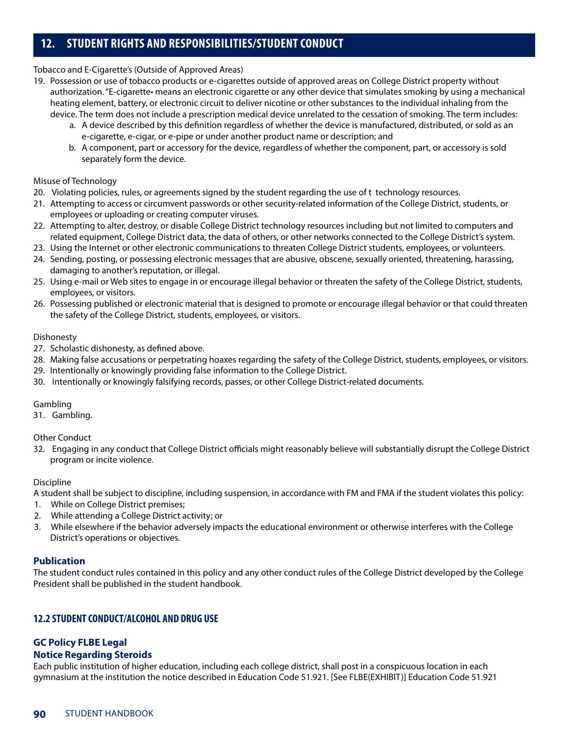## 12. STUDENT RIGHTS AND RESPONSIBILITIES/STUDENT CONDUCT

Tobacco and E-Cigarette's (Outside of Approved Areas)

19. Possession or use of tobacco products or e-cigarettes outside of approved areas on College District property without authorization. "E-cigarette• means an electronic cigarette or any other device that simulates smoking by using a mechanical heating element, battery, or electronic circuit to deliver nicotine or other substances to the individual inhaling from the device. The term does not include a prescription medical device unrelated to the cessation of smoking. The term includes:
    a. A device described by this definition regardless of whether the device is manufactured, distributed, or sold as an e-cigarette, e-cigar, or e-pipe or under another product name or description; and
    b. A component, part or accessory for the device, regardless of whether the component, part, or accessory is sold separately form the device.

Misuse of Technology

20. Violating policies, rules, or agreements signed by the student regarding the use of t technology resources.
21. Attempting to access or circumvent passwords or other security-related information of the College District, students, or employees or uploading or creating computer viruses.
22. Attempting to alter, destroy, or disable College District technology resources including but not limited to computers and related equipment, College District data, the data of others, or other networks connected to the College District's system.
23. Using the Internet or other electronic communications to threaten College District students, employees, or volunteers.
24. Sending, posting, or possessing electronic messages that are abusive, obscene, sexually oriented, threatening, harassing, damaging to another's reputation, or illegal.
25. Using e-mail or Web sites to engage in or encourage illegal behavior or threaten the safety of the College District, students, employees, or visitors.
26. Possessing published or electronic material that is designed to promote or encourage illegal behavior or that could threaten the safety of the College District, students, employees, or visitors.

Dishonesty

27. Scholastic dishonesty, as defined above.
28. Making false accusations or perpetrating hoaxes regarding the safety of the College District, students, employees, or visitors.
29. Intentionally or knowingly providing false information to the College District.
30. Intentionally or knowingly falsifying records, passes, or other College District-related documents.

Gambling

31. Gambling.

Other Conduct

32. Engaging in any conduct that College District officials might reasonably believe will substantially disrupt the College District program or incite violence.

Discipline

A student shall be subject to discipline, including suspension, in accordance with FM and FMA if the student violates this policy:

1. While on College District premises;
2. While attending a College District activity; or
3. While elsewhere if the behavior adversely impacts the educational environment or otherwise interferes with the College District's operations or objectives.

**Publication**

The student conduct rules contained in this policy and any other conduct rules of the College District developed by the College President shall be published in the student handbook.

### 12.2 STUDENT CONDUCT/ALCOHOL AND DRUG USE

**GC Policy FLBE Legal**

**Notice Regarding Steroids**

Each public institution of higher education, including each college district, shall post in a conspicuous location in each gymnasium at the institution the notice described in Education Code 51.921. [See FLBE(EXHIBIT)] Education Code 51.921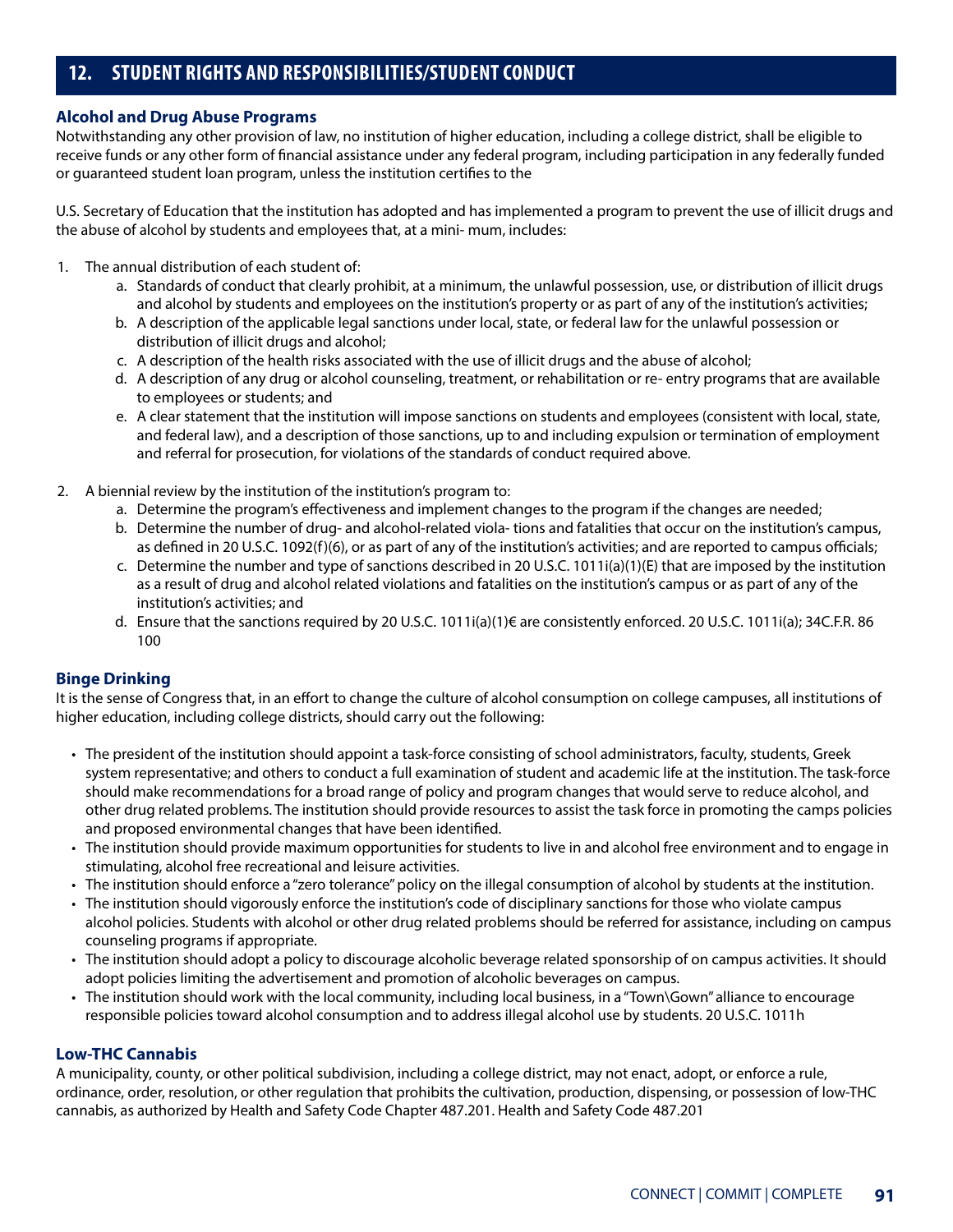## 12. STUDENT RIGHTS AND RESPONSIBILITIES/STUDENT CONDUCT

### Alcohol and Drug Abuse Programs

Notwithstanding any other provision of law, no institution of higher education, including a college district, shall be eligible to receive funds or any other form of financial assistance under any federal program, including participation in any federally funded or guaranteed student loan program, unless the institution certifies to the

U.S. Secretary of Education that the institution has adopted and has implemented a program to prevent the use of illicit drugs and the abuse of alcohol by students and employees that, at a mini- mum, includes:

1. The annual distribution of each student of:
   a. Standards of conduct that clearly prohibit, at a minimum, the unlawful possession, use, or distribution of illicit drugs and alcohol by students and employees on the institution's property or as part of any of the institution's activities;
   b. A description of the applicable legal sanctions under local, state, or federal law for the unlawful possession or distribution of illicit drugs and alcohol;
   c. A description of the health risks associated with the use of illicit drugs and the abuse of alcohol;
   d. A description of any drug or alcohol counseling, treatment, or rehabilitation or re- entry programs that are available to employees or students; and
   e. A clear statement that the institution will impose sanctions on students and employees (consistent with local, state, and federal law), and a description of those sanctions, up to and including expulsion or termination of employment and referral for prosecution, for violations of the standards of conduct required above.

2. A biennial review by the institution of the institution's program to:
   a. Determine the program's effectiveness and implement changes to the program if the changes are needed;
   b. Determine the number of drug- and alcohol-related viola- tions and fatalities that occur on the institution's campus, as defined in 20 U.S.C. 1092(f)(6), or as part of any of the institution's activities; and are reported to campus officials;
   c. Determine the number and type of sanctions described in 20 U.S.C. 1011i(a)(1)(E) that are imposed by the institution as a result of drug and alcohol related violations and fatalities on the institution's campus or as part of any of the institution's activities; and
   d. Ensure that the sanctions required by 20 U.S.C. 1011i(a)(1)€ are consistently enforced. 20 U.S.C. 1011i(a); 34C.F.R. 86 100

### Binge Drinking

It is the sense of Congress that, in an effort to change the culture of alcohol consumption on college campuses, all institutions of higher education, including college districts, should carry out the following:

- The president of the institution should appoint a task-force consisting of school administrators, faculty, students, Greek system representative; and others to conduct a full examination of student and academic life at the institution. The task-force should make recommendations for a broad range of policy and program changes that would serve to reduce alcohol, and other drug related problems. The institution should provide resources to assist the task force in promoting the camps policies and proposed environmental changes that have been identified.
- The institution should provide maximum opportunities for students to live in and alcohol free environment and to engage in stimulating, alcohol free recreational and leisure activities.
- The institution should enforce a "zero tolerance" policy on the illegal consumption of alcohol by students at the institution.
- The institution should vigorously enforce the institution's code of disciplinary sanctions for those who violate campus alcohol policies. Students with alcohol or other drug related problems should be referred for assistance, including on campus counseling programs if appropriate.
- The institution should adopt a policy to discourage alcoholic beverage related sponsorship of on campus activities. It should adopt policies limiting the advertisement and promotion of alcoholic beverages on campus.
- The institution should work with the local community, including local business, in a "Town\Gown" alliance to encourage responsible policies toward alcohol consumption and to address illegal alcohol use by students. 20 U.S.C. 1011h

### Low-THC Cannabis

A municipality, county, or other political subdivision, including a college district, may not enact, adopt, or enforce a rule, ordinance, order, resolution, or other regulation that prohibits the cultivation, production, dispensing, or possession of low-THC cannabis, as authorized by Health and Safety Code Chapter 487.201. Health and Safety Code 487.201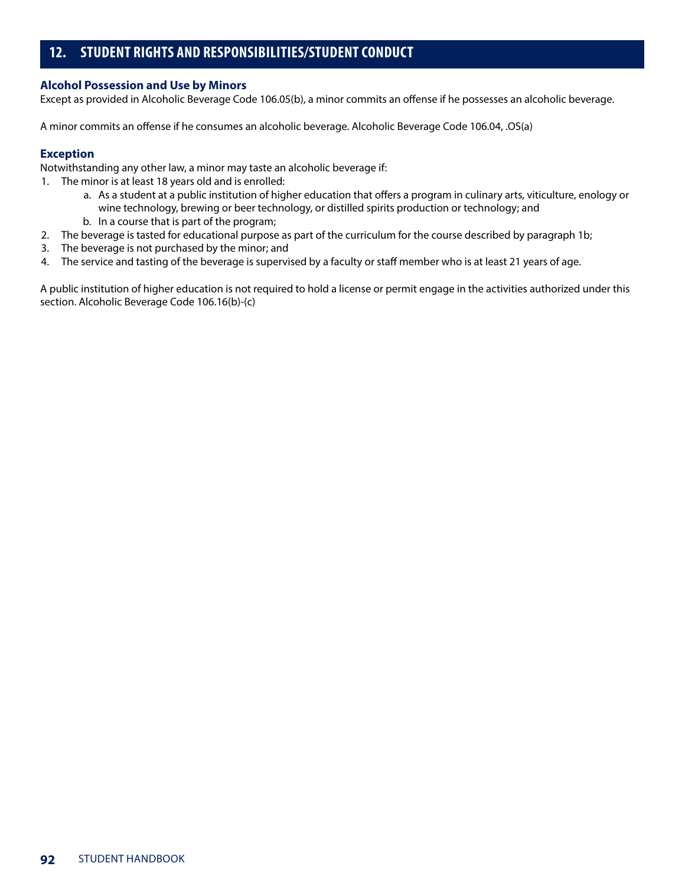## 12. STUDENT RIGHTS AND RESPONSIBILITIES/STUDENT CONDUCT

### Alcohol Possession and Use by Minors

Except as provided in Alcoholic Beverage Code 106.05(b), a minor commits an offense if he possesses an alcoholic beverage.

A minor commits an offense if he consumes an alcoholic beverage. Alcoholic Beverage Code 106.04, .OS(a)

### Exception

Notwithstanding any other law, a minor may taste an alcoholic beverage if:

1. The minor is at least 18 years old and is enrolled:
    a. As a student at a public institution of higher education that offers a program in culinary arts, viticulture, enology or wine technology, brewing or beer technology, or distilled spirits production or technology; and
    b. In a course that is part of the program;
2. The beverage is tasted for educational purpose as part of the curriculum for the course described by paragraph 1b;
3. The beverage is not purchased by the minor; and
4. The service and tasting of the beverage is supervised by a faculty or staff member who is at least 21 years of age.

A public institution of higher education is not required to hold a license or permit engage in the activities authorized under this section. Alcoholic Beverage Code 106.16(b)-(c)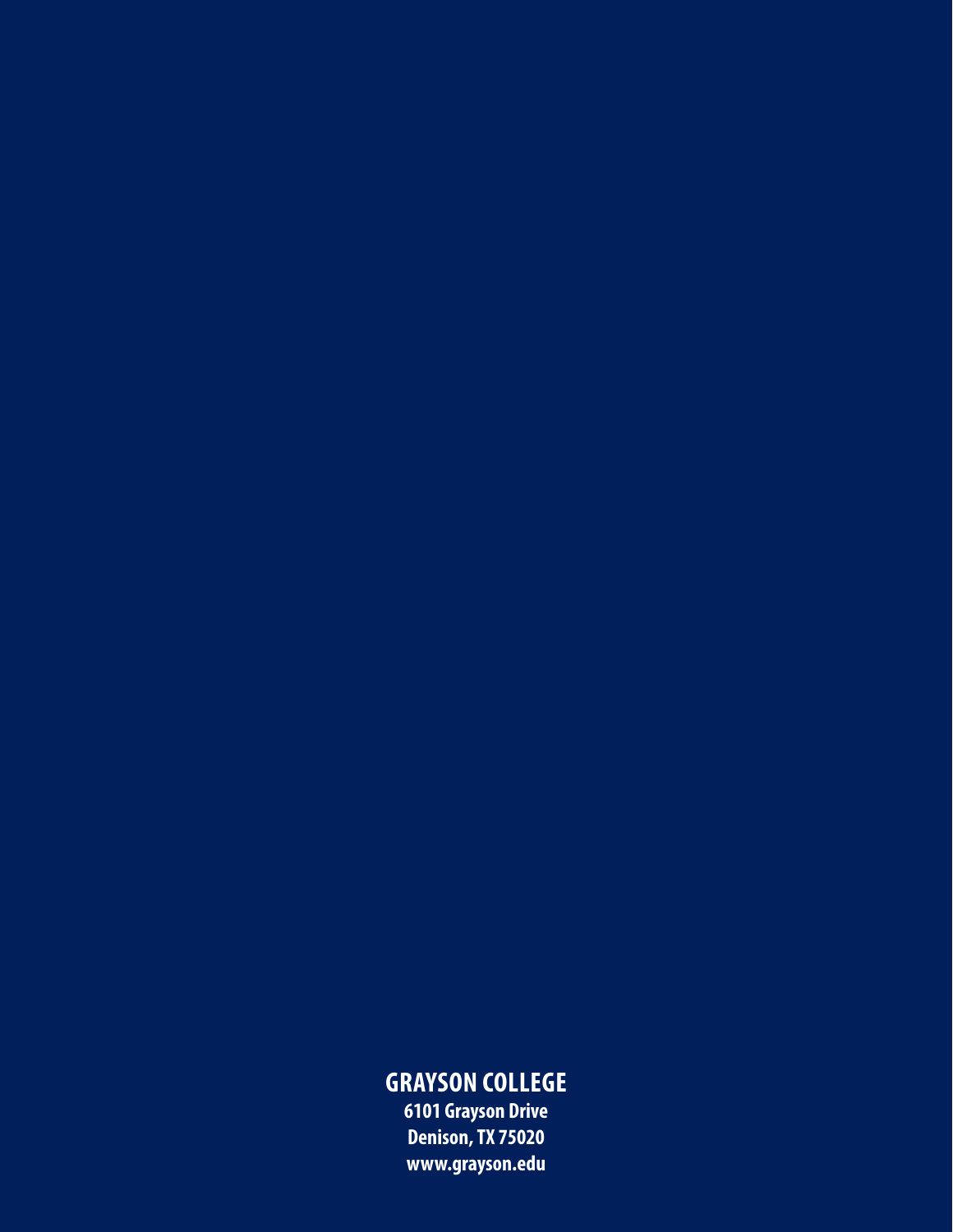**GRAYSON COLLEGE**

**6101 Grayson Drive**

**Denison, TX 75020**

**www.grayson.edu**